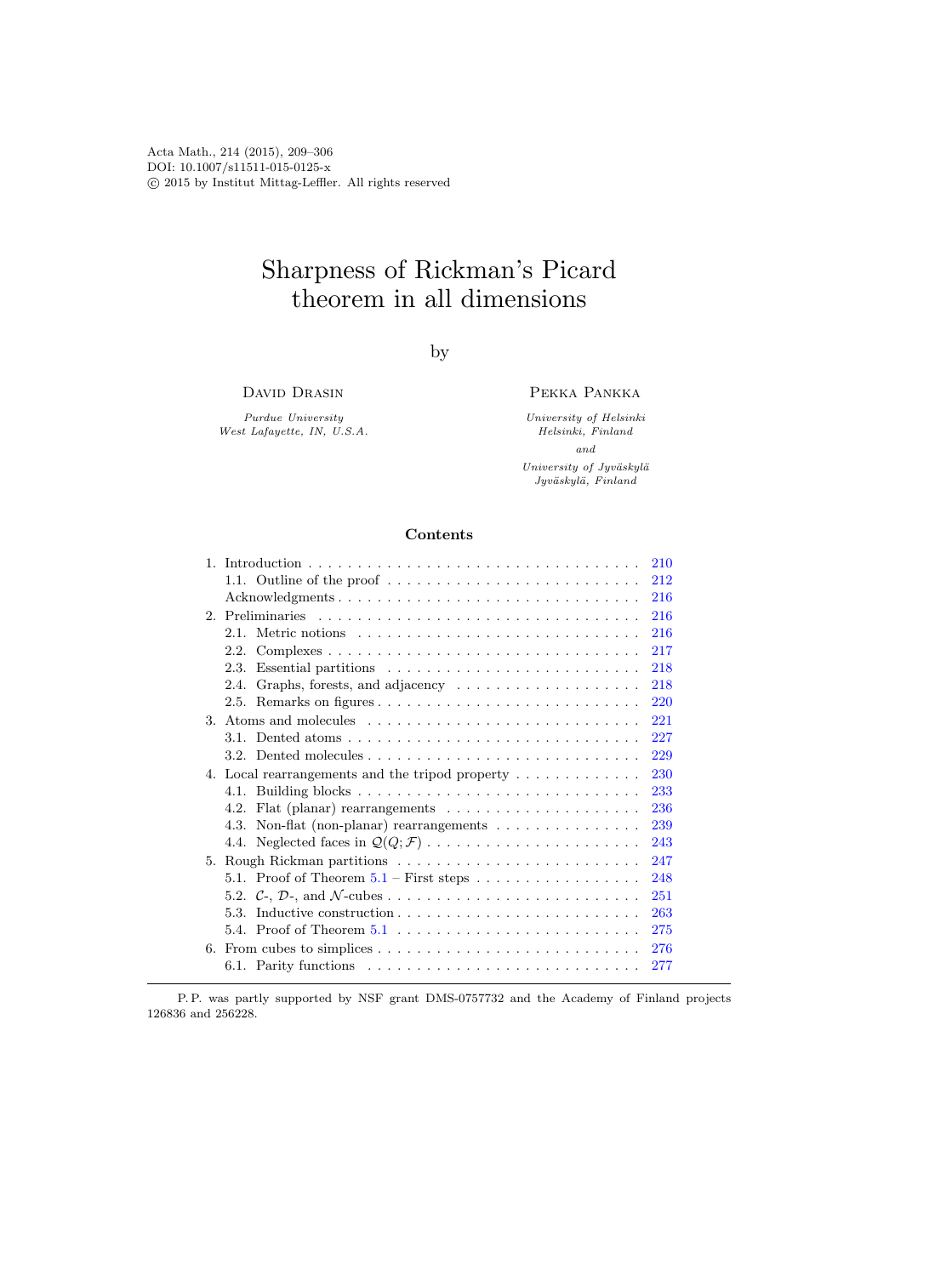Acta Math., 214 (2015), 209–306
DOI: 10.1007/s11511-015-0125-x
© 2015 by Institut Mittag-Leffler. All rights reserved

# Sharpness of Rickman's Picard theorem in all dimensions

by

David Drasin
*Purdue University*
*West Lafayette, IN, U.S.A.*

Pekka Pankka
*University of Helsinki*
*Helsinki, Finland*
*and*
*University of Jyväskylä*
*Jyväskylä, Finland*

## Contents

1. Introduction . . . . . . . . . . 210
   - 1.1. Outline of the proof . . . . . . . . . . 212
   - Acknowledgments . . . . . . . . . . 216
2. Preliminaries . . . . . . . . . . 216
   - 2.1. Metric notions . . . . . . . . . . 216
   - 2.2. Complexes . . . . . . . . . . 217
   - 2.3. Essential partitions . . . . . . . . . . 218
   - 2.4. Graphs, forests, and adjacency . . . . . . . . . . 218
   - 2.5. Remarks on figures . . . . . . . . . . 220
3. Atoms and molecules . . . . . . . . . . 221
   - 3.1. Dented atoms . . . . . . . . . . 227
   - 3.2. Dented molecules . . . . . . . . . . 229
4. Local rearrangements and the tripod property . . . . . . . . . . 230
   - 4.1. Building blocks . . . . . . . . . . 233
   - 4.2. Flat (planar) rearrangements . . . . . . . . . . 236
   - 4.3. Non-flat (non-planar) rearrangements . . . . . . . . . . 239
   - 4.4. Neglected faces in $\mathcal{Q}(Q;\mathcal{F})$ . . . . . . . . . . 243
5. Rough Rickman partitions . . . . . . . . . . 247
   - 5.1. Proof of Theorem 5.1 – First steps . . . . . . . . . . 248
   - 5.2. $\mathcal{C}$-, $\mathcal{D}$-, and $\mathcal{N}$-cubes . . . . . . . . . . 251
   - 5.3. Inductive construction . . . . . . . . . . 263
   - 5.4. Proof of Theorem 5.1 . . . . . . . . . . 275
6. From cubes to simplices . . . . . . . . . . 276
   - 6.1. Parity functions . . . . . . . . . . 277

---

P. P. was partly supported by NSF grant DMS-0757732 and the Academy of Finland projects 126836 and 256228.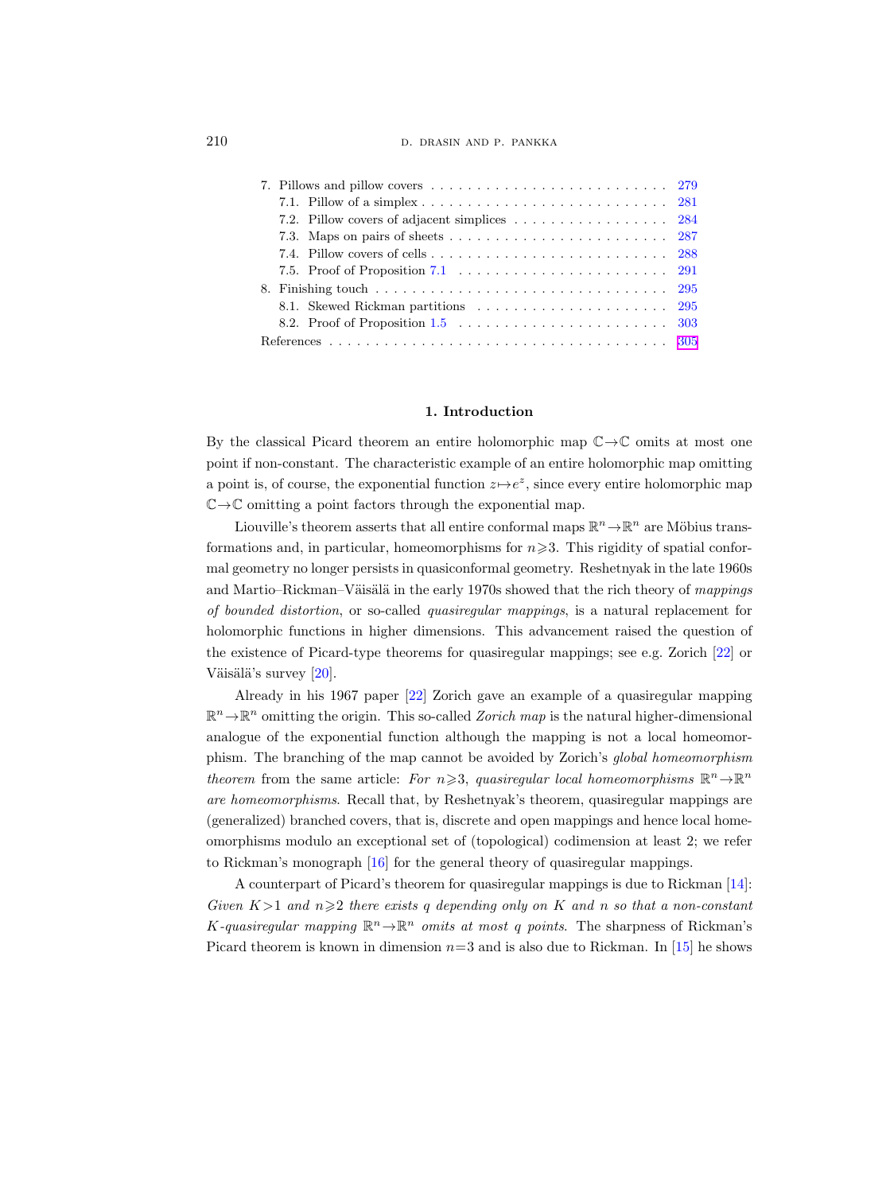7. Pillows and pillow covers . . . . . . . . . . 279
   7.1. Pillow of a simplex . . . . . . . . . . 281
   7.2. Pillow covers of adjacent simplices . . . . . . . . . . 284
   7.3. Maps on pairs of sheets . . . . . . . . . . 287
   7.4. Pillow covers of cells . . . . . . . . . . 288
   7.5. Proof of Proposition 7.1 . . . . . . . . . . 291
8. Finishing touch . . . . . . . . . . 295
   8.1. Skewed Rickman partitions . . . . . . . . . . 295
   8.2. Proof of Proposition 1.5 . . . . . . . . . . 303

References . . . . . . . . . . 305

## 1. Introduction

By the classical Picard theorem an entire holomorphic map $\mathbb{C}\to\mathbb{C}$ omits at most one point if non-constant. The characteristic example of an entire holomorphic map omitting a point is, of course, the exponential function $z\mapsto e^z$, since every entire holomorphic map $\mathbb{C}\to\mathbb{C}$ omitting a point factors through the exponential map.

Liouville's theorem asserts that all entire conformal maps $\mathbb{R}^n\to\mathbb{R}^n$ are Möbius transformations and, in particular, homeomorphisms for $n\geqslant 3$. This rigidity of spatial conformal geometry no longer persists in quasiconformal geometry. Reshetnyak in the late 1960s and Martio–Rickman–Väisälä in the early 1970s showed that the rich theory of *mappings of bounded distortion*, or so-called *quasiregular mappings*, is a natural replacement for holomorphic functions in higher dimensions. This advancement raised the question of the existence of Picard-type theorems for quasiregular mappings; see e.g. Zorich [22] or Väisälä's survey [20].

Already in his 1967 paper [22] Zorich gave an example of a quasiregular mapping $\mathbb{R}^n\to\mathbb{R}^n$ omitting the origin. This so-called *Zorich map* is the natural higher-dimensional analogue of the exponential function although the mapping is not a local homeomorphism. The branching of the map cannot be avoided by Zorich's *global homeomorphism theorem* from the same article: *For $n\geqslant 3$, quasiregular local homeomorphisms $\mathbb{R}^n\to\mathbb{R}^n$ are homeomorphisms*. Recall that, by Reshetnyak's theorem, quasiregular mappings are (generalized) branched covers, that is, discrete and open mappings and hence local homeomorphisms modulo an exceptional set of (topological) codimension at least 2; we refer to Rickman's monograph [16] for the general theory of quasiregular mappings.

A counterpart of Picard's theorem for quasiregular mappings is due to Rickman [14]: *Given $K>1$ and $n\geqslant 2$ there exists $q$ depending only on $K$ and $n$ so that a non-constant $K$-quasiregular mapping $\mathbb{R}^n\to\mathbb{R}^n$ omits at most $q$ points*. The sharpness of Rickman's Picard theorem is known in dimension $n=3$ and is also due to Rickman. In [15] he shows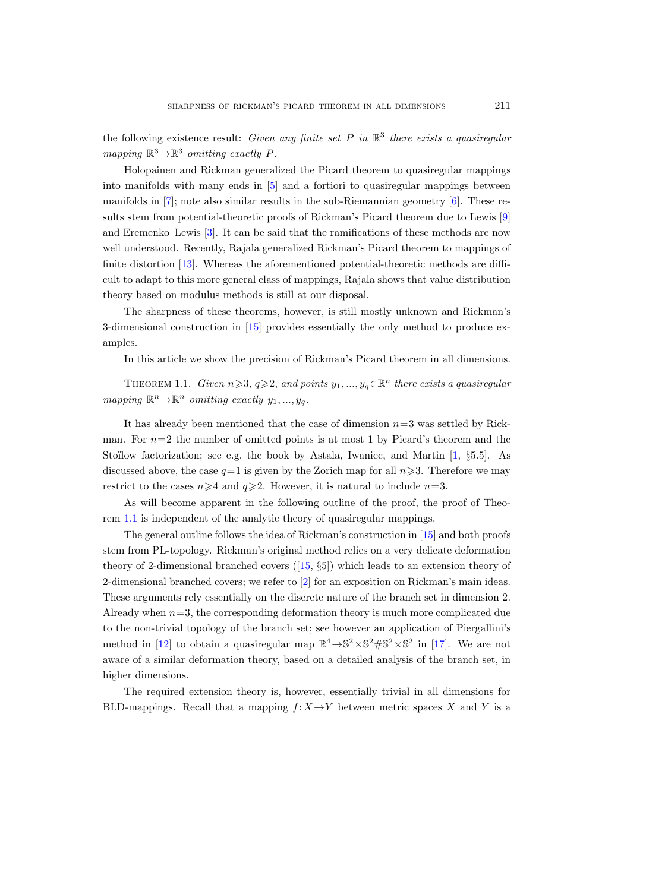the following existence result: *Given any finite set $P$ in $\mathbb{R}^3$ there exists a quasiregular mapping $\mathbb{R}^3 \to \mathbb{R}^3$ omitting exactly $P$.*

Holopainen and Rickman generalized the Picard theorem to quasiregular mappings into manifolds with many ends in [5] and a fortiori to quasiregular mappings between manifolds in [7]; note also similar results in the sub-Riemannian geometry [6]. These results stem from potential-theoretic proofs of Rickman's Picard theorem due to Lewis [9] and Eremenko–Lewis [3]. It can be said that the ramifications of these methods are now well understood. Recently, Rajala generalized Rickman's Picard theorem to mappings of finite distortion [13]. Whereas the aforementioned potential-theoretic methods are difficult to adapt to this more general class of mappings, Rajala shows that value distribution theory based on modulus methods is still at our disposal.

The sharpness of these theorems, however, is still mostly unknown and Rickman's 3-dimensional construction in [15] provides essentially the only method to produce examples.

In this article we show the precision of Rickman's Picard theorem in all dimensions.

THEOREM 1.1. *Given $n \geqslant 3$, $q \geqslant 2$, and points $y_1, ..., y_q \in \mathbb{R}^n$ there exists a quasiregular mapping $\mathbb{R}^n \to \mathbb{R}^n$ omitting exactly $y_1, ..., y_q$.*

It has already been mentioned that the case of dimension $n=3$ was settled by Rickman. For $n=2$ the number of omitted points is at most 1 by Picard's theorem and the Stoïlow factorization; see e.g. the book by Astala, Iwaniec, and Martin [1, §5.5]. As discussed above, the case $q=1$ is given by the Zorich map for all $n \geqslant 3$. Therefore we may restrict to the cases $n \geqslant 4$ and $q \geqslant 2$. However, it is natural to include $n=3$.

As will become apparent in the following outline of the proof, the proof of Theorem 1.1 is independent of the analytic theory of quasiregular mappings.

The general outline follows the idea of Rickman's construction in [15] and both proofs stem from PL-topology. Rickman's original method relies on a very delicate deformation theory of 2-dimensional branched covers ([15, §5]) which leads to an extension theory of 2-dimensional branched covers; we refer to [2] for an exposition on Rickman's main ideas. These arguments rely essentially on the discrete nature of the branch set in dimension 2. Already when $n=3$, the corresponding deformation theory is much more complicated due to the non-trivial topology of the branch set; see however an application of Piergallini's method in [12] to obtain a quasiregular map $\mathbb{R}^4 \to \mathbb{S}^2 \times \mathbb{S}^2 \# \mathbb{S}^2 \times \mathbb{S}^2$ in [17]. We are not aware of a similar deformation theory, based on a detailed analysis of the branch set, in higher dimensions.

The required extension theory is, however, essentially trivial in all dimensions for BLD-mappings. Recall that a mapping $f: X \to Y$ between metric spaces $X$ and $Y$ is a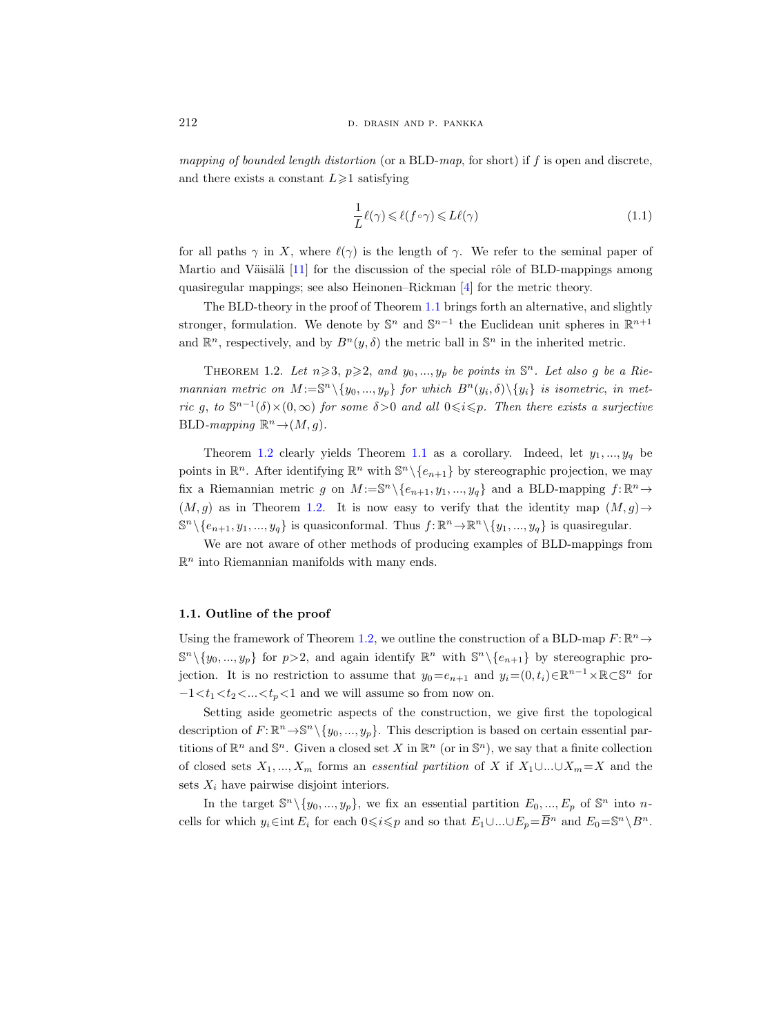*mapping of bounded length distortion* (or a BLD-*map*, for short) if $f$ is open and discrete, and there exists a constant $L \geqslant 1$ satisfying

$$\frac{1}{L}\ell(\gamma) \leqslant \ell(f \circ \gamma) \leqslant L\ell(\gamma) \tag{1.1}$$

for all paths $\gamma$ in $X$, where $\ell(\gamma)$ is the length of $\gamma$. We refer to the seminal paper of Martio and Väisälä [11] for the discussion of the special rôle of BLD-mappings among quasiregular mappings; see also Heinonen–Rickman [4] for the metric theory.

The BLD-theory in the proof of Theorem 1.1 brings forth an alternative, and slightly stronger, formulation. We denote by $\mathbb{S}^n$ and $\mathbb{S}^{n-1}$ the Euclidean unit spheres in $\mathbb{R}^{n+1}$ and $\mathbb{R}^n$, respectively, and by $B^n(y, \delta)$ the metric ball in $\mathbb{S}^n$ in the inherited metric.

Theorem 1.2. *Let $n \geqslant 3$, $p \geqslant 2$, and $y_0, ..., y_p$ be points in $\mathbb{S}^n$. Let also $g$ be a Riemannian metric on $M := \mathbb{S}^n \setminus \{y_0, ..., y_p\}$ for which $B^n(y_i, \delta) \setminus \{y_i\}$ is isometric, in metric $g$, to $\mathbb{S}^{n-1}(\delta) \times (0, \infty)$ for some $\delta > 0$ and all $0 \leqslant i \leqslant p$. Then there exists a surjective* BLD*-mapping $\mathbb{R}^n \to (M, g)$.*

Theorem 1.2 clearly yields Theorem 1.1 as a corollary. Indeed, let $y_1, ..., y_q$ be points in $\mathbb{R}^n$. After identifying $\mathbb{R}^n$ with $\mathbb{S}^n \setminus \{e_{n+1}\}$ by stereographic projection, we may fix a Riemannian metric $g$ on $M := \mathbb{S}^n \setminus \{e_{n+1}, y_1, ..., y_q\}$ and a BLD-mapping $f : \mathbb{R}^n \to (M, g)$ as in Theorem 1.2. It is now easy to verify that the identity map $(M, g) \to \mathbb{S}^n \setminus \{e_{n+1}, y_1, ..., y_q\}$ is quasiconformal. Thus $f : \mathbb{R}^n \to \mathbb{R}^n \setminus \{y_1, ..., y_q\}$ is quasiregular.

We are not aware of other methods of producing examples of BLD-mappings from $\mathbb{R}^n$ into Riemannian manifolds with many ends.

### 1.1. Outline of the proof

Using the framework of Theorem 1.2, we outline the construction of a BLD-map $F : \mathbb{R}^n \to \mathbb{S}^n \setminus \{y_0, ..., y_p\}$ for $p > 2$, and again identify $\mathbb{R}^n$ with $\mathbb{S}^n \setminus \{e_{n+1}\}$ by stereographic projection. It is no restriction to assume that $y_0 = e_{n+1}$ and $y_i = (0, t_i) \in \mathbb{R}^{n-1} \times \mathbb{R} \subset \mathbb{S}^n$ for $-1 < t_1 < t_2 < ... < t_p < 1$ and we will assume so from now on.

Setting aside geometric aspects of the construction, we give first the topological description of $F : \mathbb{R}^n \to \mathbb{S}^n \setminus \{y_0, ..., y_p\}$. This description is based on certain essential partitions of $\mathbb{R}^n$ and $\mathbb{S}^n$. Given a closed set $X$ in $\mathbb{R}^n$ (or in $\mathbb{S}^n$), we say that a finite collection of closed sets $X_1, ..., X_m$ forms an *essential partition* of $X$ if $X_1 \cup ... \cup X_m = X$ and the sets $X_i$ have pairwise disjoint interiors.

In the target $\mathbb{S}^n \setminus \{y_0, ..., y_p\}$, we fix an essential partition $E_0, ..., E_p$ of $\mathbb{S}^n$ into $n$-cells for which $y_i \in \operatorname{int} E_i$ for each $0 \leqslant i \leqslant p$ and so that $E_1 \cup ... \cup E_p = \overline{B}^n$ and $E_0 = \mathbb{S}^n \setminus B^n$.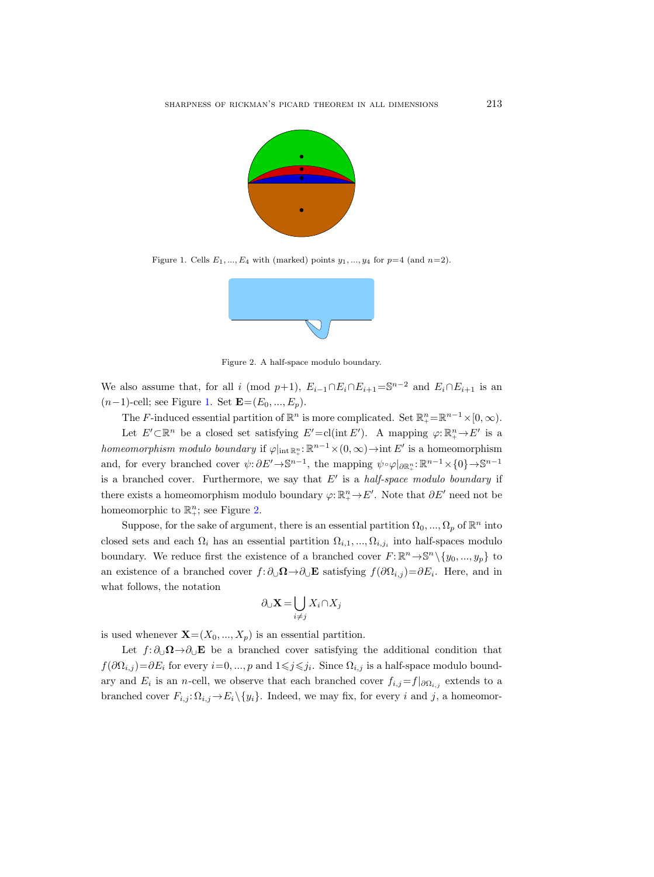Figure 1. Cells $E_1, ..., E_4$ with (marked) points $y_1, ..., y_4$ for $p=4$ (and $n=2$).

Figure 2. A half-space modulo boundary.

We also assume that, for all $i$ (mod $p+1$), $E_{i-1} \cap E_i \cap E_{i+1} = \mathbb{S}^{n-2}$ and $E_i \cap E_{i+1}$ is an $(n-1)$-cell; see Figure 1. Set $\mathbf{E} = (E_0, ..., E_p)$.

The $F$-induced essential partition of $\mathbb{R}^n$ is more complicated. Set $\mathbb{R}^n_+ = \mathbb{R}^{n-1} \times [0, \infty)$.

Let $E' \subset \mathbb{R}^n$ be a closed set satisfying $E' = \mathrm{cl}(\mathrm{int}\, E')$. A mapping $\varphi: \mathbb{R}^n_+ \to E'$ is a *homeomorphism modulo boundary* if $\varphi|_{\mathrm{int}\, \mathbb{R}^n_+}: \mathbb{R}^{n-1} \times (0, \infty) \to \mathrm{int}\, E'$ is a homeomorphism and, for every branched cover $\psi: \partial E' \to \mathbb{S}^{n-1}$, the mapping $\psi \circ \varphi|_{\partial \mathbb{R}^n_+}: \mathbb{R}^{n-1} \times \{0\} \to \mathbb{S}^{n-1}$ is a branched cover. Furthermore, we say that $E'$ is a *half-space modulo boundary* if there exists a homeomorphism modulo boundary $\varphi: \mathbb{R}^n_+ \to E'$. Note that $\partial E'$ need not be homeomorphic to $\mathbb{R}^n_+$; see Figure 2.

Suppose, for the sake of argument, there is an essential partition $\Omega_0, ..., \Omega_p$ of $\mathbb{R}^n$ into closed sets and each $\Omega_i$ has an essential partition $\Omega_{i,1}, ..., \Omega_{i,j_i}$ into half-spaces modulo boundary. We reduce first the existence of a branched cover $F: \mathbb{R}^n \to \mathbb{S}^n \setminus \{y_0, ..., y_p\}$ to an existence of a branched cover $f: \partial_\cup \mathbf{\Omega} \to \partial_\cup \mathbf{E}$ satisfying $f(\partial \Omega_{i,j}) = \partial E_i$. Here, and in what follows, the notation

$$\partial_\cup \mathbf{X} = \bigcup_{i \neq j} X_i \cap X_j$$

is used whenever $\mathbf{X} = (X_0, ..., X_p)$ is an essential partition.

Let $f: \partial_\cup \mathbf{\Omega} \to \partial_\cup \mathbf{E}$ be a branched cover satisfying the additional condition that $f(\partial \Omega_{i,j}) = \partial E_i$ for every $i = 0, ..., p$ and $1 \leqslant j \leqslant j_i$. Since $\Omega_{i,j}$ is a half-space modulo boundary and $E_i$ is an $n$-cell, we observe that each branched cover $f_{i,j} = f|_{\partial \Omega_{i,j}}$ extends to a branched cover $F_{i,j}: \Omega_{i,j} \to E_i \setminus \{y_i\}$. Indeed, we may fix, for every $i$ and $j$, a homeomor-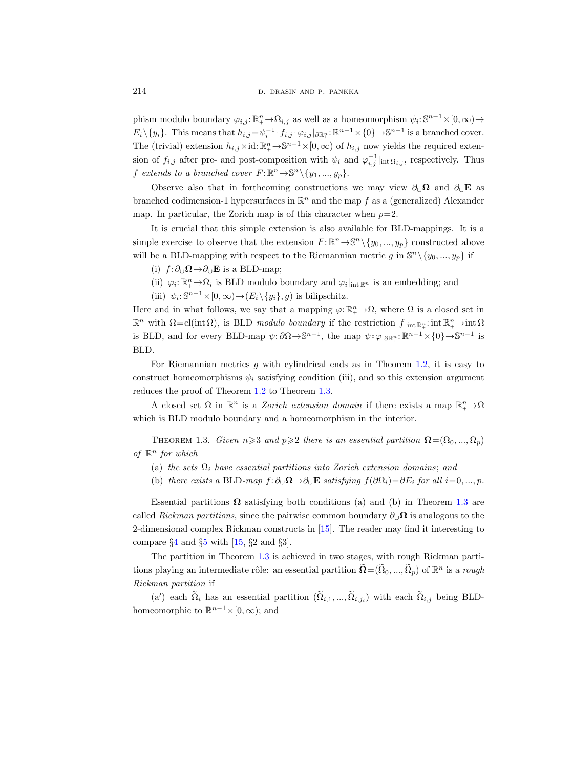phism modulo boundary $\varphi_{i,j}\colon \mathbb{R}^n_+ \to \Omega_{i,j}$ as well as a homeomorphism $\psi_i\colon \mathbb{S}^{n-1}\times[0,\infty)\to E_i\setminus\{y_i\}$. This means that $h_{i,j}=\psi_i^{-1}\circ f_{i,j}\circ\varphi_{i,j}|_{\partial\mathbb{R}^n_+}\colon \mathbb{R}^{n-1}\times\{0\}\to\mathbb{S}^{n-1}$ is a branched cover. The (trivial) extension $h_{i,j}\times\mathrm{id}\colon \mathbb{R}^n_+\to\mathbb{S}^{n-1}\times[0,\infty)$ of $h_{i,j}$ now yields the required extension of $f_{i,j}$ after pre- and post-composition with $\psi_i$ and $\varphi_{i,j}^{-1}|_{\mathrm{int}\,\Omega_{i,j}}$, respectively. Thus *$f$ extends to a branched cover $F\colon \mathbb{R}^n\to\mathbb{S}^n\setminus\{y_1,...,y_p\}$.*

Observe also that in forthcoming constructions we may view $\partial_\cup\mathbf{\Omega}$ and $\partial_\cup\mathbf{E}$ as branched codimension-1 hypersurfaces in $\mathbb{R}^n$ and the map $f$ as a (generalized) Alexander map. In particular, the Zorich map is of this character when $p=2$.

It is crucial that this simple extension is also available for BLD-mappings. It is a simple exercise to observe that the extension $F\colon \mathbb{R}^n\to\mathbb{S}^n\setminus\{y_0,...,y_p\}$ constructed above will be a BLD-mapping with respect to the Riemannian metric $g$ in $\mathbb{S}^n\setminus\{y_0,...,y_p\}$ if

(i) $f\colon \partial_\cup\mathbf{\Omega}\to\partial_\cup\mathbf{E}$ is a BLD-map;

(ii) $\varphi_i\colon \mathbb{R}^n_+\to\Omega_i$ is BLD modulo boundary and $\varphi_i|_{\mathrm{int}\,\mathbb{R}^n_+}$ is an embedding; and

(iii) $\psi_i\colon \mathbb{S}^{n-1}\times[0,\infty)\to(E_i\setminus\{y_i\},g)$ is bilipschitz.

Here and in what follows, we say that a mapping $\varphi\colon \mathbb{R}^n_+\to\Omega$, where $\Omega$ is a closed set in $\mathbb{R}^n$ with $\Omega=\mathrm{cl}(\mathrm{int}\,\Omega)$, is BLD *modulo boundary* if the restriction $f|_{\mathrm{int}\,\mathbb{R}^n_+}\colon \mathrm{int}\,\mathbb{R}^n_+\to\mathrm{int}\,\Omega$ is BLD, and for every BLD-map $\psi\colon \partial\Omega\to\mathbb{S}^{n-1}$, the map $\psi\circ\varphi|_{\partial\mathbb{R}^n_+}\colon \mathbb{R}^{n-1}\times\{0\}\to\mathbb{S}^{n-1}$ is BLD.

For Riemannian metrics $g$ with cylindrical ends as in Theorem 1.2, it is easy to construct homeomorphisms $\psi_i$ satisfying condition (iii), and so this extension argument reduces the proof of Theorem 1.2 to Theorem 1.3.

A closed set $\Omega$ in $\mathbb{R}^n$ is a *Zorich extension domain* if there exists a map $\mathbb{R}^n_+\to\Omega$ which is BLD modulo boundary and a homeomorphism in the interior.

THEOREM 1.3. *Given $n\geqslant 3$ and $p\geqslant 2$ there is an essential partition $\mathbf{\Omega}=(\Omega_0,...,\Omega_p)$ of $\mathbb{R}^n$ for which*

(a) *the sets $\Omega_i$ have essential partitions into Zorich extension domains*; *and*

(b) *there exists a* BLD*-map $f\colon \partial_\cup\mathbf{\Omega}\to\partial_\cup\mathbf{E}$ satisfying $f(\partial\Omega_i)=\partial E_i$ for all $i=0,...,p$.*

Essential partitions $\mathbf{\Omega}$ satisfying both conditions (a) and (b) in Theorem 1.3 are called *Rickman partitions*, since the pairwise common boundary $\partial_\cup\mathbf{\Omega}$ is analogous to the 2-dimensional complex Rickman constructs in [15]. The reader may find it interesting to compare §4 and §5 with [15, §2 and §3].

The partition in Theorem 1.3 is achieved in two stages, with rough Rickman partitions playing an intermediate rôle: an essential partition $\widetilde{\mathbf{\Omega}}=(\widetilde{\Omega}_0,...,\widetilde{\Omega}_p)$ of $\mathbb{R}^n$ is a *rough Rickman partition* if

(a′) each $\widetilde{\Omega}_i$ has an essential partition $(\widetilde{\Omega}_{i,1},...,\widetilde{\Omega}_{i,j_i})$ with each $\widetilde{\Omega}_{i,j}$ being BLD-homeomorphic to $\mathbb{R}^{n-1}\times[0,\infty)$; and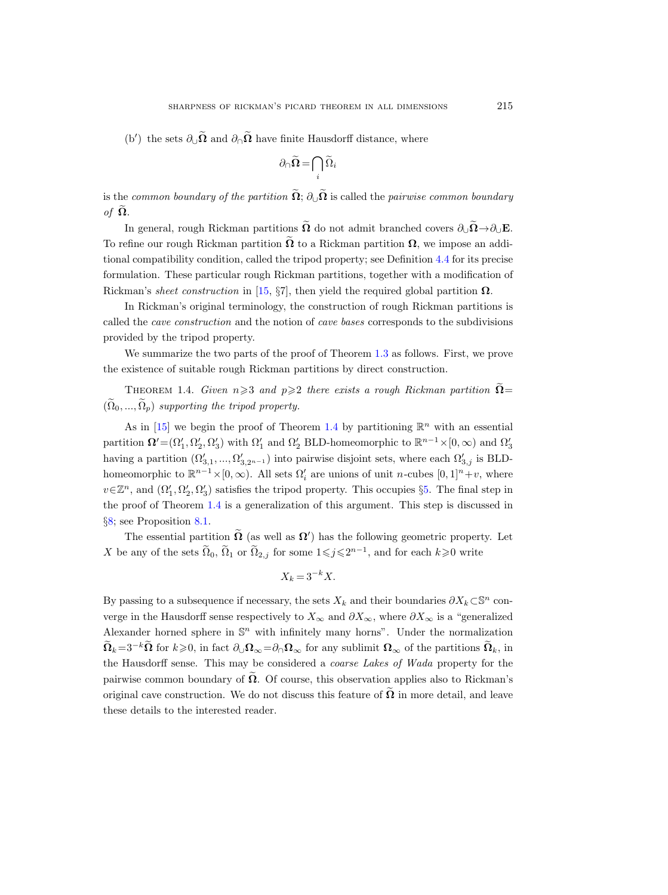(b′) the sets $\partial_\cup \widetilde{\mathbf{\Omega}}$ and $\partial_\cap \widetilde{\mathbf{\Omega}}$ have finite Hausdorff distance, where

$$\partial_\cap \widetilde{\mathbf{\Omega}} = \bigcap_i \widetilde{\Omega}_i$$

is the *common boundary of the partition* $\widetilde{\mathbf{\Omega}}$; $\partial_\cup \widetilde{\mathbf{\Omega}}$ is called the *pairwise common boundary of* $\widetilde{\mathbf{\Omega}}$.

In general, rough Rickman partitions $\widetilde{\mathbf{\Omega}}$ do not admit branched covers $\partial_\cup \widetilde{\mathbf{\Omega}} \to \partial_\cup \mathbf{E}$. To refine our rough Rickman partition $\widetilde{\mathbf{\Omega}}$ to a Rickman partition $\mathbf{\Omega}$, we impose an additional compatibility condition, called the tripod property; see Definition 4.4 for its precise formulation. These particular rough Rickman partitions, together with a modification of Rickman's *sheet construction* in [15, §7], then yield the required global partition $\mathbf{\Omega}$.

In Rickman's original terminology, the construction of rough Rickman partitions is called the *cave construction* and the notion of *cave bases* corresponds to the subdivisions provided by the tripod property.

We summarize the two parts of the proof of Theorem 1.3 as follows. First, we prove the existence of suitable rough Rickman partitions by direct construction.

Theorem 1.4. *Given $n \geqslant 3$ and $p \geqslant 2$ there exists a rough Rickman partition $\widetilde{\mathbf{\Omega}} = (\widetilde{\Omega}_0, ..., \widetilde{\Omega}_p)$ supporting the tripod property.*

As in [15] we begin the proof of Theorem 1.4 by partitioning $\mathbb{R}^n$ with an essential partition $\mathbf{\Omega}' = (\Omega'_1, \Omega'_2, \Omega'_3)$ with $\Omega'_1$ and $\Omega'_2$ BLD-homeomorphic to $\mathbb{R}^{n-1} \times [0, \infty)$ and $\Omega'_3$ having a partition $(\Omega'_{3,1}, ..., \Omega'_{3,2^{n-1}})$ into pairwise disjoint sets, where each $\Omega'_{3,j}$ is BLD-homeomorphic to $\mathbb{R}^{n-1} \times [0, \infty)$. All sets $\Omega'_i$ are unions of unit $n$-cubes $[0,1]^n + v$, where $v \in \mathbb{Z}^n$, and $(\Omega'_1, \Omega'_2, \Omega'_3)$ satisfies the tripod property. This occupies §5. The final step in the proof of Theorem 1.4 is a generalization of this argument. This step is discussed in §8; see Proposition 8.1.

The essential partition $\widetilde{\mathbf{\Omega}}$ (as well as $\mathbf{\Omega}'$) has the following geometric property. Let $X$ be any of the sets $\widetilde{\Omega}_0$, $\widetilde{\Omega}_1$ or $\widetilde{\Omega}_{2,j}$ for some $1 \leqslant j \leqslant 2^{n-1}$, and for each $k \geqslant 0$ write

$$X_k = 3^{-k} X.$$

By passing to a subsequence if necessary, the sets $X_k$ and their boundaries $\partial X_k \subset \mathbb{S}^n$ converge in the Hausdorff sense respectively to $X_\infty$ and $\partial X_\infty$, where $\partial X_\infty$ is a "generalized Alexander horned sphere in $\mathbb{S}^n$ with infinitely many horns". Under the normalization $\widetilde{\mathbf{\Omega}}_k = 3^{-k} \widetilde{\mathbf{\Omega}}$ for $k \geqslant 0$, in fact $\partial_\cup \mathbf{\Omega}_\infty = \partial_\cap \mathbf{\Omega}_\infty$ for any sublimit $\mathbf{\Omega}_\infty$ of the partitions $\widetilde{\mathbf{\Omega}}_k$, in the Hausdorff sense. This may be considered a *coarse Lakes of Wada* property for the pairwise common boundary of $\widetilde{\mathbf{\Omega}}$. Of course, this observation applies also to Rickman's original cave construction. We do not discuss this feature of $\widetilde{\mathbf{\Omega}}$ in more detail, and leave these details to the interested reader.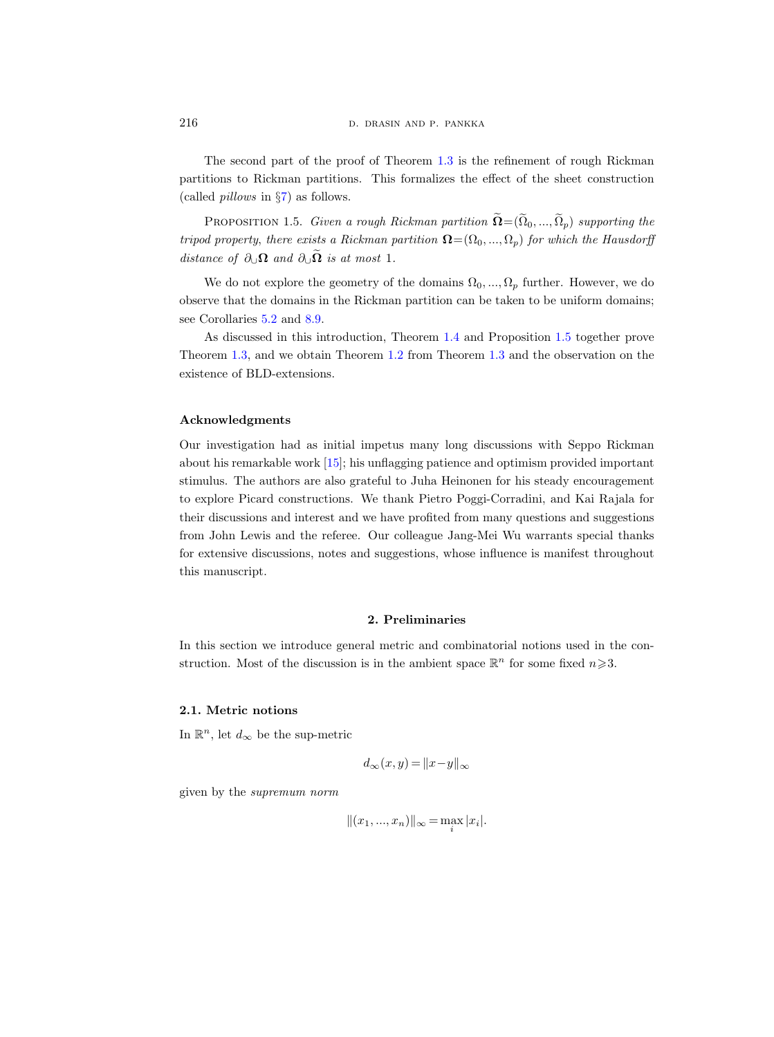The second part of the proof of Theorem 1.3 is the refinement of rough Rickman partitions to Rickman partitions. This formalizes the effect of the sheet construction (called *pillows* in §7) as follows.

PROPOSITION 1.5. *Given a rough Rickman partition* $\widetilde{\mathbf{\Omega}}=(\widetilde{\Omega}_0, ..., \widetilde{\Omega}_p)$ *supporting the tripod property, there exists a Rickman partition* $\mathbf{\Omega}=(\Omega_0, ..., \Omega_p)$ *for which the Hausdorff distance of* $\partial_\cup \mathbf{\Omega}$ *and* $\partial_\cup \widetilde{\mathbf{\Omega}}$ *is at most* 1.

We do not explore the geometry of the domains $\Omega_0, ..., \Omega_p$ further. However, we do observe that the domains in the Rickman partition can be taken to be uniform domains; see Corollaries 5.2 and 8.9.

As discussed in this introduction, Theorem 1.4 and Proposition 1.5 together prove Theorem 1.3, and we obtain Theorem 1.2 from Theorem 1.3 and the observation on the existence of BLD-extensions.

#### Acknowledgments

Our investigation had as initial impetus many long discussions with Seppo Rickman about his remarkable work [15]; his unflagging patience and optimism provided important stimulus. The authors are also grateful to Juha Heinonen for his steady encouragement to explore Picard constructions. We thank Pietro Poggi-Corradini, and Kai Rajala for their discussions and interest and we have profited from many questions and suggestions from John Lewis and the referee. Our colleague Jang-Mei Wu warrants special thanks for extensive discussions, notes and suggestions, whose influence is manifest throughout this manuscript.

## 2. Preliminaries

In this section we introduce general metric and combinatorial notions used in the construction. Most of the discussion is in the ambient space $\mathbb{R}^n$ for some fixed $n \geqslant 3$.

### 2.1. Metric notions

In $\mathbb{R}^n$, let $d_\infty$ be the sup-metric

$$d_\infty(x, y) = \|x-y\|_\infty$$

given by the *supremum norm*

$$\|(x_1, ..., x_n)\|_\infty = \max_i |x_i|.$$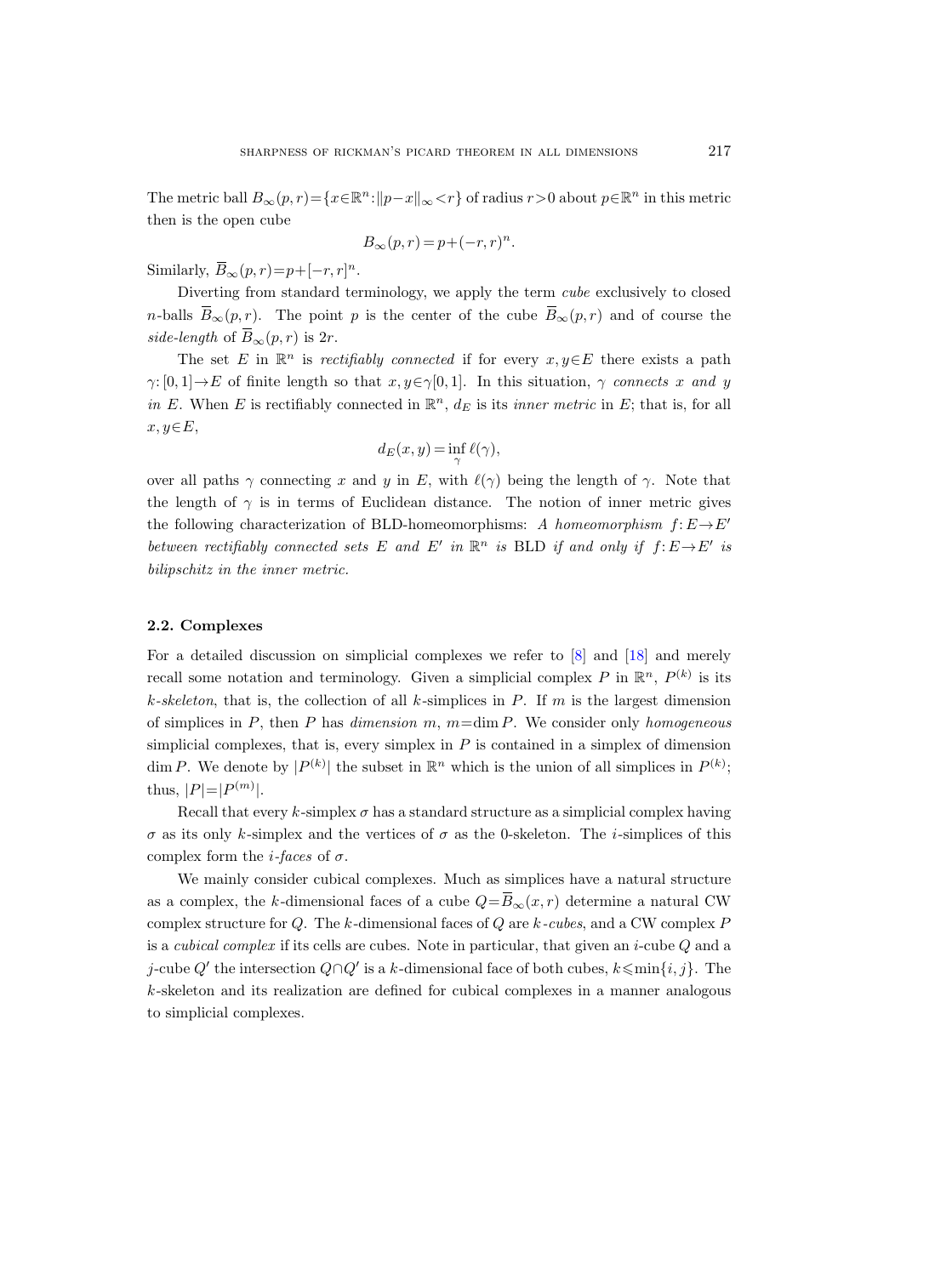The metric ball $B_\infty(p,r)=\{x\in\mathbb{R}^n:\|p-x\|_\infty<r\}$ of radius $r>0$ about $p\in\mathbb{R}^n$ in this metric then is the open cube

$$B_\infty(p,r)=p+(-r,r)^n.$$

Similarly, $\overline{B}_\infty(p,r)=p+[-r,r]^n$.

Diverting from standard terminology, we apply the term *cube* exclusively to closed $n$-balls $\overline{B}_\infty(p,r)$. The point $p$ is the center of the cube $\overline{B}_\infty(p,r)$ and of course the *side-length* of $\overline{B}_\infty(p,r)$ is $2r$.

The set $E$ in $\mathbb{R}^n$ is *rectifiably connected* if for every $x,y\in E$ there exists a path $\gamma:[0,1]\to E$ of finite length so that $x,y\in\gamma[0,1]$. In this situation, $\gamma$ *connects* $x$ *and* $y$ *in* $E$. When $E$ is rectifiably connected in $\mathbb{R}^n$, $d_E$ is its *inner metric* in $E$; that is, for all $x,y\in E$,

$$d_E(x,y)=\inf_\gamma \ell(\gamma),$$

over all paths $\gamma$ connecting $x$ and $y$ in $E$, with $\ell(\gamma)$ being the length of $\gamma$. Note that the length of $\gamma$ is in terms of Euclidean distance. The notion of inner metric gives the following characterization of BLD-homeomorphisms: *A homeomorphism $f:E\to E'$ between rectifiably connected sets $E$ and $E'$ in $\mathbb{R}^n$ is* BLD *if and only if $f:E\to E'$ is bilipschitz in the inner metric.*

### 2.2. Complexes

For a detailed discussion on simplicial complexes we refer to [8] and [18] and merely recall some notation and terminology. Given a simplicial complex $P$ in $\mathbb{R}^n$, $P^{(k)}$ is its *$k$-skeleton*, that is, the collection of all $k$-simplices in $P$. If $m$ is the largest dimension of simplices in $P$, then $P$ has *dimension* $m$, $m=\dim P$. We consider only *homogeneous* simplicial complexes, that is, every simplex in $P$ is contained in a simplex of dimension $\dim P$. We denote by $|P^{(k)}|$ the subset in $\mathbb{R}^n$ which is the union of all simplices in $P^{(k)}$; thus, $|P|=|P^{(m)}|$.

Recall that every $k$-simplex $\sigma$ has a standard structure as a simplicial complex having $\sigma$ as its only $k$-simplex and the vertices of $\sigma$ as the 0-skeleton. The $i$-simplices of this complex form the *$i$-faces* of $\sigma$.

We mainly consider cubical complexes. Much as simplices have a natural structure as a complex, the $k$-dimensional faces of a cube $Q=\overline{B}_\infty(x,r)$ determine a natural CW complex structure for $Q$. The $k$-dimensional faces of $Q$ are *$k$-cubes*, and a CW complex $P$ is a *cubical complex* if its cells are cubes. Note in particular, that given an $i$-cube $Q$ and a $j$-cube $Q'$ the intersection $Q\cap Q'$ is a $k$-dimensional face of both cubes, $k\leqslant\min\{i,j\}$. The $k$-skeleton and its realization are defined for cubical complexes in a manner analogous to simplicial complexes.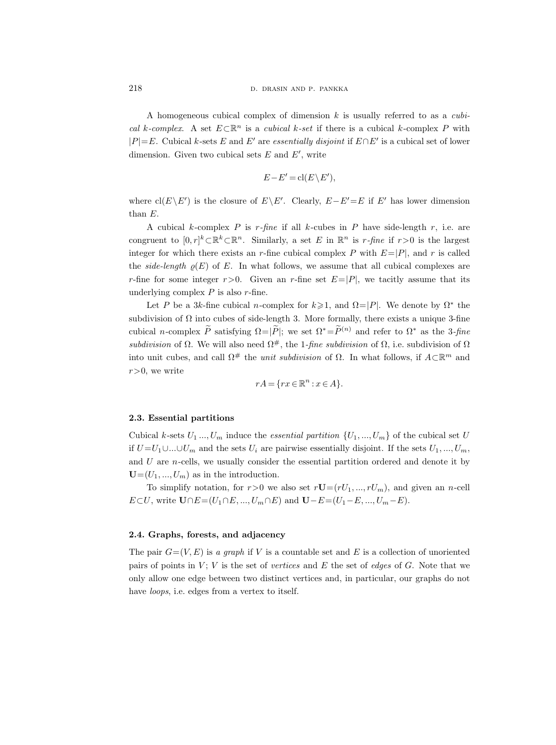A homogeneous cubical complex of dimension $k$ is usually referred to as a *cubical $k$-complex*. A set $E\subset\mathbb{R}^n$ is a *cubical $k$-set* if there is a cubical $k$-complex $P$ with $|P|=E$. Cubical $k$-sets $E$ and $E'$ are *essentially disjoint* if $E\cap E'$ is a cubical set of lower dimension. Given two cubical sets $E$ and $E'$, write

$$E-E'=\operatorname{cl}(E\setminus E'),$$

where $\operatorname{cl}(E\setminus E')$ is the closure of $E\setminus E'$. Clearly, $E-E'=E$ if $E'$ has lower dimension than $E$.

A cubical $k$-complex $P$ is *$r$-fine* if all $k$-cubes in $P$ have side-length $r$, i.e. are congruent to $[0,r]^k\subset\mathbb{R}^k\subset\mathbb{R}^n$. Similarly, a set $E$ in $\mathbb{R}^n$ is *$r$-fine* if $r>0$ is the largest integer for which there exists an $r$-fine cubical complex $P$ with $E=|P|$, and $r$ is called the *side-length* $\varrho(E)$ of $E$. In what follows, we assume that all cubical complexes are $r$-fine for some integer $r>0$. Given an $r$-fine set $E=|P|$, we tacitly assume that its underlying complex $P$ is also $r$-fine.

Let $P$ be a $3k$-fine cubical $n$-complex for $k\geqslant 1$, and $\Omega=|P|$. We denote by $\Omega^*$ the subdivision of $\Omega$ into cubes of side-length 3. More formally, there exists a unique 3-fine cubical $n$-complex $\widetilde{P}$ satisfying $\Omega=|\widetilde{P}|$; we set $\Omega^*=\widetilde{P}^{(n)}$ and refer to $\Omega^*$ as the *3-fine subdivision* of $\Omega$. We will also need $\Omega^\#$, the *1-fine subdivision* of $\Omega$, i.e. subdivision of $\Omega$ into unit cubes, and call $\Omega^\#$ the *unit subdivision* of $\Omega$. In what follows, if $A\subset\mathbb{R}^m$ and $r>0$, we write

$$rA=\{rx\in\mathbb{R}^n : x\in A\}.$$

### 2.3. Essential partitions

Cubical $k$-sets $U_1 ..., U_m$ induce the *essential partition* $\{U_1, ..., U_m\}$ of the cubical set $U$ if $U=U_1\cup...\cup U_m$ and the sets $U_i$ are pairwise essentially disjoint. If the sets $U_1, ..., U_m$, and $U$ are $n$-cells, we usually consider the essential partition ordered and denote it by $\mathbf{U}=(U_1, ..., U_m)$ as in the introduction.

To simplify notation, for $r>0$ we also set $r\mathbf{U}=(rU_1, ..., rU_m)$, and given an $n$-cell $E\subset U$, write $\mathbf{U}\cap E=(U_1\cap E, ..., U_m\cap E)$ and $\mathbf{U}-E=(U_1-E, ..., U_m-E)$.

### 2.4. Graphs, forests, and adjacency

The pair $G=(V,E)$ is *a graph* if $V$ is a countable set and $E$ is a collection of unoriented pairs of points in $V$; $V$ is the set of *vertices* and $E$ the set of *edges* of $G$. Note that we only allow one edge between two distinct vertices and, in particular, our graphs do not have *loops*, i.e. edges from a vertex to itself.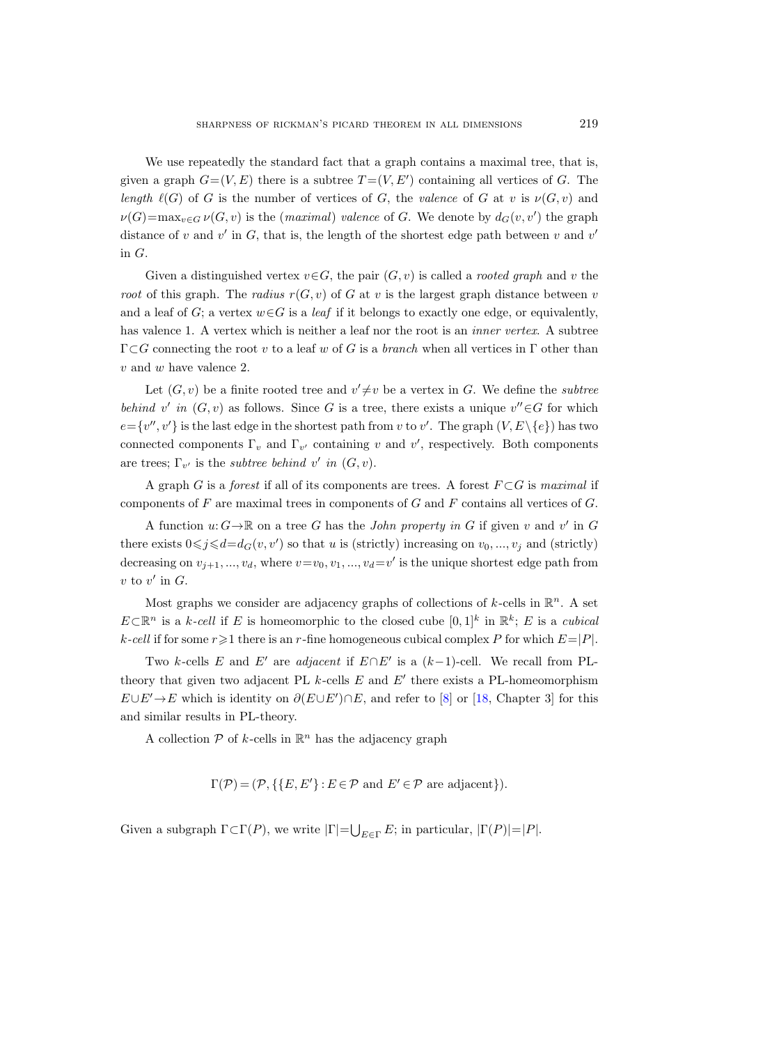We use repeatedly the standard fact that a graph contains a maximal tree, that is, given a graph $G=(V,E)$ there is a subtree $T=(V,E')$ containing all vertices of $G$. The *length* $\ell(G)$ of $G$ is the number of vertices of $G$, the *valence* of $G$ at $v$ is $\nu(G,v)$ and $\nu(G)=\max_{v\in G}\nu(G,v)$ is the (*maximal*) *valence* of $G$. We denote by $d_G(v,v')$ the graph distance of $v$ and $v'$ in $G$, that is, the length of the shortest edge path between $v$ and $v'$ in $G$.

Given a distinguished vertex $v\in G$, the pair $(G,v)$ is called a *rooted graph* and $v$ the *root* of this graph. The *radius* $r(G,v)$ of $G$ at $v$ is the largest graph distance between $v$ and a leaf of $G$; a vertex $w\in G$ is a *leaf* if it belongs to exactly one edge, or equivalently, has valence 1. A vertex which is neither a leaf nor the root is an *inner vertex*. A subtree $\Gamma\subset G$ connecting the root $v$ to a leaf $w$ of $G$ is a *branch* when all vertices in $\Gamma$ other than $v$ and $w$ have valence 2.

Let $(G,v)$ be a finite rooted tree and $v'\neq v$ be a vertex in $G$. We define the *subtree behind* $v'$ *in* $(G,v)$ as follows. Since $G$ is a tree, there exists a unique $v''\in G$ for which $e=\{v'',v'\}$ is the last edge in the shortest path from $v$ to $v'$. The graph $(V,E\setminus\{e\})$ has two connected components $\Gamma_v$ and $\Gamma_{v'}$ containing $v$ and $v'$, respectively. Both components are trees; $\Gamma_{v'}$ is the *subtree behind* $v'$ *in* $(G,v)$.

A graph $G$ is a *forest* if all of its components are trees. A forest $F\subset G$ is *maximal* if components of $F$ are maximal trees in components of $G$ and $F$ contains all vertices of $G$.

A function $u\colon G\to\mathbb{R}$ on a tree $G$ has the *John property in* $G$ if given $v$ and $v'$ in $G$ there exists $0\leqslant j\leqslant d=d_G(v,v')$ so that $u$ is (strictly) increasing on $v_0,\dots,v_j$ and (strictly) decreasing on $v_{j+1},\dots,v_d$, where $v=v_0,v_1,\dots,v_d=v'$ is the unique shortest edge path from $v$ to $v'$ in $G$.

Most graphs we consider are adjacency graphs of collections of $k$-cells in $\mathbb{R}^n$. A set $E\subset\mathbb{R}^n$ is a *$k$-cell* if $E$ is homeomorphic to the closed cube $[0,1]^k$ in $\mathbb{R}^k$; $E$ is a *cubical $k$-cell* if for some $r\geqslant 1$ there is an $r$-fine homogeneous cubical complex $P$ for which $E=|P|$.

Two $k$-cells $E$ and $E'$ are *adjacent* if $E\cap E'$ is a $(k-1)$-cell. We recall from PL-theory that given two adjacent PL $k$-cells $E$ and $E'$ there exists a PL-homeomorphism $E\cup E'\to E$ which is identity on $\partial(E\cup E')\cap E$, and refer to [8] or [18, Chapter 3] for this and similar results in PL-theory.

A collection $\mathcal{P}$ of $k$-cells in $\mathbb{R}^n$ has the adjacency graph

$$\Gamma(\mathcal{P})=(\mathcal{P},\{\{E,E'\}:E\in\mathcal{P}\text{ and }E'\in\mathcal{P}\text{ are adjacent}\}).$$

Given a subgraph $\Gamma\subset\Gamma(P)$, we write $|\Gamma|=\bigcup_{E\in\Gamma}E$; in particular, $|\Gamma(P)|=|P|$.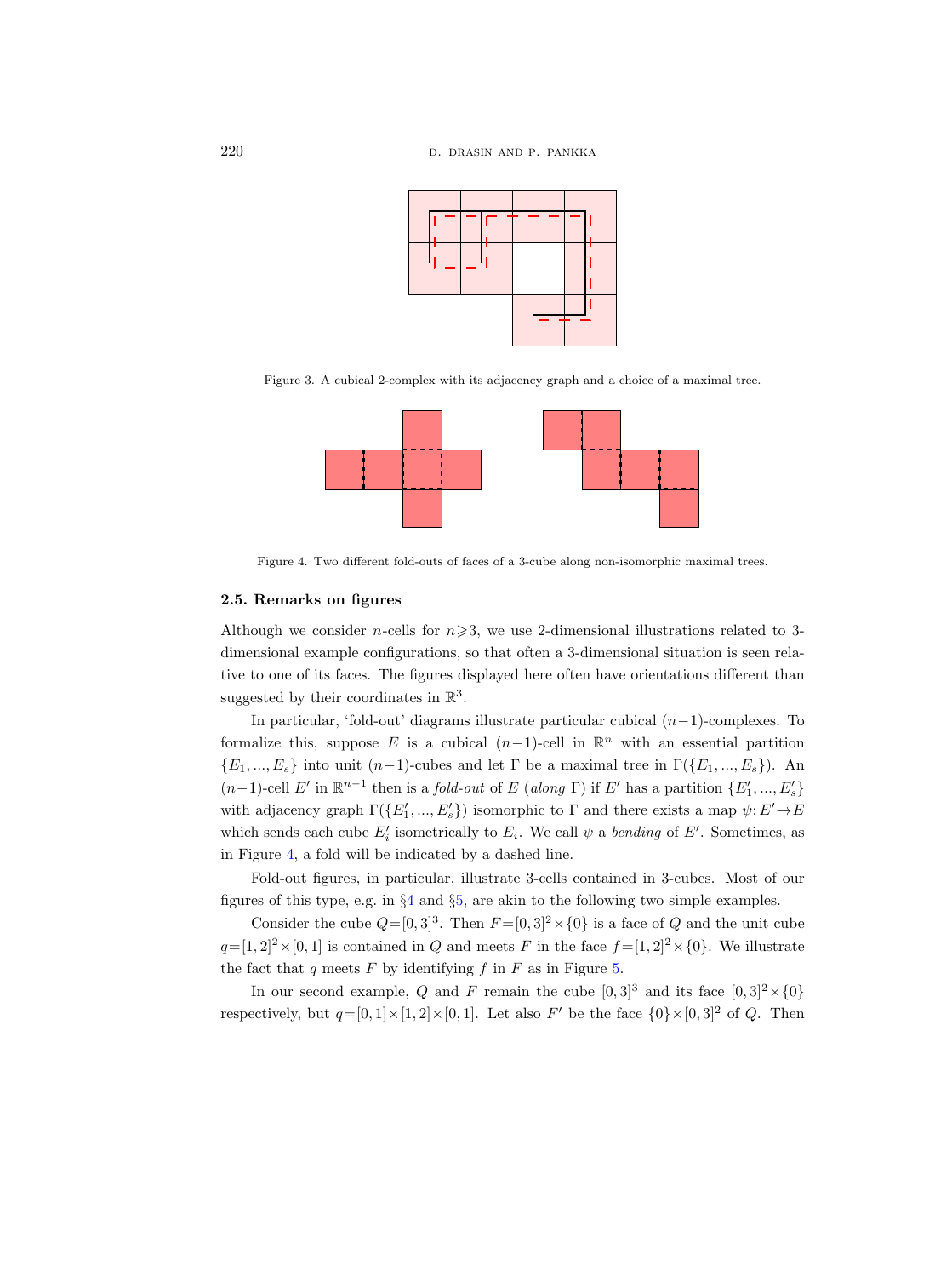Figure 3. A cubical 2-complex with its adjacency graph and a choice of a maximal tree.

Figure 4. Two different fold-outs of faces of a 3-cube along non-isomorphic maximal trees.

### 2.5. Remarks on figures

Although we consider $n$-cells for $n \geqslant 3$, we use 2-dimensional illustrations related to 3-dimensional example configurations, so that often a 3-dimensional situation is seen relative to one of its faces. The figures displayed here often have orientations different than suggested by their coordinates in $\mathbb{R}^3$.

In particular, 'fold-out' diagrams illustrate particular cubical $(n-1)$-complexes. To formalize this, suppose $E$ is a cubical $(n-1)$-cell in $\mathbb{R}^n$ with an essential partition $\{E_1, ..., E_s\}$ into unit $(n-1)$-cubes and let $\Gamma$ be a maximal tree in $\Gamma(\{E_1, ..., E_s\})$. An $(n-1)$-cell $E'$ in $\mathbb{R}^{n-1}$ then is a *fold-out* of $E$ (*along* $\Gamma$) if $E'$ has a partition $\{E'_1, ..., E'_s\}$ with adjacency graph $\Gamma(\{E'_1, ..., E'_s\})$ isomorphic to $\Gamma$ and there exists a map $\psi\colon E' \to E$ which sends each cube $E'_i$ isometrically to $E_i$. We call $\psi$ a *bending* of $E'$. Sometimes, as in Figure 4, a fold will be indicated by a dashed line.

Fold-out figures, in particular, illustrate 3-cells contained in 3-cubes. Most of our figures of this type, e.g. in §4 and §5, are akin to the following two simple examples.

Consider the cube $Q = [0,3]^3$. Then $F = [0,3]^2 \times \{0\}$ is a face of $Q$ and the unit cube $q = [1,2]^2 \times [0,1]$ is contained in $Q$ and meets $F$ in the face $f = [1,2]^2 \times \{0\}$. We illustrate the fact that $q$ meets $F$ by identifying $f$ in $F$ as in Figure 5.

In our second example, $Q$ and $F$ remain the cube $[0,3]^3$ and its face $[0,3]^2 \times \{0\}$ respectively, but $q = [0,1] \times [1,2] \times [0,1]$. Let also $F'$ be the face $\{0\} \times [0,3]^2$ of $Q$. Then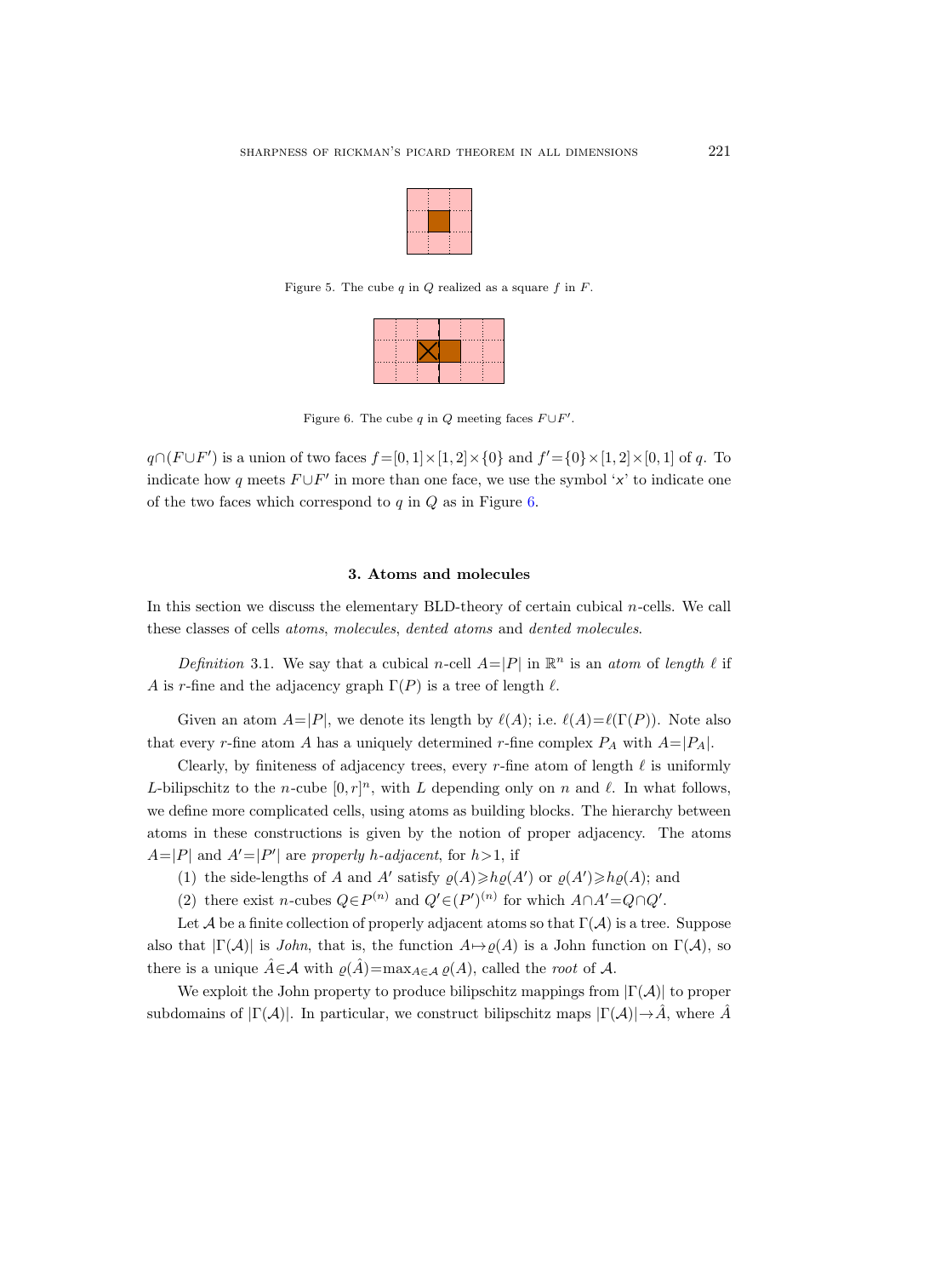Figure 5. The cube $q$ in $Q$ realized as a square $f$ in $F$.

Figure 6. The cube $q$ in $Q$ meeting faces $F\cup F'$.

$q\cap(F\cup F')$ is a union of two faces $f=[0,1]\times[1,2]\times\{0\}$ and $f'=\{0\}\times[1,2]\times[0,1]$ of $q$. To indicate how $q$ meets $F\cup F'$ in more than one face, we use the symbol '$x$' to indicate one of the two faces which correspond to $q$ in $Q$ as in Figure 6.

## 3. Atoms and molecules

In this section we discuss the elementary BLD-theory of certain cubical $n$-cells. We call these classes of cells *atoms*, *molecules*, *dented atoms* and *dented molecules*.

*Definition* 3.1. We say that a cubical $n$-cell $A=|P|$ in $\mathbb{R}^n$ is an *atom* of *length* $\ell$ if $A$ is $r$-fine and the adjacency graph $\Gamma(P)$ is a tree of length $\ell$.

Given an atom $A=|P|$, we denote its length by $\ell(A)$; i.e. $\ell(A)=\ell(\Gamma(P))$. Note also that every $r$-fine atom $A$ has a uniquely determined $r$-fine complex $P_A$ with $A=|P_A|$.

Clearly, by finiteness of adjacency trees, every $r$-fine atom of length $\ell$ is uniformly $L$-bilipschitz to the $n$-cube $[0,r]^n$, with $L$ depending only on $n$ and $\ell$. In what follows, we define more complicated cells, using atoms as building blocks. The hierarchy between atoms in these constructions is given by the notion of proper adjacency. The atoms $A=|P|$ and $A'=|P'|$ are *properly $h$-adjacent*, for $h>1$, if

(1) the side-lengths of $A$ and $A'$ satisfy $\varrho(A)\geqslant h\varrho(A')$ or $\varrho(A')\geqslant h\varrho(A)$; and

(2) there exist $n$-cubes $Q\in P^{(n)}$ and $Q'\in (P')^{(n)}$ for which $A\cap A'=Q\cap Q'$.

Let $\mathcal{A}$ be a finite collection of properly adjacent atoms so that $\Gamma(\mathcal{A})$ is a tree. Suppose also that $|\Gamma(\mathcal{A})|$ is *John*, that is, the function $A\mapsto\varrho(A)$ is a John function on $\Gamma(\mathcal{A})$, so there is a unique $\hat{A}\in\mathcal{A}$ with $\varrho(\hat{A})=\max_{A\in\mathcal{A}}\varrho(A)$, called the *root* of $\mathcal{A}$.

We exploit the John property to produce bilipschitz mappings from $|\Gamma(\mathcal{A})|$ to proper subdomains of $|\Gamma(\mathcal{A})|$. In particular, we construct bilipschitz maps $|\Gamma(\mathcal{A})|\to\hat{A}$, where $\hat{A}$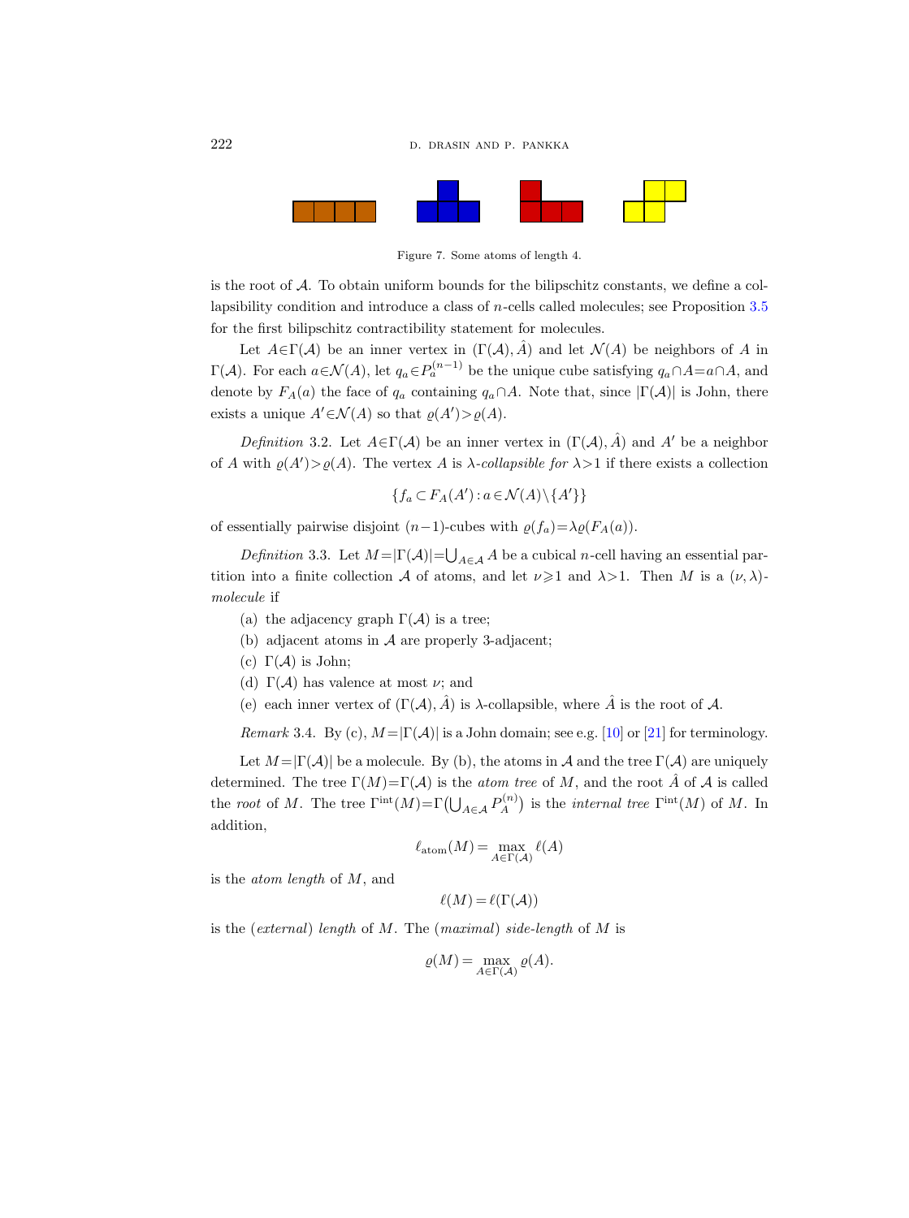Figure 7. Some atoms of length 4.

is the root of $\mathcal{A}$. To obtain uniform bounds for the bilipschitz constants, we define a collapsibility condition and introduce a class of $n$-cells called molecules; see Proposition 3.5 for the first bilipschitz contractibility statement for molecules.

Let $A \in \Gamma(\mathcal{A})$ be an inner vertex in $(\Gamma(\mathcal{A}), \hat{A})$ and let $\mathcal{N}(A)$ be neighbors of $A$ in $\Gamma(\mathcal{A})$. For each $a \in \mathcal{N}(A)$, let $q_a \in P_a^{(n-1)}$ be the unique cube satisfying $q_a \cap A = a \cap A$, and denote by $F_A(a)$ the face of $q_a$ containing $q_a \cap A$. Note that, since $|\Gamma(\mathcal{A})|$ is John, there exists a unique $A' \in \mathcal{N}(A)$ so that $\varrho(A') > \varrho(A)$.

*Definition* 3.2. Let $A \in \Gamma(\mathcal{A})$ be an inner vertex in $(\Gamma(\mathcal{A}), \hat{A})$ and $A'$ be a neighbor of $A$ with $\varrho(A') > \varrho(A)$. The vertex $A$ is *$\lambda$-collapsible for* $\lambda > 1$ if there exists a collection

$$\{f_a \subset F_A(A') : a \in \mathcal{N}(A) \setminus \{A'\}\}$$

of essentially pairwise disjoint $(n-1)$-cubes with $\varrho(f_a) = \lambda \varrho(F_A(a))$.

*Definition* 3.3. Let $M = |\Gamma(\mathcal{A})| = \bigcup_{A \in \mathcal{A}} A$ be a cubical $n$-cell having an essential partition into a finite collection $\mathcal{A}$ of atoms, and let $\nu \geqslant 1$ and $\lambda > 1$. Then $M$ is a $(\nu, \lambda)$-*molecule* if

(a) the adjacency graph $\Gamma(\mathcal{A})$ is a tree;

(b) adjacent atoms in $\mathcal{A}$ are properly 3-adjacent;

(c) $\Gamma(\mathcal{A})$ is John;

(d) $\Gamma(\mathcal{A})$ has valence at most $\nu$; and

(e) each inner vertex of $(\Gamma(\mathcal{A}), \hat{A})$ is $\lambda$-collapsible, where $\hat{A}$ is the root of $\mathcal{A}$.

*Remark* 3.4. By (c), $M = |\Gamma(\mathcal{A})|$ is a John domain; see e.g. [10] or [21] for terminology.

Let $M = |\Gamma(\mathcal{A})|$ be a molecule. By (b), the atoms in $\mathcal{A}$ and the tree $\Gamma(\mathcal{A})$ are uniquely determined. The tree $\Gamma(M) = \Gamma(\mathcal{A})$ is the *atom tree* of $M$, and the root $\hat{A}$ of $\mathcal{A}$ is called the *root* of $M$. The tree $\Gamma^{\text{int}}(M) = \Gamma\big(\bigcup_{A \in \mathcal{A}} P_A^{(n)}\big)$ is the *internal tree* $\Gamma^{\text{int}}(M)$ of $M$. In addition,

$$\ell_{\text{atom}}(M) = \max_{A \in \Gamma(\mathcal{A})} \ell(A)$$

is the *atom length* of $M$, and

$$\ell(M) = \ell(\Gamma(\mathcal{A}))$$

is the (*external*) *length* of $M$. The (*maximal*) *side-length* of $M$ is

$$\varrho(M) = \max_{A \in \Gamma(\mathcal{A})} \varrho(A).$$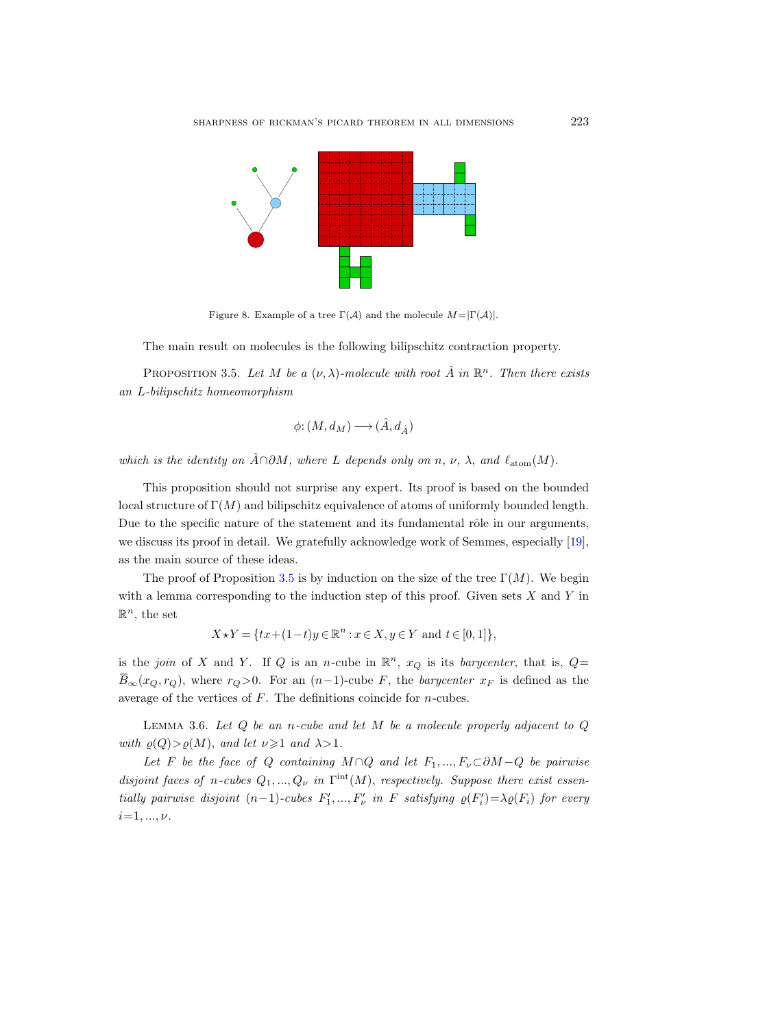Figure 8. Example of a tree $\Gamma(\mathcal{A})$ and the molecule $M=|\Gamma(\mathcal{A})|$.

The main result on molecules is the following bilipschitz contraction property.

Proposition 3.5. *Let $M$ be a $(\nu,\lambda)$-molecule with root $\hat{A}$ in $\mathbb{R}^n$. Then there exists an $L$-bilipschitz homeomorphism*

$$\phi\colon (M,d_M)\longrightarrow (\hat{A},d_{\hat{A}})$$

*which is the identity on $\hat{A}\cap\partial M$, where $L$ depends only on $n$, $\nu$, $\lambda$, and $\ell_{\mathrm{atom}}(M)$.*

This proposition should not surprise any expert. Its proof is based on the bounded local structure of $\Gamma(M)$ and bilipschitz equivalence of atoms of uniformly bounded length. Due to the specific nature of the statement and its fundamental rôle in our arguments, we discuss its proof in detail. We gratefully acknowledge work of Semmes, especially [19], as the main source of these ideas.

The proof of Proposition 3.5 is by induction on the size of the tree $\Gamma(M)$. We begin with a lemma corresponding to the induction step of this proof. Given sets $X$ and $Y$ in $\mathbb{R}^n$, the set

$$X\star Y=\{tx+(1-t)y\in\mathbb{R}^n : x\in X, y\in Y \text{ and } t\in[0,1]\},$$

is the *join* of $X$ and $Y$. If $Q$ is an $n$-cube in $\mathbb{R}^n$, $x_Q$ is its *barycenter*, that is, $Q=\overline{B}_\infty(x_Q,r_Q)$, where $r_Q>0$. For an $(n-1)$-cube $F$, the *barycenter* $x_F$ is defined as the average of the vertices of $F$. The definitions coincide for $n$-cubes.

Lemma 3.6. *Let $Q$ be an $n$-cube and let $M$ be a molecule properly adjacent to $Q$ with $\varrho(Q)>\varrho(M)$, and let $\nu\geqslant 1$ and $\lambda>1$.*

*Let $F$ be the face of $Q$ containing $M\cap Q$ and let $F_1,\dots,F_\nu\subset\partial M-Q$ be pairwise disjoint faces of $n$-cubes $Q_1,\dots,Q_\nu$ in $\Gamma^{\mathrm{int}}(M)$, respectively. Suppose there exist essentially pairwise disjoint $(n-1)$-cubes $F'_1,\dots,F'_\nu$ in $F$ satisfying $\varrho(F'_i)=\lambda\varrho(F_i)$ for every $i=1,\dots,\nu$.*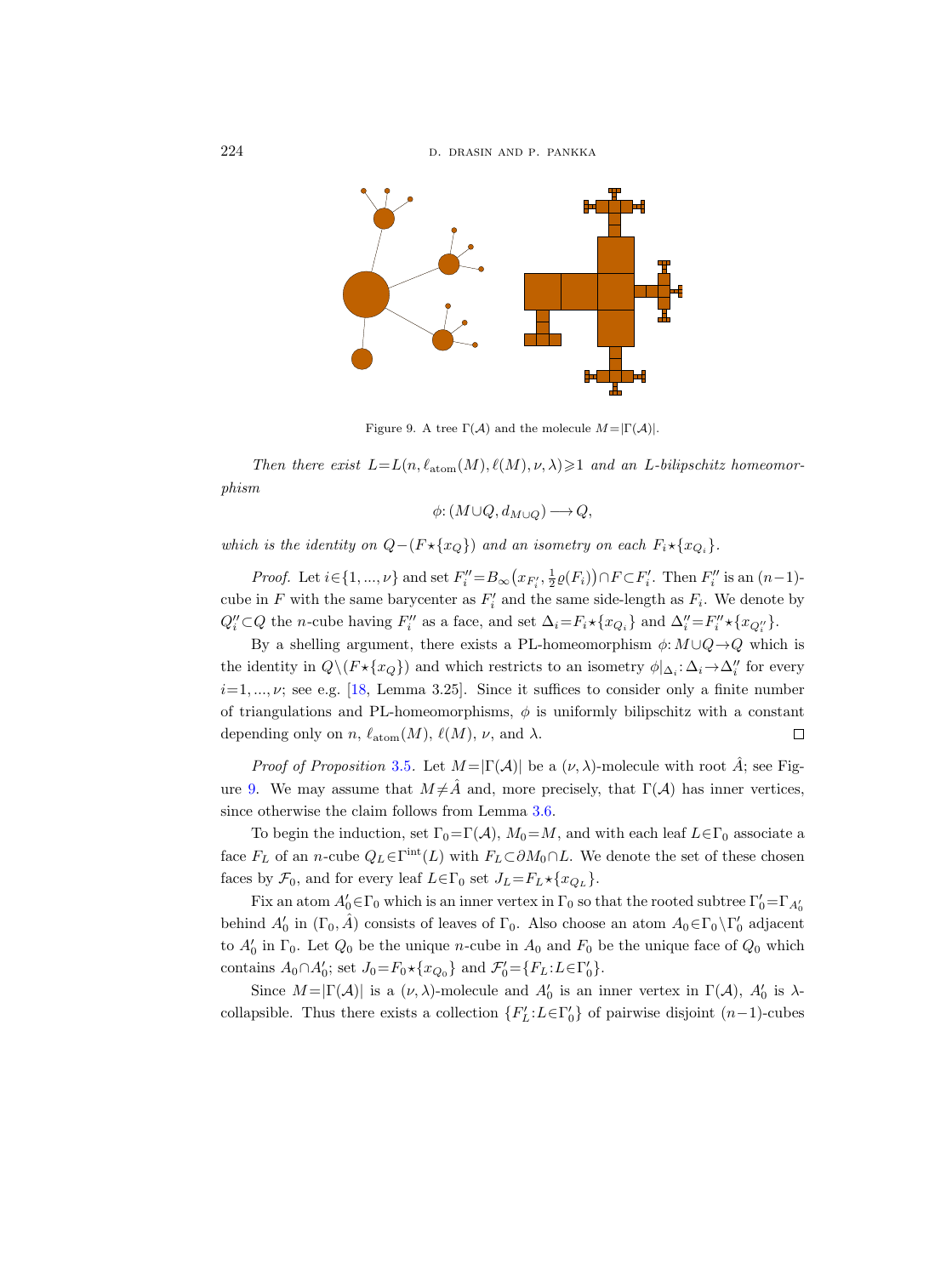Figure 9. A tree $\Gamma(\mathcal{A})$ and the molecule $M=|\Gamma(\mathcal{A})|$.

*Then there exist $L=L(n,\ell_{\mathrm{atom}}(M),\ell(M),\nu,\lambda)\geqslant 1$ and an $L$-bilipschitz homeomorphism*

$$\phi\colon (M\cup Q, d_{M\cup Q})\longrightarrow Q,$$

*which is the identity on $Q-(F\star\{x_Q\})$ and an isometry on each $F_i\star\{x_{Q_i}\}$.*

*Proof.* Let $i\in\{1,\dots,\nu\}$ and set $F_i''=B_\infty\big(x_{F_i'},\tfrac{1}{2}\varrho(F_i)\big)\cap F\subset F_i'$. Then $F_i''$ is an $(n-1)$-cube in $F$ with the same barycenter as $F_i'$ and the same side-length as $F_i$. We denote by $Q_i''\subset Q$ the $n$-cube having $F_i''$ as a face, and set $\Delta_i=F_i\star\{x_{Q_i}\}$ and $\Delta_i''=F_i''\star\{x_{Q_i''}\}$.

By a shelling argument, there exists a PL-homeomorphism $\phi\colon M\cup Q\to Q$ which is the identity in $Q\setminus(F\star\{x_Q\})$ and which restricts to an isometry $\phi|_{\Delta_i}\colon\Delta_i\to\Delta_i''$ for every $i=1,\dots,\nu$; see e.g. [18, Lemma 3.25]. Since it suffices to consider only a finite number of triangulations and PL-homeomorphisms, $\phi$ is uniformly bilipschitz with a constant depending only on $n$, $\ell_{\mathrm{atom}}(M)$, $\ell(M)$, $\nu$, and $\lambda$. $\square$

*Proof of Proposition* 3.5. Let $M=|\Gamma(\mathcal{A})|$ be a $(\nu,\lambda)$-molecule with root $\hat{A}$; see Figure 9. We may assume that $M\neq\hat{A}$ and, more precisely, that $\Gamma(\mathcal{A})$ has inner vertices, since otherwise the claim follows from Lemma 3.6.

To begin the induction, set $\Gamma_0=\Gamma(\mathcal{A})$, $M_0=M$, and with each leaf $L\in\Gamma_0$ associate a face $F_L$ of an $n$-cube $Q_L\in\Gamma^{\mathrm{int}}(L)$ with $F_L\subset\partial M_0\cap L$. We denote the set of these chosen faces by $\mathcal{F}_0$, and for every leaf $L\in\Gamma_0$ set $J_L=F_L\star\{x_{Q_L}\}$.

Fix an atom $A_0'\in\Gamma_0$ which is an inner vertex in $\Gamma_0$ so that the rooted subtree $\Gamma_0'=\Gamma_{A_0'}$ behind $A_0'$ in $(\Gamma_0,\hat{A})$ consists of leaves of $\Gamma_0$. Also choose an atom $A_0\in\Gamma_0\setminus\Gamma_0'$ adjacent to $A_0'$ in $\Gamma_0$. Let $Q_0$ be the unique $n$-cube in $A_0$ and $F_0$ be the unique face of $Q_0$ which contains $A_0\cap A_0'$; set $J_0=F_0\star\{x_{Q_0}\}$ and $\mathcal{F}_0'=\{F_L:L\in\Gamma_0'\}$.

Since $M=|\Gamma(\mathcal{A})|$ is a $(\nu,\lambda)$-molecule and $A_0'$ is an inner vertex in $\Gamma(\mathcal{A})$, $A_0'$ is $\lambda$-collapsible. Thus there exists a collection $\{F_L':L\in\Gamma_0'\}$ of pairwise disjoint $(n-1)$-cubes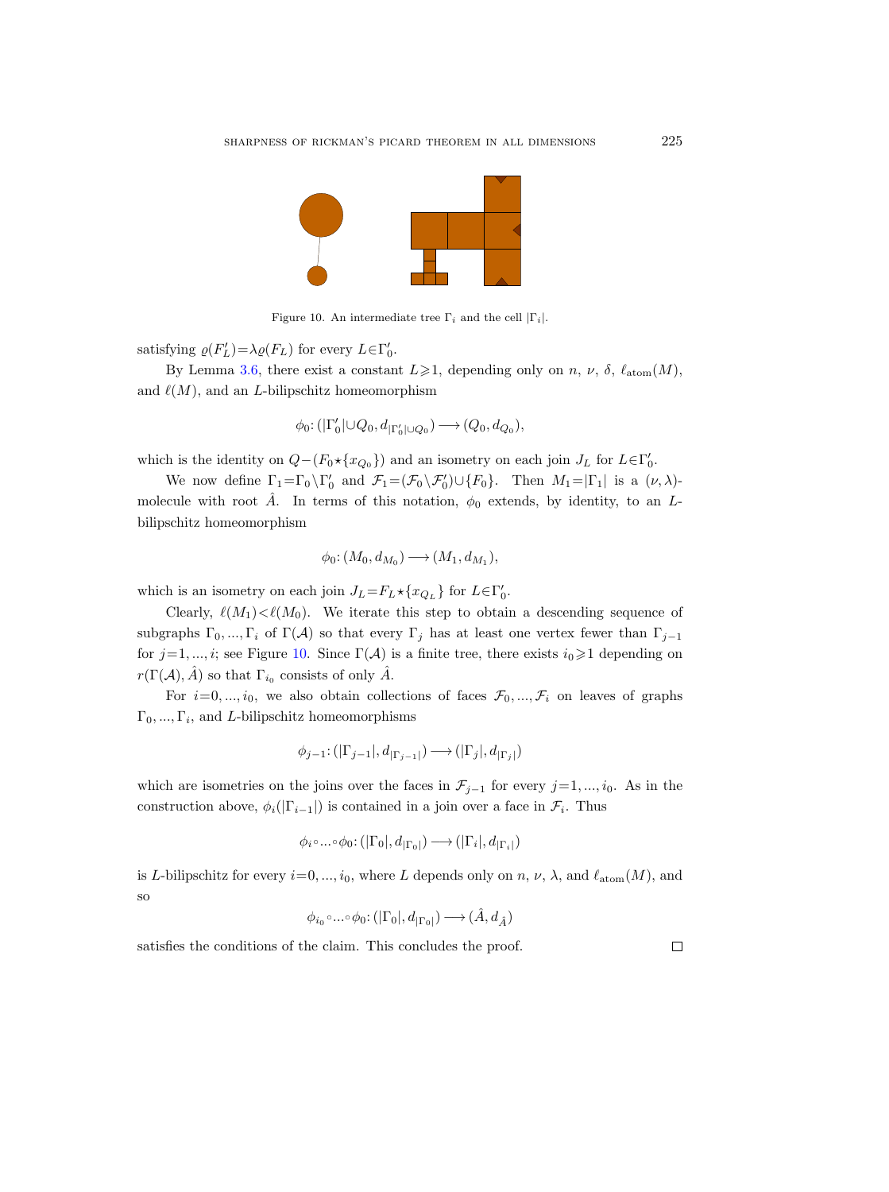Figure 10. An intermediate tree $\Gamma_i$ and the cell $|\Gamma_i|$.

satisfying $\varrho(F'_L)=\lambda\varrho(F_L)$ for every $L\in\Gamma'_0$.

By Lemma 3.6, there exist a constant $L\geqslant 1$, depending only on $n$, $\nu$, $\delta$, $\ell_{\mathrm{atom}}(M)$, and $\ell(M)$, and an $L$-bilipschitz homeomorphism

$$\phi_0\colon (|\Gamma'_0|\cup Q_0, d_{|\Gamma'_0|\cup Q_0}) \longrightarrow (Q_0, d_{Q_0}),$$

which is the identity on $Q-(F_0\star\{x_{Q_0}\})$ and an isometry on each join $J_L$ for $L\in\Gamma'_0$.

We now define $\Gamma_1=\Gamma_0\setminus\Gamma'_0$ and $\mathcal{F}_1=(\mathcal{F}_0\setminus\mathcal{F}'_0)\cup\{F_0\}$. Then $M_1=|\Gamma_1|$ is a $(\nu,\lambda)$-molecule with root $\hat{A}$. In terms of this notation, $\phi_0$ extends, by identity, to an $L$-bilipschitz homeomorphism

$$\phi_0\colon (M_0, d_{M_0}) \longrightarrow (M_1, d_{M_1}),$$

which is an isometry on each join $J_L=F_L\star\{x_{Q_L}\}$ for $L\in\Gamma'_0$.

Clearly, $\ell(M_1)<\ell(M_0)$. We iterate this step to obtain a descending sequence of subgraphs $\Gamma_0,...,\Gamma_i$ of $\Gamma(\mathcal{A})$ so that every $\Gamma_j$ has at least one vertex fewer than $\Gamma_{j-1}$ for $j=1,...,i$; see Figure 10. Since $\Gamma(\mathcal{A})$ is a finite tree, there exists $i_0\geqslant 1$ depending on $r(\Gamma(\mathcal{A}),\hat{A})$ so that $\Gamma_{i_0}$ consists of only $\hat{A}$.

For $i=0,...,i_0$, we also obtain collections of faces $\mathcal{F}_0,...,\mathcal{F}_i$ on leaves of graphs $\Gamma_0,...,\Gamma_i$, and $L$-bilipschitz homeomorphisms

$$\phi_{j-1}\colon (|\Gamma_{j-1}|, d_{|\Gamma_{j-1}|}) \longrightarrow (|\Gamma_j|, d_{|\Gamma_j|})$$

which are isometries on the joins over the faces in $\mathcal{F}_{j-1}$ for every $j=1,...,i_0$. As in the construction above, $\phi_i(|\Gamma_{i-1}|)$ is contained in a join over a face in $\mathcal{F}_i$. Thus

$$\phi_i\circ...\circ\phi_0\colon (|\Gamma_0|, d_{|\Gamma_0|}) \longrightarrow (|\Gamma_i|, d_{|\Gamma_i|})$$

is $L$-bilipschitz for every $i=0,...,i_0$, where $L$ depends only on $n$, $\nu$, $\lambda$, and $\ell_{\mathrm{atom}}(M)$, and so

$$\phi_{i_0}\circ...\circ\phi_0\colon (|\Gamma_0|, d_{|\Gamma_0|}) \longrightarrow (\hat{A}, d_{\hat{A}})$$

satisfies the conditions of the claim. This concludes the proof. $\square$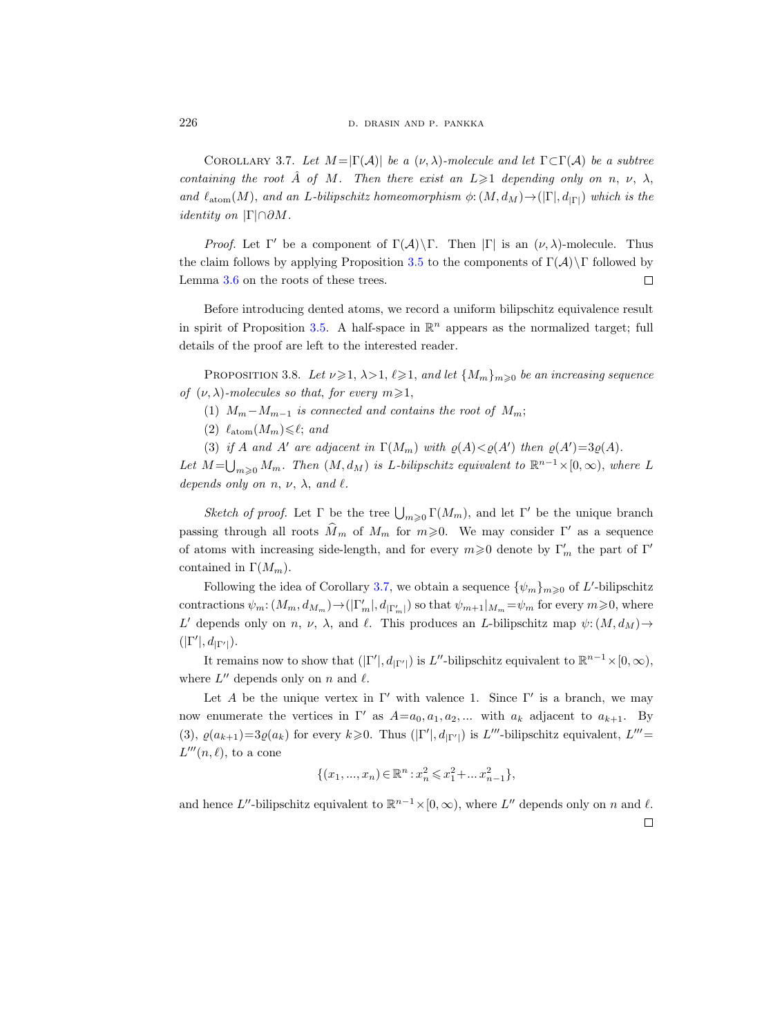Corollary 3.7. *Let $M=|\Gamma(\mathcal{A})|$ be a $(\nu,\lambda)$-molecule and let $\Gamma\subset\Gamma(\mathcal{A})$ be a subtree containing the root $\hat{A}$ of $M$. Then there exist an $L\geqslant 1$ depending only on $n$, $\nu$, $\lambda$, and $\ell_{\mathrm{atom}}(M)$, and an $L$-bilipschitz homeomorphism $\phi\colon(M,d_M)\to(|\Gamma|,d_{|\Gamma|})$ which is the identity on $|\Gamma|\cap\partial M$.*

*Proof.* Let $\Gamma'$ be a component of $\Gamma(\mathcal{A})\setminus\Gamma$. Then $|\Gamma|$ is an $(\nu,\lambda)$-molecule. Thus the claim follows by applying Proposition 3.5 to the components of $\Gamma(\mathcal{A})\setminus\Gamma$ followed by Lemma 3.6 on the roots of these trees. □

Before introducing dented atoms, we record a uniform bilipschitz equivalence result in spirit of Proposition 3.5. A half-space in $\mathbb{R}^n$ appears as the normalized target; full details of the proof are left to the interested reader.

Proposition 3.8. *Let $\nu\geqslant 1$, $\lambda>1$, $\ell\geqslant 1$, and let $\{M_m\}_{m\geqslant 0}$ be an increasing sequence of $(\nu,\lambda)$-molecules so that, for every $m\geqslant 1$,*

(1) *$M_m-M_{m-1}$ is connected and contains the root of $M_m$;*

(2) *$\ell_{\mathrm{atom}}(M_m)\leqslant\ell$; and*

(3) *if $A$ and $A'$ are adjacent in $\Gamma(M_m)$ with $\varrho(A)<\varrho(A')$ then $\varrho(A')=3\varrho(A)$.*

*Let $M=\bigcup_{m\geqslant 0}M_m$. Then $(M,d_M)$ is $L$-bilipschitz equivalent to $\mathbb{R}^{n-1}\times[0,\infty)$, where $L$ depends only on $n$, $\nu$, $\lambda$, and $\ell$.*

*Sketch of proof.* Let $\Gamma$ be the tree $\bigcup_{m\geqslant 0}\Gamma(M_m)$, and let $\Gamma'$ be the unique branch passing through all roots $\widehat{M}_m$ of $M_m$ for $m\geqslant 0$. We may consider $\Gamma'$ as a sequence of atoms with increasing side-length, and for every $m\geqslant 0$ denote by $\Gamma'_m$ the part of $\Gamma'$ contained in $\Gamma(M_m)$.

Following the idea of Corollary 3.7, we obtain a sequence $\{\psi_m\}_{m\geqslant 0}$ of $L'$-bilipschitz contractions $\psi_m\colon(M_m,d_{M_m})\to(|\Gamma'_m|,d_{|\Gamma'_m|})$ so that $\psi_{m+1}|_{M_m}=\psi_m$ for every $m\geqslant 0$, where $L'$ depends only on $n$, $\nu$, $\lambda$, and $\ell$. This produces an $L$-bilipschitz map $\psi\colon(M,d_M)\to(|\Gamma'|,d_{|\Gamma'|})$.

It remains now to show that $(|\Gamma'|,d_{|\Gamma'|})$ is $L''$-bilipschitz equivalent to $\mathbb{R}^{n-1}\times[0,\infty)$, where $L''$ depends only on $n$ and $\ell$.

Let $A$ be the unique vertex in $\Gamma'$ with valence 1. Since $\Gamma'$ is a branch, we may now enumerate the vertices in $\Gamma'$ as $A=a_0,a_1,a_2,\dots$ with $a_k$ adjacent to $a_{k+1}$. By (3), $\varrho(a_{k+1})=3\varrho(a_k)$ for every $k\geqslant 0$. Thus $(|\Gamma'|,d_{|\Gamma'|})$ is $L'''$-bilipschitz equivalent, $L'''=L'''(n,\ell)$, to a cone

$$\{(x_1,\dots,x_n)\in\mathbb{R}^n:x_n^2\leqslant x_1^2+\dots x_{n-1}^2\},$$

and hence $L''$-bilipschitz equivalent to $\mathbb{R}^{n-1}\times[0,\infty)$, where $L''$ depends only on $n$ and $\ell$. □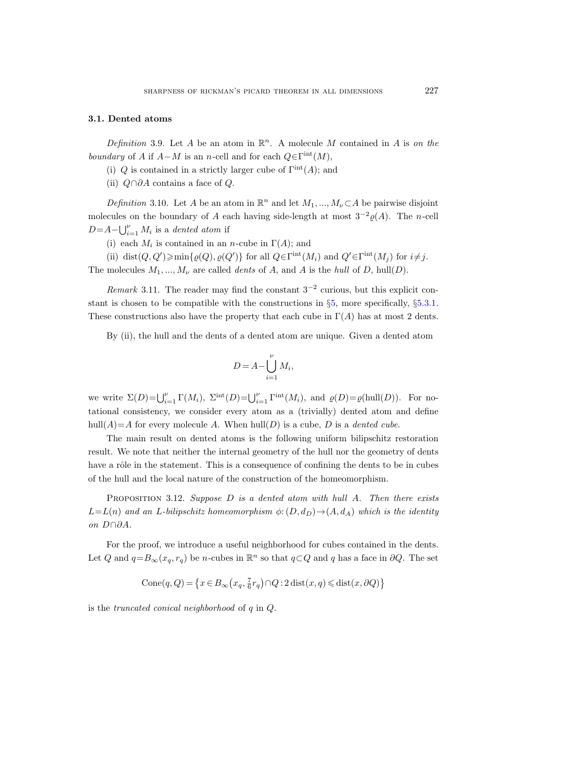### 3.1. Dented atoms

*Definition* 3.9. Let $A$ be an atom in $\mathbb{R}^n$. A molecule $M$ contained in $A$ is *on the boundary* of $A$ if $A-M$ is an $n$-cell and for each $Q\in\Gamma^{\mathrm{int}}(M)$,

(i) $Q$ is contained in a strictly larger cube of $\Gamma^{\mathrm{int}}(A)$; and

(ii) $Q\cap\partial A$ contains a face of $Q$.

*Definition* 3.10. Let $A$ be an atom in $\mathbb{R}^n$ and let $M_1, ..., M_\nu \subset A$ be pairwise disjoint molecules on the boundary of $A$ each having side-length at most $3^{-2}\varrho(A)$. The $n$-cell $D=A-\bigcup_{i=1}^{\nu} M_i$ is a *dented atom* if

(i) each $M_i$ is contained in an $n$-cube in $\Gamma(A)$; and

(ii) $\operatorname{dist}(Q,Q')\geqslant\min\{\varrho(Q),\varrho(Q')\}$ for all $Q\in\Gamma^{\mathrm{int}}(M_i)$ and $Q'\in\Gamma^{\mathrm{int}}(M_j)$ for $i\neq j$.

The molecules $M_1, ..., M_\nu$ are called *dents* of $A$, and $A$ is the *hull* of $D$, $\operatorname{hull}(D)$.

*Remark* 3.11. The reader may find the constant $3^{-2}$ curious, but this explicit constant is chosen to be compatible with the constructions in §5, more specifically, §5.3.1. These constructions also have the property that each cube in $\Gamma(A)$ has at most 2 dents.

By (ii), the hull and the dents of a dented atom are unique. Given a dented atom

$$D=A-\bigcup_{i=1}^{\nu} M_i,$$

we write $\Sigma(D)=\bigcup_{i=1}^{\nu}\Gamma(M_i)$, $\Sigma^{\mathrm{int}}(D)=\bigcup_{i=1}^{\nu}\Gamma^{\mathrm{int}}(M_i)$, and $\varrho(D)=\varrho(\operatorname{hull}(D))$. For notational consistency, we consider every atom as a (trivially) dented atom and define $\operatorname{hull}(A)=A$ for every molecule $A$. When $\operatorname{hull}(D)$ is a cube, $D$ is a *dented cube*.

The main result on dented atoms is the following uniform bilipschitz restoration result. We note that neither the internal geometry of the hull nor the geometry of dents have a rôle in the statement. This is a consequence of confining the dents to be in cubes of the hull and the local nature of the construction of the homeomorphism.

Proposition 3.12. *Suppose $D$ is a dented atom with hull $A$. Then there exists $L=L(n)$ and an $L$-bilipschitz homeomorphism $\phi\colon(D,d_D)\to(A,d_A)$ which is the identity on $D\cap\partial A$.*

For the proof, we introduce a useful neighborhood for cubes contained in the dents. Let $Q$ and $q=B_\infty(x_q,r_q)$ be $n$-cubes in $\mathbb{R}^n$ so that $q\subset Q$ and $q$ has a face in $\partial Q$. The set

$$\operatorname{Cone}(q,Q)=\left\{x\in B_\infty\left(x_q,\tfrac{7}{6}r_q\right)\cap Q : 2\operatorname{dist}(x,q)\leqslant\operatorname{dist}(x,\partial Q)\right\}$$

is the *truncated conical neighborhood* of $q$ in $Q$.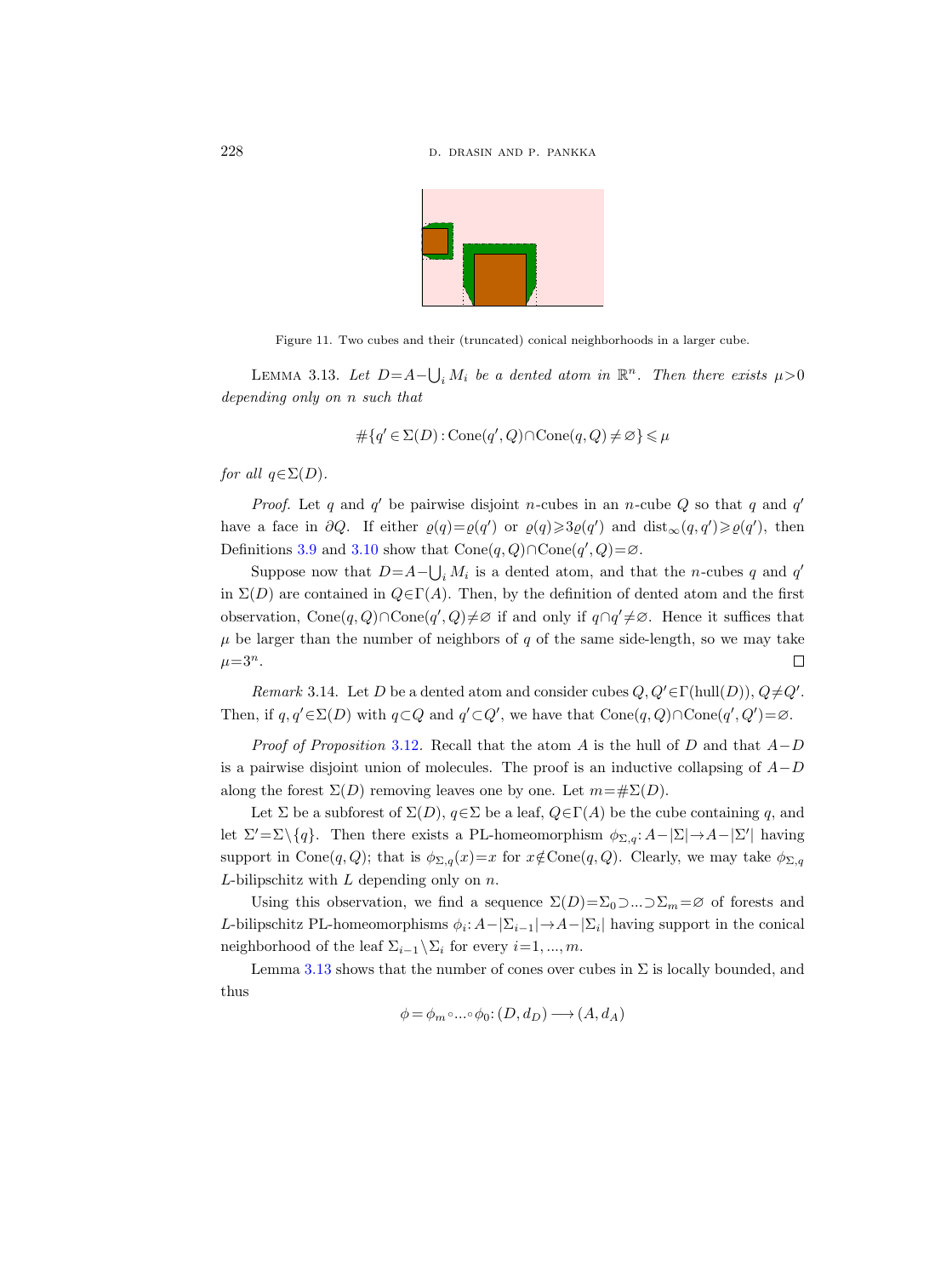Figure 11. Two cubes and their (truncated) conical neighborhoods in a larger cube.

LEMMA 3.13. *Let $D=A-\bigcup_i M_i$ be a dented atom in $\mathbb{R}^n$. Then there exists $\mu>0$ depending only on $n$ such that*

$$\#\{q' \in \Sigma(D) : \mathrm{Cone}(q', Q) \cap \mathrm{Cone}(q, Q) \neq \varnothing\} \leqslant \mu$$

*for all $q \in \Sigma(D)$.*

*Proof.* Let $q$ and $q'$ be pairwise disjoint $n$-cubes in an $n$-cube $Q$ so that $q$ and $q'$ have a face in $\partial Q$. If either $\varrho(q)=\varrho(q')$ or $\varrho(q) \geqslant 3\varrho(q')$ and $\mathrm{dist}_\infty(q, q') \geqslant \varrho(q')$, then Definitions 3.9 and 3.10 show that $\mathrm{Cone}(q, Q) \cap \mathrm{Cone}(q', Q) = \varnothing$.

Suppose now that $D=A-\bigcup_i M_i$ is a dented atom, and that the $n$-cubes $q$ and $q'$ in $\Sigma(D)$ are contained in $Q \in \Gamma(A)$. Then, by the definition of dented atom and the first observation, $\mathrm{Cone}(q, Q) \cap \mathrm{Cone}(q', Q) \neq \varnothing$ if and only if $q \cap q' \neq \varnothing$. Hence it suffices that $\mu$ be larger than the number of neighbors of $q$ of the same side-length, so we may take $\mu = 3^n$. □

*Remark* 3.14. Let $D$ be a dented atom and consider cubes $Q, Q' \in \Gamma(\mathrm{hull}(D))$, $Q \neq Q'$. Then, if $q, q' \in \Sigma(D)$ with $q \subset Q$ and $q' \subset Q'$, we have that $\mathrm{Cone}(q, Q) \cap \mathrm{Cone}(q', Q') = \varnothing$.

*Proof of Proposition* 3.12. Recall that the atom $A$ is the hull of $D$ and that $A-D$ is a pairwise disjoint union of molecules. The proof is an inductive collapsing of $A-D$ along the forest $\Sigma(D)$ removing leaves one by one. Let $m = \#\Sigma(D)$.

Let $\Sigma$ be a subforest of $\Sigma(D)$, $q \in \Sigma$ be a leaf, $Q \in \Gamma(A)$ be the cube containing $q$, and let $\Sigma' = \Sigma \setminus \{q\}$. Then there exists a PL-homeomorphism $\phi_{\Sigma,q} : A - |\Sigma| \to A - |\Sigma'|$ having support in $\mathrm{Cone}(q, Q)$; that is $\phi_{\Sigma,q}(x) = x$ for $x \notin \mathrm{Cone}(q, Q)$. Clearly, we may take $\phi_{\Sigma,q}$ $L$-bilipschitz with $L$ depending only on $n$.

Using this observation, we find a sequence $\Sigma(D) = \Sigma_0 \supset ... \supset \Sigma_m = \varnothing$ of forests and $L$-bilipschitz PL-homeomorphisms $\phi_i : A - |\Sigma_{i-1}| \to A - |\Sigma_i|$ having support in the conical neighborhood of the leaf $\Sigma_{i-1} \setminus \Sigma_i$ for every $i = 1, ..., m$.

Lemma 3.13 shows that the number of cones over cubes in $\Sigma$ is locally bounded, and thus

$$\phi = \phi_m \circ ... \circ \phi_0 : (D, d_D) \longrightarrow (A, d_A)$$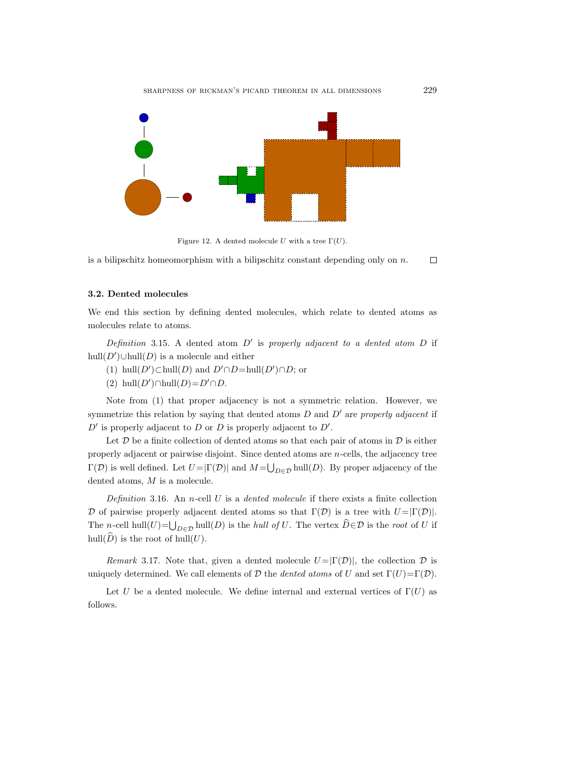Figure 12. A dented molecule $U$ with a tree $\Gamma(U)$.

is a bilipschitz homeomorphism with a bilipschitz constant depending only on $n$. □

### 3.2. Dented molecules

We end this section by defining dented molecules, which relate to dented atoms as molecules relate to atoms.

*Definition* 3.15. A dented atom $D'$ is *properly adjacent to a dented atom* $D$ if $\mathrm{hull}(D')\cup\mathrm{hull}(D)$ is a molecule and either

(1) $\mathrm{hull}(D')\subset\mathrm{hull}(D)$ and $D'\cap D=\mathrm{hull}(D')\cap D$; or

(2) $\mathrm{hull}(D')\cap\mathrm{hull}(D)=D'\cap D$.

Note from (1) that proper adjacency is not a symmetric relation. However, we symmetrize this relation by saying that dented atoms $D$ and $D'$ are *properly adjacent* if $D'$ is properly adjacent to $D$ or $D$ is properly adjacent to $D'$.

Let $\mathcal{D}$ be a finite collection of dented atoms so that each pair of atoms in $\mathcal{D}$ is either properly adjacent or pairwise disjoint. Since dented atoms are $n$-cells, the adjacency tree $\Gamma(\mathcal{D})$ is well defined. Let $U=|\Gamma(\mathcal{D})|$ and $M=\bigcup_{D\in\mathcal{D}}\mathrm{hull}(D)$. By proper adjacency of the dented atoms, $M$ is a molecule.

*Definition* 3.16. An $n$-cell $U$ is a *dented molecule* if there exists a finite collection $\mathcal{D}$ of pairwise properly adjacent dented atoms so that $\Gamma(\mathcal{D})$ is a tree with $U=|\Gamma(\mathcal{D})|$. The $n$-cell $\mathrm{hull}(U)=\bigcup_{D\in\mathcal{D}}\mathrm{hull}(D)$ is the *hull of* $U$. The vertex $\widehat{D}\in\mathcal{D}$ is the *root* of $U$ if $\mathrm{hull}(\widehat{D})$ is the root of $\mathrm{hull}(U)$.

*Remark* 3.17. Note that, given a dented molecule $U=|\Gamma(\mathcal{D})|$, the collection $\mathcal{D}$ is uniquely determined. We call elements of $\mathcal{D}$ the *dented atoms* of $U$ and set $\Gamma(U)=\Gamma(\mathcal{D})$.

Let $U$ be a dented molecule. We define internal and external vertices of $\Gamma(U)$ as follows.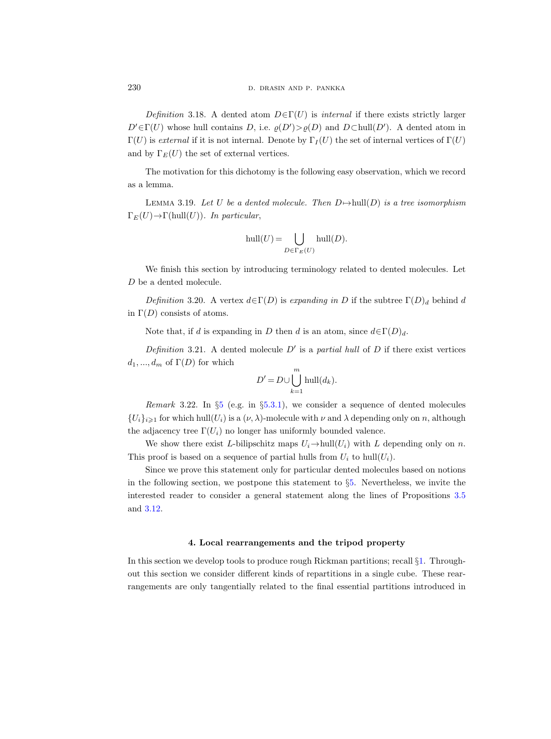*Definition* 3.18. A dented atom $D \in \Gamma(U)$ is *internal* if there exists strictly larger $D' \in \Gamma(U)$ whose hull contains $D$, i.e. $\varrho(D') > \varrho(D)$ and $D \subset \operatorname{hull}(D')$. A dented atom in $\Gamma(U)$ is *external* if it is not internal. Denote by $\Gamma_I(U)$ the set of internal vertices of $\Gamma(U)$ and by $\Gamma_E(U)$ the set of external vertices.

The motivation for this dichotomy is the following easy observation, which we record as a lemma.

Lemma 3.19. *Let $U$ be a dented molecule. Then $D \mapsto \operatorname{hull}(D)$ is a tree isomorphism $\Gamma_E(U) \to \Gamma(\operatorname{hull}(U))$. In particular,*

$$
\operatorname{hull}(U) = \bigcup_{D \in \Gamma_E(U)} \operatorname{hull}(D).
$$

We finish this section by introducing terminology related to dented molecules. Let $D$ be a dented molecule.

*Definition* 3.20. A vertex $d \in \Gamma(D)$ is *expanding in $D$* if the subtree $\Gamma(D)_d$ behind $d$ in $\Gamma(D)$ consists of atoms.

Note that, if $d$ is expanding in $D$ then $d$ is an atom, since $d \in \Gamma(D)_d$.

*Definition* 3.21. A dented molecule $D'$ is a *partial hull* of $D$ if there exist vertices $d_1, ..., d_m$ of $\Gamma(D)$ for which

$$
D' = D \cup \bigcup_{k=1}^{m} \operatorname{hull}(d_k).
$$

*Remark* 3.22. In §5 (e.g. in §5.3.1), we consider a sequence of dented molecules $\{U_i\}_{i \geqslant 1}$ for which $\operatorname{hull}(U_i)$ is a $(\nu, \lambda)$-molecule with $\nu$ and $\lambda$ depending only on $n$, although the adjacency tree $\Gamma(U_i)$ no longer has uniformly bounded valence.

We show there exist $L$-bilipschitz maps $U_i \to \operatorname{hull}(U_i)$ with $L$ depending only on $n$. This proof is based on a sequence of partial hulls from $U_i$ to $\operatorname{hull}(U_i)$.

Since we prove this statement only for particular dented molecules based on notions in the following section, we postpone this statement to §5. Nevertheless, we invite the interested reader to consider a general statement along the lines of Propositions 3.5 and 3.12.

## 4. Local rearrangements and the tripod property

In this section we develop tools to produce rough Rickman partitions; recall §1. Throughout this section we consider different kinds of repartitions in a single cube. These rearrangements are only tangentially related to the final essential partitions introduced in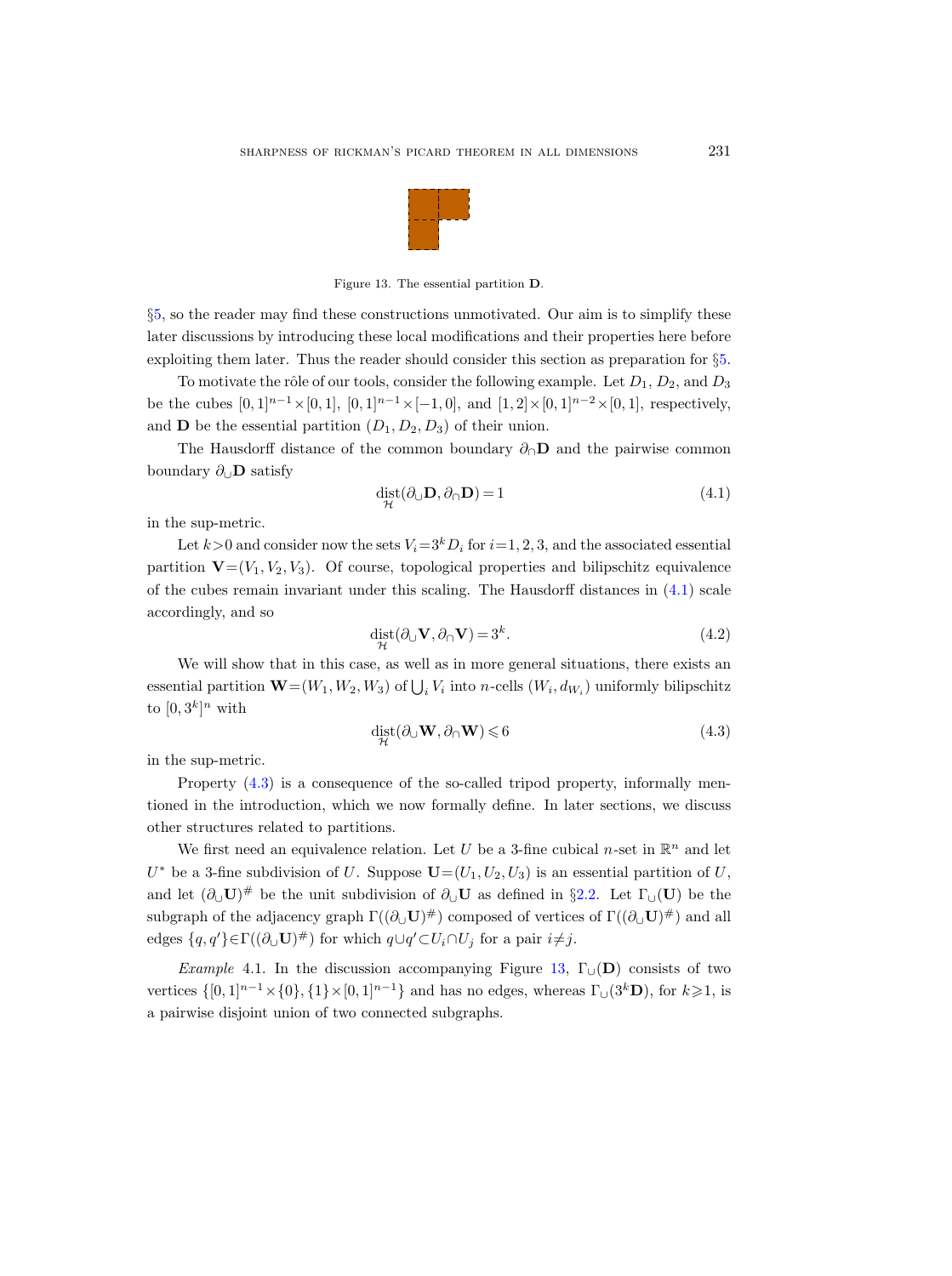Figure 13. The essential partition $\mathbf{D}$.

§5, so the reader may find these constructions unmotivated. Our aim is to simplify these later discussions by introducing these local modifications and their properties here before exploiting them later. Thus the reader should consider this section as preparation for §5.

To motivate the rôle of our tools, consider the following example. Let $D_1$, $D_2$, and $D_3$ be the cubes $[0,1]^{n-1}\times[0,1]$, $[0,1]^{n-1}\times[-1,0]$, and $[1,2]\times[0,1]^{n-2}\times[0,1]$, respectively, and $\mathbf{D}$ be the essential partition $(D_1,D_2,D_3)$ of their union.

The Hausdorff distance of the common boundary $\partial_\cap\mathbf{D}$ and the pairwise common boundary $\partial_\cup\mathbf{D}$ satisfy

$$\operatorname*{dist}_{\mathcal{H}}(\partial_\cup\mathbf{D},\partial_\cap\mathbf{D})=1 \tag{4.1}$$

in the sup-metric.

Let $k>0$ and consider now the sets $V_i=3^kD_i$ for $i=1,2,3$, and the associated essential partition $\mathbf{V}=(V_1,V_2,V_3)$. Of course, topological properties and bilipschitz equivalence of the cubes remain invariant under this scaling. The Hausdorff distances in (4.1) scale accordingly, and so

$$\operatorname*{dist}_{\mathcal{H}}(\partial_\cup\mathbf{V},\partial_\cap\mathbf{V})=3^k. \tag{4.2}$$

We will show that in this case, as well as in more general situations, there exists an essential partition $\mathbf{W}=(W_1,W_2,W_3)$ of $\bigcup_i V_i$ into $n$-cells $(W_i,d_{W_i})$ uniformly bilipschitz to $[0,3^k]^n$ with

$$\operatorname*{dist}_{\mathcal{H}}(\partial_\cup\mathbf{W},\partial_\cap\mathbf{W})\leqslant 6 \tag{4.3}$$

in the sup-metric.

Property (4.3) is a consequence of the so-called tripod property, informally mentioned in the introduction, which we now formally define. In later sections, we discuss other structures related to partitions.

We first need an equivalence relation. Let $U$ be a 3-fine cubical $n$-set in $\mathbb{R}^n$ and let $U^*$ be a 3-fine subdivision of $U$. Suppose $\mathbf{U}=(U_1,U_2,U_3)$ is an essential partition of $U$, and let $(\partial_\cup\mathbf{U})^\#$ be the unit subdivision of $\partial_\cup\mathbf{U}$ as defined in §2.2. Let $\Gamma_\cup(\mathbf{U})$ be the subgraph of the adjacency graph $\Gamma((\partial_\cup\mathbf{U})^\#)$ composed of vertices of $\Gamma((\partial_\cup\mathbf{U})^\#)$ and all edges $\{q,q'\}\in\Gamma((\partial_\cup\mathbf{U})^\#)$ for which $q\cup q'\subset U_i\cap U_j$ for a pair $i\neq j$.

*Example* 4.1. In the discussion accompanying Figure 13, $\Gamma_\cup(\mathbf{D})$ consists of two vertices $\{[0,1]^{n-1}\times\{0\},\{1\}\times[0,1]^{n-1}\}$ and has no edges, whereas $\Gamma_\cup(3^k\mathbf{D})$, for $k\geqslant 1$, is a pairwise disjoint union of two connected subgraphs.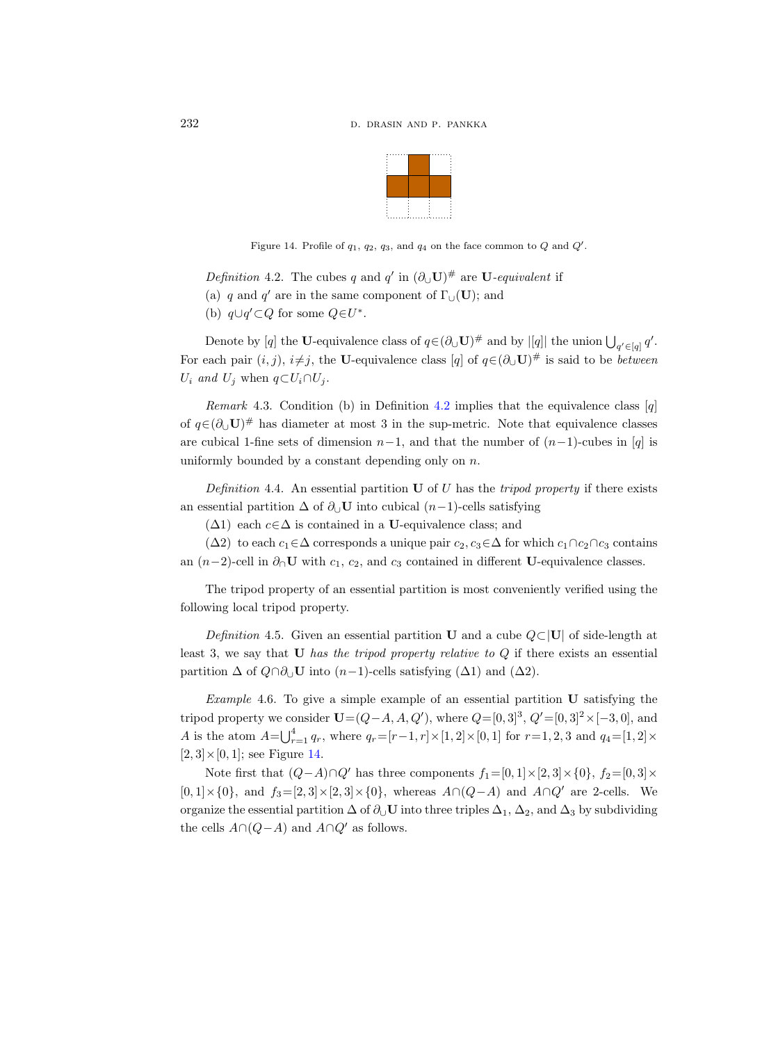Figure 14. Profile of $q_1$, $q_2$, $q_3$, and $q_4$ on the face common to $Q$ and $Q'$.

*Definition* 4.2. The cubes $q$ and $q'$ in $(\partial_\cup \mathbf{U})^\#$ are **U**-*equivalent* if

(a) $q$ and $q'$ are in the same component of $\Gamma_\cup(\mathbf{U})$; and

(b) $q \cup q' \subset Q$ for some $Q \in U^*$.

Denote by $[q]$ the **U**-equivalence class of $q \in (\partial_\cup \mathbf{U})^\#$ and by $|[q]|$ the union $\bigcup_{q' \in [q]} q'$. For each pair $(i,j)$, $i \neq j$, the **U**-equivalence class $[q]$ of $q \in (\partial_\cup \mathbf{U})^\#$ is said to be *between* $U_i$ *and* $U_j$ when $q \subset U_i \cap U_j$.

*Remark* 4.3. Condition (b) in Definition 4.2 implies that the equivalence class $[q]$ of $q \in (\partial_\cup \mathbf{U})^\#$ has diameter at most 3 in the sup-metric. Note that equivalence classes are cubical 1-fine sets of dimension $n-1$, and that the number of $(n-1)$-cubes in $[q]$ is uniformly bounded by a constant depending only on $n$.

*Definition* 4.4. An essential partition **U** of $U$ has the *tripod property* if there exists an essential partition $\Delta$ of $\partial_\cup \mathbf{U}$ into cubical $(n-1)$-cells satisfying

($\Delta 1$) each $c \in \Delta$ is contained in a **U**-equivalence class; and

($\Delta 2$) to each $c_1 \in \Delta$ corresponds a unique pair $c_2, c_3 \in \Delta$ for which $c_1 \cap c_2 \cap c_3$ contains an $(n-2)$-cell in $\partial_\cap \mathbf{U}$ with $c_1$, $c_2$, and $c_3$ contained in different **U**-equivalence classes.

The tripod property of an essential partition is most conveniently verified using the following local tripod property.

*Definition* 4.5. Given an essential partition **U** and a cube $Q \subset |\mathbf{U}|$ of side-length at least 3, we say that **U** *has the tripod property relative to* $Q$ if there exists an essential partition $\Delta$ of $Q \cap \partial_\cup \mathbf{U}$ into $(n-1)$-cells satisfying ($\Delta 1$) and ($\Delta 2$).

*Example* 4.6. To give a simple example of an essential partition **U** satisfying the tripod property we consider $\mathbf{U} = (Q - A, A, Q')$, where $Q = [0,3]^3$, $Q' = [0,3]^2 \times [-3,0]$, and $A$ is the atom $A = \bigcup_{r=1}^4 q_r$, where $q_r = [r-1, r] \times [1,2] \times [0,1]$ for $r = 1,2,3$ and $q_4 = [1,2] \times [2,3] \times [0,1]$; see Figure 14.

Note first that $(Q - A) \cap Q'$ has three components $f_1 = [0,1] \times [2,3] \times \{0\}$, $f_2 = [0,3] \times [0,1] \times \{0\}$, and $f_3 = [2,3] \times [2,3] \times \{0\}$, whereas $A \cap (Q - A)$ and $A \cap Q'$ are 2-cells. We organize the essential partition $\Delta$ of $\partial_\cup \mathbf{U}$ into three triples $\Delta_1$, $\Delta_2$, and $\Delta_3$ by subdividing the cells $A \cap (Q - A)$ and $A \cap Q'$ as follows.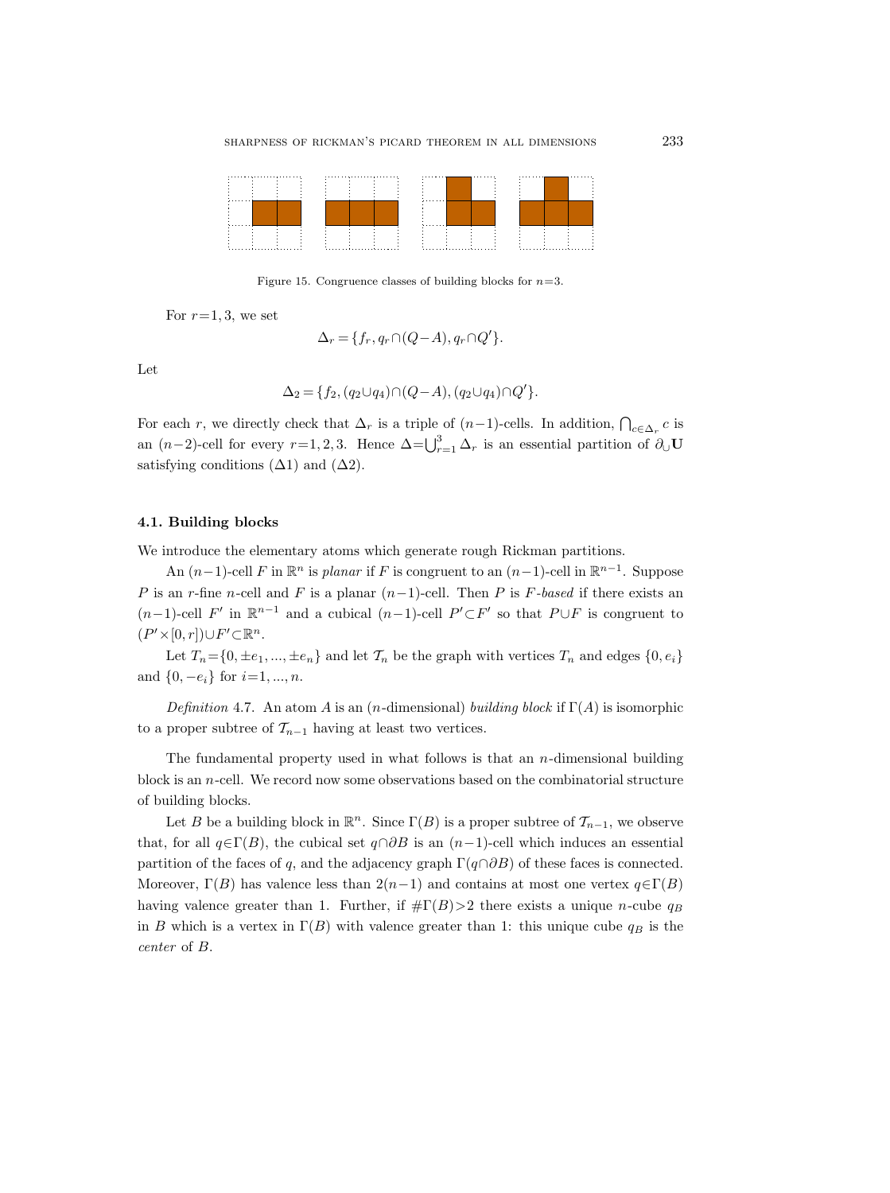Figure 15. Congruence classes of building blocks for $n=3$.

For $r=1,3$, we set

$$\Delta_r = \{f_r, q_r \cap (Q-A), q_r \cap Q'\}.$$

Let

$$\Delta_2 = \{f_2, (q_2 \cup q_4) \cap (Q-A), (q_2 \cup q_4) \cap Q'\}.$$

For each $r$, we directly check that $\Delta_r$ is a triple of $(n-1)$-cells. In addition, $\bigcap_{c \in \Delta_r} c$ is an $(n-2)$-cell for every $r=1,2,3$. Hence $\Delta = \bigcup_{r=1}^{3} \Delta_r$ is an essential partition of $\partial_\cup \mathbf{U}$ satisfying conditions $(\Delta 1)$ and $(\Delta 2)$.

### 4.1. Building blocks

We introduce the elementary atoms which generate rough Rickman partitions.

An $(n-1)$-cell $F$ in $\mathbb{R}^n$ is *planar* if $F$ is congruent to an $(n-1)$-cell in $\mathbb{R}^{n-1}$. Suppose $P$ is an $r$-fine $n$-cell and $F$ is a planar $(n-1)$-cell. Then $P$ is $F$*-based* if there exists an $(n-1)$-cell $F'$ in $\mathbb{R}^{n-1}$ and a cubical $(n-1)$-cell $P' \subset F'$ so that $P \cup F$ is congruent to $(P' \times [0,r]) \cup F' \subset \mathbb{R}^n$.

Let $T_n = \{0, \pm e_1, ..., \pm e_n\}$ and let $\mathcal{T}_n$ be the graph with vertices $T_n$ and edges $\{0, e_i\}$ and $\{0, -e_i\}$ for $i=1, ..., n$.

*Definition* 4.7. An atom $A$ is an ($n$-dimensional) *building block* if $\Gamma(A)$ is isomorphic to a proper subtree of $\mathcal{T}_{n-1}$ having at least two vertices.

The fundamental property used in what follows is that an $n$-dimensional building block is an $n$-cell. We record now some observations based on the combinatorial structure of building blocks.

Let $B$ be a building block in $\mathbb{R}^n$. Since $\Gamma(B)$ is a proper subtree of $\mathcal{T}_{n-1}$, we observe that, for all $q \in \Gamma(B)$, the cubical set $q \cap \partial B$ is an $(n-1)$-cell which induces an essential partition of the faces of $q$, and the adjacency graph $\Gamma(q \cap \partial B)$ of these faces is connected. Moreover, $\Gamma(B)$ has valence less than $2(n-1)$ and contains at most one vertex $q \in \Gamma(B)$ having valence greater than 1. Further, if $\#\Gamma(B) > 2$ there exists a unique $n$-cube $q_B$ in $B$ which is a vertex in $\Gamma(B)$ with valence greater than 1: this unique cube $q_B$ is the *center* of $B$.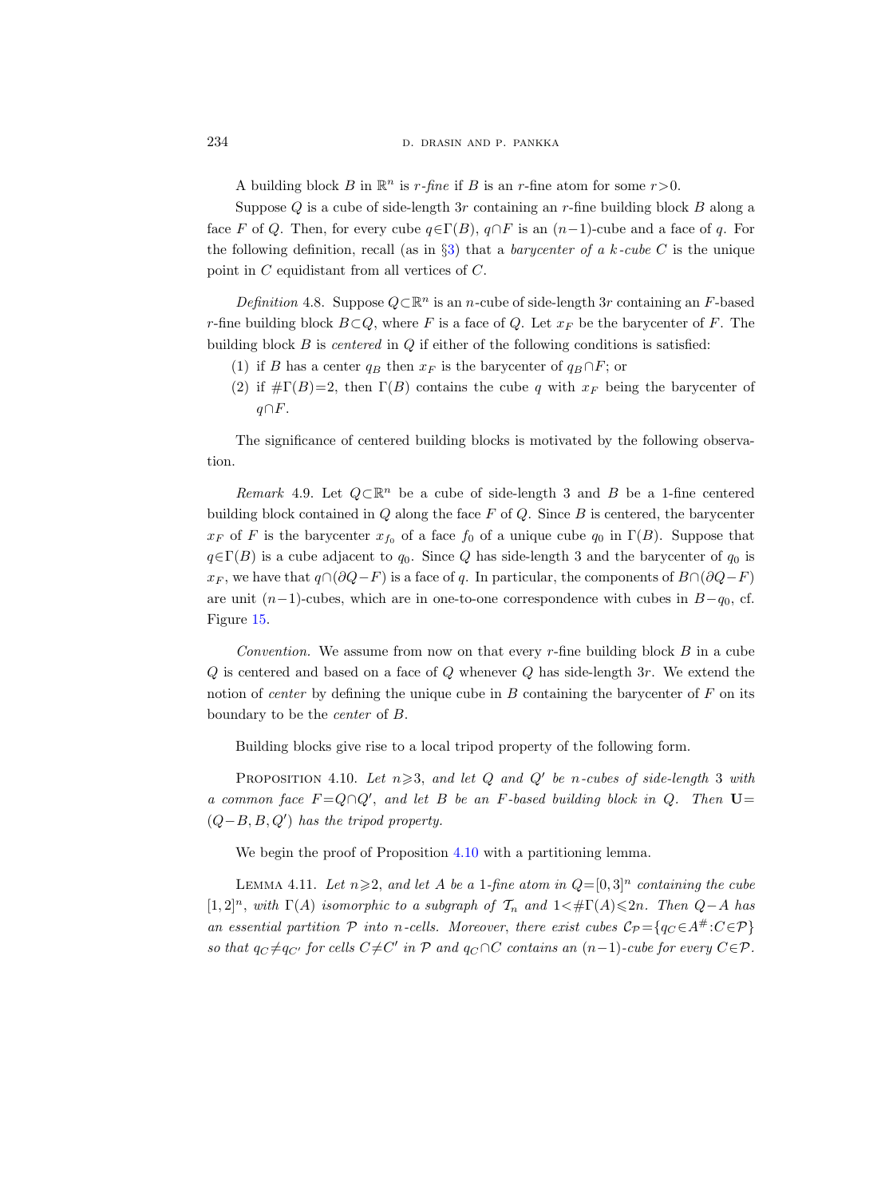A building block $B$ in $\mathbb{R}^n$ is *$r$-fine* if $B$ is an $r$-fine atom for some $r>0$.

Suppose $Q$ is a cube of side-length $3r$ containing an $r$-fine building block $B$ along a face $F$ of $Q$. Then, for every cube $q\in\Gamma(B)$, $q\cap F$ is an $(n-1)$-cube and a face of $q$. For the following definition, recall (as in §3) that a *barycenter of a $k$-cube $C$* is the unique point in $C$ equidistant from all vertices of $C$.

*Definition* 4.8. Suppose $Q\subset\mathbb{R}^n$ is an $n$-cube of side-length $3r$ containing an $F$-based $r$-fine building block $B\subset Q$, where $F$ is a face of $Q$. Let $x_F$ be the barycenter of $F$. The building block $B$ is *centered* in $Q$ if either of the following conditions is satisfied:

(1) if $B$ has a center $q_B$ then $x_F$ is the barycenter of $q_B\cap F$; or

(2) if $\#\Gamma(B)=2$, then $\Gamma(B)$ contains the cube $q$ with $x_F$ being the barycenter of $q\cap F$.

The significance of centered building blocks is motivated by the following observation.

*Remark* 4.9. Let $Q\subset\mathbb{R}^n$ be a cube of side-length 3 and $B$ be a 1-fine centered building block contained in $Q$ along the face $F$ of $Q$. Since $B$ is centered, the barycenter $x_F$ of $F$ is the barycenter $x_{f_0}$ of a face $f_0$ of a unique cube $q_0$ in $\Gamma(B)$. Suppose that $q\in\Gamma(B)$ is a cube adjacent to $q_0$. Since $Q$ has side-length 3 and the barycenter of $q_0$ is $x_F$, we have that $q\cap(\partial Q-F)$ is a face of $q$. In particular, the components of $B\cap(\partial Q-F)$ are unit $(n-1)$-cubes, which are in one-to-one correspondence with cubes in $B-q_0$, cf. Figure 15.

*Convention.* We assume from now on that every $r$-fine building block $B$ in a cube $Q$ is centered and based on a face of $Q$ whenever $Q$ has side-length $3r$. We extend the notion of *center* by defining the unique cube in $B$ containing the barycenter of $F$ on its boundary to be the *center* of $B$.

Building blocks give rise to a local tripod property of the following form.

Proposition 4.10. *Let $n\geqslant 3$, and let $Q$ and $Q'$ be $n$-cubes of side-length* 3 *with a common face $F=Q\cap Q'$, and let $B$ be an $F$-based building block in $Q$. Then $\mathbf{U}=(Q-B,B,Q')$ has the tripod property.*

We begin the proof of Proposition 4.10 with a partitioning lemma.

Lemma 4.11. *Let $n\geqslant 2$, and let $A$ be a* 1*-fine atom in $Q=[0,3]^n$ containing the cube $[1,2]^n$, with $\Gamma(A)$ isomorphic to a subgraph of $\mathcal{T}_n$ and $1<\#\Gamma(A)\leqslant 2n$. Then $Q-A$ has an essential partition $\mathcal{P}$ into $n$-cells. Moreover, there exist cubes $\mathcal{C}_{\mathcal{P}}=\{q_C\in A^{\#}:C\in\mathcal{P}\}$ so that $q_C\neq q_{C'}$ for cells $C\neq C'$ in $\mathcal{P}$ and $q_C\cap C$ contains an $(n-1)$-cube for every $C\in\mathcal{P}$.*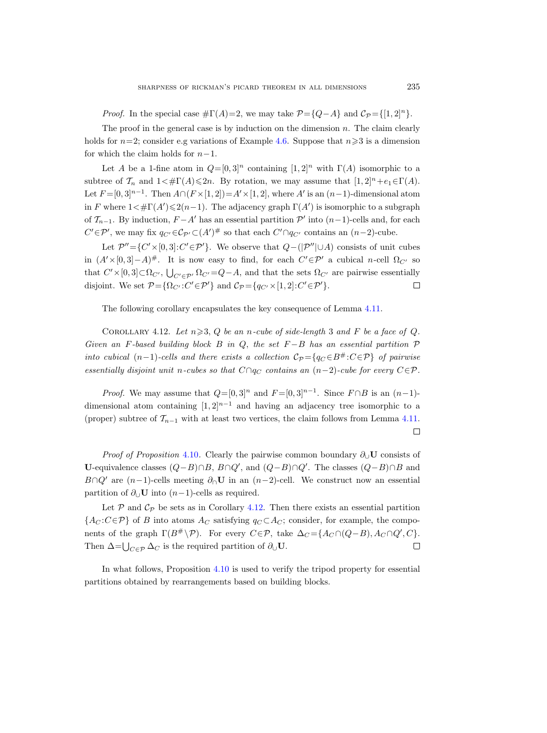*Proof.* In the special case $\#\Gamma(A)=2$, we may take $\mathcal{P}=\{Q-A\}$ and $\mathcal{C}_{\mathcal{P}}=\{[1,2]^n\}$.

The proof in the general case is by induction on the dimension $n$. The claim clearly holds for $n=2$; consider e.g variations of Example 4.6. Suppose that $n\geqslant 3$ is a dimension for which the claim holds for $n-1$.

Let $A$ be a 1-fine atom in $Q=[0,3]^n$ containing $[1,2]^n$ with $\Gamma(A)$ isomorphic to a subtree of $\mathcal{T}_n$ and $1<\#\Gamma(A)\leqslant 2n$. By rotation, we may assume that $[1,2]^n+e_1\in\Gamma(A)$. Let $F=[0,3]^{n-1}$. Then $A\cap(F\times[1,2])=A'\times[1,2]$, where $A'$ is an $(n-1)$-dimensional atom in $F$ where $1<\#\Gamma(A')\leqslant 2(n-1)$. The adjacency graph $\Gamma(A')$ is isomorphic to a subgraph of $\mathcal{T}_{n-1}$. By induction, $F-A'$ has an essential partition $\mathcal{P}'$ into $(n-1)$-cells and, for each $C'\in\mathcal{P}'$, we may fix $q_{C'}\in\mathcal{C}_{\mathcal{P}'}\subset(A')^\#$ so that each $C'\cap q_{C'}$ contains an $(n-2)$-cube.

Let $\mathcal{P}''=\{C'\times[0,3]:C'\in\mathcal{P}'\}$. We observe that $Q-(|\mathcal{P}''|\cup A)$ consists of unit cubes in $(A'\times[0,3]-A)^\#$. It is now easy to find, for each $C'\in\mathcal{P}'$ a cubical $n$-cell $\Omega_{C'}$ so that $C'\times[0,3]\subset\Omega_{C'}$, $\bigcup_{C'\in\mathcal{P}'}\Omega_{C'}=Q-A$, and that the sets $\Omega_{C'}$ are pairwise essentially disjoint. We set $\mathcal{P}=\{\Omega_{C'}:C'\in\mathcal{P}'\}$ and $\mathcal{C}_{\mathcal{P}}=\{q_{C'}\times[1,2]:C'\in\mathcal{P}'\}$. $\square$

The following corollary encapsulates the key consequence of Lemma 4.11.

Corollary 4.12. *Let $n\geqslant 3$, $Q$ be an $n$-cube of side-length 3 and $F$ be a face of $Q$. Given an $F$-based building block $B$ in $Q$, the set $F-B$ has an essential partition $\mathcal{P}$ into cubical $(n-1)$-cells and there exists a collection $\mathcal{C}_{\mathcal{P}}=\{q_C\in B^\#:C\in\mathcal{P}\}$ of pairwise essentially disjoint unit $n$-cubes so that $C\cap q_C$ contains an $(n-2)$-cube for every $C\in\mathcal{P}$.*

*Proof.* We may assume that $Q=[0,3]^n$ and $F=[0,3]^{n-1}$. Since $F\cap B$ is an $(n-1)$-dimensional atom containing $[1,2]^{n-1}$ and having an adjacency tree isomorphic to a (proper) subtree of $\mathcal{T}_{n-1}$ with at least two vertices, the claim follows from Lemma 4.11. $\square$

*Proof of Proposition* 4.10. Clearly the pairwise common boundary $\partial_\cup\mathbf{U}$ consists of $\mathbf{U}$-equivalence classes $(Q-B)\cap B$, $B\cap Q'$, and $(Q-B)\cap Q'$. The classes $(Q-B)\cap B$ and $B\cap Q'$ are $(n-1)$-cells meeting $\partial_\cap\mathbf{U}$ in an $(n-2)$-cell. We construct now an essential partition of $\partial_\cup\mathbf{U}$ into $(n-1)$-cells as required.

Let $\mathcal{P}$ and $\mathcal{C}_{\mathcal{P}}$ be sets as in Corollary 4.12. Then there exists an essential partition $\{A_C:C\in\mathcal{P}\}$ of $B$ into atoms $A_C$ satisfying $q_C\subset A_C$; consider, for example, the components of the graph $\Gamma(B^\#\setminus\mathcal{P})$. For every $C\in\mathcal{P}$, take $\Delta_C=\{A_C\cap(Q-B), A_C\cap Q', C\}$. Then $\Delta=\bigcup_{C\in\mathcal{P}}\Delta_C$ is the required partition of $\partial_\cup\mathbf{U}$. $\square$

In what follows, Proposition 4.10 is used to verify the tripod property for essential partitions obtained by rearrangements based on building blocks.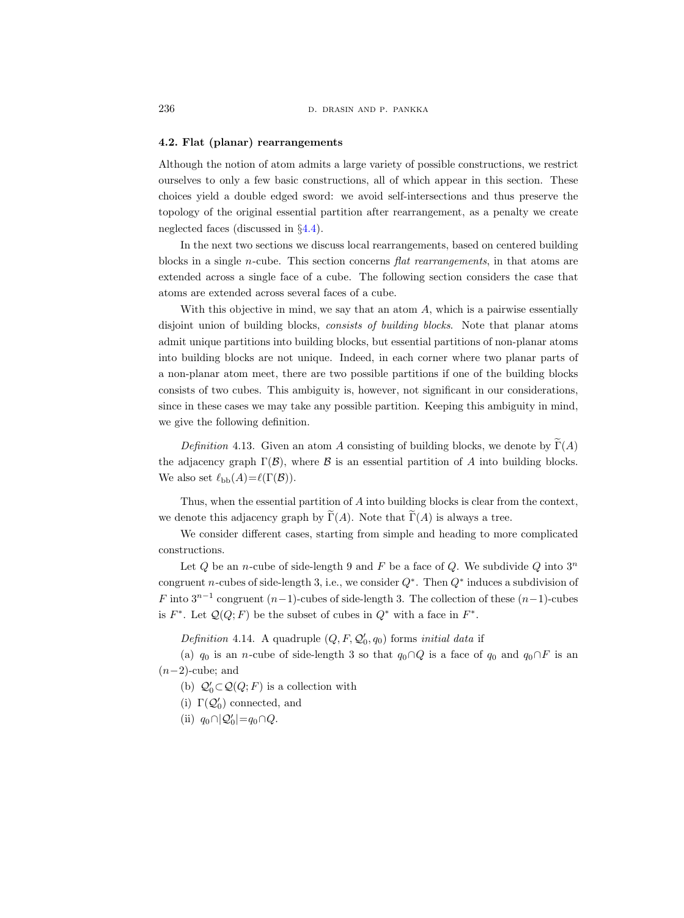### 4.2. Flat (planar) rearrangements

Although the notion of atom admits a large variety of possible constructions, we restrict ourselves to only a few basic constructions, all of which appear in this section. These choices yield a double edged sword: we avoid self-intersections and thus preserve the topology of the original essential partition after rearrangement, as a penalty we create neglected faces (discussed in §4.4).

In the next two sections we discuss local rearrangements, based on centered building blocks in a single $n$-cube. This section concerns *flat rearrangements*, in that atoms are extended across a single face of a cube. The following section considers the case that atoms are extended across several faces of a cube.

With this objective in mind, we say that an atom $A$, which is a pairwise essentially disjoint union of building blocks, *consists of building blocks*. Note that planar atoms admit unique partitions into building blocks, but essential partitions of non-planar atoms into building blocks are not unique. Indeed, in each corner where two planar parts of a non-planar atom meet, there are two possible partitions if one of the building blocks consists of two cubes. This ambiguity is, however, not significant in our considerations, since in these cases we may take any possible partition. Keeping this ambiguity in mind, we give the following definition.

*Definition* 4.13. Given an atom $A$ consisting of building blocks, we denote by $\widetilde{\Gamma}(A)$ the adjacency graph $\Gamma(\mathcal{B})$, where $\mathcal{B}$ is an essential partition of $A$ into building blocks. We also set $\ell_{\mathrm{bb}}(A)=\ell(\Gamma(\mathcal{B}))$.

Thus, when the essential partition of $A$ into building blocks is clear from the context, we denote this adjacency graph by $\widetilde{\Gamma}(A)$. Note that $\widetilde{\Gamma}(A)$ is always a tree.

We consider different cases, starting from simple and heading to more complicated constructions.

Let $Q$ be an $n$-cube of side-length 9 and $F$ be a face of $Q$. We subdivide $Q$ into $3^n$ congruent $n$-cubes of side-length 3, i.e., we consider $Q^*$. Then $Q^*$ induces a subdivision of $F$ into $3^{n-1}$ congruent $(n-1)$-cubes of side-length 3. The collection of these $(n-1)$-cubes is $F^*$. Let $\mathcal{Q}(Q;F)$ be the subset of cubes in $Q^*$ with a face in $F^*$.

*Definition* 4.14. A quadruple $(Q,F,\mathcal{Q}_0',q_0)$ forms *initial data* if

(a) $q_0$ is an $n$-cube of side-length 3 so that $q_0\cap Q$ is a face of $q_0$ and $q_0\cap F$ is an $(n-2)$-cube; and

(b) $\mathcal{Q}_0'\subset\mathcal{Q}(Q;F)$ is a collection with

(i) $\Gamma(\mathcal{Q}_0')$ connected, and

(ii) $q_0\cap|\mathcal{Q}_0'|=q_0\cap Q$.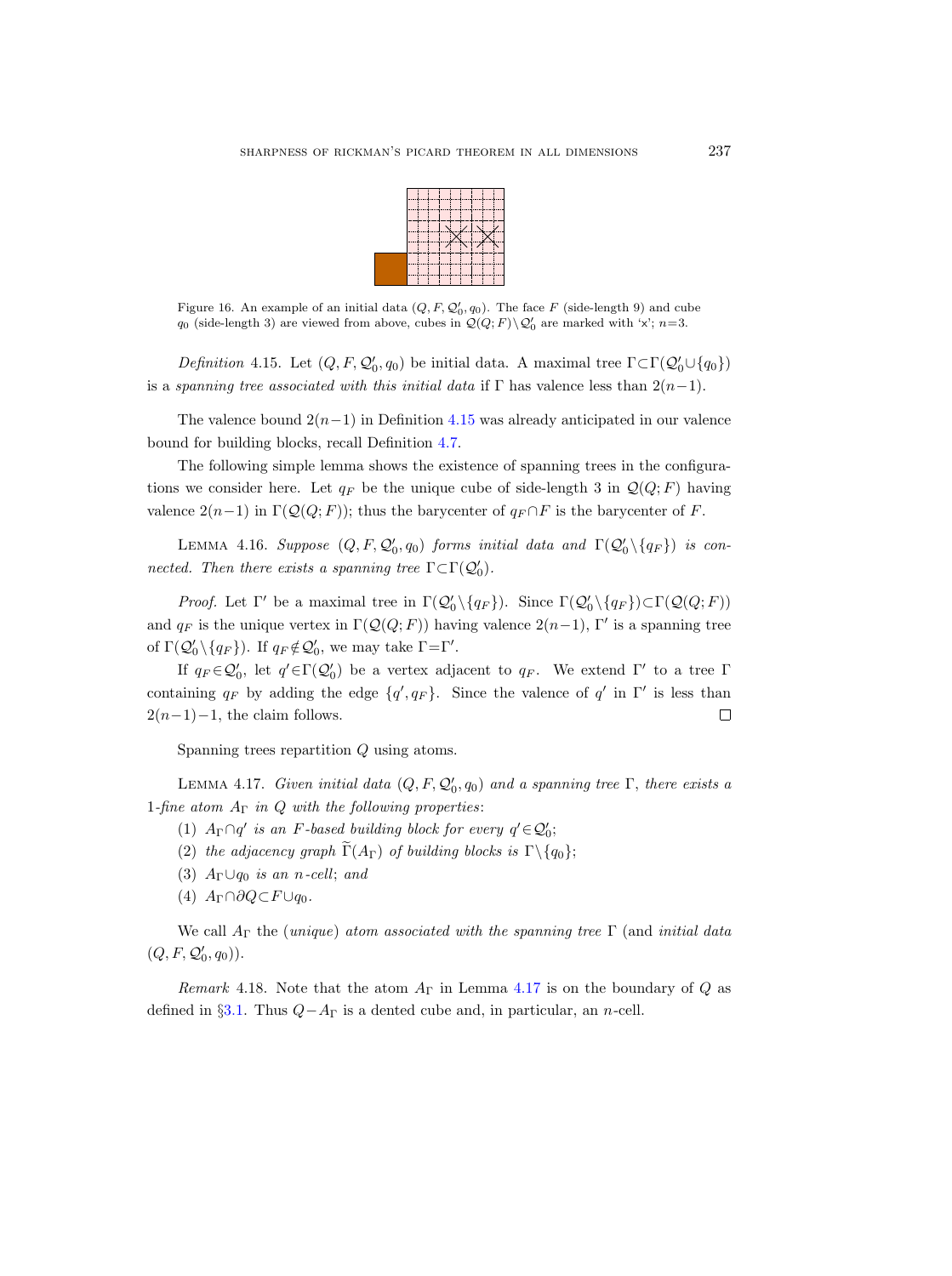Figure 16. An example of an initial data $(Q, F, \mathcal{Q}_0', q_0)$. The face $F$ (side-length 9) and cube $q_0$ (side-length 3) are viewed from above, cubes in $\mathcal{Q}(Q;F)\setminus\mathcal{Q}_0'$ are marked with 'x'; $n=3$.

*Definition* 4.15. Let $(Q, F, \mathcal{Q}_0', q_0)$ be initial data. A maximal tree $\Gamma\subset\Gamma(\mathcal{Q}_0'\cup\{q_0\})$ is a *spanning tree associated with this initial data* if $\Gamma$ has valence less than $2(n-1)$.

The valence bound $2(n-1)$ in Definition 4.15 was already anticipated in our valence bound for building blocks, recall Definition 4.7.

The following simple lemma shows the existence of spanning trees in the configurations we consider here. Let $q_F$ be the unique cube of side-length 3 in $\mathcal{Q}(Q;F)$ having valence $2(n-1)$ in $\Gamma(\mathcal{Q}(Q;F))$; thus the barycenter of $q_F\cap F$ is the barycenter of $F$.

LEMMA 4.16. *Suppose $(Q, F, \mathcal{Q}_0', q_0)$ forms initial data and $\Gamma(\mathcal{Q}_0'\setminus\{q_F\})$ is connected. Then there exists a spanning tree $\Gamma\subset\Gamma(\mathcal{Q}_0')$.*

*Proof.* Let $\Gamma'$ be a maximal tree in $\Gamma(\mathcal{Q}_0'\setminus\{q_F\})$. Since $\Gamma(\mathcal{Q}_0'\setminus\{q_F\})\subset\Gamma(\mathcal{Q}(Q;F))$ and $q_F$ is the unique vertex in $\Gamma(\mathcal{Q}(Q;F))$ having valence $2(n-1)$, $\Gamma'$ is a spanning tree of $\Gamma(\mathcal{Q}_0'\setminus\{q_F\})$. If $q_F\notin\mathcal{Q}_0'$, we may take $\Gamma=\Gamma'$.

If $q_F\in\mathcal{Q}_0'$, let $q'\in\Gamma(\mathcal{Q}_0')$ be a vertex adjacent to $q_F$. We extend $\Gamma'$ to a tree $\Gamma$ containing $q_F$ by adding the edge $\{q', q_F\}$. Since the valence of $q'$ in $\Gamma'$ is less than $2(n-1)-1$, the claim follows. $\square$

Spanning trees repartition $Q$ using atoms.

LEMMA 4.17. *Given initial data $(Q, F, \mathcal{Q}_0', q_0)$ and a spanning tree $\Gamma$, there exists a 1-fine atom $A_\Gamma$ in $Q$ with the following properties:*

(1) *$A_\Gamma\cap q'$ is an $F$-based building block for every $q'\in\mathcal{Q}_0'$;*

(2) *the adjacency graph $\widetilde{\Gamma}(A_\Gamma)$ of building blocks is $\Gamma\setminus\{q_0\}$;*

(3) *$A_\Gamma\cup q_0$ is an $n$-cell; and*

(4) *$A_\Gamma\cap\partial Q\subset F\cup q_0$.*

We call $A_\Gamma$ the (*unique*) *atom associated with the spanning tree* $\Gamma$ (and *initial data* $(Q, F, \mathcal{Q}_0', q_0)$).

*Remark* 4.18. Note that the atom $A_\Gamma$ in Lemma 4.17 is on the boundary of $Q$ as defined in §3.1. Thus $Q-A_\Gamma$ is a dented cube and, in particular, an $n$-cell.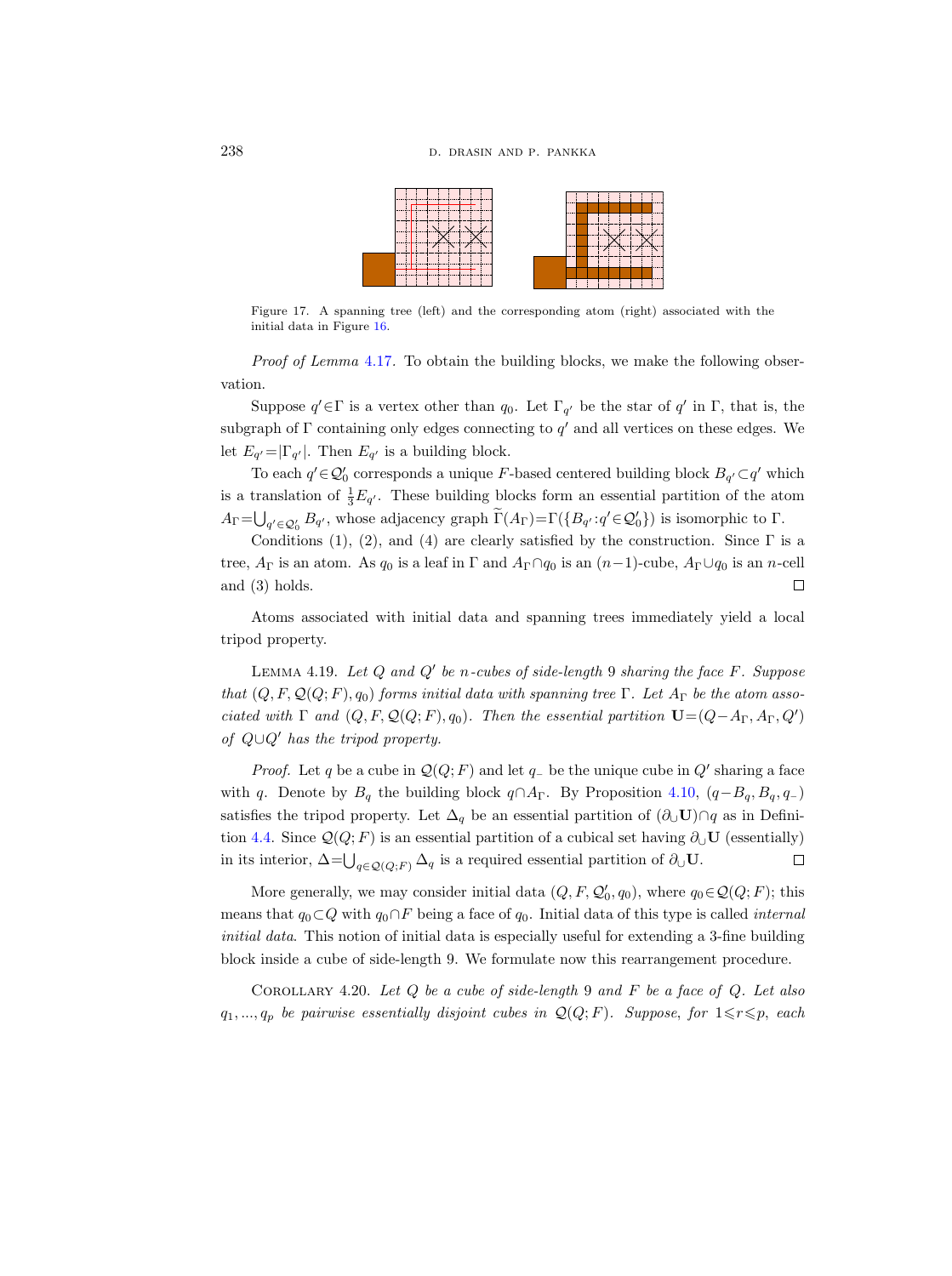Figure 17. A spanning tree (left) and the corresponding atom (right) associated with the initial data in Figure 16.

*Proof of Lemma* 4.17. To obtain the building blocks, we make the following observation.

Suppose $q' \in \Gamma$ is a vertex other than $q_0$. Let $\Gamma_{q'}$ be the star of $q'$ in $\Gamma$, that is, the subgraph of $\Gamma$ containing only edges connecting to $q'$ and all vertices on these edges. We let $E_{q'} = |\Gamma_{q'}|$. Then $E_{q'}$ is a building block.

To each $q' \in \mathcal{Q}_0'$ corresponds a unique $F$-based centered building block $B_{q'} \subset q'$ which is a translation of $\frac{1}{3}E_{q'}$. These building blocks form an essential partition of the atom $A_\Gamma = \bigcup_{q' \in \mathcal{Q}_0'} B_{q'}$, whose adjacency graph $\widetilde{\Gamma}(A_\Gamma) = \Gamma(\{B_{q'} : q' \in \mathcal{Q}_0'\})$ is isomorphic to $\Gamma$.

Conditions (1), (2), and (4) are clearly satisfied by the construction. Since $\Gamma$ is a tree, $A_\Gamma$ is an atom. As $q_0$ is a leaf in $\Gamma$ and $A_\Gamma \cap q_0$ is an $(n-1)$-cube, $A_\Gamma \cup q_0$ is an $n$-cell and (3) holds. $\square$

Atoms associated with initial data and spanning trees immediately yield a local tripod property.

LEMMA 4.19. *Let $Q$ and $Q'$ be $n$-cubes of side-length* 9 *sharing the face $F$. Suppose that $(Q, F, \mathcal{Q}(Q; F), q_0)$ forms initial data with spanning tree $\Gamma$. Let $A_\Gamma$ be the atom associated with $\Gamma$ and $(Q, F, \mathcal{Q}(Q; F), q_0)$. Then the essential partition $\mathbf{U} = (Q - A_\Gamma, A_\Gamma, Q')$ of $Q \cup Q'$ has the tripod property.*

*Proof.* Let $q$ be a cube in $\mathcal{Q}(Q; F)$ and let $q_-$ be the unique cube in $Q'$ sharing a face with $q$. Denote by $B_q$ the building block $q \cap A_\Gamma$. By Proposition 4.10, $(q - B_q, B_q, q_-)$ satisfies the tripod property. Let $\Delta_q$ be an essential partition of $(\partial_\cup \mathbf{U}) \cap q$ as in Definition 4.4. Since $\mathcal{Q}(Q; F)$ is an essential partition of a cubical set having $\partial_\cup \mathbf{U}$ (essentially) in its interior, $\Delta = \bigcup_{q \in \mathcal{Q}(Q;F)} \Delta_q$ is a required essential partition of $\partial_\cup \mathbf{U}$. $\square$

More generally, we may consider initial data $(Q, F, \mathcal{Q}_0', q_0)$, where $q_0 \in \mathcal{Q}(Q; F)$; this means that $q_0 \subset Q$ with $q_0 \cap F$ being a face of $q_0$. Initial data of this type is called *internal initial data*. This notion of initial data is especially useful for extending a 3-fine building block inside a cube of side-length 9. We formulate now this rearrangement procedure.

COROLLARY 4.20. *Let $Q$ be a cube of side-length* 9 *and $F$ be a face of $Q$. Let also $q_1, ..., q_p$ be pairwise essentially disjoint cubes in $\mathcal{Q}(Q; F)$. Suppose, for $1 \leqslant r \leqslant p$, each*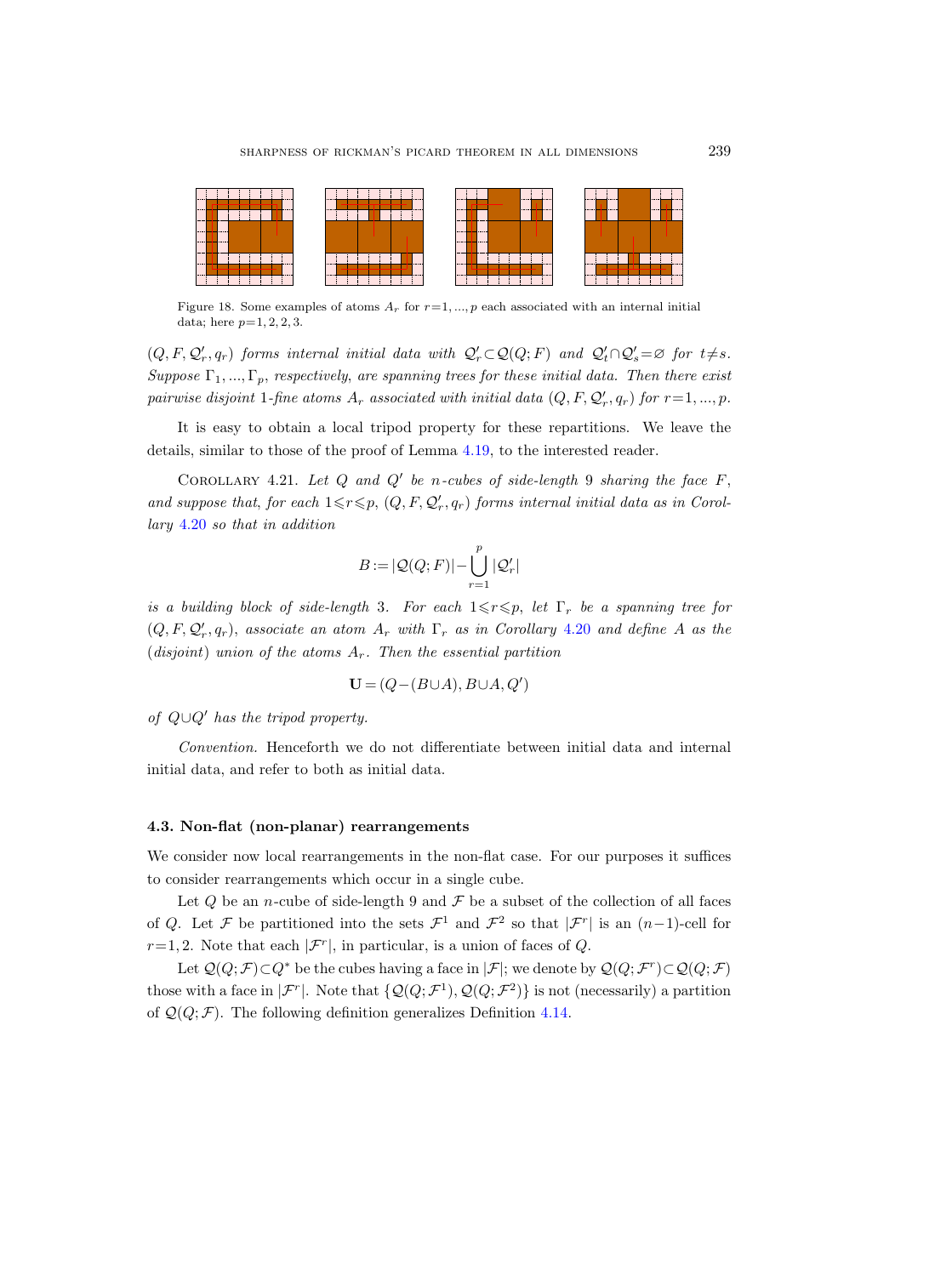Figure 18. Some examples of atoms $A_r$ for $r=1, ..., p$ each associated with an internal initial data; here $p=1,2,2,3$.

*$(Q, F, \mathcal{Q}'_r, q_r)$ forms internal initial data with $\mathcal{Q}'_r \subset \mathcal{Q}(Q;F)$ and $\mathcal{Q}'_t \cap \mathcal{Q}'_s = \varnothing$ for $t \neq s$. Suppose $\Gamma_1, ..., \Gamma_p$, respectively, are spanning trees for these initial data. Then there exist pairwise disjoint 1-fine atoms $A_r$ associated with initial data $(Q, F, \mathcal{Q}'_r, q_r)$ for $r=1, ..., p$.*

It is easy to obtain a local tripod property for these repartitions. We leave the details, similar to those of the proof of Lemma 4.19, to the interested reader.

Corollary 4.21. *Let $Q$ and $Q'$ be $n$-cubes of side-length 9 sharing the face $F$, and suppose that, for each $1 \leqslant r \leqslant p$, $(Q, F, \mathcal{Q}'_r, q_r)$ forms internal initial data as in Corollary 4.20 so that in addition*

$$B := |\mathcal{Q}(Q;F)| - \bigcup_{r=1}^{p} |\mathcal{Q}'_r|$$

*is a building block of side-length 3. For each $1 \leqslant r \leqslant p$, let $\Gamma_r$ be a spanning tree for $(Q, F, \mathcal{Q}'_r, q_r)$, associate an atom $A_r$ with $\Gamma_r$ as in Corollary 4.20 and define $A$ as the (disjoint) union of the atoms $A_r$. Then the essential partition*

$$\mathbf{U} = (Q - (B \cup A), B \cup A, Q')$$

*of $Q \cup Q'$ has the tripod property.*

*Convention.* Henceforth we do not differentiate between initial data and internal initial data, and refer to both as initial data.

### 4.3. Non-flat (non-planar) rearrangements

We consider now local rearrangements in the non-flat case. For our purposes it suffices to consider rearrangements which occur in a single cube.

Let $Q$ be an $n$-cube of side-length 9 and $\mathcal{F}$ be a subset of the collection of all faces of $Q$. Let $\mathcal{F}$ be partitioned into the sets $\mathcal{F}^1$ and $\mathcal{F}^2$ so that $|\mathcal{F}^r|$ is an $(n-1)$-cell for $r=1,2$. Note that each $|\mathcal{F}^r|$, in particular, is a union of faces of $Q$.

Let $\mathcal{Q}(Q;\mathcal{F}) \subset Q^*$ be the cubes having a face in $|\mathcal{F}|$; we denote by $\mathcal{Q}(Q;\mathcal{F}^r) \subset \mathcal{Q}(Q;\mathcal{F})$ those with a face in $|\mathcal{F}^r|$. Note that $\{\mathcal{Q}(Q;\mathcal{F}^1), \mathcal{Q}(Q;\mathcal{F}^2)\}$ is not (necessarily) a partition of $\mathcal{Q}(Q;\mathcal{F})$. The following definition generalizes Definition 4.14.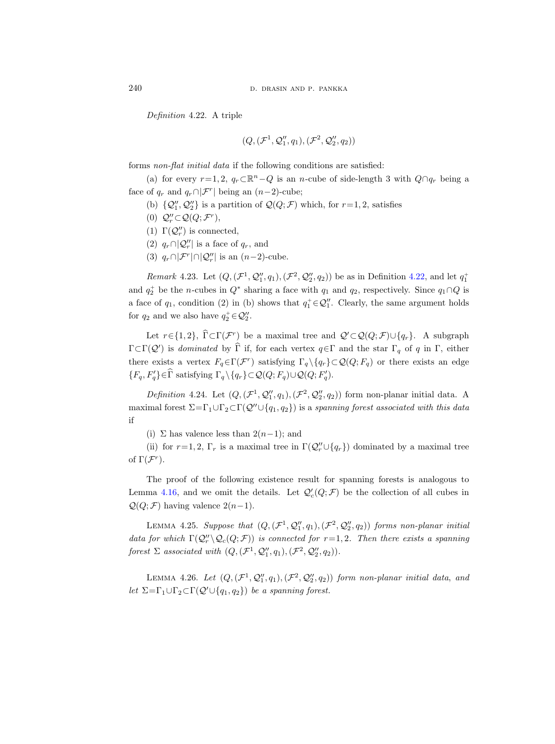*Definition* 4.22. A triple

$$(Q, (\mathcal{F}^1, \mathcal{Q}_1'', q_1), (\mathcal{F}^2, \mathcal{Q}_2'', q_2))$$

forms *non-flat initial data* if the following conditions are satisfied:

(a) for every $r=1,2$, $q_r \subset \mathbb{R}^n - Q$ is an $n$-cube of side-length 3 with $Q \cap q_r$ being a face of $q_r$ and $q_r \cap |\mathcal{F}^r|$ being an $(n-2)$-cube;

(b) $\{\mathcal{Q}_1'', \mathcal{Q}_2''\}$ is a partition of $\mathcal{Q}(Q;\mathcal{F})$ which, for $r=1,2$, satisfies

(0) $\mathcal{Q}_r'' \subset \mathcal{Q}(Q;\mathcal{F}^r)$,

(1) $\Gamma(\mathcal{Q}_r'')$ is connected,

(2) $q_r \cap |\mathcal{Q}_r''|$ is a face of $q_r$, and

(3) $q_r \cap |\mathcal{F}^r| \cap |\mathcal{Q}_r''|$ is an $(n-2)$-cube.

*Remark* 4.23. Let $(Q, (\mathcal{F}^1, \mathcal{Q}_1'', q_1), (\mathcal{F}^2, \mathcal{Q}_2'', q_2))$ be as in Definition 4.22, and let $q_1^+$ and $q_2^+$ be the $n$-cubes in $Q^*$ sharing a face with $q_1$ and $q_2$, respectively. Since $q_1 \cap Q$ is a face of $q_1$, condition (2) in (b) shows that $q_1^+ \in \mathcal{Q}_1''$. Clearly, the same argument holds for $q_2$ and we also have $q_2^+ \in \mathcal{Q}_2''$.

Let $r \in \{1,2\}$, $\widehat{\Gamma} \subset \Gamma(\mathcal{F}^r)$ be a maximal tree and $\mathcal{Q}' \subset \mathcal{Q}(Q;\mathcal{F}) \cup \{q_r\}$. A subgraph $\Gamma \subset \Gamma(\mathcal{Q}')$ is *dominated* by $\widehat{\Gamma}$ if, for each vertex $q \in \Gamma$ and the star $\Gamma_q$ of $q$ in $\Gamma$, either there exists a vertex $F_q \in \Gamma(\mathcal{F}^r)$ satisfying $\Gamma_q \setminus \{q_r\} \subset \mathcal{Q}(Q;F_q)$ or there exists an edge $\{F_q, F_q'\} \in \widehat{\Gamma}$ satisfying $\Gamma_q \setminus \{q_r\} \subset \mathcal{Q}(Q;F_q) \cup \mathcal{Q}(Q;F_q')$.

*Definition* 4.24. Let $(Q, (\mathcal{F}^1, \mathcal{Q}_1'', q_1), (\mathcal{F}^2, \mathcal{Q}_2'', q_2))$ form non-planar initial data. A maximal forest $\Sigma = \Gamma_1 \cup \Gamma_2 \subset \Gamma(\mathcal{Q}'' \cup \{q_1, q_2\})$ is a *spanning forest associated with this data* if

(i) $\Sigma$ has valence less than $2(n-1)$; and

(ii) for $r=1,2$, $\Gamma_r$ is a maximal tree in $\Gamma(\mathcal{Q}_r'' \cup \{q_r\})$ dominated by a maximal tree of $\Gamma(\mathcal{F}^r)$.

The proof of the following existence result for spanning forests is analogous to Lemma 4.16, and we omit the details. Let $\mathcal{Q}_c'(Q;\mathcal{F})$ be the collection of all cubes in $\mathcal{Q}(Q;\mathcal{F})$ having valence $2(n-1)$.

LEMMA 4.25. *Suppose that $(Q, (\mathcal{F}^1, \mathcal{Q}_1'', q_1), (\mathcal{F}^2, \mathcal{Q}_2'', q_2))$ forms non-planar initial data for which $\Gamma(\mathcal{Q}_r'' \setminus \mathcal{Q}_c(Q;\mathcal{F}))$ is connected for $r=1,2$. Then there exists a spanning forest $\Sigma$ associated with $(Q, (\mathcal{F}^1, \mathcal{Q}_1'', q_1), (\mathcal{F}^2, \mathcal{Q}_2'', q_2))$.*

LEMMA 4.26. *Let $(Q, (\mathcal{F}^1, \mathcal{Q}_1'', q_1), (\mathcal{F}^2, \mathcal{Q}_2'', q_2))$ form non-planar initial data, and let $\Sigma = \Gamma_1 \cup \Gamma_2 \subset \Gamma(\mathcal{Q}' \cup \{q_1, q_2\})$ be a spanning forest.*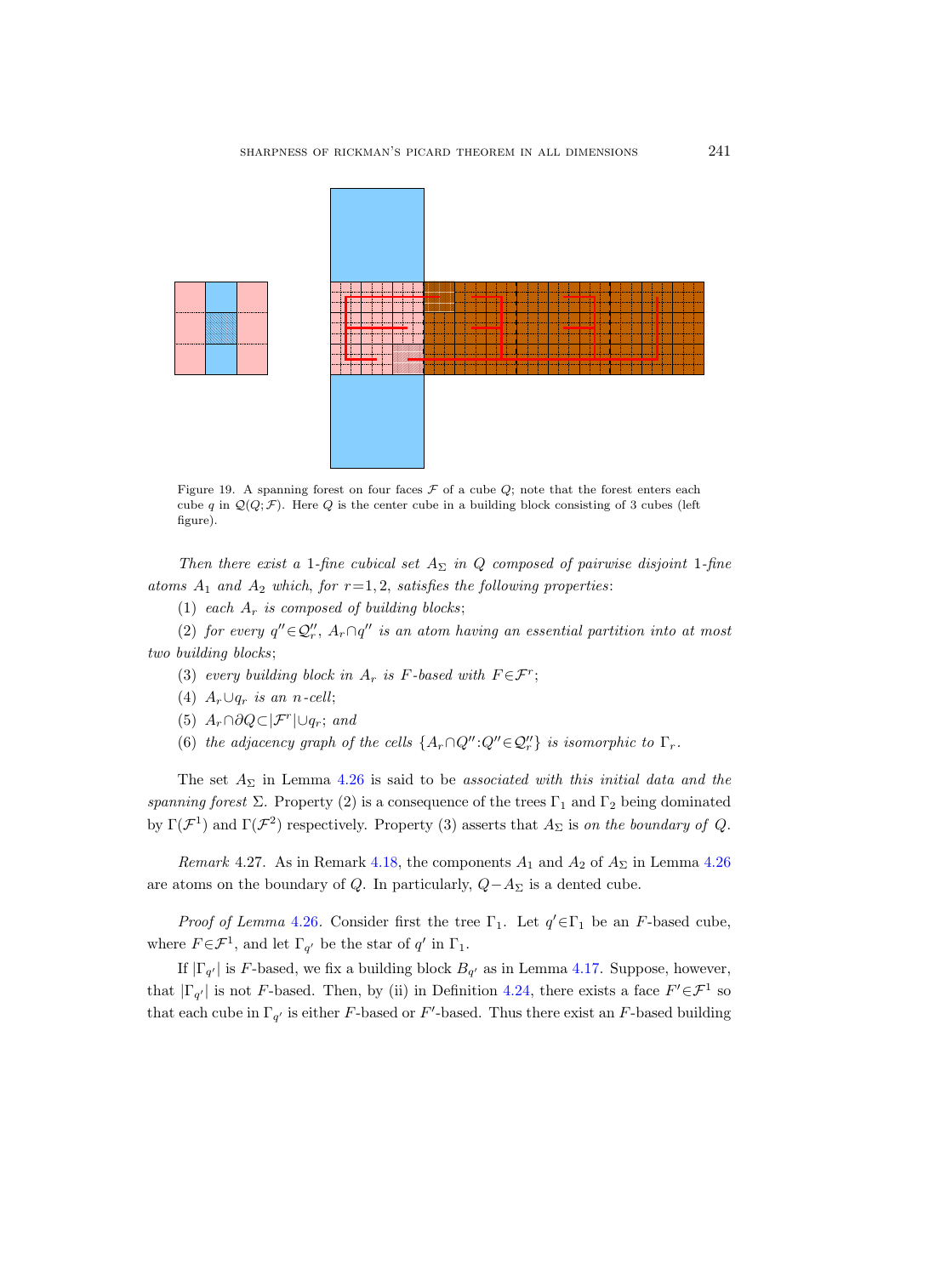Figure 19. A spanning forest on four faces $\mathcal{F}$ of a cube $Q$; note that the forest enters each cube $q$ in $\mathcal{Q}(Q;\mathcal{F})$. Here $Q$ is the center cube in a building block consisting of 3 cubes (left figure).

*Then there exist a* 1*-fine cubical set* $A_\Sigma$ *in* $Q$ *composed of pairwise disjoint* 1*-fine atoms* $A_1$ *and* $A_2$ *which, for* $r=1,2$*, satisfies the following properties*:

(1) *each* $A_r$ *is composed of building blocks*;

(2) *for every* $q''\in\mathcal{Q}''_r$, $A_r\cap q''$ *is an atom having an essential partition into at most two building blocks*;

(3) *every building block in* $A_r$ *is* $F$*-based with* $F\in\mathcal{F}^r$;

(4) $A_r\cup q_r$ *is an* $n$*-cell*;

(5) $A_r\cap\partial Q\subset|\mathcal{F}^r|\cup q_r$; *and*

(6) *the adjacency graph of the cells* $\{A_r\cap Q'':Q''\in\mathcal{Q}''_r\}$ *is isomorphic to* $\Gamma_r$.

The set $A_\Sigma$ in Lemma 4.26 is said to be *associated with this initial data and the spanning forest* $\Sigma$. Property (2) is a consequence of the trees $\Gamma_1$ and $\Gamma_2$ being dominated by $\Gamma(\mathcal{F}^1)$ and $\Gamma(\mathcal{F}^2)$ respectively. Property (3) asserts that $A_\Sigma$ is *on the boundary of* $Q$.

*Remark* 4.27. As in Remark 4.18, the components $A_1$ and $A_2$ of $A_\Sigma$ in Lemma 4.26 are atoms on the boundary of $Q$. In particularly, $Q-A_\Sigma$ is a dented cube.

*Proof of Lemma* 4.26. Consider first the tree $\Gamma_1$. Let $q'\in\Gamma_1$ be an $F$-based cube, where $F\in\mathcal{F}^1$, and let $\Gamma_{q'}$ be the star of $q'$ in $\Gamma_1$.

If $|\Gamma_{q'}|$ is $F$-based, we fix a building block $B_{q'}$ as in Lemma 4.17. Suppose, however, that $|\Gamma_{q'}|$ is not $F$-based. Then, by (ii) in Definition 4.24, there exists a face $F'\in\mathcal{F}^1$ so that each cube in $\Gamma_{q'}$ is either $F$-based or $F'$-based. Thus there exist an $F$-based building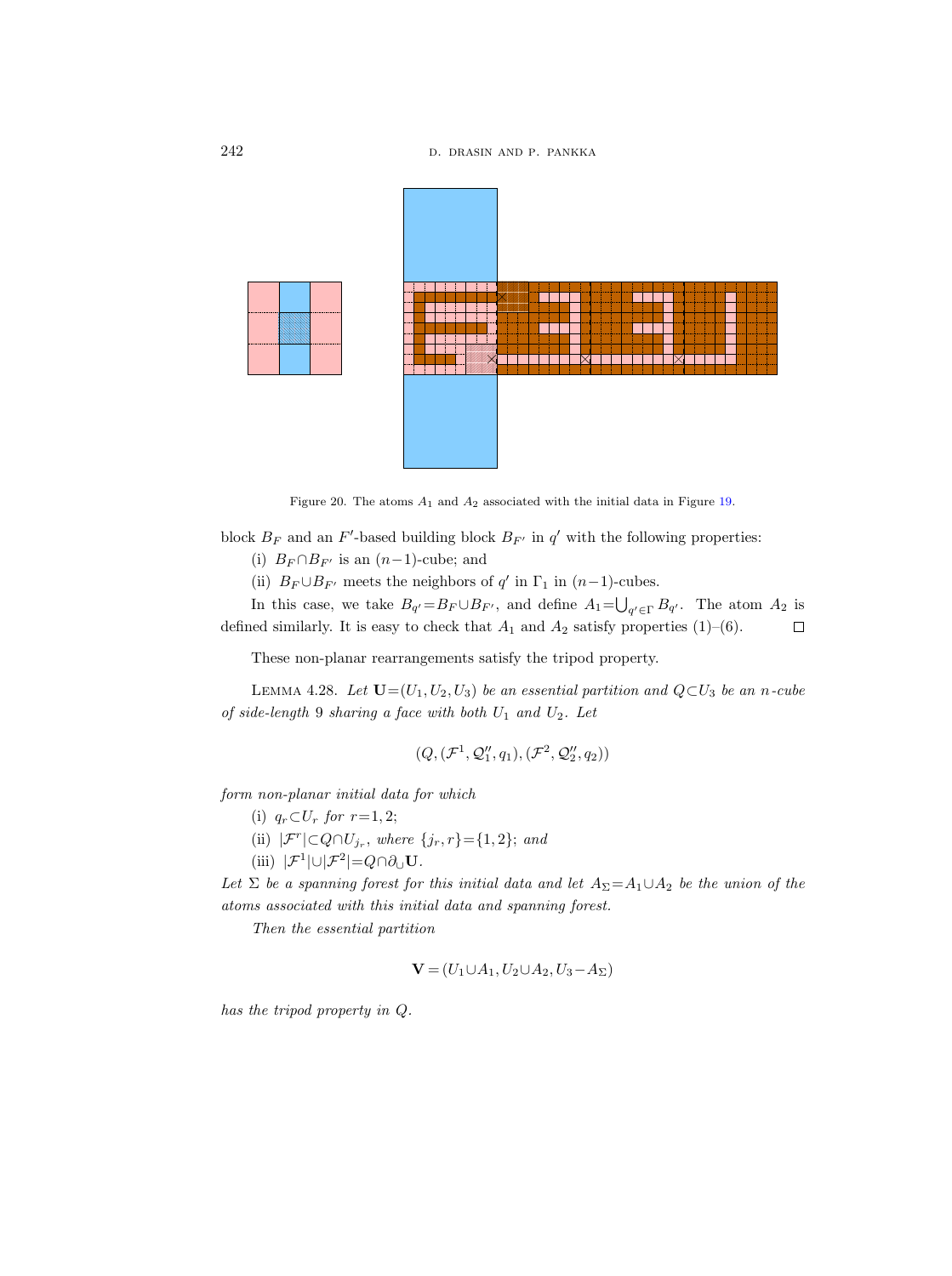Figure 20. The atoms $A_1$ and $A_2$ associated with the initial data in Figure 19.

block $B_F$ and an $F'$-based building block $B_{F'}$ in $q'$ with the following properties:

(i) $B_F \cap B_{F'}$ is an $(n-1)$-cube; and

(ii) $B_F \cup B_{F'}$ meets the neighbors of $q'$ in $\Gamma_1$ in $(n-1)$-cubes.

In this case, we take $B_{q'} = B_F \cup B_{F'}$, and define $A_1 = \bigcup_{q' \in \Gamma} B_{q'}$. The atom $A_2$ is defined similarly. It is easy to check that $A_1$ and $A_2$ satisfy properties (1)–(6). $\square$

These non-planar rearrangements satisfy the tripod property.

Lemma 4.28. *Let $\mathbf{U} = (U_1, U_2, U_3)$ be an essential partition and $Q \subset U_3$ be an $n$-cube of side-length 9 sharing a face with both $U_1$ and $U_2$. Let*

$$(Q, (\mathcal{F}^1, \mathcal{Q}_1'', q_1), (\mathcal{F}^2, \mathcal{Q}_2'', q_2))$$

*form non-planar initial data for which*

(i) *$q_r \subset U_r$ for $r = 1, 2$;*

(ii) *$|\mathcal{F}^r| \subset Q \cap U_{j_r}$, where $\{j_r, r\} = \{1, 2\}$; and*

(iii) *$|\mathcal{F}^1| \cup |\mathcal{F}^2| = Q \cap \partial_\cup \mathbf{U}$.*

*Let $\Sigma$ be a spanning forest for this initial data and let $A_\Sigma = A_1 \cup A_2$ be the union of the atoms associated with this initial data and spanning forest.*

*Then the essential partition*

$$\mathbf{V} = (U_1 \cup A_1, U_2 \cup A_2, U_3 - A_\Sigma)$$

*has the tripod property in $Q$.*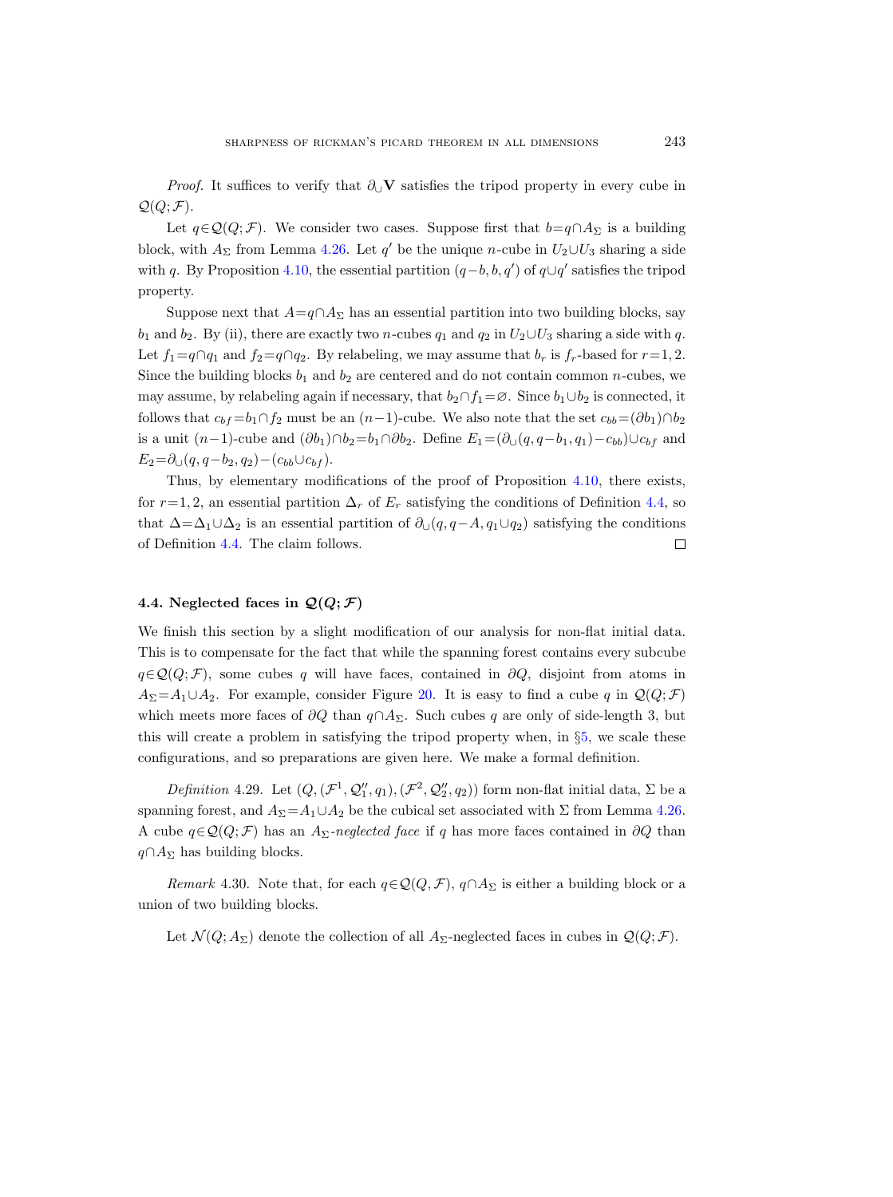*Proof.* It suffices to verify that $\partial_\cup \mathbf{V}$ satisfies the tripod property in every cube in $\mathcal{Q}(Q;\mathcal{F})$.

Let $q\in\mathcal{Q}(Q;\mathcal{F})$. We consider two cases. Suppose first that $b=q\cap A_\Sigma$ is a building block, with $A_\Sigma$ from Lemma 4.26. Let $q'$ be the unique $n$-cube in $U_2\cup U_3$ sharing a side with $q$. By Proposition 4.10, the essential partition $(q-b,b,q')$ of $q\cup q'$ satisfies the tripod property.

Suppose next that $A=q\cap A_\Sigma$ has an essential partition into two building blocks, say $b_1$ and $b_2$. By (ii), there are exactly two $n$-cubes $q_1$ and $q_2$ in $U_2\cup U_3$ sharing a side with $q$. Let $f_1=q\cap q_1$ and $f_2=q\cap q_2$. By relabeling, we may assume that $b_r$ is $f_r$-based for $r=1,2$. Since the building blocks $b_1$ and $b_2$ are centered and do not contain common $n$-cubes, we may assume, by relabeling again if necessary, that $b_2\cap f_1=\varnothing$. Since $b_1\cup b_2$ is connected, it follows that $c_{bf}=b_1\cap f_2$ must be an $(n-1)$-cube. We also note that the set $c_{bb}=(\partial b_1)\cap b_2$ is a unit $(n-1)$-cube and $(\partial b_1)\cap b_2=b_1\cap\partial b_2$. Define $E_1=(\partial_\cup(q,q-b_1,q_1)-c_{bb})\cup c_{bf}$ and $E_2=\partial_\cup(q,q-b_2,q_2)-(c_{bb}\cup c_{bf})$.

Thus, by elementary modifications of the proof of Proposition 4.10, there exists, for $r=1,2$, an essential partition $\Delta_r$ of $E_r$ satisfying the conditions of Definition 4.4, so that $\Delta=\Delta_1\cup\Delta_2$ is an essential partition of $\partial_\cup(q,q-A,q_1\cup q_2)$ satisfying the conditions of Definition 4.4. The claim follows. $\square$

### 4.4. Neglected faces in $\mathcal{Q}(Q;\mathcal{F})$

We finish this section by a slight modification of our analysis for non-flat initial data. This is to compensate for the fact that while the spanning forest contains every subcube $q\in\mathcal{Q}(Q;\mathcal{F})$, some cubes $q$ will have faces, contained in $\partial Q$, disjoint from atoms in $A_\Sigma=A_1\cup A_2$. For example, consider Figure 20. It is easy to find a cube $q$ in $\mathcal{Q}(Q;\mathcal{F})$ which meets more faces of $\partial Q$ than $q\cap A_\Sigma$. Such cubes $q$ are only of side-length 3, but this will create a problem in satisfying the tripod property when, in §5, we scale these configurations, and so preparations are given here. We make a formal definition.

*Definition* 4.29. Let $(Q,(\mathcal{F}^1,\mathcal{Q}_1'',q_1),(\mathcal{F}^2,\mathcal{Q}_2'',q_2))$ form non-flat initial data, $\Sigma$ be a spanning forest, and $A_\Sigma=A_1\cup A_2$ be the cubical set associated with $\Sigma$ from Lemma 4.26. A cube $q\in\mathcal{Q}(Q;\mathcal{F})$ has an $A_\Sigma$*-neglected face* if $q$ has more faces contained in $\partial Q$ than $q\cap A_\Sigma$ has building blocks.

*Remark* 4.30. Note that, for each $q\in\mathcal{Q}(Q,\mathcal{F})$, $q\cap A_\Sigma$ is either a building block or a union of two building blocks.

Let $\mathcal{N}(Q;A_\Sigma)$ denote the collection of all $A_\Sigma$-neglected faces in cubes in $\mathcal{Q}(Q;\mathcal{F})$.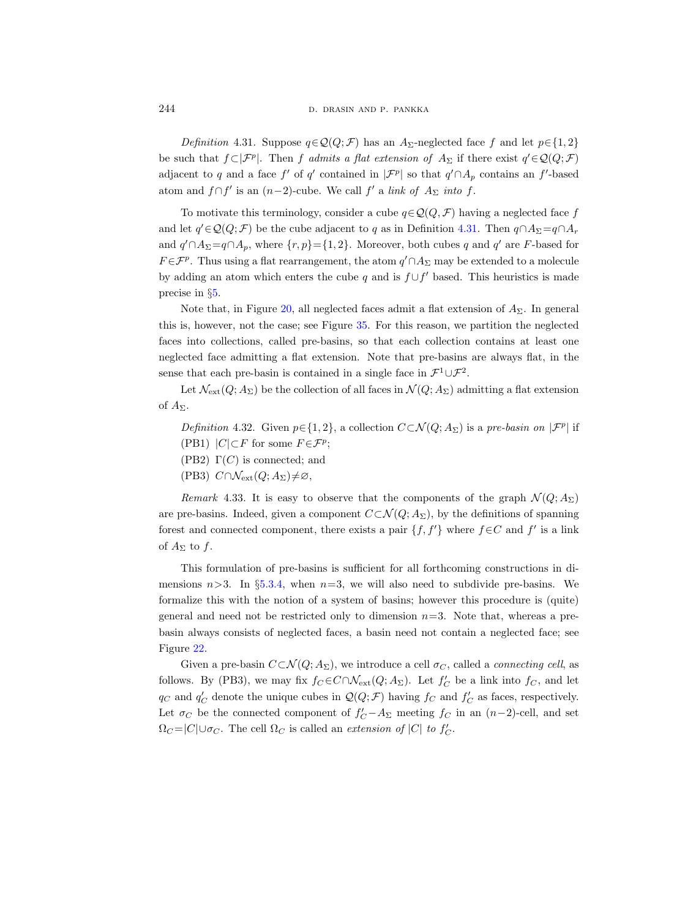*Definition* 4.31. Suppose $q\in\mathcal{Q}(Q;\mathcal{F})$ has an $A_\Sigma$-neglected face $f$ and let $p\in\{1,2\}$ be such that $f\subset|\mathcal{F}^p|$. Then $f$ *admits a flat extension of* $A_\Sigma$ if there exist $q'\in\mathcal{Q}(Q;\mathcal{F})$ adjacent to $q$ and a face $f'$ of $q'$ contained in $|\mathcal{F}^p|$ so that $q'\cap A_p$ contains an $f'$-based atom and $f\cap f'$ is an $(n-2)$-cube. We call $f'$ a *link of* $A_\Sigma$ *into* $f$.

To motivate this terminology, consider a cube $q\in\mathcal{Q}(Q,\mathcal{F})$ having a neglected face $f$ and let $q'\in\mathcal{Q}(Q;\mathcal{F})$ be the cube adjacent to $q$ as in Definition 4.31. Then $q\cap A_\Sigma=q\cap A_r$ and $q'\cap A_\Sigma=q\cap A_p$, where $\{r,p\}=\{1,2\}$. Moreover, both cubes $q$ and $q'$ are $F$-based for $F\in\mathcal{F}^p$. Thus using a flat rearrangement, the atom $q'\cap A_\Sigma$ may be extended to a molecule by adding an atom which enters the cube $q$ and is $f\cup f'$ based. This heuristics is made precise in §5.

Note that, in Figure 20, all neglected faces admit a flat extension of $A_\Sigma$. In general this is, however, not the case; see Figure 35. For this reason, we partition the neglected faces into collections, called pre-basins, so that each collection contains at least one neglected face admitting a flat extension. Note that pre-basins are always flat, in the sense that each pre-basin is contained in a single face in $\mathcal{F}^1\cup\mathcal{F}^2$.

Let $\mathcal{N}_{\mathrm{ext}}(Q;A_\Sigma)$ be the collection of all faces in $\mathcal{N}(Q;A_\Sigma)$ admitting a flat extension of $A_\Sigma$.

*Definition* 4.32. Given $p\in\{1,2\}$, a collection $C\subset\mathcal{N}(Q;A_\Sigma)$ is a *pre-basin on* $|\mathcal{F}^p|$ if

(PB1) $|C|\subset F$ for some $F\in\mathcal{F}^p$;

(PB2) $\Gamma(C)$ is connected; and

(PB3) $C\cap\mathcal{N}_{\mathrm{ext}}(Q;A_\Sigma)\neq\varnothing$,

*Remark* 4.33. It is easy to observe that the components of the graph $\mathcal{N}(Q;A_\Sigma)$ are pre-basins. Indeed, given a component $C\subset\mathcal{N}(Q;A_\Sigma)$, by the definitions of spanning forest and connected component, there exists a pair $\{f,f'\}$ where $f\in C$ and $f'$ is a link of $A_\Sigma$ to $f$.

This formulation of pre-basins is sufficient for all forthcoming constructions in dimensions $n>3$. In §5.3.4, when $n=3$, we will also need to subdivide pre-basins. We formalize this with the notion of a system of basins; however this procedure is (quite) general and need not be restricted only to dimension $n=3$. Note that, whereas a pre-basin always consists of neglected faces, a basin need not contain a neglected face; see Figure 22.

Given a pre-basin $C\subset\mathcal{N}(Q;A_\Sigma)$, we introduce a cell $\sigma_C$, called a *connecting cell*, as follows. By (PB3), we may fix $f_C\in C\cap\mathcal{N}_{\mathrm{ext}}(Q;A_\Sigma)$. Let $f'_C$ be a link into $f_C$, and let $q_C$ and $q'_C$ denote the unique cubes in $\mathcal{Q}(Q;\mathcal{F})$ having $f_C$ and $f'_C$ as faces, respectively. Let $\sigma_C$ be the connected component of $f'_C-A_\Sigma$ meeting $f_C$ in an $(n-2)$-cell, and set $\Omega_C=|C|\cup\sigma_C$. The cell $\Omega_C$ is called an *extension of* $|C|$ *to* $f'_C$.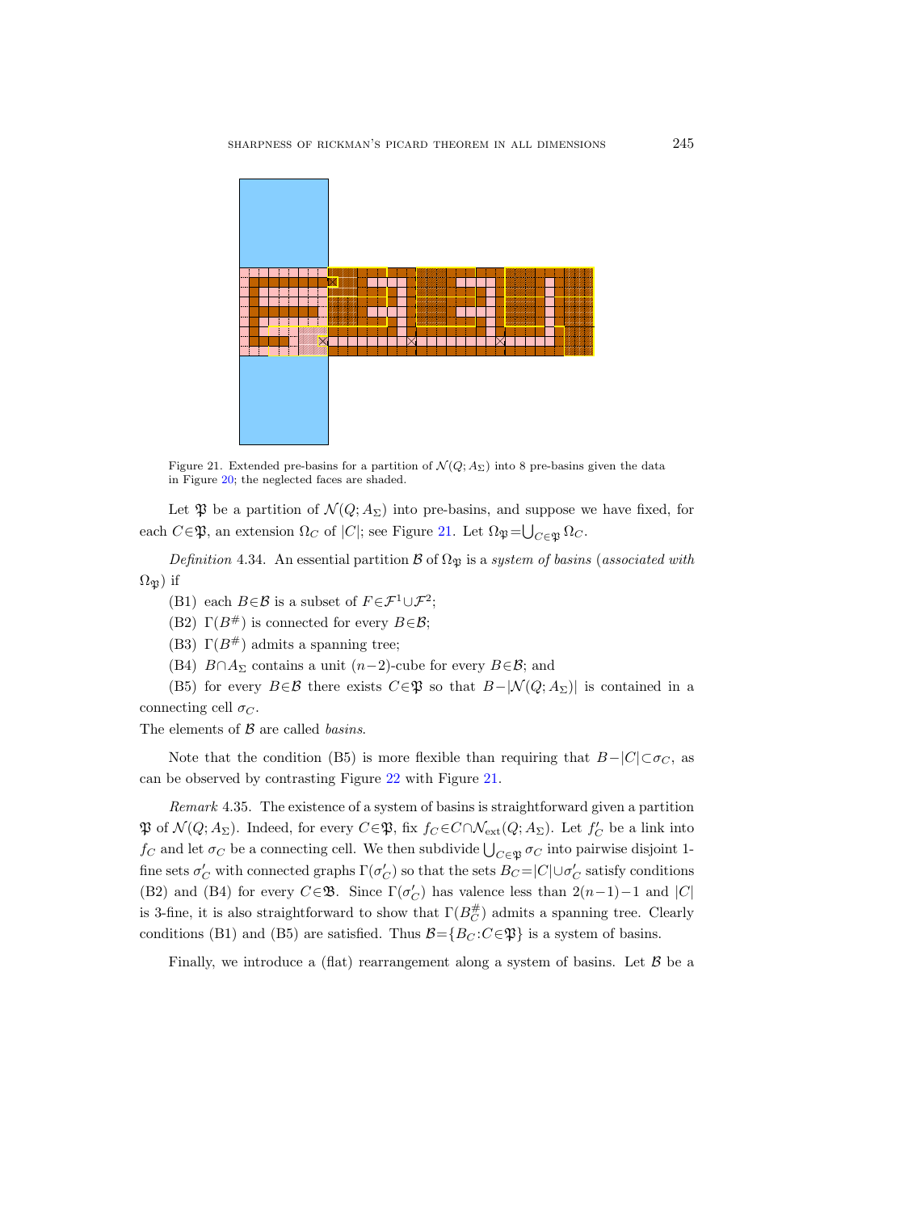Figure 21. Extended pre-basins for a partition of $\mathcal{N}(Q;A_\Sigma)$ into 8 pre-basins given the data in Figure 20; the neglected faces are shaded.

Let $\mathfrak{P}$ be a partition of $\mathcal{N}(Q;A_\Sigma)$ into pre-basins, and suppose we have fixed, for each $C\in\mathfrak{P}$, an extension $\Omega_C$ of $|C|$; see Figure 21. Let $\Omega_{\mathfrak{P}}=\bigcup_{C\in\mathfrak{P}}\Omega_C$.

*Definition* 4.34. An essential partition $\mathcal{B}$ of $\Omega_{\mathfrak{P}}$ is a *system of basins* (*associated with* $\Omega_{\mathfrak{P}}$) if

(B1) each $B\in\mathcal{B}$ is a subset of $F\in\mathcal{F}^1\cup\mathcal{F}^2$;

(B2) $\Gamma(B^\#)$ is connected for every $B\in\mathcal{B}$;

(B3) $\Gamma(B^\#)$ admits a spanning tree;

(B4) $B\cap A_\Sigma$ contains a unit $(n-2)$-cube for every $B\in\mathcal{B}$; and

(B5) for every $B\in\mathcal{B}$ there exists $C\in\mathfrak{P}$ so that $B-|\mathcal{N}(Q;A_\Sigma)|$ is contained in a connecting cell $\sigma_C$.

The elements of $\mathcal{B}$ are called *basins*.

Note that the condition (B5) is more flexible than requiring that $B-|C|\subset\sigma_C$, as can be observed by contrasting Figure 22 with Figure 21.

*Remark* 4.35. The existence of a system of basins is straightforward given a partition $\mathfrak{P}$ of $\mathcal{N}(Q;A_\Sigma)$. Indeed, for every $C\in\mathfrak{P}$, fix $f_C\in C\cap\mathcal{N}_{\mathrm{ext}}(Q;A_\Sigma)$. Let $f'_C$ be a link into $f_C$ and let $\sigma_C$ be a connecting cell. We then subdivide $\bigcup_{C\in\mathfrak{P}}\sigma_C$ into pairwise disjoint 1-fine sets $\sigma'_C$ with connected graphs $\Gamma(\sigma'_C)$ so that the sets $B_C=|C|\cup\sigma'_C$ satisfy conditions (B2) and (B4) for every $C\in\mathfrak{B}$. Since $\Gamma(\sigma'_C)$ has valence less than $2(n-1)-1$ and $|C|$ is 3-fine, it is also straightforward to show that $\Gamma(B_C^\#)$ admits a spanning tree. Clearly conditions (B1) and (B5) are satisfied. Thus $\mathcal{B}=\{B_C:C\in\mathfrak{P}\}$ is a system of basins.

Finally, we introduce a (flat) rearrangement along a system of basins. Let $\mathcal{B}$ be a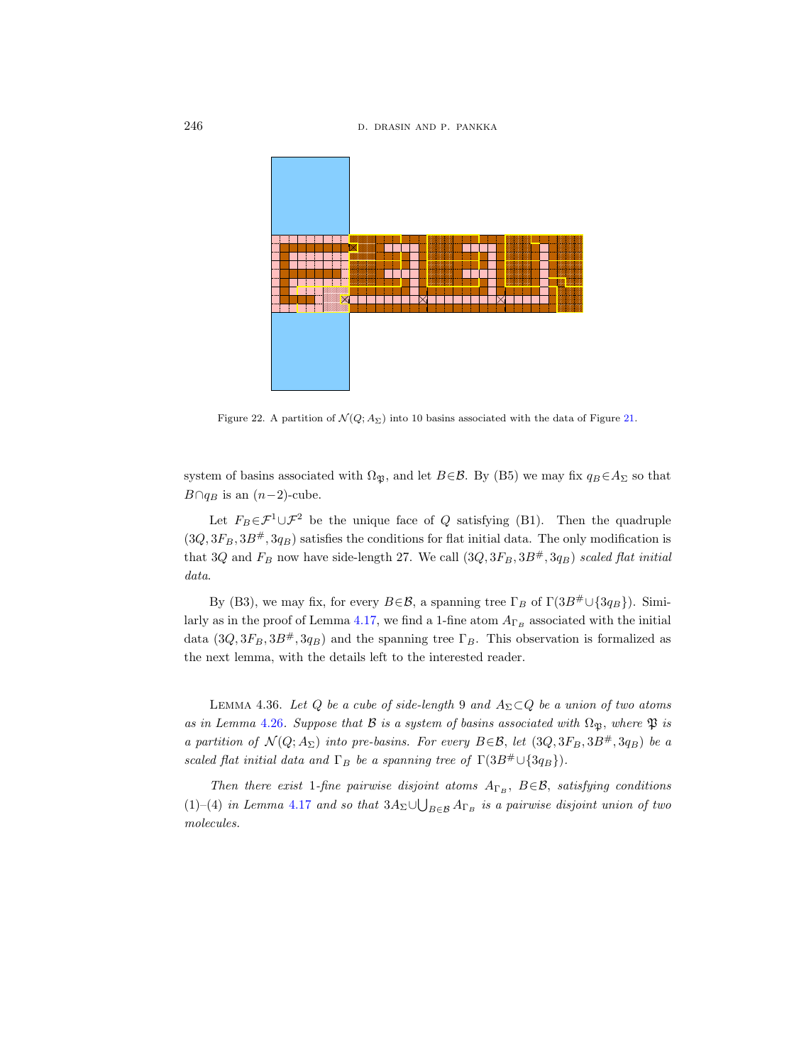Figure 22. A partition of $\mathcal{N}(Q; A_\Sigma)$ into 10 basins associated with the data of Figure 21.

system of basins associated with $\Omega_{\mathfrak{P}}$, and let $B \in \mathcal{B}$. By (B5) we may fix $q_B \in A_\Sigma$ so that $B \cap q_B$ is an $(n-2)$-cube.

Let $F_B \in \mathcal{F}^1 \cup \mathcal{F}^2$ be the unique face of $Q$ satisfying (B1). Then the quadruple $(3Q, 3F_B, 3B^\#, 3q_B)$ satisfies the conditions for flat initial data. The only modification is that $3Q$ and $F_B$ now have side-length 27. We call $(3Q, 3F_B, 3B^\#, 3q_B)$ *scaled flat initial data*.

By (B3), we may fix, for every $B \in \mathcal{B}$, a spanning tree $\Gamma_B$ of $\Gamma(3B^\# \cup \{3q_B\})$. Similarly as in the proof of Lemma 4.17, we find a 1-fine atom $A_{\Gamma_B}$ associated with the initial data $(3Q, 3F_B, 3B^\#, 3q_B)$ and the spanning tree $\Gamma_B$. This observation is formalized as the next lemma, with the details left to the interested reader.

Lemma 4.36. *Let $Q$ be a cube of side-length 9 and $A_\Sigma \subset Q$ be a union of two atoms as in Lemma 4.26. Suppose that $\mathcal{B}$ is a system of basins associated with $\Omega_{\mathfrak{P}}$, where $\mathfrak{P}$ is a partition of $\mathcal{N}(Q; A_\Sigma)$ into pre-basins. For every $B \in \mathcal{B}$, let $(3Q, 3F_B, 3B^\#, 3q_B)$ be a scaled flat initial data and $\Gamma_B$ be a spanning tree of $\Gamma(3B^\# \cup \{3q_B\})$.*

*Then there exist 1-fine pairwise disjoint atoms $A_{\Gamma_B}$, $B \in \mathcal{B}$, satisfying conditions (1)–(4) in Lemma 4.17 and so that $3A_\Sigma \cup \bigcup_{B \in \mathcal{B}} A_{\Gamma_B}$ is a pairwise disjoint union of two molecules.*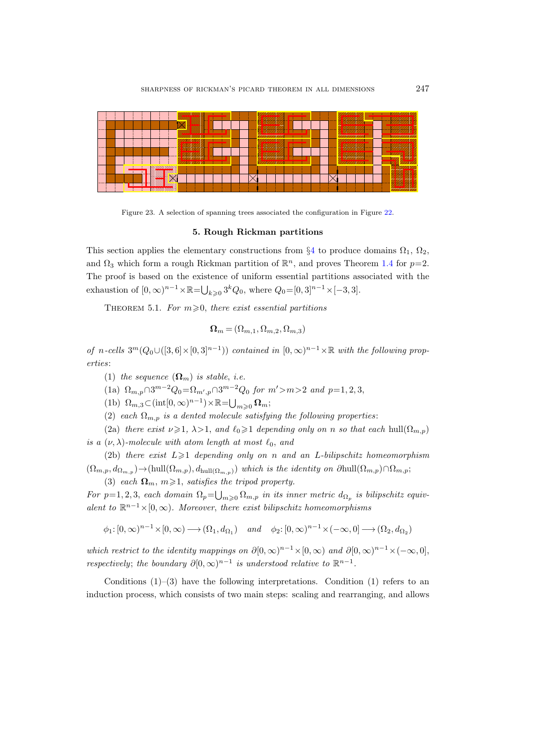Figure 23. A selection of spanning trees associated the configuration in Figure 22.

## 5. Rough Rickman partitions

This section applies the elementary constructions from §4 to produce domains $\Omega_1$, $\Omega_2$, and $\Omega_3$ which form a rough Rickman partition of $\mathbb{R}^n$, and proves Theorem 1.4 for $p=2$. The proof is based on the existence of uniform essential partitions associated with the exhaustion of $[0,\infty)^{n-1}\times\mathbb{R}=\bigcup_{k\geqslant 0}3^kQ_0$, where $Q_0=[0,3]^{n-1}\times[-3,3]$.

Theorem 5.1. *For $m\geqslant 0$, there exist essential partitions*

$$\mathbf{\Omega}_m=(\Omega_{m,1},\Omega_{m,2},\Omega_{m,3})$$

*of $n$-cells $3^m(Q_0\cup([3,6]\times[0,3]^{n-1}))$ contained in $[0,\infty)^{n-1}\times\mathbb{R}$ with the following properties*:

(1) *the sequence $(\mathbf{\Omega}_m)$ is stable, i.e.*

(1a) $\Omega_{m,p}\cap 3^{m-2}Q_0=\Omega_{m',p}\cap 3^{m-2}Q_0$ *for $m'>m>2$ and $p=1,2,3$,*

(1b) $\Omega_{m,3}\subset(\operatorname{int}[0,\infty)^{n-1})\times\mathbb{R}=\bigcup_{m\geqslant 0}\mathbf{\Omega}_m$;

(2) *each $\Omega_{m,p}$ is a dented molecule satisfying the following properties*:

(2a) *there exist $\nu\geqslant 1$, $\lambda>1$, and $\ell_0\geqslant 1$ depending only on $n$ so that each $\operatorname{hull}(\Omega_{m,p})$ is a $(\nu,\lambda)$-molecule with atom length at most $\ell_0$, and*

(2b) *there exist $L\geqslant 1$ depending only on $n$ and an $L$-bilipschitz homeomorphism $(\Omega_{m,p},d_{\Omega_{m,p}})\to(\operatorname{hull}(\Omega_{m,p}),d_{\operatorname{hull}(\Omega_{m,p})})$ which is the identity on $\partial\operatorname{hull}(\Omega_{m,p})\cap\Omega_{m,p}$*;

(3) *each $\mathbf{\Omega}_m$, $m\geqslant 1$, satisfies the tripod property.*

*For $p=1,2,3$, each domain $\Omega_p=\bigcup_{m\geqslant 0}\Omega_{m,p}$ in its inner metric $d_{\Omega_p}$ is bilipschitz equivalent to $\mathbb{R}^{n-1}\times[0,\infty)$. Moreover, there exist bilipschitz homeomorphisms*

$$\phi_1\colon[0,\infty)^{n-1}\times[0,\infty)\longrightarrow(\Omega_1,d_{\Omega_1})\quad\text{and}\quad\phi_2\colon[0,\infty)^{n-1}\times(-\infty,0]\longrightarrow(\Omega_2,d_{\Omega_2})$$

*which restrict to the identity mappings on $\partial[0,\infty)^{n-1}\times[0,\infty)$ and $\partial[0,\infty)^{n-1}\times(-\infty,0]$, respectively*; *the boundary $\partial[0,\infty)^{n-1}$ is understood relative to $\mathbb{R}^{n-1}$.*

Conditions (1)–(3) have the following interpretations. Condition (1) refers to an induction process, which consists of two main steps: scaling and rearranging, and allows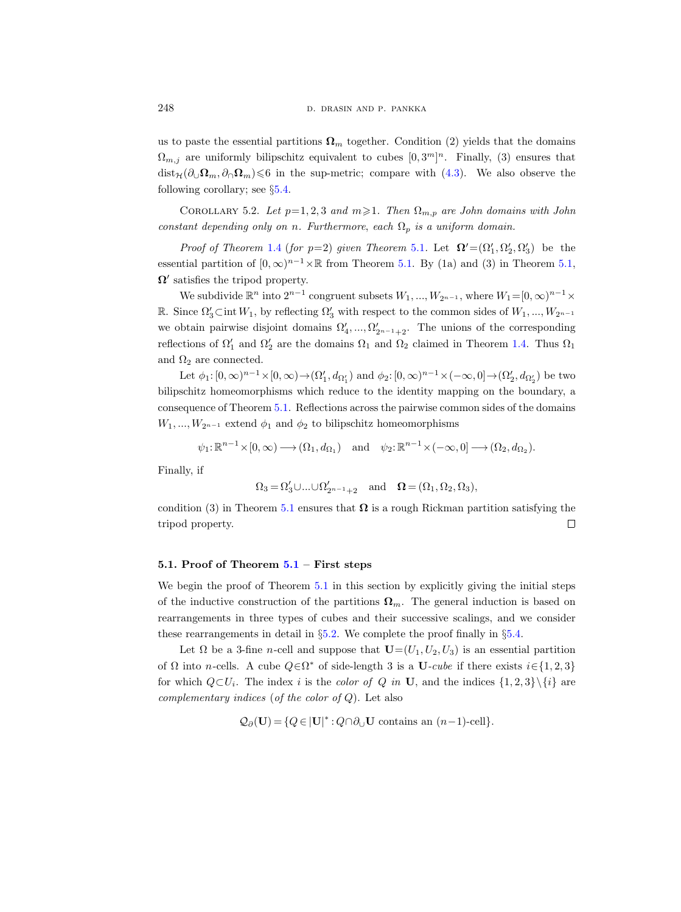us to paste the essential partitions $\mathbf{\Omega}_m$ together. Condition (2) yields that the domains $\Omega_{m,j}$ are uniformly bilipschitz equivalent to cubes $[0,3^m]^n$. Finally, (3) ensures that $\mathrm{dist}_{\mathcal{H}}(\partial_\cup \mathbf{\Omega}_m, \partial_\cap \mathbf{\Omega}_m) \leqslant 6$ in the sup-metric; compare with (4.3). We also observe the following corollary; see §5.4.

COROLLARY 5.2. *Let $p=1,2,3$ and $m\geqslant 1$. Then $\Omega_{m,p}$ are John domains with John constant depending only on $n$. Furthermore, each $\Omega_p$ is a uniform domain.*

*Proof of Theorem 1.4 (for $p=2$) given Theorem 5.1.* Let $\mathbf{\Omega}'=(\Omega_1',\Omega_2',\Omega_3')$ be the essential partition of $[0,\infty)^{n-1}\times\mathbb{R}$ from Theorem 5.1. By (1a) and (3) in Theorem 5.1, $\mathbf{\Omega}'$ satisfies the tripod property.

We subdivide $\mathbb{R}^n$ into $2^{n-1}$ congruent subsets $W_1,\dots,W_{2^{n-1}}$, where $W_1=[0,\infty)^{n-1}\times\mathbb{R}$. Since $\Omega_3'\subset \operatorname{int} W_1$, by reflecting $\Omega_3'$ with respect to the common sides of $W_1,\dots,W_{2^{n-1}}$ we obtain pairwise disjoint domains $\Omega_4',\dots,\Omega_{2^{n-1}+2}'$. The unions of the corresponding reflections of $\Omega_1'$ and $\Omega_2'$ are the domains $\Omega_1$ and $\Omega_2$ claimed in Theorem 1.4. Thus $\Omega_1$ and $\Omega_2$ are connected.

Let $\phi_1\colon [0,\infty)^{n-1}\times[0,\infty)\to(\Omega_1',d_{\Omega_1'})$ and $\phi_2\colon[0,\infty)^{n-1}\times(-\infty,0]\to(\Omega_2',d_{\Omega_2'})$ be two bilipschitz homeomorphisms which reduce to the identity mapping on the boundary, a consequence of Theorem 5.1. Reflections across the pairwise common sides of the domains $W_1,\dots,W_{2^{n-1}}$ extend $\phi_1$ and $\phi_2$ to bilipschitz homeomorphisms

$$\psi_1\colon \mathbb{R}^{n-1}\times[0,\infty)\longrightarrow(\Omega_1,d_{\Omega_1}) \quad\text{and}\quad \psi_2\colon\mathbb{R}^{n-1}\times(-\infty,0]\longrightarrow(\Omega_2,d_{\Omega_2}).$$

Finally, if

$$\Omega_3=\Omega_3'\cup\dots\cup\Omega_{2^{n-1}+2}' \quad\text{and}\quad \mathbf{\Omega}=(\Omega_1,\Omega_2,\Omega_3),$$

condition (3) in Theorem 5.1 ensures that $\mathbf{\Omega}$ is a rough Rickman partition satisfying the tripod property. □

### 5.1. Proof of Theorem 5.1 – First steps

We begin the proof of Theorem 5.1 in this section by explicitly giving the initial steps of the inductive construction of the partitions $\mathbf{\Omega}_m$. The general induction is based on rearrangements in three types of cubes and their successive scalings, and we consider these rearrangements in detail in §5.2. We complete the proof finally in §5.4.

Let $\Omega$ be a 3-fine $n$-cell and suppose that $\mathbf{U}=(U_1,U_2,U_3)$ is an essential partition of $\Omega$ into $n$-cells. A cube $Q\in\Omega^*$ of side-length 3 is a $\mathbf{U}$*-cube* if there exists $i\in\{1,2,3\}$ for which $Q\subset U_i$. The index $i$ is the *color of $Q$ in $\mathbf{U}$*, and the indices $\{1,2,3\}\setminus\{i\}$ are *complementary indices* (*of the color of $Q$*). Let also

$$\mathcal{Q}_\partial(\mathbf{U})=\{Q\in|\mathbf{U}|^*: Q\cap\partial_\cup\mathbf{U} \text{ contains an } (n-1)\text{-cell}\}.$$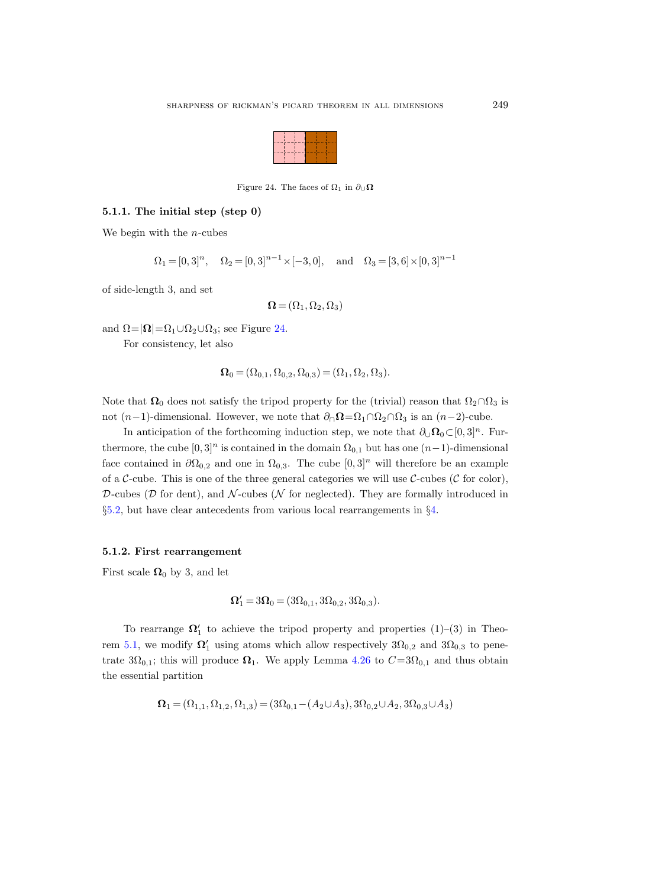Figure 24. The faces of $\Omega_1$ in $\partial_\cup \mathbf{\Omega}$

#### 5.1.1. The initial step (step 0)

We begin with the $n$-cubes

$$\Omega_1 = [0,3]^n, \quad \Omega_2 = [0,3]^{n-1} \times [-3,0], \quad \text{and} \quad \Omega_3 = [3,6] \times [0,3]^{n-1}$$

of side-length 3, and set

$$\mathbf{\Omega} = (\Omega_1, \Omega_2, \Omega_3)$$

and $\Omega = |\mathbf{\Omega}| = \Omega_1 \cup \Omega_2 \cup \Omega_3$; see Figure 24.

For consistency, let also

$$\mathbf{\Omega}_0 = (\Omega_{0,1}, \Omega_{0,2}, \Omega_{0,3}) = (\Omega_1, \Omega_2, \Omega_3).$$

Note that $\mathbf{\Omega}_0$ does not satisfy the tripod property for the (trivial) reason that $\Omega_2 \cap \Omega_3$ is not $(n-1)$-dimensional. However, we note that $\partial_\cap \mathbf{\Omega} = \Omega_1 \cap \Omega_2 \cap \Omega_3$ is an $(n-2)$-cube.

In anticipation of the forthcoming induction step, we note that $\partial_\cup \mathbf{\Omega}_0 \subset [0,3]^n$. Furthermore, the cube $[0,3]^n$ is contained in the domain $\Omega_{0,1}$ but has one $(n-1)$-dimensional face contained in $\partial \Omega_{0,2}$ and one in $\Omega_{0,3}$. The cube $[0,3]^n$ will therefore be an example of a $\mathcal{C}$-cube. This is one of the three general categories we will use $\mathcal{C}$-cubes ($\mathcal{C}$ for color), $\mathcal{D}$-cubes ($\mathcal{D}$ for dent), and $\mathcal{N}$-cubes ($\mathcal{N}$ for neglected). They are formally introduced in §5.2, but have clear antecedents from various local rearrangements in §4.

#### 5.1.2. First rearrangement

First scale $\mathbf{\Omega}_0$ by 3, and let

$$\mathbf{\Omega}'_1 = 3\mathbf{\Omega}_0 = (3\Omega_{0,1}, 3\Omega_{0,2}, 3\Omega_{0,3}).$$

To rearrange $\mathbf{\Omega}'_1$ to achieve the tripod property and properties (1)–(3) in Theorem 5.1, we modify $\mathbf{\Omega}'_1$ using atoms which allow respectively $3\Omega_{0,2}$ and $3\Omega_{0,3}$ to penetrate $3\Omega_{0,1}$; this will produce $\mathbf{\Omega}_1$. We apply Lemma 4.26 to $C = 3\Omega_{0,1}$ and thus obtain the essential partition

$$\mathbf{\Omega}_1 = (\Omega_{1,1}, \Omega_{1,2}, \Omega_{1,3}) = (3\Omega_{0,1} - (A_2 \cup A_3), 3\Omega_{0,2} \cup A_2, 3\Omega_{0,3} \cup A_3)$$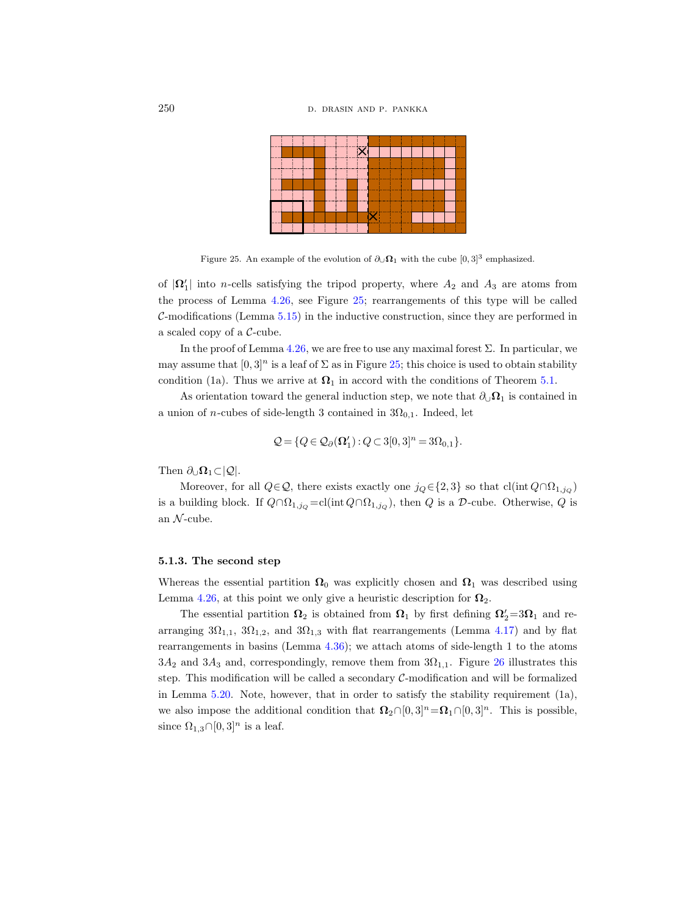Figure 25. An example of the evolution of $\partial_\cup \mathbf{\Omega}_1$ with the cube $[0,3]^3$ emphasized.

of $|\mathbf{\Omega}_1'|$ into $n$-cells satisfying the tripod property, where $A_2$ and $A_3$ are atoms from the process of Lemma 4.26, see Figure 25; rearrangements of this type will be called $\mathcal{C}$-modifications (Lemma 5.15) in the inductive construction, since they are performed in a scaled copy of a $\mathcal{C}$-cube.

In the proof of Lemma 4.26, we are free to use any maximal forest $\Sigma$. In particular, we may assume that $[0,3]^n$ is a leaf of $\Sigma$ as in Figure 25; this choice is used to obtain stability condition (1a). Thus we arrive at $\mathbf{\Omega}_1$ in accord with the conditions of Theorem 5.1.

As orientation toward the general induction step, we note that $\partial_\cup \mathbf{\Omega}_1$ is contained in a union of $n$-cubes of side-length 3 contained in $3\Omega_{0,1}$. Indeed, let

$$\mathcal{Q} = \{Q \in \mathcal{Q}_\partial(\mathbf{\Omega}_1') : Q \subset 3[0,3]^n = 3\Omega_{0,1}\}.$$

Then $\partial_\cup \mathbf{\Omega}_1 \subset |\mathcal{Q}|$.

Moreover, for all $Q \in \mathcal{Q}$, there exists exactly one $j_Q \in \{2,3\}$ so that $\mathrm{cl}(\mathrm{int}\, Q \cap \Omega_{1,j_Q})$ is a building block. If $Q \cap \Omega_{1,j_Q} = \mathrm{cl}(\mathrm{int}\, Q \cap \Omega_{1,j_Q})$, then $Q$ is a $\mathcal{D}$-cube. Otherwise, $Q$ is an $\mathcal{N}$-cube.

#### 5.1.3. The second step

Whereas the essential partition $\mathbf{\Omega}_0$ was explicitly chosen and $\mathbf{\Omega}_1$ was described using Lemma 4.26, at this point we only give a heuristic description for $\mathbf{\Omega}_2$.

The essential partition $\mathbf{\Omega}_2$ is obtained from $\mathbf{\Omega}_1$ by first defining $\mathbf{\Omega}_2' = 3\mathbf{\Omega}_1$ and rearranging $3\Omega_{1,1}$, $3\Omega_{1,2}$, and $3\Omega_{1,3}$ with flat rearrangements (Lemma 4.17) and by flat rearrangements in basins (Lemma 4.36); we attach atoms of side-length 1 to the atoms $3A_2$ and $3A_3$ and, correspondingly, remove them from $3\Omega_{1,1}$. Figure 26 illustrates this step. This modification will be called a secondary $\mathcal{C}$-modification and will be formalized in Lemma 5.20. Note, however, that in order to satisfy the stability requirement (1a), we also impose the additional condition that $\mathbf{\Omega}_2 \cap [0,3]^n = \mathbf{\Omega}_1 \cap [0,3]^n$. This is possible, since $\Omega_{1,3} \cap [0,3]^n$ is a leaf.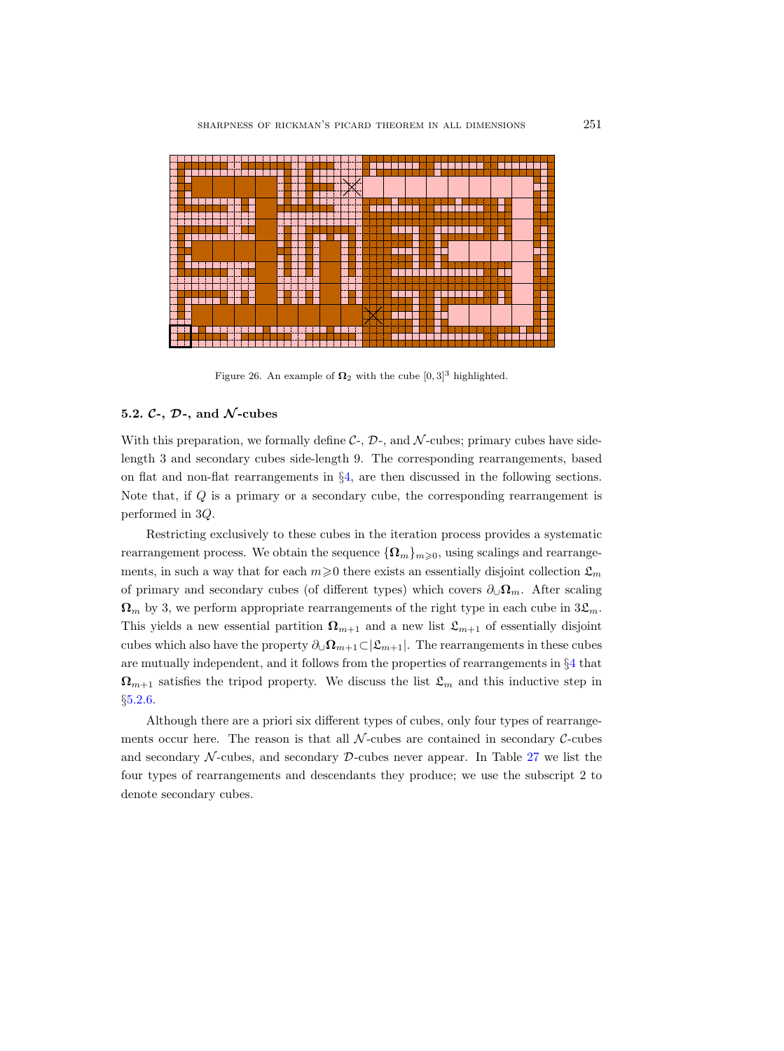Figure 26. An example of $\mathbf{\Omega}_2$ with the cube $[0,3]^3$ highlighted.

### 5.2. $\mathcal{C}$-, $\mathcal{D}$-, and $\mathcal{N}$-cubes

With this preparation, we formally define $\mathcal{C}$-, $\mathcal{D}$-, and $\mathcal{N}$-cubes; primary cubes have side-length 3 and secondary cubes side-length 9. The corresponding rearrangements, based on flat and non-flat rearrangements in §4, are then discussed in the following sections. Note that, if $Q$ is a primary or a secondary cube, the corresponding rearrangement is performed in $3Q$.

Restricting exclusively to these cubes in the iteration process provides a systematic rearrangement process. We obtain the sequence $\{\mathbf{\Omega}_m\}_{m\geqslant 0}$, using scalings and rearrangements, in such a way that for each $m\geqslant 0$ there exists an essentially disjoint collection $\mathfrak{L}_m$ of primary and secondary cubes (of different types) which covers $\partial_\cup \mathbf{\Omega}_m$. After scaling $\mathbf{\Omega}_m$ by 3, we perform appropriate rearrangements of the right type in each cube in $3\mathfrak{L}_m$. This yields a new essential partition $\mathbf{\Omega}_{m+1}$ and a new list $\mathfrak{L}_{m+1}$ of essentially disjoint cubes which also have the property $\partial_\cup \mathbf{\Omega}_{m+1} \subset |\mathfrak{L}_{m+1}|$. The rearrangements in these cubes are mutually independent, and it follows from the properties of rearrangements in §4 that $\mathbf{\Omega}_{m+1}$ satisfies the tripod property. We discuss the list $\mathfrak{L}_m$ and this inductive step in §5.2.6.

Although there are a priori six different types of cubes, only four types of rearrangements occur here. The reason is that all $\mathcal{N}$-cubes are contained in secondary $\mathcal{C}$-cubes and secondary $\mathcal{N}$-cubes, and secondary $\mathcal{D}$-cubes never appear. In Table 27 we list the four types of rearrangements and descendants they produce; we use the subscript 2 to denote secondary cubes.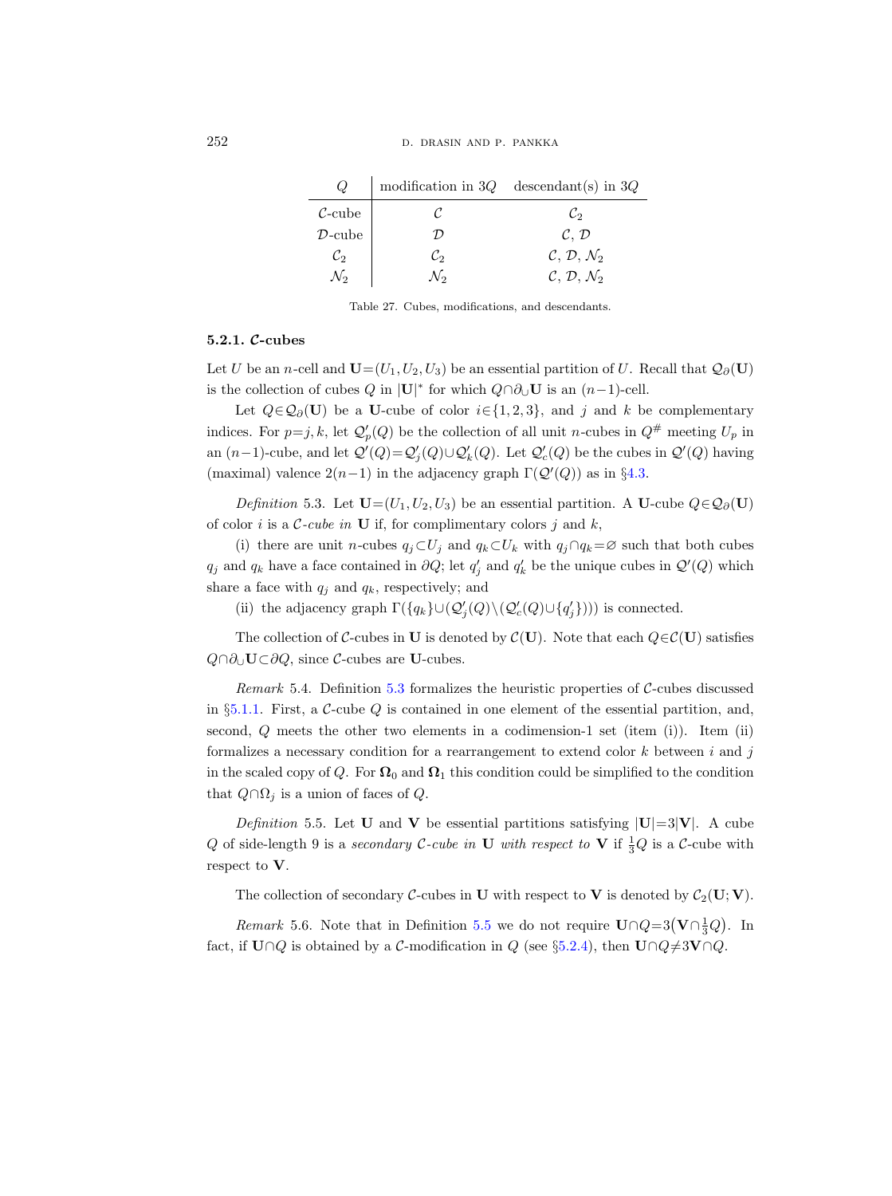| $Q$ | modification in $3Q$ | descendant(s) in $3Q$ |
|---|---|---|
| $\mathcal{C}$-cube | $\mathcal{C}$ | $\mathcal{C}_2$ |
| $\mathcal{D}$-cube | $\mathcal{D}$ | $\mathcal{C}$, $\mathcal{D}$ |
| $\mathcal{C}_2$ | $\mathcal{C}_2$ | $\mathcal{C}$, $\mathcal{D}$, $\mathcal{N}_2$ |
| $\mathcal{N}_2$ | $\mathcal{N}_2$ | $\mathcal{C}$, $\mathcal{D}$, $\mathcal{N}_2$ |

Table 27. Cubes, modifications, and descendants.

### 5.2.1. $\mathcal{C}$-cubes

Let $U$ be an $n$-cell and $\mathbf{U}=(U_1,U_2,U_3)$ be an essential partition of $U$. Recall that $\mathcal{Q}_\partial(\mathbf{U})$ is the collection of cubes $Q$ in $|\mathbf{U}|^*$ for which $Q\cap\partial_\cup\mathbf{U}$ is an $(n-1)$-cell.

Let $Q\in\mathcal{Q}_\partial(\mathbf{U})$ be a $\mathbf{U}$-cube of color $i\in\{1,2,3\}$, and $j$ and $k$ be complementary indices. For $p=j,k$, let $\mathcal{Q}'_p(Q)$ be the collection of all unit $n$-cubes in $Q^\#$ meeting $U_p$ in an $(n-1)$-cube, and let $\mathcal{Q}'(Q)=\mathcal{Q}'_j(Q)\cup\mathcal{Q}'_k(Q)$. Let $\mathcal{Q}'_c(Q)$ be the cubes in $\mathcal{Q}'(Q)$ having (maximal) valence $2(n-1)$ in the adjacency graph $\Gamma(\mathcal{Q}'(Q))$ as in §4.3.

*Definition* 5.3. Let $\mathbf{U}=(U_1,U_2,U_3)$ be an essential partition. A $\mathbf{U}$-cube $Q\in\mathcal{Q}_\partial(\mathbf{U})$ of color $i$ is a *$\mathcal{C}$-cube in* $\mathbf{U}$ if, for complimentary colors $j$ and $k$,

(i) there are unit $n$-cubes $q_j\subset U_j$ and $q_k\subset U_k$ with $q_j\cap q_k=\varnothing$ such that both cubes $q_j$ and $q_k$ have a face contained in $\partial Q$; let $q'_j$ and $q'_k$ be the unique cubes in $\mathcal{Q}'(Q)$ which share a face with $q_j$ and $q_k$, respectively; and

(ii) the adjacency graph $\Gamma(\{q_k\}\cup(\mathcal{Q}'_j(Q)\setminus(\mathcal{Q}'_c(Q)\cup\{q'_j\})))$ is connected.

The collection of $\mathcal{C}$-cubes in $\mathbf{U}$ is denoted by $\mathcal{C}(\mathbf{U})$. Note that each $Q\in\mathcal{C}(\mathbf{U})$ satisfies $Q\cap\partial_\cup\mathbf{U}\subset\partial Q$, since $\mathcal{C}$-cubes are $\mathbf{U}$-cubes.

*Remark* 5.4. Definition 5.3 formalizes the heuristic properties of $\mathcal{C}$-cubes discussed in §5.1.1. First, a $\mathcal{C}$-cube $Q$ is contained in one element of the essential partition, and, second, $Q$ meets the other two elements in a codimension-1 set (item (i)). Item (ii) formalizes a necessary condition for a rearrangement to extend color $k$ between $i$ and $j$ in the scaled copy of $Q$. For $\mathbf{\Omega}_0$ and $\mathbf{\Omega}_1$ this condition could be simplified to the condition that $Q\cap\Omega_j$ is a union of faces of $Q$.

*Definition* 5.5. Let $\mathbf{U}$ and $\mathbf{V}$ be essential partitions satisfying $|\mathbf{U}|=3|\mathbf{V}|$. A cube $Q$ of side-length 9 is a *secondary $\mathcal{C}$-cube in* $\mathbf{U}$ *with respect to* $\mathbf{V}$ if $\frac{1}{3}Q$ is a $\mathcal{C}$-cube with respect to $\mathbf{V}$.

The collection of secondary $\mathcal{C}$-cubes in $\mathbf{U}$ with respect to $\mathbf{V}$ is denoted by $\mathcal{C}_2(\mathbf{U};\mathbf{V})$.

*Remark* 5.6. Note that in Definition 5.5 we do not require $\mathbf{U}\cap Q=3\big(\mathbf{V}\cap\frac{1}{3}Q\big)$. In fact, if $\mathbf{U}\cap Q$ is obtained by a $\mathcal{C}$-modification in $Q$ (see §5.2.4), then $\mathbf{U}\cap Q\neq 3\mathbf{V}\cap Q$.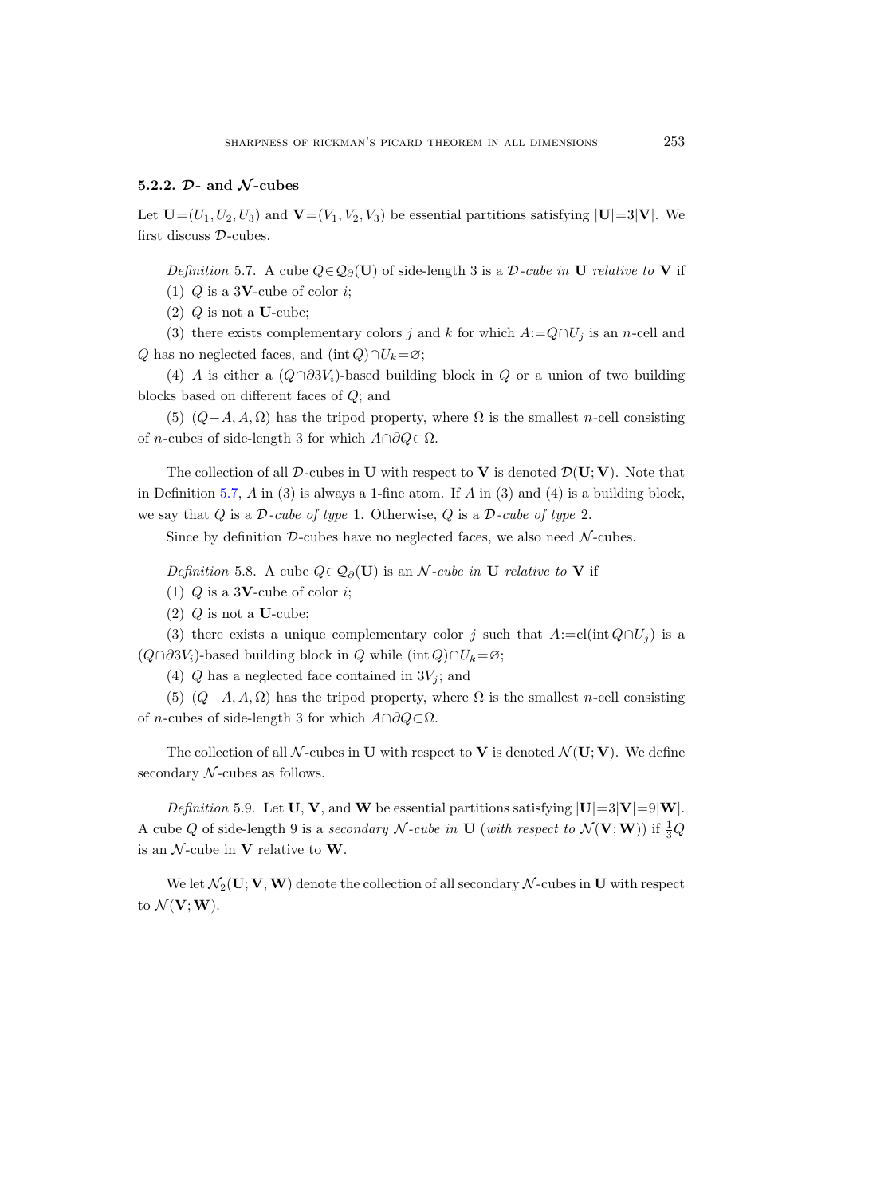### 5.2.2. $\mathcal{D}$- and $\mathcal{N}$-cubes

Let $\mathbf{U}=(U_1,U_2,U_3)$ and $\mathbf{V}=(V_1,V_2,V_3)$ be essential partitions satisfying $|\mathbf{U}|=3|\mathbf{V}|$. We first discuss $\mathcal{D}$-cubes.

*Definition* 5.7. A cube $Q\in\mathcal{Q}_\partial(\mathbf{U})$ of side-length 3 is a *$\mathcal{D}$-cube in* $\mathbf{U}$ *relative to* $\mathbf{V}$ if

(1) $Q$ is a $3\mathbf{V}$-cube of color $i$;

(2) $Q$ is not a $\mathbf{U}$-cube;

(3) there exists complementary colors $j$ and $k$ for which $A:=Q\cap U_j$ is an $n$-cell and $Q$ has no neglected faces, and $(\operatorname{int} Q)\cap U_k=\varnothing$;

(4) $A$ is either a $(Q\cap\partial 3V_i)$-based building block in $Q$ or a union of two building blocks based on different faces of $Q$; and

(5) $(Q-A,A,\Omega)$ has the tripod property, where $\Omega$ is the smallest $n$-cell consisting of $n$-cubes of side-length 3 for which $A\cap\partial Q\subset\Omega$.

The collection of all $\mathcal{D}$-cubes in $\mathbf{U}$ with respect to $\mathbf{V}$ is denoted $\mathcal{D}(\mathbf{U};\mathbf{V})$. Note that in Definition 5.7, $A$ in (3) is always a 1-fine atom. If $A$ in (3) and (4) is a building block, we say that $Q$ is a *$\mathcal{D}$-cube of type* 1. Otherwise, $Q$ is a *$\mathcal{D}$-cube of type* 2.

Since by definition $\mathcal{D}$-cubes have no neglected faces, we also need $\mathcal{N}$-cubes.

*Definition* 5.8. A cube $Q\in\mathcal{Q}_\partial(\mathbf{U})$ is an *$\mathcal{N}$-cube in* $\mathbf{U}$ *relative to* $\mathbf{V}$ if

(1) $Q$ is a $3\mathbf{V}$-cube of color $i$;

(2) $Q$ is not a $\mathbf{U}$-cube;

(3) there exists a unique complementary color $j$ such that $A:=\operatorname{cl}(\operatorname{int} Q\cap U_j)$ is a $(Q\cap\partial 3V_i)$-based building block in $Q$ while $(\operatorname{int} Q)\cap U_k=\varnothing$;

(4) $Q$ has a neglected face contained in $3V_j$; and

(5) $(Q-A,A,\Omega)$ has the tripod property, where $\Omega$ is the smallest $n$-cell consisting of $n$-cubes of side-length 3 for which $A\cap\partial Q\subset\Omega$.

The collection of all $\mathcal{N}$-cubes in $\mathbf{U}$ with respect to $\mathbf{V}$ is denoted $\mathcal{N}(\mathbf{U};\mathbf{V})$. We define secondary $\mathcal{N}$-cubes as follows.

*Definition* 5.9. Let $\mathbf{U}$, $\mathbf{V}$, and $\mathbf{W}$ be essential partitions satisfying $|\mathbf{U}|=3|\mathbf{V}|=9|\mathbf{W}|$. A cube $Q$ of side-length 9 is a *secondary $\mathcal{N}$-cube in* $\mathbf{U}$ (*with respect to* $\mathcal{N}(\mathbf{V};\mathbf{W})$) if $\frac{1}{3}Q$ is an $\mathcal{N}$-cube in $\mathbf{V}$ relative to $\mathbf{W}$.

We let $\mathcal{N}_2(\mathbf{U};\mathbf{V},\mathbf{W})$ denote the collection of all secondary $\mathcal{N}$-cubes in $\mathbf{U}$ with respect to $\mathcal{N}(\mathbf{V};\mathbf{W})$.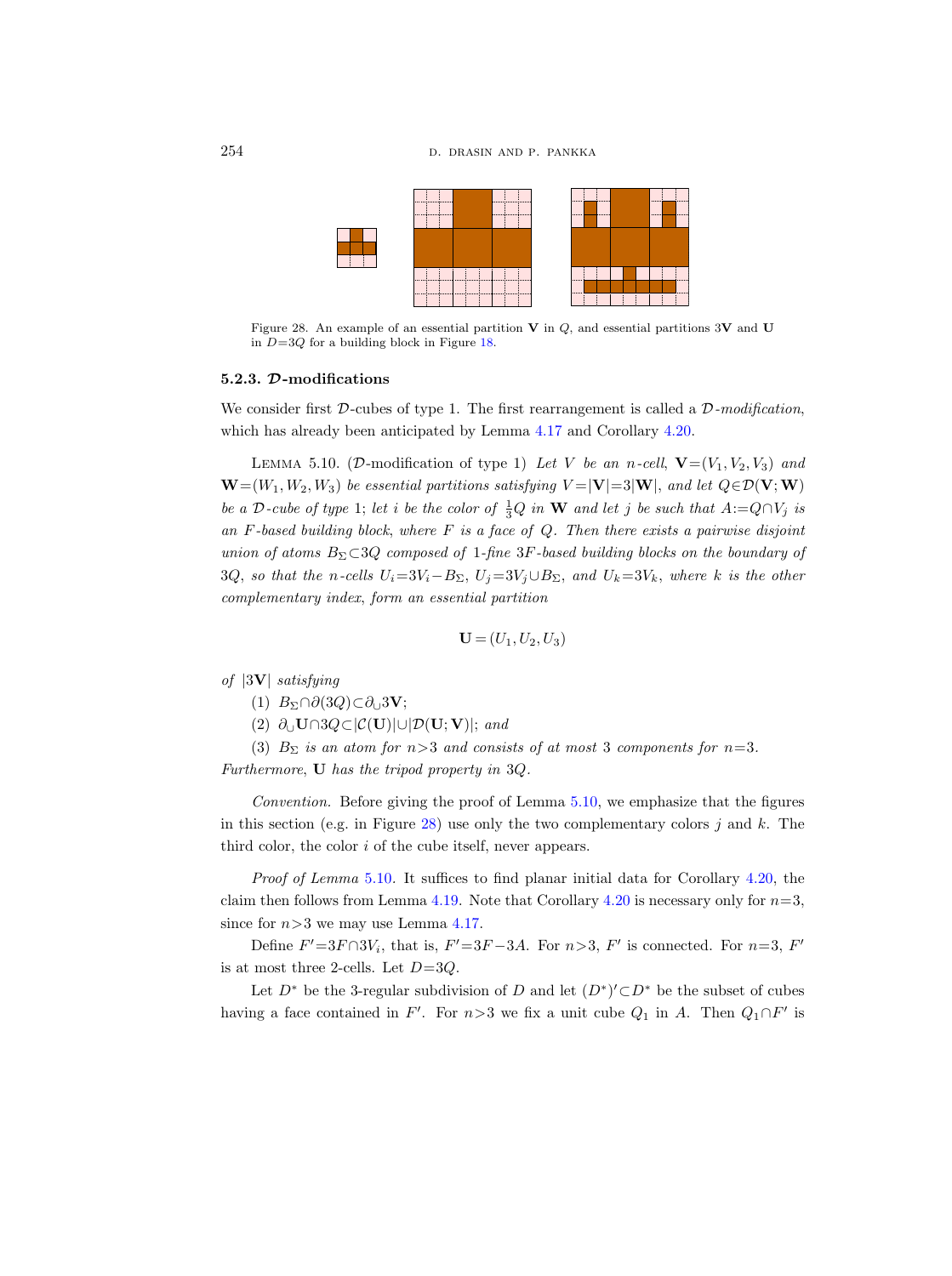Figure 28. An example of an essential partition $\mathbf{V}$ in $Q$, and essential partitions $3\mathbf{V}$ and $\mathbf{U}$ in $D=3Q$ for a building block in Figure 18.

### 5.2.3. $\mathcal{D}$-modifications

We consider first $\mathcal{D}$-cubes of type 1. The first rearrangement is called a *$\mathcal{D}$-modification*, which has already been anticipated by Lemma 4.17 and Corollary 4.20.

Lemma 5.10. ($\mathcal{D}$-modification of type 1) *Let $V$ be an $n$-cell, $\mathbf{V}=(V_1,V_2,V_3)$ and $\mathbf{W}=(W_1,W_2,W_3)$ be essential partitions satisfying $V=|\mathbf{V}|=3|\mathbf{W}|$, and let $Q\in\mathcal{D}(\mathbf{V};\mathbf{W})$ be a $\mathcal{D}$-cube of type 1; let $i$ be the color of $\frac{1}{3}Q$ in $\mathbf{W}$ and let $j$ be such that $A:=Q\cap V_j$ is an $F$-based building block, where $F$ is a face of $Q$. Then there exists a pairwise disjoint union of atoms $B_\Sigma\subset 3Q$ composed of 1-fine $3F$-based building blocks on the boundary of $3Q$, so that the $n$-cells $U_i=3V_i-B_\Sigma$, $U_j=3V_j\cup B_\Sigma$, and $U_k=3V_k$, where $k$ is the other complementary index, form an essential partition*

$$\mathbf{U}=(U_1,U_2,U_3)$$

*of $|3\mathbf{V}|$ satisfying*

1. $B_\Sigma\cap\partial(3Q)\subset\partial_\cup 3\mathbf{V}$;
2. $\partial_\cup\mathbf{U}\cap 3Q\subset|\mathcal{C}(\mathbf{U})|\cup|\mathcal{D}(\mathbf{U};\mathbf{V})|$; *and*
3. $B_\Sigma$ *is an atom for $n>3$ and consists of at most 3 components for $n=3$.*

*Furthermore*, $\mathbf{U}$ *has the tripod property in* $3Q$.

*Convention.* Before giving the proof of Lemma 5.10, we emphasize that the figures in this section (e.g. in Figure 28) use only the two complementary colors $j$ and $k$. The third color, the color $i$ of the cube itself, never appears.

*Proof of Lemma* 5.10. It suffices to find planar initial data for Corollary 4.20, the claim then follows from Lemma 4.19. Note that Corollary 4.20 is necessary only for $n=3$, since for $n>3$ we may use Lemma 4.17.

Define $F'=3F\cap 3V_i$, that is, $F'=3F-3A$. For $n>3$, $F'$ is connected. For $n=3$, $F'$ is at most three 2-cells. Let $D=3Q$.

Let $D^*$ be the 3-regular subdivision of $D$ and let $(D^*)'\subset D^*$ be the subset of cubes having a face contained in $F'$. For $n>3$ we fix a unit cube $Q_1$ in $A$. Then $Q_1\cap F'$ is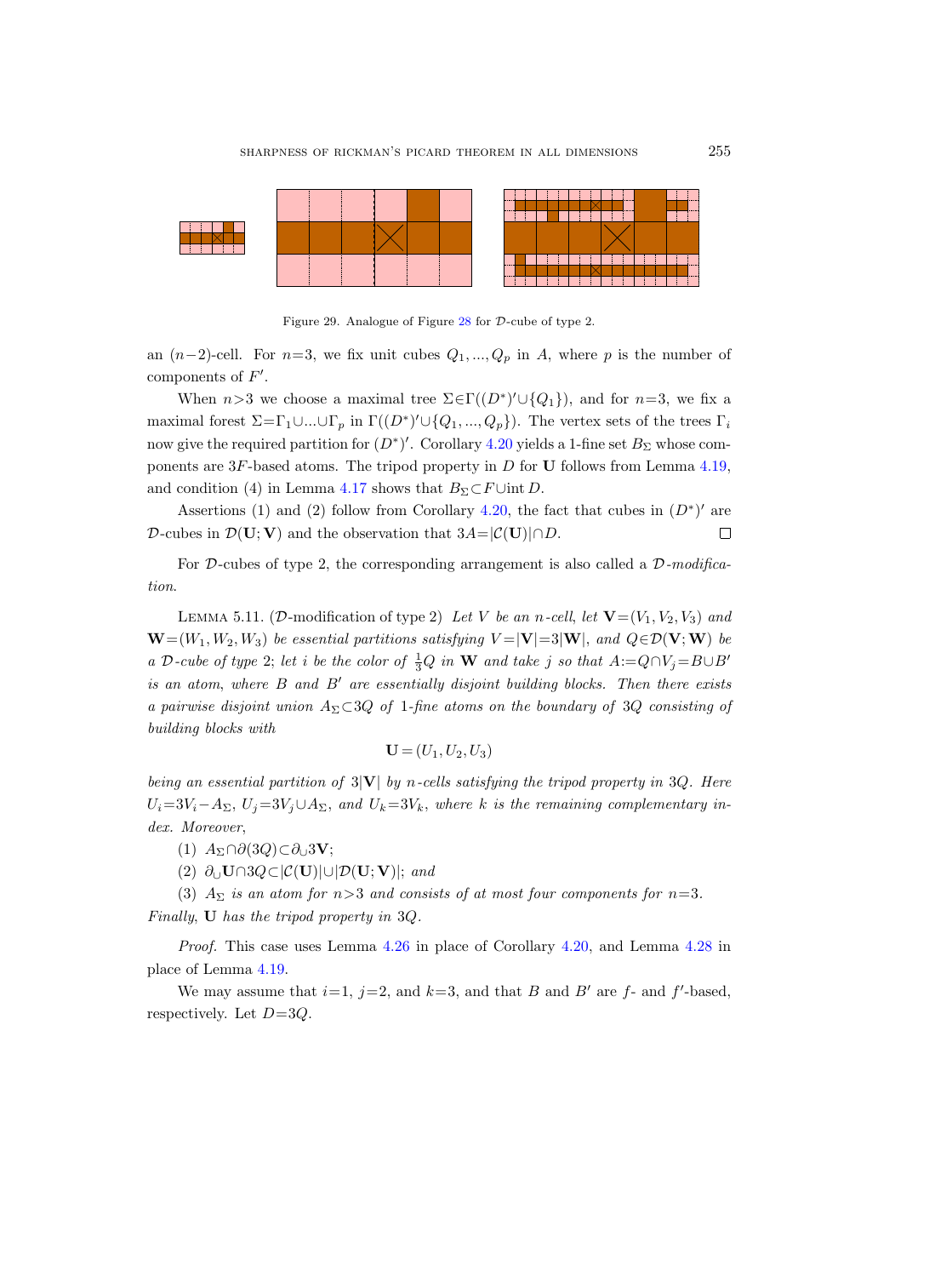Figure 29. Analogue of Figure 28 for $\mathcal{D}$-cube of type 2.

an $(n-2)$-cell. For $n=3$, we fix unit cubes $Q_1, ..., Q_p$ in $A$, where $p$ is the number of components of $F'$.

When $n>3$ we choose a maximal tree $\Sigma\in\Gamma((D^*)'\cup\{Q_1\})$, and for $n=3$, we fix a maximal forest $\Sigma=\Gamma_1\cup...\cup\Gamma_p$ in $\Gamma((D^*)'\cup\{Q_1, ..., Q_p\})$. The vertex sets of the trees $\Gamma_i$ now give the required partition for $(D^*)'$. Corollary 4.20 yields a 1-fine set $B_\Sigma$ whose components are $3F$-based atoms. The tripod property in $D$ for $\mathbf{U}$ follows from Lemma 4.19, and condition (4) in Lemma 4.17 shows that $B_\Sigma\subset F\cup\operatorname{int} D$.

Assertions (1) and (2) follow from Corollary 4.20, the fact that cubes in $(D^*)'$ are $\mathcal{D}$-cubes in $\mathcal{D}(\mathbf{U};\mathbf{V})$ and the observation that $3A=|\mathcal{C}(\mathbf{U})|\cap D$. $\square$

For $\mathcal{D}$-cubes of type 2, the corresponding arrangement is also called a *$\mathcal{D}$-modification.*

Lemma 5.11. ($\mathcal{D}$-modification of type 2) *Let $V$ be an $n$-cell, let $\mathbf{V}=(V_1, V_2, V_3)$ and $\mathbf{W}=(W_1, W_2, W_3)$ be essential partitions satisfying $V=|\mathbf{V}|=3|\mathbf{W}|$, and $Q\in\mathcal{D}(\mathbf{V};\mathbf{W})$ be a $\mathcal{D}$-cube of type 2; let $i$ be the color of $\frac{1}{3}Q$ in $\mathbf{W}$ and take $j$ so that $A:=Q\cap V_j=B\cup B'$ is an atom, where $B$ and $B'$ are essentially disjoint building blocks. Then there exists a pairwise disjoint union $A_\Sigma\subset 3Q$ of 1-fine atoms on the boundary of $3Q$ consisting of building blocks with*

$$\mathbf{U}=(U_1, U_2, U_3)$$

*being an essential partition of $3|\mathbf{V}|$ by $n$-cells satisfying the tripod property in $3Q$. Here $U_i=3V_i-A_\Sigma$, $U_j=3V_j\cup A_\Sigma$, and $U_k=3V_k$, where $k$ is the remaining complementary index. Moreover,*

(1) *$A_\Sigma\cap\partial(3Q)\subset\partial_\cup 3\mathbf{V}$;*

(2) *$\partial_\cup\mathbf{U}\cap 3Q\subset|\mathcal{C}(\mathbf{U})|\cup|\mathcal{D}(\mathbf{U};\mathbf{V})|$; and*

(3) *$A_\Sigma$ is an atom for $n>3$ and consists of at most four components for $n=3$.*

*Finally, $\mathbf{U}$ has the tripod property in $3Q$.*

*Proof.* This case uses Lemma 4.26 in place of Corollary 4.20, and Lemma 4.28 in place of Lemma 4.19.

We may assume that $i=1$, $j=2$, and $k=3$, and that $B$ and $B'$ are $f$- and $f'$-based, respectively. Let $D=3Q$.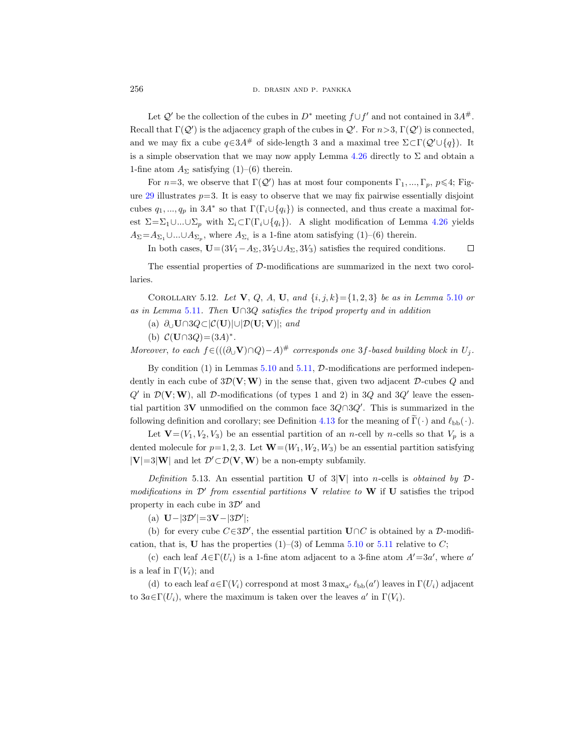Let $\mathcal{Q}'$ be the collection of the cubes in $D^*$ meeting $f\cup f'$ and not contained in $3A^{\#}$. Recall that $\Gamma(\mathcal{Q}')$ is the adjacency graph of the cubes in $\mathcal{Q}'$. For $n>3$, $\Gamma(\mathcal{Q}')$ is connected, and we may fix a cube $q\in 3A^{\#}$ of side-length 3 and a maximal tree $\Sigma\subset\Gamma(\mathcal{Q}'\cup\{q\})$. It is a simple observation that we may now apply Lemma 4.26 directly to $\Sigma$ and obtain a 1-fine atom $A_\Sigma$ satisfying (1)–(6) therein.

For $n=3$, we observe that $\Gamma(\mathcal{Q}')$ has at most four components $\Gamma_1, ..., \Gamma_p$, $p\leqslant 4$; Figure 29 illustrates $p=3$. It is easy to observe that we may fix pairwise essentially disjoint cubes $q_1, ..., q_p$ in $3A^*$ so that $\Gamma(\Gamma_i\cup\{q_i\})$ is connected, and thus create a maximal forest $\Sigma=\Sigma_1\cup...\cup\Sigma_p$ with $\Sigma_i\subset\Gamma(\Gamma_i\cup\{q_i\})$. A slight modification of Lemma 4.26 yields $A_\Sigma=A_{\Sigma_1}\cup...\cup A_{\Sigma_p}$, where $A_{\Sigma_i}$ is a 1-fine atom satisfying (1)–(6) therein.

In both cases, $\mathbf{U}=(3V_1-A_\Sigma, 3V_2\cup A_\Sigma, 3V_3)$ satisfies the required conditions. $\square$

The essential properties of $\mathcal{D}$-modifications are summarized in the next two corollaries.

Corollary 5.12. *Let $\mathbf{V}$, $Q$, $A$, $\mathbf{U}$, and $\{i,j,k\}=\{1,2,3\}$ be as in Lemma 5.10 or as in Lemma 5.11. Then $\mathbf{U}\cap 3Q$ satisfies the tripod property and in addition*

(a) *$\partial_\cup \mathbf{U}\cap 3Q\subset|\mathcal{C}(\mathbf{U})|\cup|\mathcal{D}(\mathbf{U};\mathbf{V})|$; and*

(b) *$\mathcal{C}(\mathbf{U}\cap 3Q)=(3A)^*$.*

*Moreover, to each $f\in(((\partial_\cup\mathbf{V})\cap Q)-A)^{\#}$ corresponds one $3f$-based building block in $U_j$.*

By condition (1) in Lemmas 5.10 and 5.11, $\mathcal{D}$-modifications are performed independently in each cube of $3\mathcal{D}(\mathbf{V};\mathbf{W})$ in the sense that, given two adjacent $\mathcal{D}$-cubes $Q$ and $Q'$ in $\mathcal{D}(\mathbf{V};\mathbf{W})$, all $\mathcal{D}$-modifications (of types 1 and 2) in $3Q$ and $3Q'$ leave the essential partition $3\mathbf{V}$ unmodified on the common face $3Q\cap 3Q'$. This is summarized in the following definition and corollary; see Definition 4.13 for the meaning of $\widetilde{\Gamma}(\cdot)$ and $\ell_{\mathrm{bb}}(\cdot)$.

Let $\mathbf{V}=(V_1,V_2,V_3)$ be an essential partition of an $n$-cell by $n$-cells so that $V_p$ is a dented molecule for $p=1,2,3$. Let $\mathbf{W}=(W_1,W_2,W_3)$ be an essential partition satisfying $|\mathbf{V}|=3|\mathbf{W}|$ and let $\mathcal{D}'\subset\mathcal{D}(\mathbf{V},\mathbf{W})$ be a non-empty subfamily.

*Definition* 5.13. An essential partition $\mathbf{U}$ of $3|\mathbf{V}|$ into $n$-cells is *obtained by $\mathcal{D}$-modifications in $\mathcal{D}'$ from essential partitions $\mathbf{V}$ relative to $\mathbf{W}$* if $\mathbf{U}$ satisfies the tripod property in each cube in $3\mathcal{D}'$ and

(a) $\mathbf{U}-|3\mathcal{D}'|=3\mathbf{V}-|3\mathcal{D}'|$;

(b) for every cube $C\in 3\mathcal{D}'$, the essential partition $\mathbf{U}\cap C$ is obtained by a $\mathcal{D}$-modification, that is, $\mathbf{U}$ has the properties (1)–(3) of Lemma 5.10 or 5.11 relative to $C$;

(c) each leaf $A\in\Gamma(U_i)$ is a 1-fine atom adjacent to a 3-fine atom $A'=3a'$, where $a'$ is a leaf in $\Gamma(V_i)$; and

(d) to each leaf $a\in\Gamma(V_i)$ correspond at most $3\max_{a'}\ell_{\mathrm{bb}}(a')$ leaves in $\Gamma(U_i)$ adjacent to $3a\in\Gamma(U_i)$, where the maximum is taken over the leaves $a'$ in $\Gamma(V_i)$.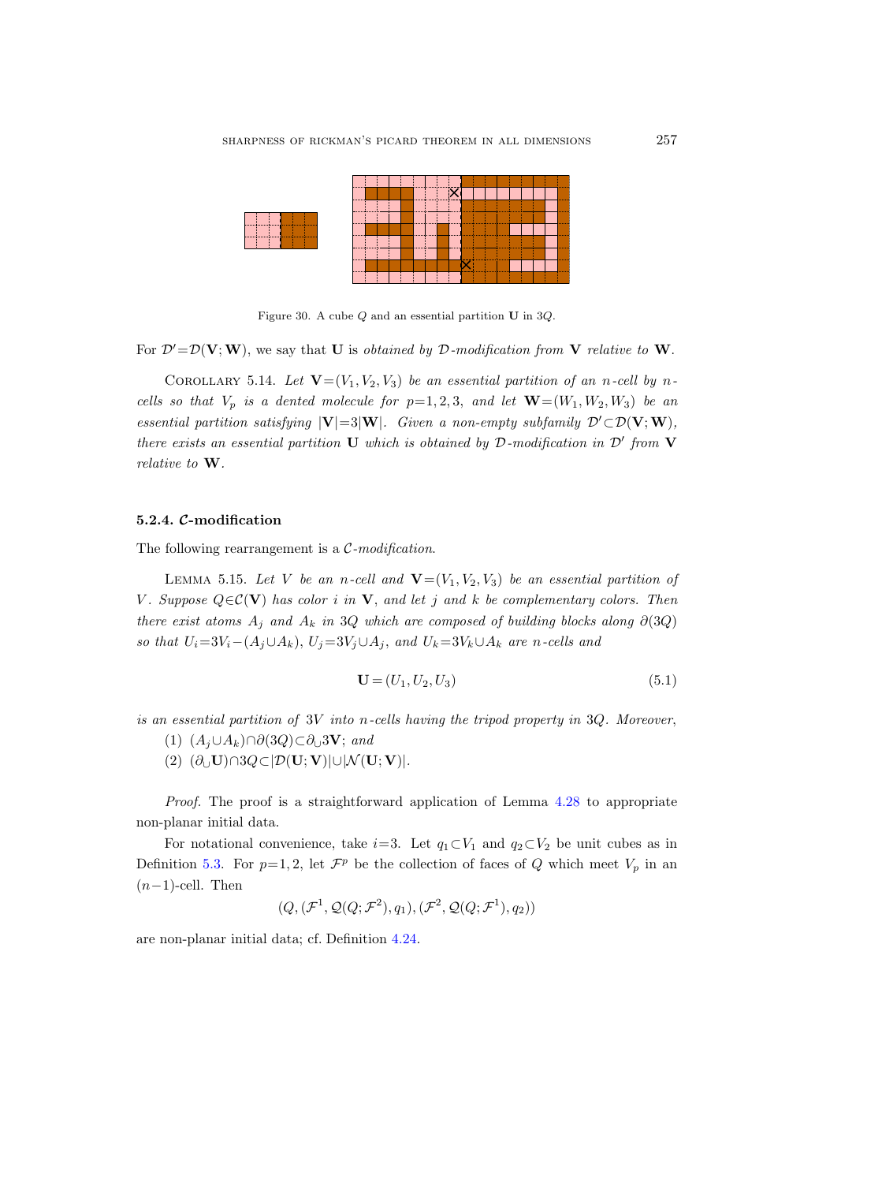Figure 30. A cube $Q$ and an essential partition $\mathbf{U}$ in $3Q$.

For $\mathcal{D}'=\mathcal{D}(\mathbf{V};\mathbf{W})$, we say that $\mathbf{U}$ is *obtained by $\mathcal{D}$-modification from $\mathbf{V}$ relative to $\mathbf{W}$*.

Corollary 5.14. *Let $\mathbf{V}=(V_1,V_2,V_3)$ be an essential partition of an $n$-cell by $n$-cells so that $V_p$ is a dented molecule for $p=1,2,3$, and let $\mathbf{W}=(W_1,W_2,W_3)$ be an essential partition satisfying $|\mathbf{V}|=3|\mathbf{W}|$. Given a non-empty subfamily $\mathcal{D}'\subset\mathcal{D}(\mathbf{V};\mathbf{W})$, there exists an essential partition $\mathbf{U}$ which is obtained by $\mathcal{D}$-modification in $\mathcal{D}'$ from $\mathbf{V}$ relative to $\mathbf{W}$.*

#### 5.2.4. $\mathcal{C}$-modification

The following rearrangement is a *$\mathcal{C}$-modification*.

Lemma 5.15. *Let $V$ be an $n$-cell and $\mathbf{V}=(V_1,V_2,V_3)$ be an essential partition of $V$. Suppose $Q\in\mathcal{C}(\mathbf{V})$ has color $i$ in $\mathbf{V}$, and let $j$ and $k$ be complementary colors. Then there exist atoms $A_j$ and $A_k$ in $3Q$ which are composed of building blocks along $\partial(3Q)$ so that $U_i=3V_i-(A_j\cup A_k)$, $U_j=3V_j\cup A_j$, and $U_k=3V_k\cup A_k$ are $n$-cells and*

$$\mathbf{U}=(U_1,U_2,U_3) \tag{5.1}$$

*is an essential partition of $3V$ into $n$-cells having the tripod property in $3Q$. Moreover,*

1. *$(A_j\cup A_k)\cap\partial(3Q)\subset\partial_\cup 3\mathbf{V}$; and*
2. *$(\partial_\cup\mathbf{U})\cap 3Q\subset|\mathcal{D}(\mathbf{U};\mathbf{V})|\cup|\mathcal{N}(\mathbf{U};\mathbf{V})|$.*

*Proof.* The proof is a straightforward application of Lemma 4.28 to appropriate non-planar initial data.

For notational convenience, take $i=3$. Let $q_1\subset V_1$ and $q_2\subset V_2$ be unit cubes as in Definition 5.3. For $p=1,2$, let $\mathcal{F}^p$ be the collection of faces of $Q$ which meet $V_p$ in an $(n-1)$-cell. Then

$$(Q,(\mathcal{F}^1,\mathcal{Q}(Q;\mathcal{F}^2),q_1),(\mathcal{F}^2,\mathcal{Q}(Q;\mathcal{F}^1),q_2))$$

are non-planar initial data; cf. Definition 4.24.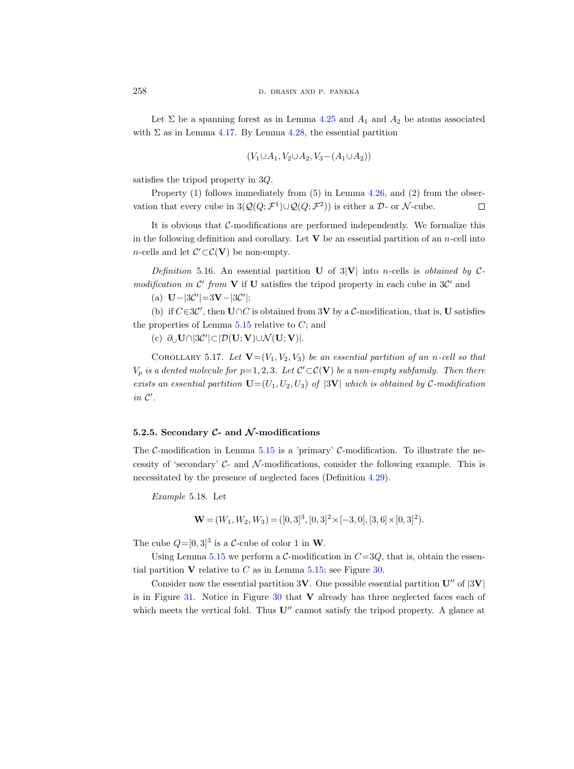Let $\Sigma$ be a spanning forest as in Lemma 4.25 and $A_1$ and $A_2$ be atoms associated with $\Sigma$ as in Lemma 4.17. By Lemma 4.28, the essential partition

$$(V_1 \cup A_1, V_2 \cup A_2, V_3 - (A_1 \cup A_2))$$

satisfies the tripod property in $3Q$.

Property (1) follows immediately from (5) in Lemma 4.26, and (2) from the observation that every cube in $3(\mathcal{Q}(Q;\mathcal{F}^1) \cup \mathcal{Q}(Q;\mathcal{F}^2))$ is either a $\mathcal{D}$- or $\mathcal{N}$-cube. □

It is obvious that $\mathcal{C}$-modifications are performed independently. We formalize this in the following definition and corollary. Let $\mathbf{V}$ be an essential partition of an $n$-cell into $n$-cells and let $\mathcal{C}' \subset \mathcal{C}(\mathbf{V})$ be non-empty.

*Definition* 5.16. An essential partition $\mathbf{U}$ of $3|\mathbf{V}|$ into $n$-cells is *obtained by $\mathcal{C}$-modification in $\mathcal{C}'$ from $\mathbf{V}$* if $\mathbf{U}$ satisfies the tripod property in each cube in $3\mathcal{C}'$ and

(a) $\mathbf{U} - |3\mathcal{C}'| = 3\mathbf{V} - |3\mathcal{C}'|$;

(b) if $C \in 3\mathcal{C}'$, then $\mathbf{U} \cap C$ is obtained from $3\mathbf{V}$ by a $\mathcal{C}$-modification, that is, $\mathbf{U}$ satisfies the properties of Lemma 5.15 relative to $C$; and

(c) $\partial_\cup \mathbf{U} \cap |3\mathcal{C}'| \subset |\mathcal{D}(\mathbf{U};\mathbf{V}) \cup \mathcal{N}(\mathbf{U};\mathbf{V})|$.

Corollary 5.17. *Let $\mathbf{V} = (V_1, V_2, V_3)$ be an essential partition of an $n$-cell so that $V_p$ is a dented molecule for $p = 1, 2, 3$. Let $\mathcal{C}' \subset \mathcal{C}(\mathbf{V})$ be a non-empty subfamily. Then there exists an essential partition $\mathbf{U} = (U_1, U_2, U_3)$ of $|3\mathbf{V}|$ which is obtained by $\mathcal{C}$-modification in $\mathcal{C}'$.*

### 5.2.5. Secondary $\mathcal{C}$- and $\mathcal{N}$-modifications

The $\mathcal{C}$-modification in Lemma 5.15 is a 'primary' $\mathcal{C}$-modification. To illustrate the necessity of 'secondary' $\mathcal{C}$- and $\mathcal{N}$-modifications, consider the following example. This is necessitated by the presence of neglected faces (Definition 4.29).

*Example* 5.18. Let

$$\mathbf{W} = (W_1, W_2, W_3) = ([0,3]^3, [0,3]^2 \times [-3,0], [3,6] \times [0,3]^2).$$

The cube $Q = [0,3]^3$ is a $\mathcal{C}$-cube of color 1 in $\mathbf{W}$.

Using Lemma 5.15 we perform a $\mathcal{C}$-modification in $C = 3Q$, that is, obtain the essential partition $\mathbf{V}$ relative to $C$ as in Lemma 5.15; see Figure 30.

Consider now the essential partition $3\mathbf{V}$. One possible essential partition $\mathbf{U}''$ of $|3\mathbf{V}|$ is in Figure 31. Notice in Figure 30 that $\mathbf{V}$ already has three neglected faces each of which meets the vertical fold. Thus $\mathbf{U}''$ cannot satisfy the tripod property. A glance at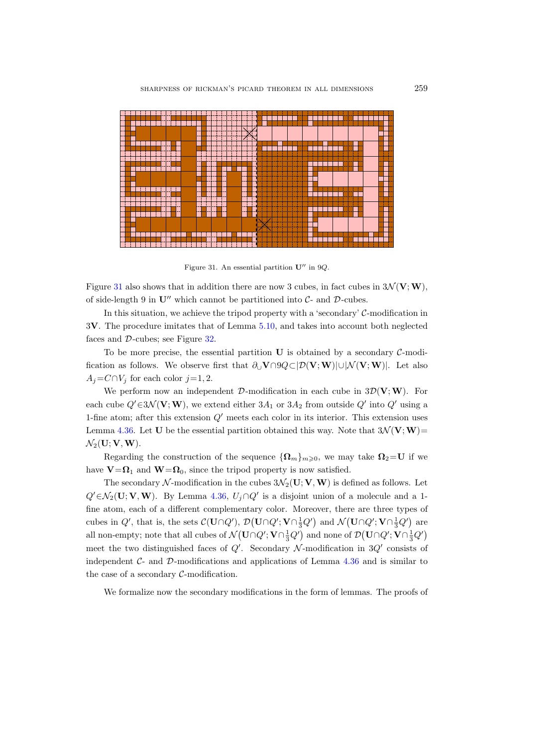Figure 31. An essential partition $\mathbf{U}''$ in $9Q$.

Figure 31 also shows that in addition there are now 3 cubes, in fact cubes in $3\mathcal{N}(\mathbf{V};\mathbf{W})$, of side-length 9 in $\mathbf{U}''$ which cannot be partitioned into $\mathcal{C}$- and $\mathcal{D}$-cubes.

In this situation, we achieve the tripod property with a 'secondary' $\mathcal{C}$-modification in $3\mathbf{V}$. The procedure imitates that of Lemma 5.10, and takes into account both neglected faces and $\mathcal{D}$-cubes; see Figure 32.

To be more precise, the essential partition $\mathbf{U}$ is obtained by a secondary $\mathcal{C}$-modification as follows. We observe first that $\partial_\cup \mathbf{V}\cap 9Q\subset|\mathcal{D}(\mathbf{V};\mathbf{W})|\cup|\mathcal{N}(\mathbf{V};\mathbf{W})|$. Let also $A_j=C\cap V_j$ for each color $j=1,2$.

We perform now an independent $\mathcal{D}$-modification in each cube in $3\mathcal{D}(\mathbf{V};\mathbf{W})$. For each cube $Q'\in 3\mathcal{N}(\mathbf{V};\mathbf{W})$, we extend either $3A_1$ or $3A_2$ from outside $Q'$ into $Q'$ using a 1-fine atom; after this extension $Q'$ meets each color in its interior. This extension uses Lemma 4.36. Let $\mathbf{U}$ be the essential partition obtained this way. Note that $3\mathcal{N}(\mathbf{V};\mathbf{W})=\mathcal{N}_2(\mathbf{U};\mathbf{V},\mathbf{W})$.

Regarding the construction of the sequence $\{\mathbf{\Omega}_m\}_{m\geqslant 0}$, we may take $\mathbf{\Omega}_2=\mathbf{U}$ if we have $\mathbf{V}=\mathbf{\Omega}_1$ and $\mathbf{W}=\mathbf{\Omega}_0$, since the tripod property is now satisfied.

The secondary $\mathcal{N}$-modification in the cubes $3\mathcal{N}_2(\mathbf{U};\mathbf{V},\mathbf{W})$ is defined as follows. Let $Q'\in\mathcal{N}_2(\mathbf{U};\mathbf{V},\mathbf{W})$. By Lemma 4.36, $U_j\cap Q'$ is a disjoint union of a molecule and a 1-fine atom, each of a different complementary color. Moreover, there are three types of cubes in $Q'$, that is, the sets $\mathcal{C}(\mathbf{U}\cap Q')$, $\mathcal{D}\big(\mathbf{U}\cap Q';\mathbf{V}\cap\tfrac{1}{3}Q'\big)$ and $\mathcal{N}\big(\mathbf{U}\cap Q';\mathbf{V}\cap\tfrac{1}{3}Q'\big)$ are all non-empty; note that all cubes of $\mathcal{N}\big(\mathbf{U}\cap Q';\mathbf{V}\cap\tfrac{1}{3}Q'\big)$ and none of $\mathcal{D}\big(\mathbf{U}\cap Q';\mathbf{V}\cap\tfrac{1}{3}Q'\big)$ meet the two distinguished faces of $Q'$. Secondary $\mathcal{N}$-modification in $3Q'$ consists of independent $\mathcal{C}$- and $\mathcal{D}$-modifications and applications of Lemma 4.36 and is similar to the case of a secondary $\mathcal{C}$-modification.

We formalize now the secondary modifications in the form of lemmas. The proofs of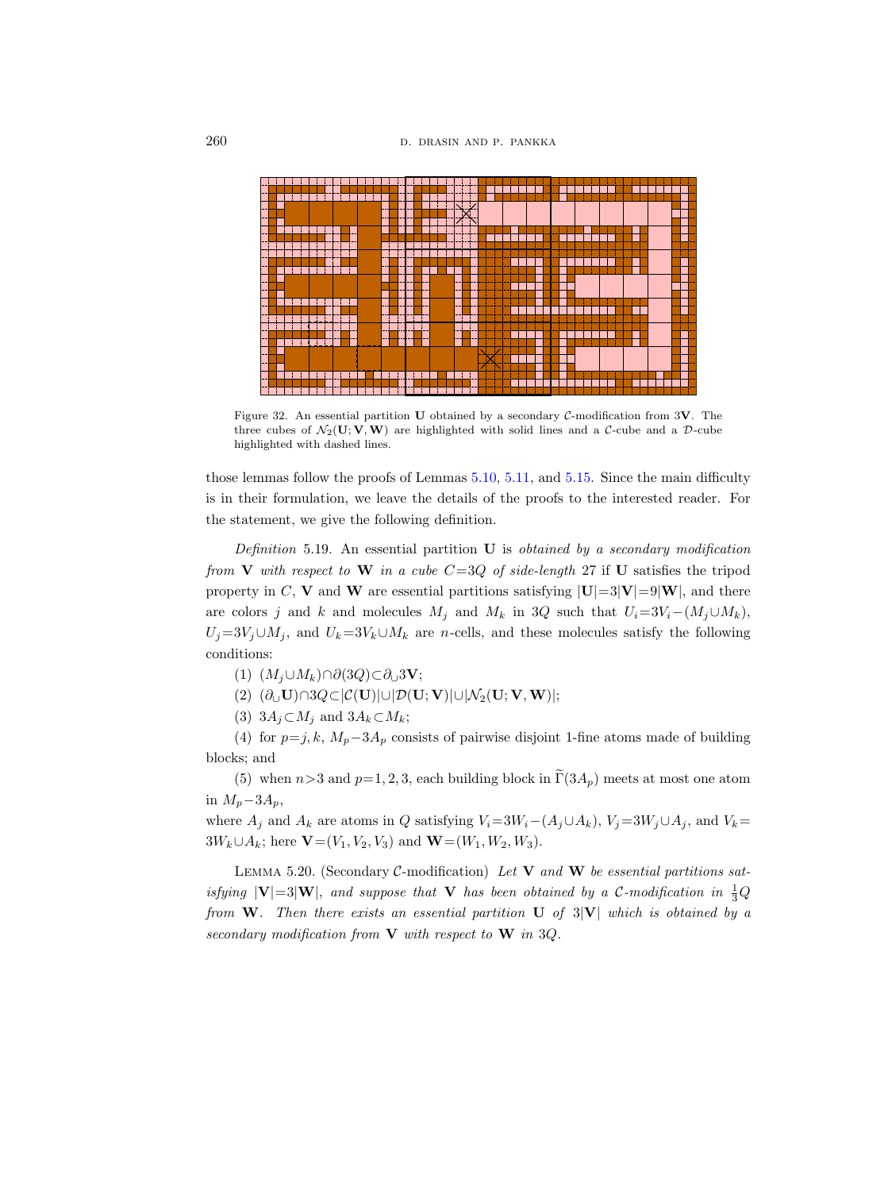Figure 32. An essential partition $\mathbf{U}$ obtained by a secondary $\mathcal{C}$-modification from $3\mathbf{V}$. The three cubes of $\mathcal{N}_2(\mathbf{U};\mathbf{V},\mathbf{W})$ are highlighted with solid lines and a $\mathcal{C}$-cube and a $\mathcal{D}$-cube highlighted with dashed lines.

those lemmas follow the proofs of Lemmas 5.10, 5.11, and 5.15. Since the main difficulty is in their formulation, we leave the details of the proofs to the interested reader. For the statement, we give the following definition.

*Definition* 5.19. An essential partition $\mathbf{U}$ is *obtained by a secondary modification from* $\mathbf{V}$ *with respect to* $\mathbf{W}$ *in a cube* $C=3Q$ *of side-length* 27 if $\mathbf{U}$ satisfies the tripod property in $C$, $\mathbf{V}$ and $\mathbf{W}$ are essential partitions satisfying $|\mathbf{U}|=3|\mathbf{V}|=9|\mathbf{W}|$, and there are colors $j$ and $k$ and molecules $M_j$ and $M_k$ in $3Q$ such that $U_i=3V_i-(M_j\cup M_k)$, $U_j=3V_j\cup M_j$, and $U_k=3V_k\cup M_k$ are $n$-cells, and these molecules satisfy the following conditions:

(1) $(M_j\cup M_k)\cap\partial(3Q)\subset\partial_\cup 3\mathbf{V}$;

(2) $(\partial_\cup\mathbf{U})\cap 3Q\subset|\mathcal{C}(\mathbf{U})|\cup|\mathcal{D}(\mathbf{U};\mathbf{V})|\cup|\mathcal{N}_2(\mathbf{U};\mathbf{V},\mathbf{W})|$;

(3) $3A_j\subset M_j$ and $3A_k\subset M_k$;

(4) for $p=j,k$, $M_p-3A_p$ consists of pairwise disjoint 1-fine atoms made of building blocks; and

(5) when $n>3$ and $p=1,2,3$, each building block in $\widetilde{\Gamma}(3A_p)$ meets at most one atom in $M_p-3A_p$,

where $A_j$ and $A_k$ are atoms in $Q$ satisfying $V_i=3W_i-(A_j\cup A_k)$, $V_j=3W_j\cup A_j$, and $V_k=3W_k\cup A_k$; here $\mathbf{V}=(V_1,V_2,V_3)$ and $\mathbf{W}=(W_1,W_2,W_3)$.

Lemma 5.20. (Secondary $\mathcal{C}$-modification) *Let* $\mathbf{V}$ *and* $\mathbf{W}$ *be essential partitions satisfying* $|\mathbf{V}|=3|\mathbf{W}|$, *and suppose that* $\mathbf{V}$ *has been obtained by a* $\mathcal{C}$-*modification in* $\frac{1}{3}Q$ *from* $\mathbf{W}$. *Then there exists an essential partition* $\mathbf{U}$ *of* $3|\mathbf{V}|$ *which is obtained by a secondary modification from* $\mathbf{V}$ *with respect to* $\mathbf{W}$ *in* $3Q$.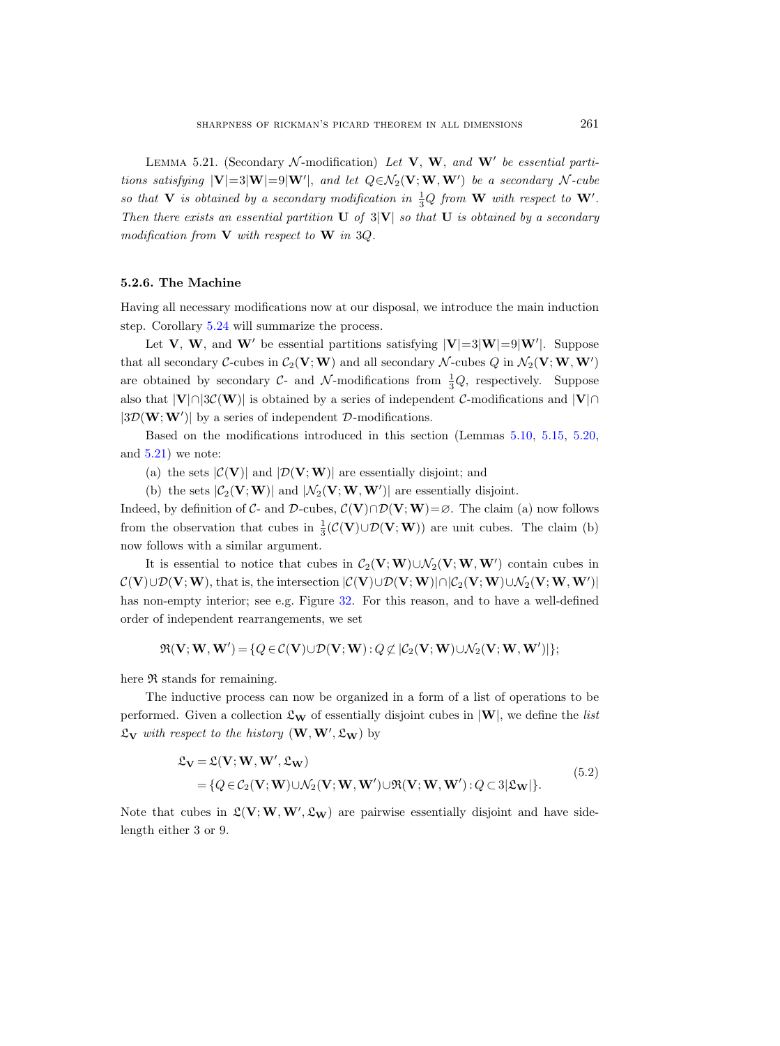Lemma 5.21. (Secondary $\mathcal{N}$-modification) *Let $\mathbf{V}$, $\mathbf{W}$, and $\mathbf{W}'$ be essential partitions satisfying $|\mathbf{V}|=3|\mathbf{W}|=9|\mathbf{W}'|$, and let $Q\in\mathcal{N}_2(\mathbf{V};\mathbf{W},\mathbf{W}')$ be a secondary $\mathcal{N}$-cube so that $\mathbf{V}$ is obtained by a secondary modification in $\frac{1}{3}Q$ from $\mathbf{W}$ with respect to $\mathbf{W}'$. Then there exists an essential partition $\mathbf{U}$ of $3|\mathbf{V}|$ so that $\mathbf{U}$ is obtained by a secondary modification from $\mathbf{V}$ with respect to $\mathbf{W}$ in $3Q$.*

### 5.2.6. The Machine

Having all necessary modifications now at our disposal, we introduce the main induction step. Corollary 5.24 will summarize the process.

Let $\mathbf{V}$, $\mathbf{W}$, and $\mathbf{W}'$ be essential partitions satisfying $|\mathbf{V}|=3|\mathbf{W}|=9|\mathbf{W}'|$. Suppose that all secondary $\mathcal{C}$-cubes in $\mathcal{C}_2(\mathbf{V};\mathbf{W})$ and all secondary $\mathcal{N}$-cubes $Q$ in $\mathcal{N}_2(\mathbf{V};\mathbf{W},\mathbf{W}')$ are obtained by secondary $\mathcal{C}$- and $\mathcal{N}$-modifications from $\frac{1}{3}Q$, respectively. Suppose also that $|\mathbf{V}|\cap|3\mathcal{C}(\mathbf{W})|$ is obtained by a series of independent $\mathcal{C}$-modifications and $|\mathbf{V}|\cap|3\mathcal{D}(\mathbf{W};\mathbf{W}')|$ by a series of independent $\mathcal{D}$-modifications.

Based on the modifications introduced in this section (Lemmas 5.10, 5.15, 5.20, and 5.21) we note:

(a) the sets $|\mathcal{C}(\mathbf{V})|$ and $|\mathcal{D}(\mathbf{V};\mathbf{W})|$ are essentially disjoint; and

(b) the sets $|\mathcal{C}_2(\mathbf{V};\mathbf{W})|$ and $|\mathcal{N}_2(\mathbf{V};\mathbf{W},\mathbf{W}')|$ are essentially disjoint.

Indeed, by definition of $\mathcal{C}$- and $\mathcal{D}$-cubes, $\mathcal{C}(\mathbf{V})\cap\mathcal{D}(\mathbf{V};\mathbf{W})=\varnothing$. The claim (a) now follows from the observation that cubes in $\frac{1}{3}(\mathcal{C}(\mathbf{V})\cup\mathcal{D}(\mathbf{V};\mathbf{W}))$ are unit cubes. The claim (b) now follows with a similar argument.

It is essential to notice that cubes in $\mathcal{C}_2(\mathbf{V};\mathbf{W})\cup\mathcal{N}_2(\mathbf{V};\mathbf{W},\mathbf{W}')$ contain cubes in $\mathcal{C}(\mathbf{V})\cup\mathcal{D}(\mathbf{V};\mathbf{W})$, that is, the intersection $|\mathcal{C}(\mathbf{V})\cup\mathcal{D}(\mathbf{V};\mathbf{W})|\cap|\mathcal{C}_2(\mathbf{V};\mathbf{W})\cup\mathcal{N}_2(\mathbf{V};\mathbf{W},\mathbf{W}')|$ has non-empty interior; see e.g. Figure 32. For this reason, and to have a well-defined order of independent rearrangements, we set

$$\mathfrak{R}(\mathbf{V};\mathbf{W},\mathbf{W}')=\{Q\in\mathcal{C}(\mathbf{V})\cup\mathcal{D}(\mathbf{V};\mathbf{W}):Q\not\subset|\mathcal{C}_2(\mathbf{V};\mathbf{W})\cup\mathcal{N}_2(\mathbf{V};\mathbf{W},\mathbf{W}')|\};$$

here $\mathfrak{R}$ stands for remaining.

The inductive process can now be organized in a form of a list of operations to be performed. Given a collection $\mathfrak{L}_{\mathbf{W}}$ of essentially disjoint cubes in $|\mathbf{W}|$, we define the *list* $\mathfrak{L}_{\mathbf{V}}$ *with respect to the history* $(\mathbf{W},\mathbf{W}',\mathfrak{L}_{\mathbf{W}})$ by

$$\begin{aligned}\mathfrak{L}_{\mathbf{V}}&=\mathfrak{L}(\mathbf{V};\mathbf{W},\mathbf{W}',\mathfrak{L}_{\mathbf{W}})\\&=\{Q\in\mathcal{C}_2(\mathbf{V};\mathbf{W})\cup\mathcal{N}_2(\mathbf{V};\mathbf{W},\mathbf{W}')\cup\mathfrak{R}(\mathbf{V};\mathbf{W},\mathbf{W}'):Q\subset 3|\mathfrak{L}_{\mathbf{W}}|\}.\end{aligned}\tag{5.2}$$

Note that cubes in $\mathfrak{L}(\mathbf{V};\mathbf{W},\mathbf{W}',\mathfrak{L}_{\mathbf{W}})$ are pairwise essentially disjoint and have side-length either 3 or 9.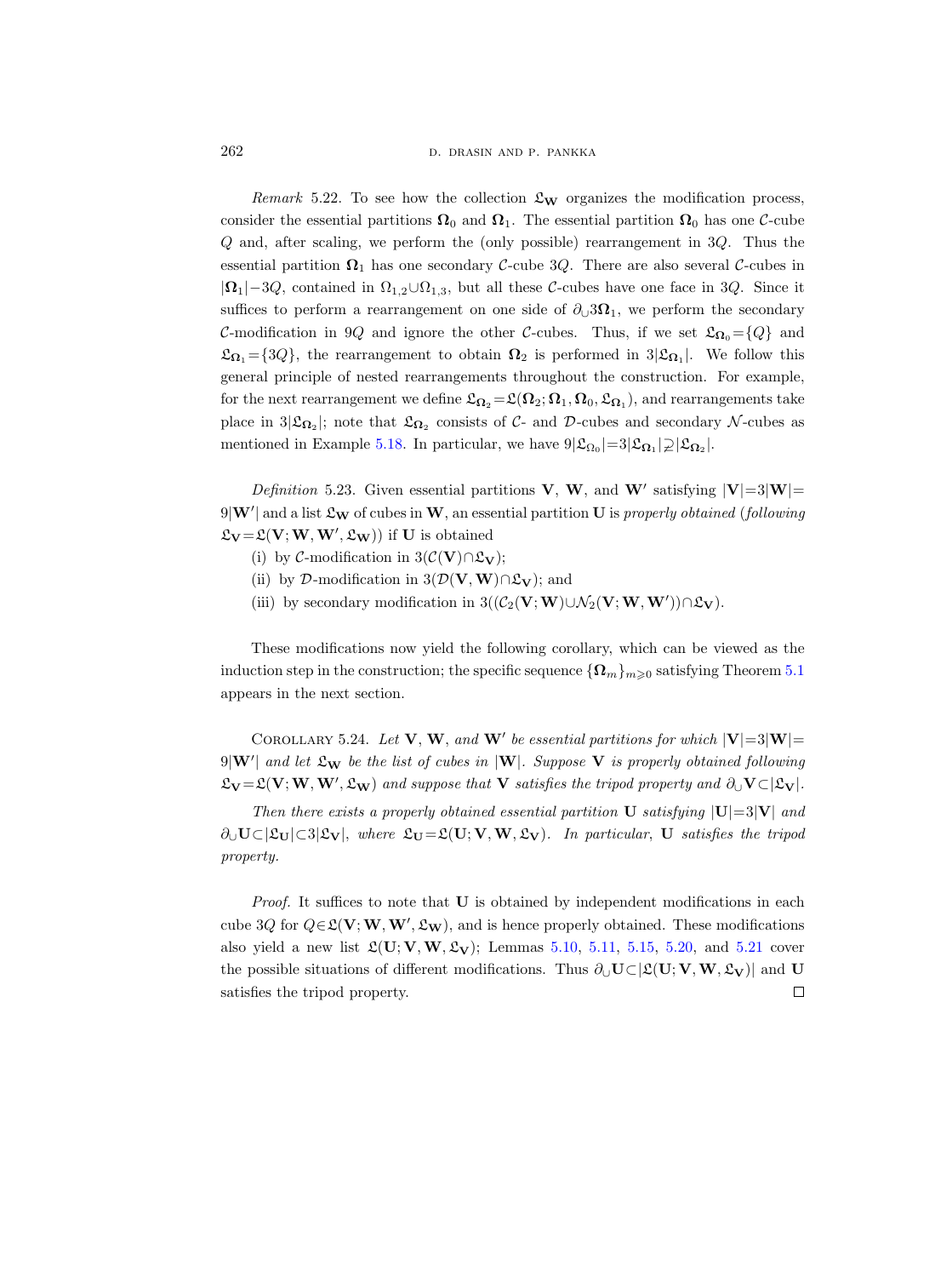*Remark* 5.22. To see how the collection $\mathfrak{L}_{\mathbf{W}}$ organizes the modification process, consider the essential partitions $\mathbf{\Omega}_0$ and $\mathbf{\Omega}_1$. The essential partition $\mathbf{\Omega}_0$ has one $\mathcal{C}$-cube $Q$ and, after scaling, we perform the (only possible) rearrangement in $3Q$. Thus the essential partition $\mathbf{\Omega}_1$ has one secondary $\mathcal{C}$-cube $3Q$. There are also several $\mathcal{C}$-cubes in $|\mathbf{\Omega}_1|-3Q$, contained in $\Omega_{1,2}\cup\Omega_{1,3}$, but all these $\mathcal{C}$-cubes have one face in $3Q$. Since it suffices to perform a rearrangement on one side of $\partial_\cup 3\mathbf{\Omega}_1$, we perform the secondary $\mathcal{C}$-modification in $9Q$ and ignore the other $\mathcal{C}$-cubes. Thus, if we set $\mathfrak{L}_{\mathbf{\Omega}_0}=\{Q\}$ and $\mathfrak{L}_{\mathbf{\Omega}_1}=\{3Q\}$, the rearrangement to obtain $\mathbf{\Omega}_2$ is performed in $3|\mathfrak{L}_{\mathbf{\Omega}_1}|$. We follow this general principle of nested rearrangements throughout the construction. For example, for the next rearrangement we define $\mathfrak{L}_{\mathbf{\Omega}_2}=\mathfrak{L}(\mathbf{\Omega}_2;\mathbf{\Omega}_1,\mathbf{\Omega}_0,\mathfrak{L}_{\mathbf{\Omega}_1})$, and rearrangements take place in $3|\mathfrak{L}_{\mathbf{\Omega}_2}|$; note that $\mathfrak{L}_{\mathbf{\Omega}_2}$ consists of $\mathcal{C}$- and $\mathcal{D}$-cubes and secondary $\mathcal{N}$-cubes as mentioned in Example 5.18. In particular, we have $9|\mathfrak{L}_{\Omega_0}|=3|\mathfrak{L}_{\mathbf{\Omega}_1}|\supsetneq|\mathfrak{L}_{\mathbf{\Omega}_2}|$.

*Definition* 5.23. Given essential partitions $\mathbf{V}$, $\mathbf{W}$, and $\mathbf{W}'$ satisfying $|\mathbf{V}|=3|\mathbf{W}|=9|\mathbf{W}'|$ and a list $\mathfrak{L}_{\mathbf{W}}$ of cubes in $\mathbf{W}$, an essential partition $\mathbf{U}$ is *properly obtained* (*following* $\mathfrak{L}_{\mathbf{V}}=\mathfrak{L}(\mathbf{V};\mathbf{W},\mathbf{W}',\mathfrak{L}_{\mathbf{W}})$) if $\mathbf{U}$ is obtained

(i) by $\mathcal{C}$-modification in $3(\mathcal{C}(\mathbf{V})\cap\mathfrak{L}_{\mathbf{V}})$;

(ii) by $\mathcal{D}$-modification in $3(\mathcal{D}(\mathbf{V},\mathbf{W})\cap\mathfrak{L}_{\mathbf{V}})$; and

(iii) by secondary modification in $3((\mathcal{C}_2(\mathbf{V};\mathbf{W})\cup\mathcal{N}_2(\mathbf{V};\mathbf{W},\mathbf{W}'))\cap\mathfrak{L}_{\mathbf{V}})$.

These modifications now yield the following corollary, which can be viewed as the induction step in the construction; the specific sequence $\{\mathbf{\Omega}_m\}_{m\geqslant 0}$ satisfying Theorem 5.1 appears in the next section.

COROLLARY 5.24. *Let* $\mathbf{V}$, $\mathbf{W}$, *and* $\mathbf{W}'$ *be essential partitions for which* $|\mathbf{V}|=3|\mathbf{W}|=9|\mathbf{W}'|$ *and let* $\mathfrak{L}_{\mathbf{W}}$ *be the list of cubes in* $|\mathbf{W}|$. *Suppose* $\mathbf{V}$ *is properly obtained following* $\mathfrak{L}_{\mathbf{V}}=\mathfrak{L}(\mathbf{V};\mathbf{W},\mathbf{W}',\mathfrak{L}_{\mathbf{W}})$ *and suppose that* $\mathbf{V}$ *satisfies the tripod property and* $\partial_\cup\mathbf{V}\subset|\mathfrak{L}_{\mathbf{V}}|$.

*Then there exists a properly obtained essential partition* $\mathbf{U}$ *satisfying* $|\mathbf{U}|=3|\mathbf{V}|$ *and* $\partial_\cup\mathbf{U}\subset|\mathfrak{L}_{\mathbf{U}}|\subset 3|\mathfrak{L}_{\mathbf{V}}|$, *where* $\mathfrak{L}_{\mathbf{U}}=\mathfrak{L}(\mathbf{U};\mathbf{V},\mathbf{W},\mathfrak{L}_{\mathbf{V}})$. *In particular*, $\mathbf{U}$ *satisfies the tripod property.*

*Proof.* It suffices to note that $\mathbf{U}$ is obtained by independent modifications in each cube $3Q$ for $Q\in\mathfrak{L}(\mathbf{V};\mathbf{W},\mathbf{W}',\mathfrak{L}_{\mathbf{W}})$, and is hence properly obtained. These modifications also yield a new list $\mathfrak{L}(\mathbf{U};\mathbf{V},\mathbf{W},\mathfrak{L}_{\mathbf{V}})$; Lemmas 5.10, 5.11, 5.15, 5.20, and 5.21 cover the possible situations of different modifications. Thus $\partial_\cup\mathbf{U}\subset|\mathfrak{L}(\mathbf{U};\mathbf{V},\mathbf{W},\mathfrak{L}_{\mathbf{V}})|$ and $\mathbf{U}$ satisfies the tripod property. □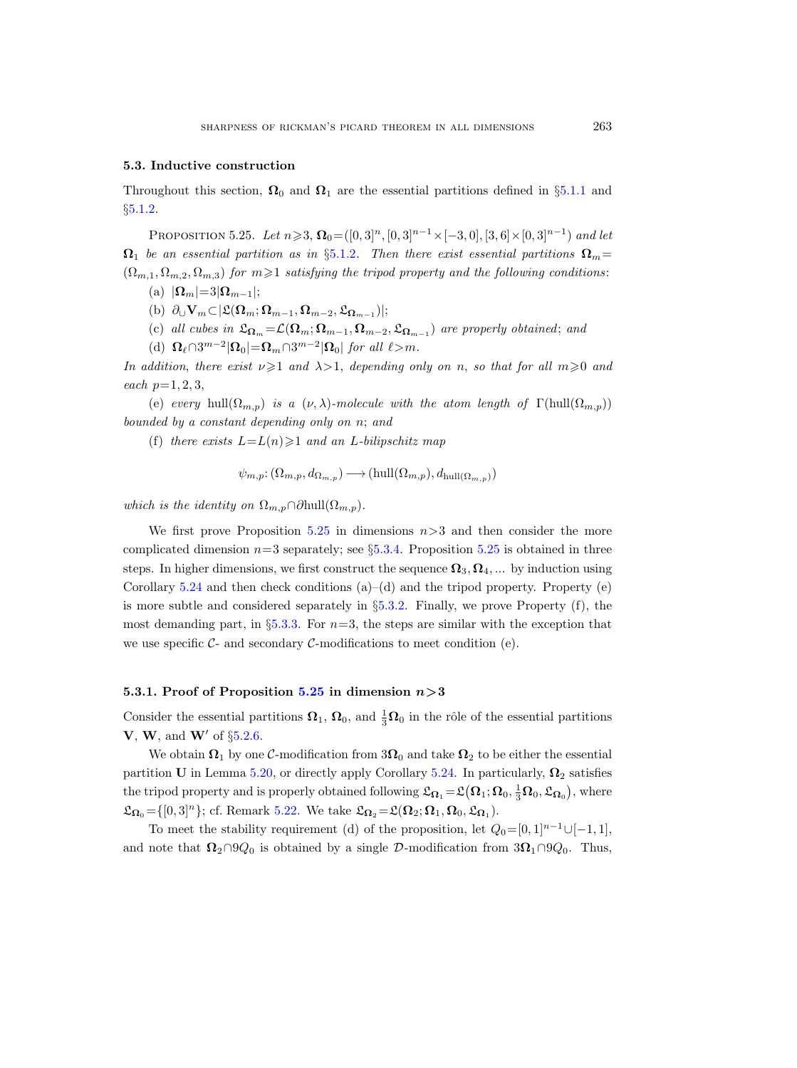### 5.3. Inductive construction

Throughout this section, $\mathbf{\Omega}_0$ and $\mathbf{\Omega}_1$ are the essential partitions defined in §5.1.1 and §5.1.2.

Proposition 5.25. *Let $n\geqslant 3$, $\mathbf{\Omega}_0=([0,3]^n, [0,3]^{n-1}\times[-3,0], [3,6]\times[0,3]^{n-1})$ and let $\mathbf{\Omega}_1$ be an essential partition as in §5.1.2. Then there exist essential partitions $\mathbf{\Omega}_m=(\Omega_{m,1},\Omega_{m,2},\Omega_{m,3})$ for $m\geqslant 1$ satisfying the tripod property and the following conditions:*

(a) $|\mathbf{\Omega}_m|=3|\mathbf{\Omega}_{m-1}|$;

(b) $\partial_\cup \mathbf{V}_m\subset|\mathfrak{L}(\mathbf{\Omega}_m;\mathbf{\Omega}_{m-1},\mathbf{\Omega}_{m-2},\mathfrak{L}_{\mathbf{\Omega}_{m-1}})|$;

(c) *all cubes in $\mathfrak{L}_{\mathbf{\Omega}_m}=\mathcal{L}(\mathbf{\Omega}_m;\mathbf{\Omega}_{m-1},\mathbf{\Omega}_{m-2},\mathfrak{L}_{\mathbf{\Omega}_{m-1}})$ are properly obtained*; *and*

(d) $\mathbf{\Omega}_\ell\cap 3^{m-2}|\mathbf{\Omega}_0|=\mathbf{\Omega}_m\cap 3^{m-2}|\mathbf{\Omega}_0|$ *for all $\ell>m$.*

*In addition, there exist $\nu\geqslant 1$ and $\lambda>1$, depending only on $n$, so that for all $m\geqslant 0$ and each $p=1,2,3$,*

(e) *every* $\operatorname{hull}(\Omega_{m,p})$ *is a $(\nu,\lambda)$-molecule with the atom length of $\Gamma(\operatorname{hull}(\Omega_{m,p}))$ bounded by a constant depending only on $n$*; *and*

(f) *there exists $L=L(n)\geqslant 1$ and an $L$-bilipschitz map*

$$\psi_{m,p}\colon(\Omega_{m,p},d_{\Omega_{m,p}})\longrightarrow(\operatorname{hull}(\Omega_{m,p}),d_{\operatorname{hull}(\Omega_{m,p})})$$

*which is the identity on $\Omega_{m,p}\cap\partial\operatorname{hull}(\Omega_{m,p})$.*

We first prove Proposition 5.25 in dimensions $n>3$ and then consider the more complicated dimension $n=3$ separately; see §5.3.4. Proposition 5.25 is obtained in three steps. In higher dimensions, we first construct the sequence $\mathbf{\Omega}_3,\mathbf{\Omega}_4,\dots$ by induction using Corollary 5.24 and then check conditions (a)–(d) and the tripod property. Property (e) is more subtle and considered separately in §5.3.2. Finally, we prove Property (f), the most demanding part, in §5.3.3. For $n=3$, the steps are similar with the exception that we use specific $\mathcal{C}$- and secondary $\mathcal{C}$-modifications to meet condition (e).

#### 5.3.1. Proof of Proposition 5.25 in dimension $n>3$

Consider the essential partitions $\mathbf{\Omega}_1$, $\mathbf{\Omega}_0$, and $\frac{1}{3}\mathbf{\Omega}_0$ in the rôle of the essential partitions $\mathbf{V}$, $\mathbf{W}$, and $\mathbf{W}'$ of §5.2.6.

We obtain $\mathbf{\Omega}_1$ by one $\mathcal{C}$-modification from $3\mathbf{\Omega}_0$ and take $\mathbf{\Omega}_2$ to be either the essential partition $\mathbf{U}$ in Lemma 5.20, or directly apply Corollary 5.24. In particularly, $\mathbf{\Omega}_2$ satisfies the tripod property and is properly obtained following $\mathfrak{L}_{\mathbf{\Omega}_1}=\mathfrak{L}\big(\mathbf{\Omega}_1;\mathbf{\Omega}_0,\frac{1}{3}\mathbf{\Omega}_0,\mathfrak{L}_{\mathbf{\Omega}_0}\big)$, where $\mathfrak{L}_{\mathbf{\Omega}_0}=\{[0,3]^n\}$; cf. Remark 5.22. We take $\mathfrak{L}_{\mathbf{\Omega}_2}=\mathfrak{L}(\mathbf{\Omega}_2;\mathbf{\Omega}_1,\mathbf{\Omega}_0,\mathfrak{L}_{\mathbf{\Omega}_1})$.

To meet the stability requirement (d) of the proposition, let $Q_0=[0,1]^{n-1}\cup[-1,1]$, and note that $\mathbf{\Omega}_2\cap 9Q_0$ is obtained by a single $\mathcal{D}$-modification from $3\mathbf{\Omega}_1\cap 9Q_0$. Thus,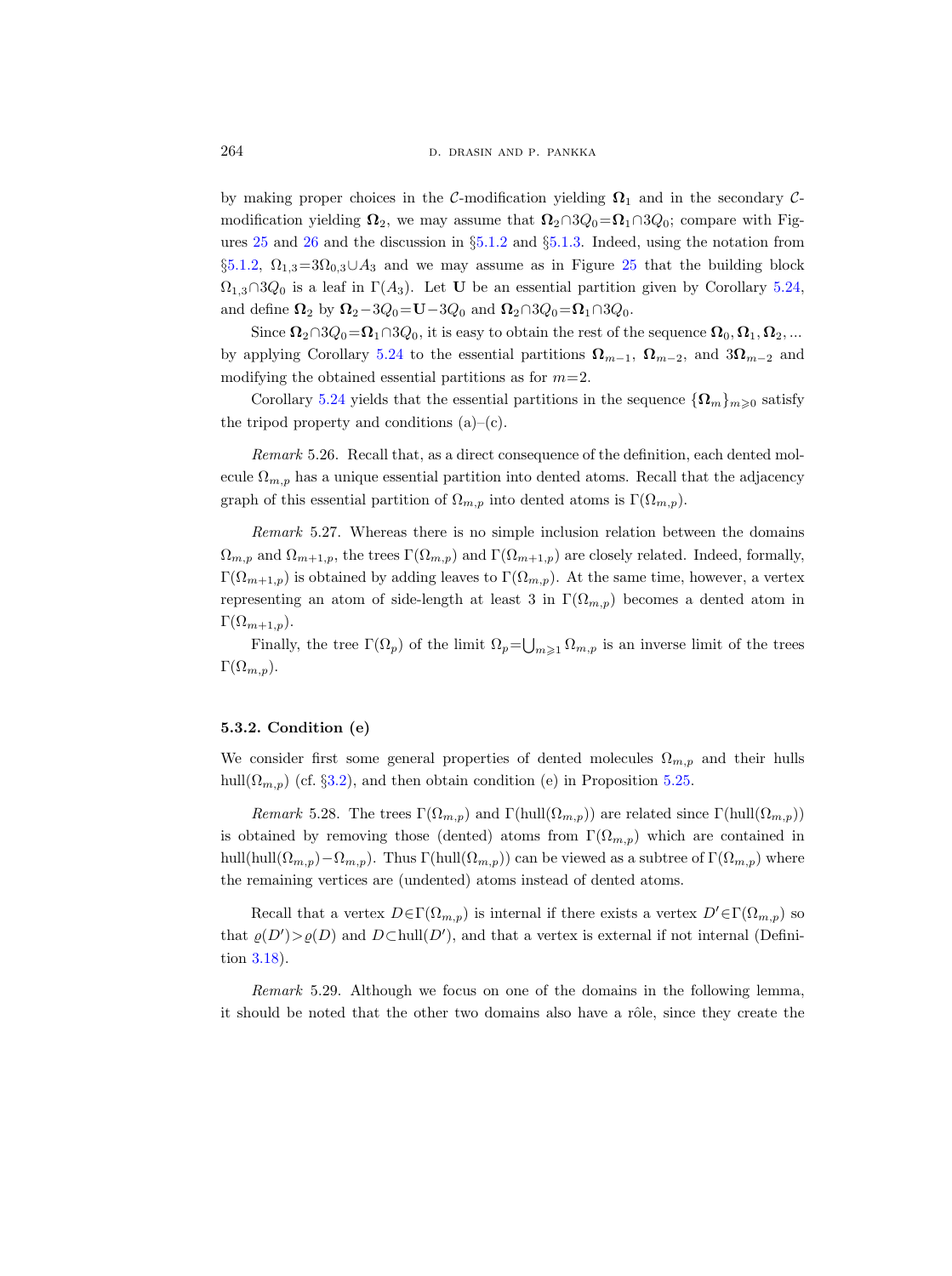by making proper choices in the $\mathcal{C}$-modification yielding $\mathbf{\Omega}_1$ and in the secondary $\mathcal{C}$-modification yielding $\mathbf{\Omega}_2$, we may assume that $\mathbf{\Omega}_2 \cap 3Q_0 = \mathbf{\Omega}_1 \cap 3Q_0$; compare with Figures 25 and 26 and the discussion in §5.1.2 and §5.1.3. Indeed, using the notation from §5.1.2, $\Omega_{1,3} = 3\Omega_{0,3} \cup A_3$ and we may assume as in Figure 25 that the building block $\Omega_{1,3} \cap 3Q_0$ is a leaf in $\Gamma(A_3)$. Let $\mathbf{U}$ be an essential partition given by Corollary 5.24, and define $\mathbf{\Omega}_2$ by $\mathbf{\Omega}_2 - 3Q_0 = \mathbf{U} - 3Q_0$ and $\mathbf{\Omega}_2 \cap 3Q_0 = \mathbf{\Omega}_1 \cap 3Q_0$.

Since $\mathbf{\Omega}_2 \cap 3Q_0 = \mathbf{\Omega}_1 \cap 3Q_0$, it is easy to obtain the rest of the sequence $\mathbf{\Omega}_0, \mathbf{\Omega}_1, \mathbf{\Omega}_2, \ldots$ by applying Corollary 5.24 to the essential partitions $\mathbf{\Omega}_{m-1}$, $\mathbf{\Omega}_{m-2}$, and $3\mathbf{\Omega}_{m-2}$ and modifying the obtained essential partitions as for $m=2$.

Corollary 5.24 yields that the essential partitions in the sequence $\{\mathbf{\Omega}_m\}_{m \geqslant 0}$ satisfy the tripod property and conditions (a)–(c).

*Remark* 5.26. Recall that, as a direct consequence of the definition, each dented molecule $\Omega_{m,p}$ has a unique essential partition into dented atoms. Recall that the adjacency graph of this essential partition of $\Omega_{m,p}$ into dented atoms is $\Gamma(\Omega_{m,p})$.

*Remark* 5.27. Whereas there is no simple inclusion relation between the domains $\Omega_{m,p}$ and $\Omega_{m+1,p}$, the trees $\Gamma(\Omega_{m,p})$ and $\Gamma(\Omega_{m+1,p})$ are closely related. Indeed, formally, $\Gamma(\Omega_{m+1,p})$ is obtained by adding leaves to $\Gamma(\Omega_{m,p})$. At the same time, however, a vertex representing an atom of side-length at least 3 in $\Gamma(\Omega_{m,p})$ becomes a dented atom in $\Gamma(\Omega_{m+1,p})$.

Finally, the tree $\Gamma(\Omega_p)$ of the limit $\Omega_p = \bigcup_{m \geqslant 1} \Omega_{m,p}$ is an inverse limit of the trees $\Gamma(\Omega_{m,p})$.

### 5.3.2. Condition (e)

We consider first some general properties of dented molecules $\Omega_{m,p}$ and their hulls $\operatorname{hull}(\Omega_{m,p})$ (cf. §3.2), and then obtain condition (e) in Proposition 5.25.

*Remark* 5.28. The trees $\Gamma(\Omega_{m,p})$ and $\Gamma(\operatorname{hull}(\Omega_{m,p}))$ are related since $\Gamma(\operatorname{hull}(\Omega_{m,p}))$ is obtained by removing those (dented) atoms from $\Gamma(\Omega_{m,p})$ which are contained in $\operatorname{hull}(\operatorname{hull}(\Omega_{m,p}) - \Omega_{m,p})$. Thus $\Gamma(\operatorname{hull}(\Omega_{m,p}))$ can be viewed as a subtree of $\Gamma(\Omega_{m,p})$ where the remaining vertices are (undented) atoms instead of dented atoms.

Recall that a vertex $D \in \Gamma(\Omega_{m,p})$ is internal if there exists a vertex $D' \in \Gamma(\Omega_{m,p})$ so that $\varrho(D') > \varrho(D)$ and $D \subset \operatorname{hull}(D')$, and that a vertex is external if not internal (Definition 3.18).

*Remark* 5.29. Although we focus on one of the domains in the following lemma, it should be noted that the other two domains also have a rôle, since they create the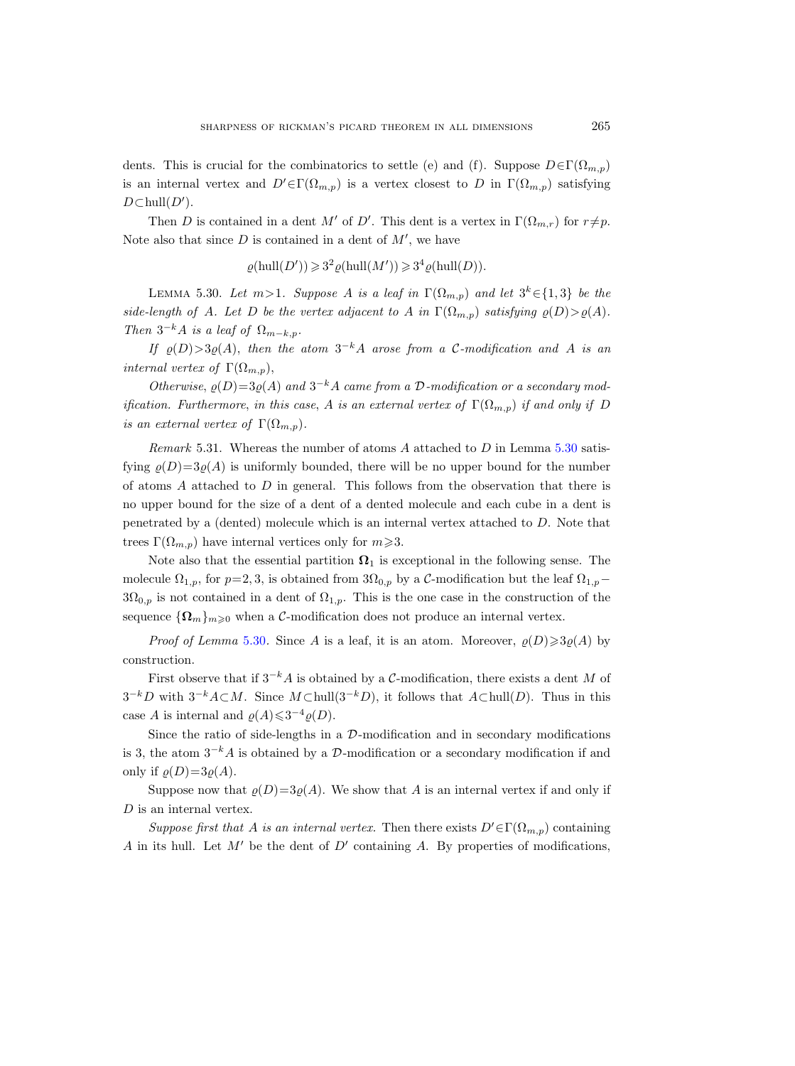dents. This is crucial for the combinatorics to settle (e) and (f). Suppose $D\in\Gamma(\Omega_{m,p})$ is an internal vertex and $D'\in\Gamma(\Omega_{m,p})$ is a vertex closest to $D$ in $\Gamma(\Omega_{m,p})$ satisfying $D\subset\operatorname{hull}(D')$.

Then $D$ is contained in a dent $M'$ of $D'$. This dent is a vertex in $\Gamma(\Omega_{m,r})$ for $r\neq p$. Note also that since $D$ is contained in a dent of $M'$, we have

$$\varrho(\operatorname{hull}(D'))\geqslant 3^2\varrho(\operatorname{hull}(M'))\geqslant 3^4\varrho(\operatorname{hull}(D)).$$

LEMMA 5.30. *Let $m>1$. Suppose $A$ is a leaf in $\Gamma(\Omega_{m,p})$ and let $3^k\in\{1,3\}$ be the side-length of $A$. Let $D$ be the vertex adjacent to $A$ in $\Gamma(\Omega_{m,p})$ satisfying $\varrho(D)>\varrho(A)$. Then $3^{-k}A$ is a leaf of $\Omega_{m-k,p}$.*

*If $\varrho(D)>3\varrho(A)$, then the atom $3^{-k}A$ arose from a $\mathcal{C}$-modification and $A$ is an internal vertex of $\Gamma(\Omega_{m,p})$,*

*Otherwise, $\varrho(D)=3\varrho(A)$ and $3^{-k}A$ came from a $\mathcal{D}$-modification or a secondary modification. Furthermore, in this case, $A$ is an external vertex of $\Gamma(\Omega_{m,p})$ if and only if $D$ is an external vertex of $\Gamma(\Omega_{m,p})$.*

*Remark* 5.31. Whereas the number of atoms $A$ attached to $D$ in Lemma 5.30 satisfying $\varrho(D)=3\varrho(A)$ is uniformly bounded, there will be no upper bound for the number of atoms $A$ attached to $D$ in general. This follows from the observation that there is no upper bound for the size of a dent of a dented molecule and each cube in a dent is penetrated by a (dented) molecule which is an internal vertex attached to $D$. Note that trees $\Gamma(\Omega_{m,p})$ have internal vertices only for $m\geqslant 3$.

Note also that the essential partition $\mathbf{\Omega}_1$ is exceptional in the following sense. The molecule $\Omega_{1,p}$, for $p=2,3$, is obtained from $3\Omega_{0,p}$ by a $\mathcal{C}$-modification but the leaf $\Omega_{1,p}-3\Omega_{0,p}$ is not contained in a dent of $\Omega_{1,p}$. This is the one case in the construction of the sequence $\{\mathbf{\Omega}_m\}_{m\geqslant 0}$ when a $\mathcal{C}$-modification does not produce an internal vertex.

*Proof of Lemma* 5.30. Since $A$ is a leaf, it is an atom. Moreover, $\varrho(D)\geqslant 3\varrho(A)$ by construction.

First observe that if $3^{-k}A$ is obtained by a $\mathcal{C}$-modification, there exists a dent $M$ of $3^{-k}D$ with $3^{-k}A\subset M$. Since $M\subset\operatorname{hull}(3^{-k}D)$, it follows that $A\subset\operatorname{hull}(D)$. Thus in this case $A$ is internal and $\varrho(A)\leqslant 3^{-4}\varrho(D)$.

Since the ratio of side-lengths in a $\mathcal{D}$-modification and in secondary modifications is 3, the atom $3^{-k}A$ is obtained by a $\mathcal{D}$-modification or a secondary modification if and only if $\varrho(D)=3\varrho(A)$.

Suppose now that $\varrho(D)=3\varrho(A)$. We show that $A$ is an internal vertex if and only if $D$ is an internal vertex.

*Suppose first that $A$ is an internal vertex.* Then there exists $D'\in\Gamma(\Omega_{m,p})$ containing $A$ in its hull. Let $M'$ be the dent of $D'$ containing $A$. By properties of modifications,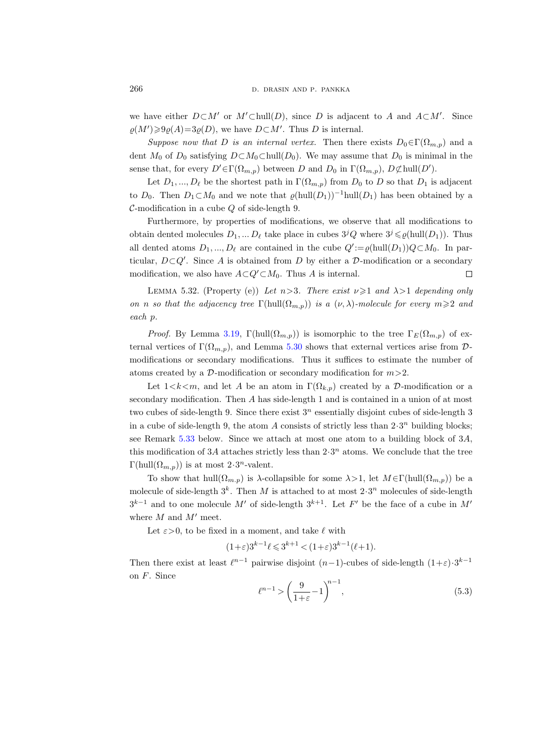we have either $D\subset M'$ or $M'\subset \mathrm{hull}(D)$, since $D$ is adjacent to $A$ and $A\subset M'$. Since $\varrho(M')\geqslant 9\varrho(A)=3\varrho(D)$, we have $D\subset M'$. Thus $D$ is internal.

*Suppose now that $D$ is an internal vertex.* Then there exists $D_0\in\Gamma(\Omega_{m,p})$ and a dent $M_0$ of $D_0$ satisfying $D\subset M_0\subset \mathrm{hull}(D_0)$. We may assume that $D_0$ is minimal in the sense that, for every $D'\in\Gamma(\Omega_{m,p})$ between $D$ and $D_0$ in $\Gamma(\Omega_{m,p})$, $D\not\subset \mathrm{hull}(D')$.

Let $D_1,...,D_\ell$ be the shortest path in $\Gamma(\Omega_{m,p})$ from $D_0$ to $D$ so that $D_1$ is adjacent to $D_0$. Then $D_1\subset M_0$ and we note that $\varrho(\mathrm{hull}(D_1))^{-1}\mathrm{hull}(D_1)$ has been obtained by a $\mathcal{C}$-modification in a cube $Q$ of side-length 9.

Furthermore, by properties of modifications, we observe that all modifications to obtain dented molecules $D_1,...D_\ell$ take place in cubes $3^jQ$ where $3^j\leqslant\varrho(\mathrm{hull}(D_1))$. Thus all dented atoms $D_1,...,D_\ell$ are contained in the cube $Q':=\varrho(\mathrm{hull}(D_1))Q\subset M_0$. In particular, $D\subset Q'$. Since $A$ is obtained from $D$ by either a $\mathcal{D}$-modification or a secondary modification, we also have $A\subset Q'\subset M_0$. Thus $A$ is internal. □

LEMMA 5.32. (Property (e)) *Let $n>3$. There exist $\nu\geqslant 1$ and $\lambda>1$ depending only on $n$ so that the adjacency tree $\Gamma(\mathrm{hull}(\Omega_{m,p}))$ is a $(\nu,\lambda)$-molecule for every $m\geqslant 2$ and each $p$.*

*Proof.* By Lemma 3.19, $\Gamma(\mathrm{hull}(\Omega_{m,p}))$ is isomorphic to the tree $\Gamma_E(\Omega_{m,p})$ of external vertices of $\Gamma(\Omega_{m,p})$, and Lemma 5.30 shows that external vertices arise from $\mathcal{D}$-modifications or secondary modifications. Thus it suffices to estimate the number of atoms created by a $\mathcal{D}$-modification or secondary modification for $m>2$.

Let $1<k<m$, and let $A$ be an atom in $\Gamma(\Omega_{k,p})$ created by a $\mathcal{D}$-modification or a secondary modification. Then $A$ has side-length 1 and is contained in a union of at most two cubes of side-length 9. Since there exist $3^n$ essentially disjoint cubes of side-length 3 in a cube of side-length 9, the atom $A$ consists of strictly less than $2\cdot 3^n$ building blocks; see Remark 5.33 below. Since we attach at most one atom to a building block of $3A$, this modification of $3A$ attaches strictly less than $2\cdot 3^n$ atoms. We conclude that the tree $\Gamma(\mathrm{hull}(\Omega_{m,p}))$ is at most $2\cdot 3^n$-valent.

To show that $\mathrm{hull}(\Omega_{m.p})$ is $\lambda$-collapsible for some $\lambda>1$, let $M\in\Gamma(\mathrm{hull}(\Omega_{m,p}))$ be a molecule of side-length $3^k$. Then $M$ is attached to at most $2\cdot 3^n$ molecules of side-length $3^{k-1}$ and to one molecule $M'$ of side-length $3^{k+1}$. Let $F'$ be the face of a cube in $M'$ where $M$ and $M'$ meet.

Let $\varepsilon>0$, to be fixed in a moment, and take $\ell$ with

$$(1+\varepsilon)3^{k-1}\ell\leqslant 3^{k+1}<(1+\varepsilon)3^{k-1}(\ell+1).$$

Then there exist at least $\ell^{n-1}$ pairwise disjoint $(n-1)$-cubes of side-length $(1+\varepsilon)\cdot 3^{k-1}$ on $F$. Since

$$\ell^{n-1}>\left(\frac{9}{1+\varepsilon}-1\right)^{n-1}, \tag{5.3}$$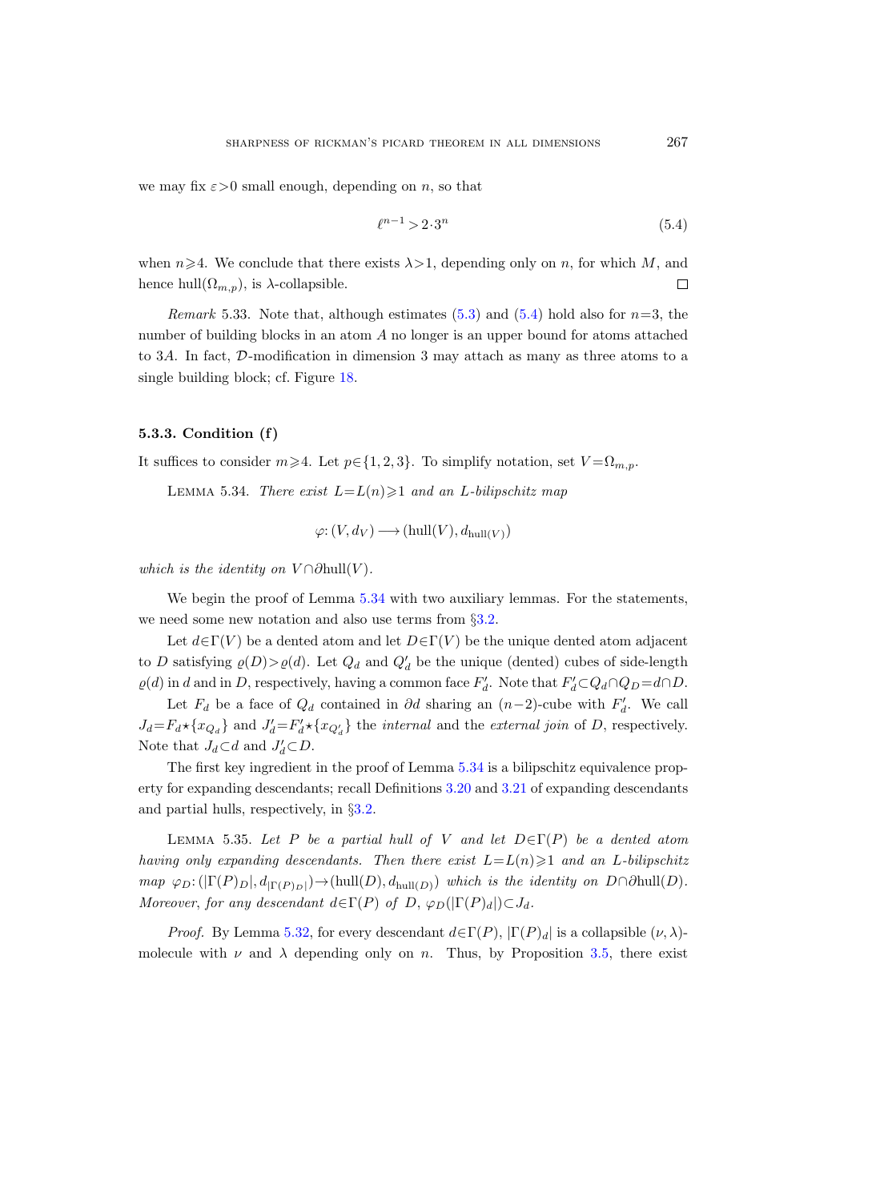we may fix $\varepsilon>0$ small enough, depending on $n$, so that

$$\ell^{n-1} > 2\cdot 3^n \tag{5.4}$$

when $n\geqslant 4$. We conclude that there exists $\lambda>1$, depending only on $n$, for which $M$, and hence $\mathrm{hull}(\Omega_{m,p})$, is $\lambda$-collapsible. $\square$

*Remark* 5.33. Note that, although estimates (5.3) and (5.4) hold also for $n=3$, the number of building blocks in an atom $A$ no longer is an upper bound for atoms attached to $3A$. In fact, $\mathcal{D}$-modification in dimension 3 may attach as many as three atoms to a single building block; cf. Figure 18.

### 5.3.3. Condition (f)

It suffices to consider $m\geqslant 4$. Let $p\in\{1,2,3\}$. To simplify notation, set $V=\Omega_{m,p}$.

LEMMA 5.34. *There exist $L=L(n)\geqslant 1$ and an $L$-bilipschitz map*

$$\varphi\colon (V, d_V) \longrightarrow (\mathrm{hull}(V), d_{\mathrm{hull}(V)})$$

*which is the identity on $V\cap\partial\mathrm{hull}(V)$.*

We begin the proof of Lemma 5.34 with two auxiliary lemmas. For the statements, we need some new notation and also use terms from §3.2.

Let $d\in\Gamma(V)$ be a dented atom and let $D\in\Gamma(V)$ be the unique dented atom adjacent to $D$ satisfying $\varrho(D)>\varrho(d)$. Let $Q_d$ and $Q'_d$ be the unique (dented) cubes of side-length $\varrho(d)$ in $d$ and in $D$, respectively, having a common face $F'_d$. Note that $F'_d\subset Q_d\cap Q_D=d\cap D$.

Let $F_d$ be a face of $Q_d$ contained in $\partial d$ sharing an $(n-2)$-cube with $F'_d$. We call $J_d=F_d\star\{x_{Q_d}\}$ and $J'_d=F'_d\star\{x_{Q'_d}\}$ the *internal* and the *external join* of $D$, respectively. Note that $J_d\subset d$ and $J'_d\subset D$.

The first key ingredient in the proof of Lemma 5.34 is a bilipschitz equivalence property for expanding descendants; recall Definitions 3.20 and 3.21 of expanding descendants and partial hulls, respectively, in §3.2.

LEMMA 5.35. *Let $P$ be a partial hull of $V$ and let $D\in\Gamma(P)$ be a dented atom having only expanding descendants. Then there exist $L=L(n)\geqslant 1$ and an $L$-bilipschitz map $\varphi_D\colon(|\Gamma(P)_D|, d_{|\Gamma(P)_D|})\to(\mathrm{hull}(D), d_{\mathrm{hull}(D)})$ which is the identity on $D\cap\partial\mathrm{hull}(D)$. Moreover, for any descendant $d\in\Gamma(P)$ of $D$, $\varphi_D(|\Gamma(P)_d|)\subset J_d$.*

*Proof.* By Lemma 5.32, for every descendant $d\in\Gamma(P)$, $|\Gamma(P)_d|$ is a collapsible $(\nu,\lambda)$-molecule with $\nu$ and $\lambda$ depending only on $n$. Thus, by Proposition 3.5, there exist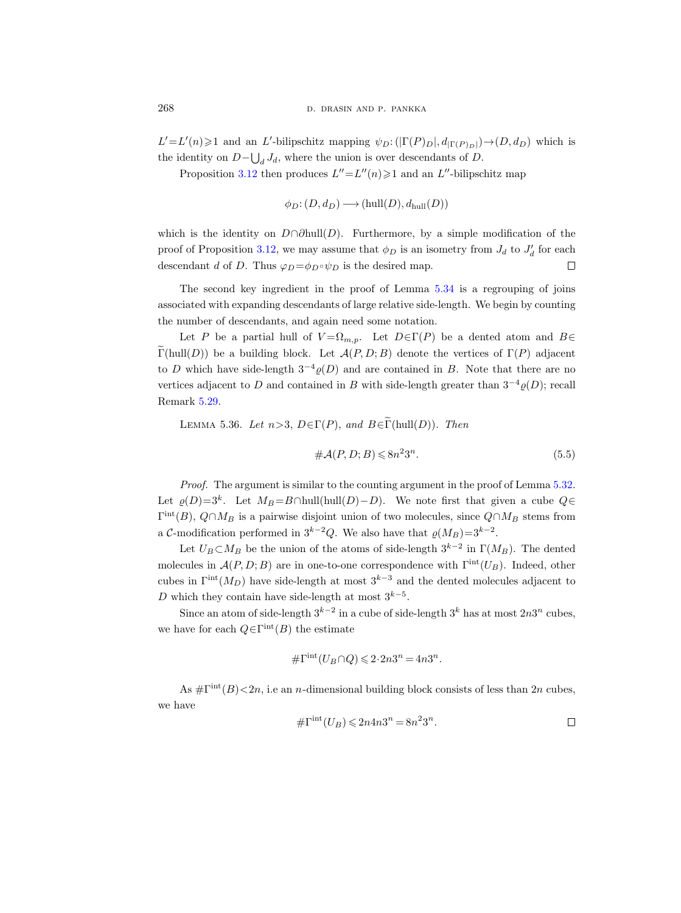$L'=L'(n)\geqslant 1$ and an $L'$-bilipschitz mapping $\psi_D\colon(|\Gamma(P)_D|, d_{|\Gamma(P)_D|})\to(D,d_D)$ which is the identity on $D-\bigcup_d J_d$, where the union is over descendants of $D$.

Proposition 3.12 then produces $L''=L''(n)\geqslant 1$ and an $L''$-bilipschitz map

$$\phi_D\colon(D,d_D)\longrightarrow(\mathrm{hull}(D), d_{\mathrm{hull}}(D))$$

which is the identity on $D\cap\partial\mathrm{hull}(D)$. Furthermore, by a simple modification of the proof of Proposition 3.12, we may assume that $\phi_D$ is an isometry from $J_d$ to $J'_d$ for each descendant $d$ of $D$. Thus $\varphi_D=\phi_D\circ\psi_D$ is the desired map. □

The second key ingredient in the proof of Lemma 5.34 is a regrouping of joins associated with expanding descendants of large relative side-length. We begin by counting the number of descendants, and again need some notation.

Let $P$ be a partial hull of $V=\Omega_{m,p}$. Let $D\in\Gamma(P)$ be a dented atom and $B\in\widetilde{\Gamma}(\mathrm{hull}(D))$ be a building block. Let $\mathcal{A}(P,D;B)$ denote the vertices of $\Gamma(P)$ adjacent to $D$ which have side-length $3^{-4}\varrho(D)$ and are contained in $B$. Note that there are no vertices adjacent to $D$ and contained in $B$ with side-length greater than $3^{-4}\varrho(D)$; recall Remark 5.29.

Lemma 5.36. *Let $n>3$, $D\in\Gamma(P)$, and $B\in\widetilde{\Gamma}(\mathrm{hull}(D))$. Then*

$$\#\mathcal{A}(P,D;B)\leqslant 8n^2 3^n. \tag{5.5}$$

*Proof.* The argument is similar to the counting argument in the proof of Lemma 5.32. Let $\varrho(D)=3^k$. Let $M_B=B\cap\mathrm{hull}(\mathrm{hull}(D)-D)$. We note first that given a cube $Q\in\Gamma^{\mathrm{int}}(B)$, $Q\cap M_B$ is a pairwise disjoint union of two molecules, since $Q\cap M_B$ stems from a $\mathcal{C}$-modification performed in $3^{k-2}Q$. We also have that $\varrho(M_B)=3^{k-2}$.

Let $U_B\subset M_B$ be the union of the atoms of side-length $3^{k-2}$ in $\Gamma(M_B)$. The dented molecules in $\mathcal{A}(P,D;B)$ are in one-to-one correspondence with $\Gamma^{\mathrm{int}}(U_B)$. Indeed, other cubes in $\Gamma^{\mathrm{int}}(M_D)$ have side-length at most $3^{k-3}$ and the dented molecules adjacent to $D$ which they contain have side-length at most $3^{k-5}$.

Since an atom of side-length $3^{k-2}$ in a cube of side-length $3^k$ has at most $2n3^n$ cubes, we have for each $Q\in\Gamma^{\mathrm{int}}(B)$ the estimate

$$\#\Gamma^{\mathrm{int}}(U_B\cap Q)\leqslant 2\cdot 2n3^n=4n3^n.$$

As $\#\Gamma^{\mathrm{int}}(B)<2n$, i.e an $n$-dimensional building block consists of less than $2n$ cubes, we have

$$\#\Gamma^{\mathrm{int}}(U_B)\leqslant 2n4n3^n=8n^2 3^n.$$

□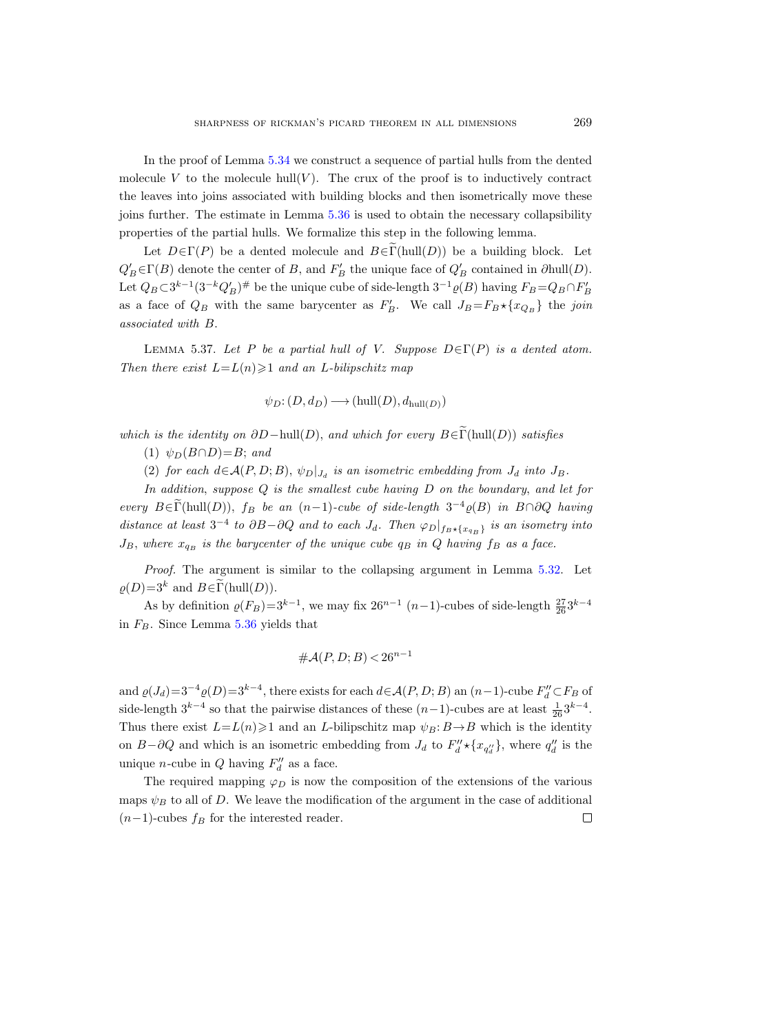In the proof of Lemma 5.34 we construct a sequence of partial hulls from the dented molecule $V$ to the molecule $\mathrm{hull}(V)$. The crux of the proof is to inductively contract the leaves into joins associated with building blocks and then isometrically move these joins further. The estimate in Lemma 5.36 is used to obtain the necessary collapsibility properties of the partial hulls. We formalize this step in the following lemma.

Let $D\in\Gamma(P)$ be a dented molecule and $B\in\widetilde{\Gamma}(\mathrm{hull}(D))$ be a building block. Let $Q'_B\in\Gamma(B)$ denote the center of $B$, and $F'_B$ the unique face of $Q'_B$ contained in $\partial\mathrm{hull}(D)$. Let $Q_B\subset 3^{k-1}(3^{-k}Q'_B)^{\#}$ be the unique cube of side-length $3^{-1}\varrho(B)$ having $F_B=Q_B\cap F'_B$ as a face of $Q_B$ with the same barycenter as $F'_B$. We call $J_B=F_B\star\{x_{Q_B}\}$ the *join associated with* $B$.

LEMMA 5.37. *Let $P$ be a partial hull of $V$. Suppose $D\in\Gamma(P)$ is a dented atom. Then there exist $L=L(n)\geqslant 1$ and an $L$-bilipschitz map*

$$\psi_D\colon (D,d_D)\longrightarrow(\mathrm{hull}(D),d_{\mathrm{hull}(D)})$$

*which is the identity on $\partial D-\mathrm{hull}(D)$, and which for every $B\in\widetilde{\Gamma}(\mathrm{hull}(D))$ satisfies*

(1) *$\psi_D(B\cap D)=B$; and*

(2) *for each $d\in\mathcal{A}(P,D;B)$, $\psi_D|_{J_d}$ is an isometric embedding from $J_d$ into $J_B$.*

*In addition, suppose $Q$ is the smallest cube having $D$ on the boundary, and let for every $B\in\widetilde{\Gamma}(\mathrm{hull}(D))$, $f_B$ be an $(n-1)$-cube of side-length $3^{-4}\varrho(B)$ in $B\cap\partial Q$ having distance at least $3^{-4}$ to $\partial B-\partial Q$ and to each $J_d$. Then $\varphi_D|_{f_B\star\{x_{q_B}\}}$ is an isometry into $J_B$, where $x_{q_B}$ is the barycenter of the unique cube $q_B$ in $Q$ having $f_B$ as a face.*

*Proof.* The argument is similar to the collapsing argument in Lemma 5.32. Let $\varrho(D)=3^k$ and $B\in\widetilde{\Gamma}(\mathrm{hull}(D))$.

As by definition $\varrho(F_B)=3^{k-1}$, we may fix $26^{n-1}$ $(n-1)$-cubes of side-length $\frac{27}{26}3^{k-4}$ in $F_B$. Since Lemma 5.36 yields that

$$\#\mathcal{A}(P,D;B)<26^{n-1}$$

and $\varrho(J_d)=3^{-4}\varrho(D)=3^{k-4}$, there exists for each $d\in\mathcal{A}(P,D;B)$ an $(n-1)$-cube $F''_d\subset F_B$ of side-length $3^{k-4}$ so that the pairwise distances of these $(n-1)$-cubes are at least $\frac{1}{26}3^{k-4}$. Thus there exist $L=L(n)\geqslant 1$ and an $L$-bilipschitz map $\psi_B\colon B\to B$ which is the identity on $B-\partial Q$ and which is an isometric embedding from $J_d$ to $F''_d\star\{x_{q''_d}\}$, where $q''_d$ is the unique $n$-cube in $Q$ having $F''_d$ as a face.

The required mapping $\varphi_D$ is now the composition of the extensions of the various maps $\psi_B$ to all of $D$. We leave the modification of the argument in the case of additional $(n-1)$-cubes $f_B$ for the interested reader. $\square$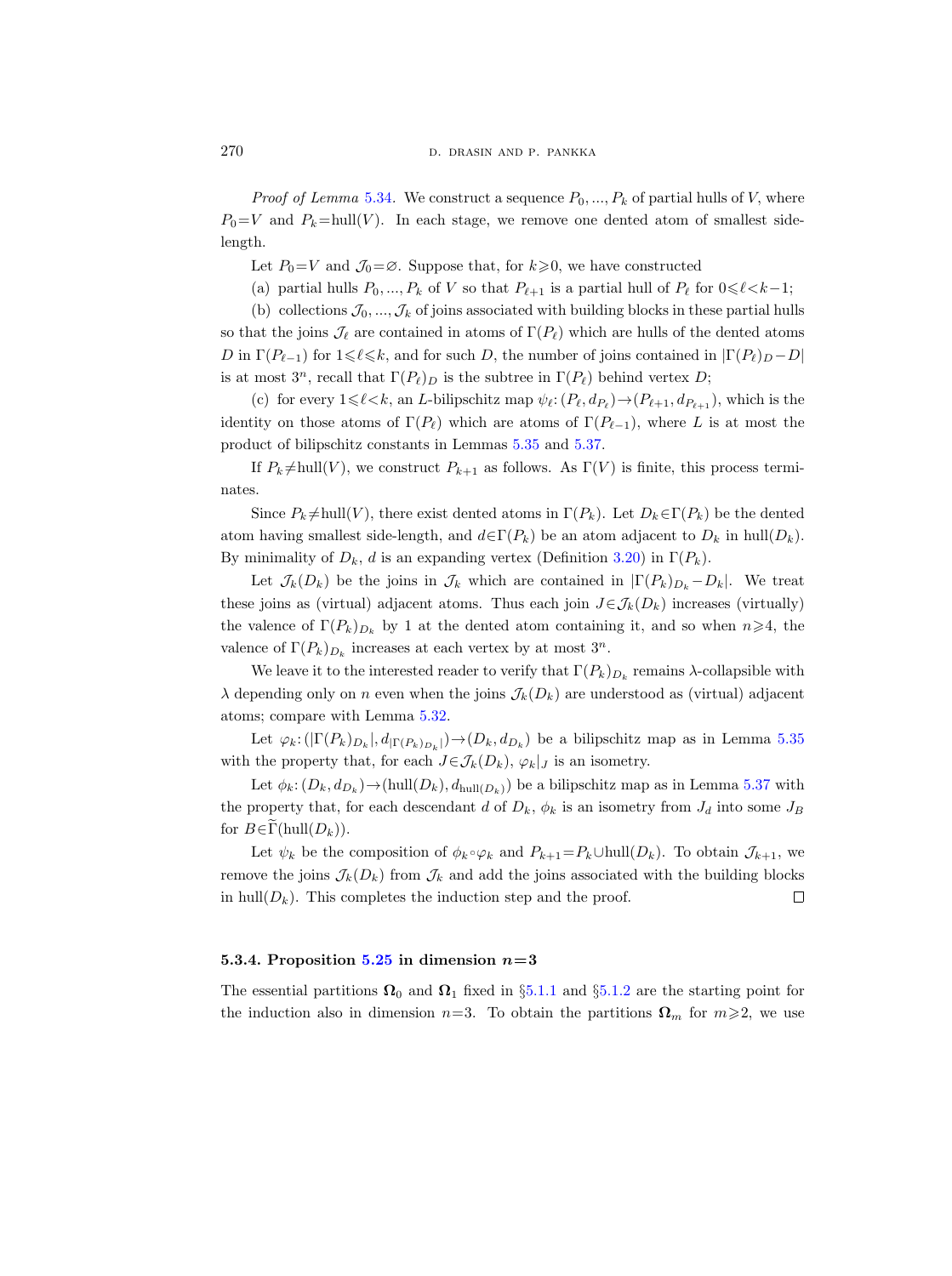*Proof of Lemma* 5.34. We construct a sequence $P_0, ..., P_k$ of partial hulls of $V$, where $P_0=V$ and $P_k=\mathrm{hull}(V)$. In each stage, we remove one dented atom of smallest side-length.

Let $P_0=V$ and $\mathcal{J}_0=\varnothing$. Suppose that, for $k\geqslant 0$, we have constructed

(a) partial hulls $P_0, ..., P_k$ of $V$ so that $P_{\ell+1}$ is a partial hull of $P_\ell$ for $0\leqslant \ell<k-1$;

(b) collections $\mathcal{J}_0, ..., \mathcal{J}_k$ of joins associated with building blocks in these partial hulls so that the joins $\mathcal{J}_\ell$ are contained in atoms of $\Gamma(P_\ell)$ which are hulls of the dented atoms $D$ in $\Gamma(P_{\ell-1})$ for $1\leqslant \ell\leqslant k$, and for such $D$, the number of joins contained in $|\Gamma(P_\ell)_D - D|$ is at most $3^n$, recall that $\Gamma(P_\ell)_D$ is the subtree in $\Gamma(P_\ell)$ behind vertex $D$;

(c) for every $1\leqslant \ell<k$, an $L$-bilipschitz map $\psi_\ell\colon (P_\ell, d_{P_\ell})\to(P_{\ell+1}, d_{P_{\ell+1}})$, which is the identity on those atoms of $\Gamma(P_\ell)$ which are atoms of $\Gamma(P_{\ell-1})$, where $L$ is at most the product of bilipschitz constants in Lemmas 5.35 and 5.37.

If $P_k\neq \mathrm{hull}(V)$, we construct $P_{k+1}$ as follows. As $\Gamma(V)$ is finite, this process terminates.

Since $P_k\neq\mathrm{hull}(V)$, there exist dented atoms in $\Gamma(P_k)$. Let $D_k\in\Gamma(P_k)$ be the dented atom having smallest side-length, and $d\in\Gamma(P_k)$ be an atom adjacent to $D_k$ in $\mathrm{hull}(D_k)$. By minimality of $D_k$, $d$ is an expanding vertex (Definition 3.20) in $\Gamma(P_k)$.

Let $\mathcal{J}_k(D_k)$ be the joins in $\mathcal{J}_k$ which are contained in $|\Gamma(P_k)_{D_k} - D_k|$. We treat these joins as (virtual) adjacent atoms. Thus each join $J\in\mathcal{J}_k(D_k)$ increases (virtually) the valence of $\Gamma(P_k)_{D_k}$ by 1 at the dented atom containing it, and so when $n\geqslant 4$, the valence of $\Gamma(P_k)_{D_k}$ increases at each vertex by at most $3^n$.

We leave it to the interested reader to verify that $\Gamma(P_k)_{D_k}$ remains $\lambda$-collapsible with $\lambda$ depending only on $n$ even when the joins $\mathcal{J}_k(D_k)$ are understood as (virtual) adjacent atoms; compare with Lemma 5.32.

Let $\varphi_k\colon (|\Gamma(P_k)_{D_k}|, d_{|\Gamma(P_k)_{D_k}|})\to(D_k, d_{D_k})$ be a bilipschitz map as in Lemma 5.35 with the property that, for each $J\in\mathcal{J}_k(D_k)$, $\varphi_k|_J$ is an isometry.

Let $\phi_k\colon (D_k, d_{D_k})\to(\mathrm{hull}(D_k), d_{\mathrm{hull}(D_k)})$ be a bilipschitz map as in Lemma 5.37 with the property that, for each descendant $d$ of $D_k$, $\phi_k$ is an isometry from $J_d$ into some $J_B$ for $B\in\widetilde{\Gamma}(\mathrm{hull}(D_k))$.

Let $\psi_k$ be the composition of $\phi_k\circ\varphi_k$ and $P_{k+1}=P_k\cup\mathrm{hull}(D_k)$. To obtain $\mathcal{J}_{k+1}$, we remove the joins $\mathcal{J}_k(D_k)$ from $\mathcal{J}_k$ and add the joins associated with the building blocks in $\mathrm{hull}(D_k)$. This completes the induction step and the proof. □

#### 5.3.4. Proposition 5.25 in dimension $n=3$

The essential partitions $\mathbf{\Omega}_0$ and $\mathbf{\Omega}_1$ fixed in §5.1.1 and §5.1.2 are the starting point for the induction also in dimension $n=3$. To obtain the partitions $\mathbf{\Omega}_m$ for $m\geqslant 2$, we use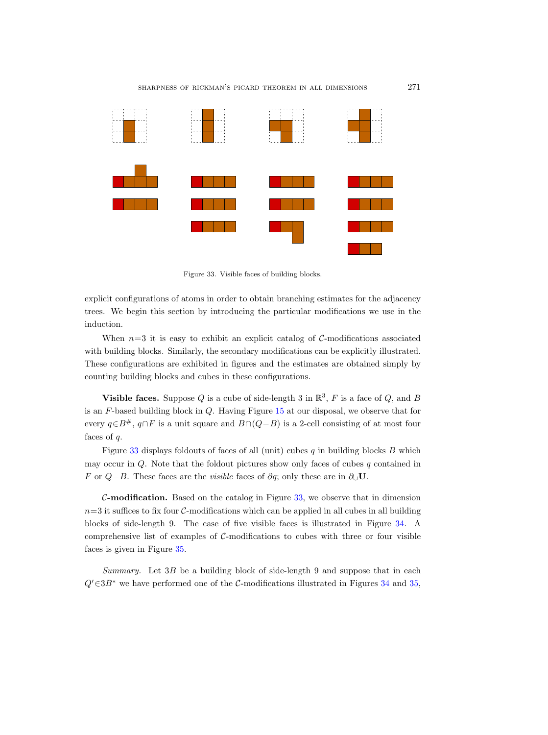Figure 33. Visible faces of building blocks.

explicit configurations of atoms in order to obtain branching estimates for the adjacency trees. We begin this section by introducing the particular modifications we use in the induction.

When $n=3$ it is easy to exhibit an explicit catalog of $\mathcal{C}$-modifications associated with building blocks. Similarly, the secondary modifications can be explicitly illustrated. These configurations are exhibited in figures and the estimates are obtained simply by counting building blocks and cubes in these configurations.

**Visible faces.** Suppose $Q$ is a cube of side-length 3 in $\mathbb{R}^3$, $F$ is a face of $Q$, and $B$ is an $F$-based building block in $Q$. Having Figure 15 at our disposal, we observe that for every $q\in B^{\#}$, $q\cap F$ is a unit square and $B\cap(Q-B)$ is a 2-cell consisting of at most four faces of $q$.

Figure 33 displays foldouts of faces of all (unit) cubes $q$ in building blocks $B$ which may occur in $Q$. Note that the foldout pictures show only faces of cubes $q$ contained in $F$ or $Q-B$. These faces are the *visible* faces of $\partial q$; only these are in $\partial_\cup \mathbf{U}$.

**$\mathcal{C}$-modification.** Based on the catalog in Figure 33, we observe that in dimension $n=3$ it suffices to fix four $\mathcal{C}$-modifications which can be applied in all cubes in all building blocks of side-length 9. The case of five visible faces is illustrated in Figure 34. A comprehensive list of examples of $\mathcal{C}$-modifications to cubes with three or four visible faces is given in Figure 35.

*Summary.* Let $3B$ be a building block of side-length 9 and suppose that in each $Q'\in 3B^*$ we have performed one of the $\mathcal{C}$-modifications illustrated in Figures 34 and 35,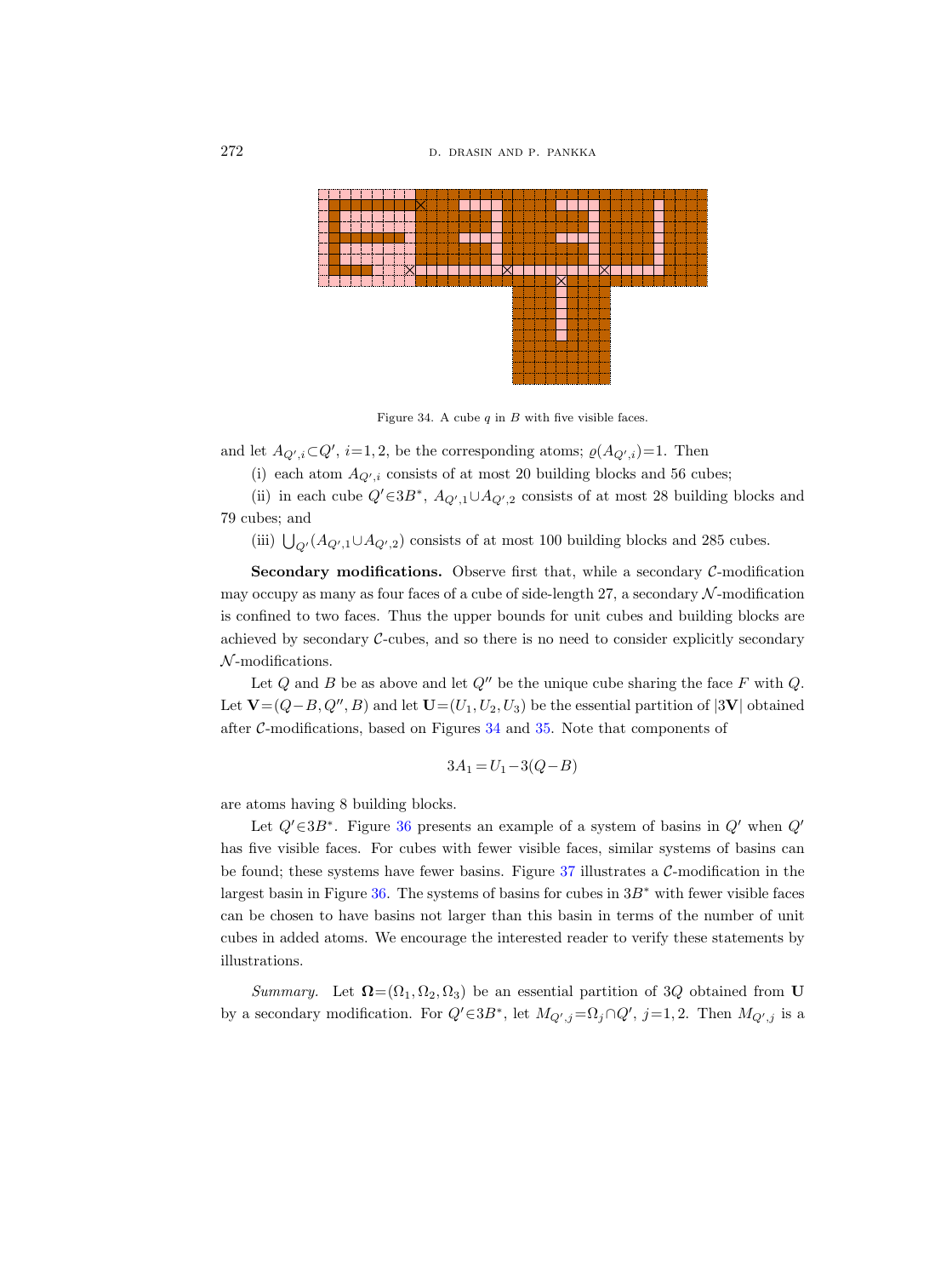Figure 34. A cube $q$ in $B$ with five visible faces.

and let $A_{Q',i} \subset Q'$, $i=1,2$, be the corresponding atoms; $\varrho(A_{Q',i})=1$. Then

(i) each atom $A_{Q',i}$ consists of at most 20 building blocks and 56 cubes;

(ii) in each cube $Q' \in 3B^*$, $A_{Q',1} \cup A_{Q',2}$ consists of at most 28 building blocks and 79 cubes; and

(iii) $\bigcup_{Q'} (A_{Q',1} \cup A_{Q',2})$ consists of at most 100 building blocks and 285 cubes.

**Secondary modifications.** Observe first that, while a secondary $\mathcal{C}$-modification may occupy as many as four faces of a cube of side-length 27, a secondary $\mathcal{N}$-modification is confined to two faces. Thus the upper bounds for unit cubes and building blocks are achieved by secondary $\mathcal{C}$-cubes, and so there is no need to consider explicitly secondary $\mathcal{N}$-modifications.

Let $Q$ and $B$ be as above and let $Q''$ be the unique cube sharing the face $F$ with $Q$. Let $\mathbf{V}=(Q-B, Q'', B)$ and let $\mathbf{U}=(U_1, U_2, U_3)$ be the essential partition of $|3\mathbf{V}|$ obtained after $\mathcal{C}$-modifications, based on Figures 34 and 35. Note that components of

$$3A_1 = U_1 - 3(Q-B)$$

are atoms having 8 building blocks.

Let $Q' \in 3B^*$. Figure 36 presents an example of a system of basins in $Q'$ when $Q'$ has five visible faces. For cubes with fewer visible faces, similar systems of basins can be found; these systems have fewer basins. Figure 37 illustrates a $\mathcal{C}$-modification in the largest basin in Figure 36. The systems of basins for cubes in $3B^*$ with fewer visible faces can be chosen to have basins not larger than this basin in terms of the number of unit cubes in added atoms. We encourage the interested reader to verify these statements by illustrations.

*Summary.* Let $\mathbf{\Omega}=(\Omega_1, \Omega_2, \Omega_3)$ be an essential partition of $3Q$ obtained from $\mathbf{U}$ by a secondary modification. For $Q' \in 3B^*$, let $M_{Q',j} = \Omega_j \cap Q'$, $j=1,2$. Then $M_{Q',j}$ is a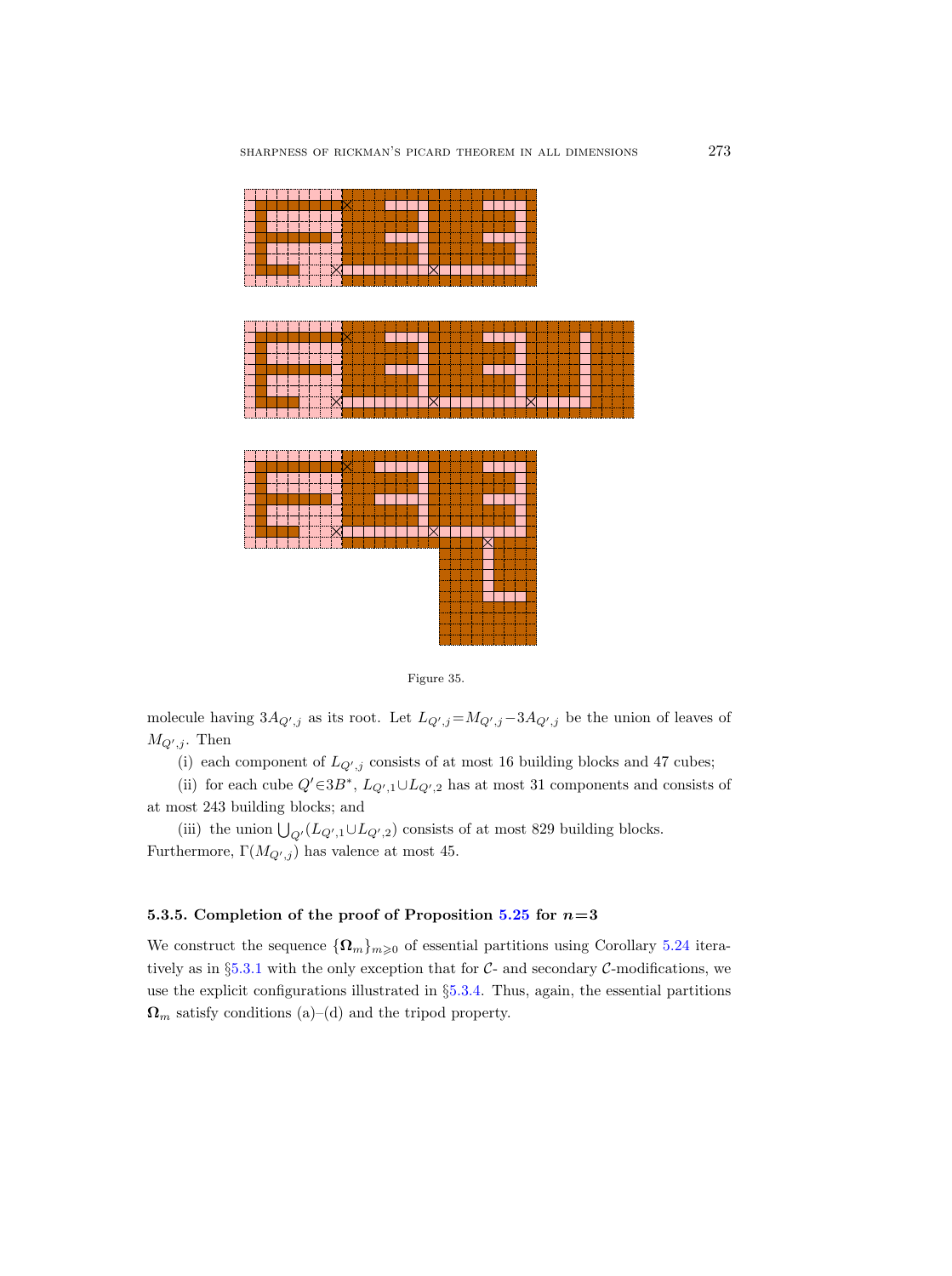Figure 35.

molecule having $3A_{Q',j}$ as its root. Let $L_{Q',j}=M_{Q',j}-3A_{Q',j}$ be the union of leaves of $M_{Q',j}$. Then

(i) each component of $L_{Q',j}$ consists of at most 16 building blocks and 47 cubes;

(ii) for each cube $Q'\in 3B^*$, $L_{Q',1}\cup L_{Q',2}$ has at most 31 components and consists of at most 243 building blocks; and

(iii) the union $\bigcup_{Q'}(L_{Q',1}\cup L_{Q',2})$ consists of at most 829 building blocks.

Furthermore, $\Gamma(M_{Q',j})$ has valence at most 45.

### 5.3.5. Completion of the proof of Proposition 5.25 for $n=3$

We construct the sequence $\{\mathbf{\Omega}_m\}_{m\geqslant 0}$ of essential partitions using Corollary 5.24 iteratively as in §5.3.1 with the only exception that for $\mathcal{C}$- and secondary $\mathcal{C}$-modifications, we use the explicit configurations illustrated in §5.3.4. Thus, again, the essential partitions $\mathbf{\Omega}_m$ satisfy conditions (a)–(d) and the tripod property.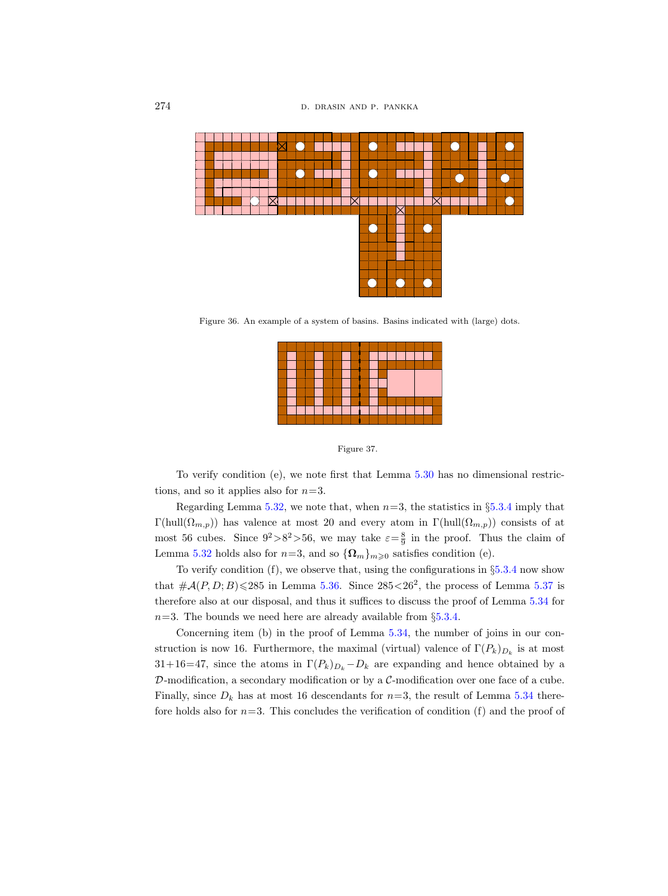Figure 36. An example of a system of basins. Basins indicated with (large) dots.

Figure 37.

To verify condition (e), we note first that Lemma 5.30 has no dimensional restrictions, and so it applies also for $n=3$.

Regarding Lemma 5.32, we note that, when $n=3$, the statistics in §5.3.4 imply that $\Gamma(\mathrm{hull}(\Omega_{m,p}))$ has valence at most 20 and every atom in $\Gamma(\mathrm{hull}(\Omega_{m,p}))$ consists of at most 56 cubes. Since $9^2>8^2>56$, we may take $\varepsilon=\frac{8}{9}$ in the proof. Thus the claim of Lemma 5.32 holds also for $n=3$, and so $\{\mathbf{\Omega}_m\}_{m\geqslant 0}$ satisfies condition (e).

To verify condition (f), we observe that, using the configurations in §5.3.4 now show that $\#\mathcal{A}(P,D;B)\leqslant 285$ in Lemma 5.36. Since $285<26^2$, the process of Lemma 5.37 is therefore also at our disposal, and thus it suffices to discuss the proof of Lemma 5.34 for $n=3$. The bounds we need here are already available from §5.3.4.

Concerning item (b) in the proof of Lemma 5.34, the number of joins in our construction is now 16. Furthermore, the maximal (virtual) valence of $\Gamma(P_k)_{D_k}$ is at most $31+16=47$, since the atoms in $\Gamma(P_k)_{D_k}-D_k$ are expanding and hence obtained by a $\mathcal{D}$-modification, a secondary modification or by a $\mathcal{C}$-modification over one face of a cube. Finally, since $D_k$ has at most 16 descendants for $n=3$, the result of Lemma 5.34 therefore holds also for $n=3$. This concludes the verification of condition (f) and the proof of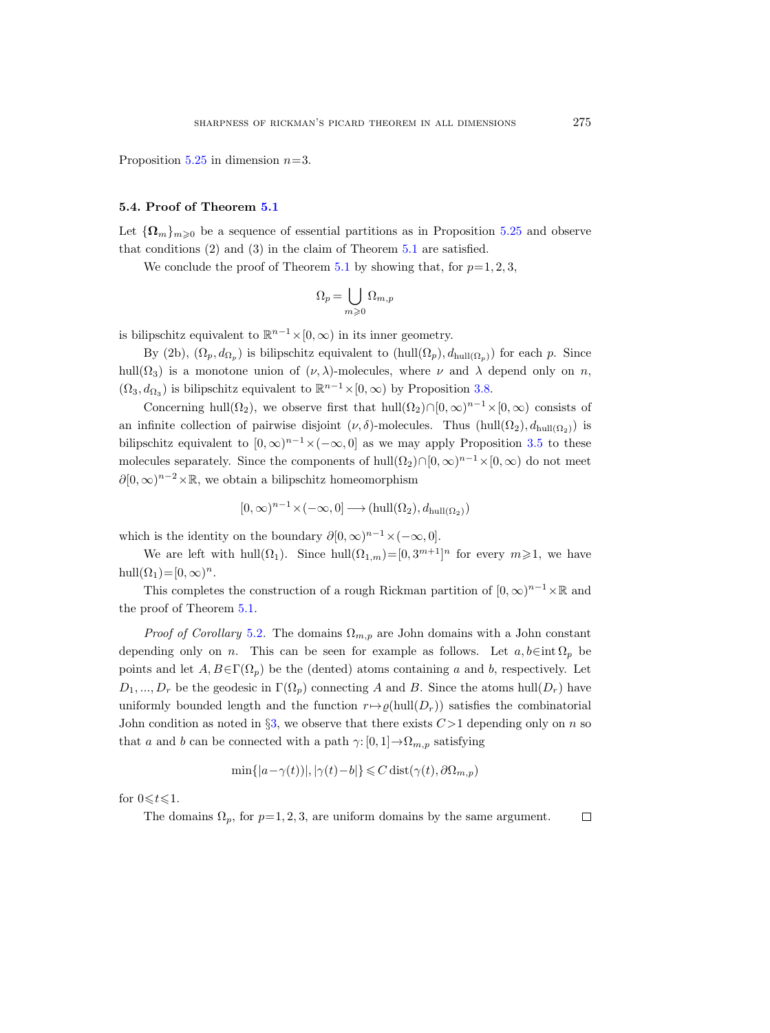Proposition 5.25 in dimension $n=3$.

### 5.4. Proof of Theorem 5.1

Let $\{\boldsymbol{\Omega}_m\}_{m\geqslant 0}$ be a sequence of essential partitions as in Proposition 5.25 and observe that conditions (2) and (3) in the claim of Theorem 5.1 are satisfied.

We conclude the proof of Theorem 5.1 by showing that, for $p=1,2,3$,

$$\Omega_p = \bigcup_{m\geqslant 0} \Omega_{m,p}$$

is bilipschitz equivalent to $\mathbb{R}^{n-1}\times[0,\infty)$ in its inner geometry.

By (2b), $(\Omega_p, d_{\Omega_p})$ is bilipschitz equivalent to $(\mathrm{hull}(\Omega_p), d_{\mathrm{hull}(\Omega_p)})$ for each $p$. Since $\mathrm{hull}(\Omega_3)$ is a monotone union of $(\nu,\lambda)$-molecules, where $\nu$ and $\lambda$ depend only on $n$, $(\Omega_3, d_{\Omega_3})$ is bilipschitz equivalent to $\mathbb{R}^{n-1}\times[0,\infty)$ by Proposition 3.8.

Concerning $\mathrm{hull}(\Omega_2)$, we observe first that $\mathrm{hull}(\Omega_2)\cap[0,\infty)^{n-1}\times[0,\infty)$ consists of an infinite collection of pairwise disjoint $(\nu,\delta)$-molecules. Thus $(\mathrm{hull}(\Omega_2), d_{\mathrm{hull}(\Omega_2)})$ is bilipschitz equivalent to $[0,\infty)^{n-1}\times(-\infty,0]$ as we may apply Proposition 3.5 to these molecules separately. Since the components of $\mathrm{hull}(\Omega_2)\cap[0,\infty)^{n-1}\times[0,\infty)$ do not meet $\partial[0,\infty)^{n-2}\times\mathbb{R}$, we obtain a bilipschitz homeomorphism

$$[0,\infty)^{n-1}\times(-\infty,0] \longrightarrow (\mathrm{hull}(\Omega_2), d_{\mathrm{hull}(\Omega_2)})$$

which is the identity on the boundary $\partial[0,\infty)^{n-1}\times(-\infty,0]$.

We are left with $\mathrm{hull}(\Omega_1)$. Since $\mathrm{hull}(\Omega_{1,m})=[0,3^{m+1}]^n$ for every $m\geqslant 1$, we have $\mathrm{hull}(\Omega_1)=[0,\infty)^n$.

This completes the construction of a rough Rickman partition of $[0,\infty)^{n-1}\times\mathbb{R}$ and the proof of Theorem 5.1.

*Proof of Corollary* 5.2. The domains $\Omega_{m,p}$ are John domains with a John constant depending only on $n$. This can be seen for example as follows. Let $a,b\in\mathrm{int}\,\Omega_p$ be points and let $A,B\in\Gamma(\Omega_p)$ be the (dented) atoms containing $a$ and $b$, respectively. Let $D_1,\dots,D_r$ be the geodesic in $\Gamma(\Omega_p)$ connecting $A$ and $B$. Since the atoms $\mathrm{hull}(D_r)$ have uniformly bounded length and the function $r\mapsto\varrho(\mathrm{hull}(D_r))$ satisfies the combinatorial John condition as noted in §3, we observe that there exists $C>1$ depending only on $n$ so that $a$ and $b$ can be connected with a path $\gamma\colon[0,1]\to\Omega_{m,p}$ satisfying

$$\min\{|a-\gamma(t))|, |\gamma(t)-b|\}\leqslant C\,\mathrm{dist}(\gamma(t),\partial\Omega_{m,p})$$

for $0\leqslant t\leqslant 1$.

The domains $\Omega_p$, for $p=1,2,3$, are uniform domains by the same argument. □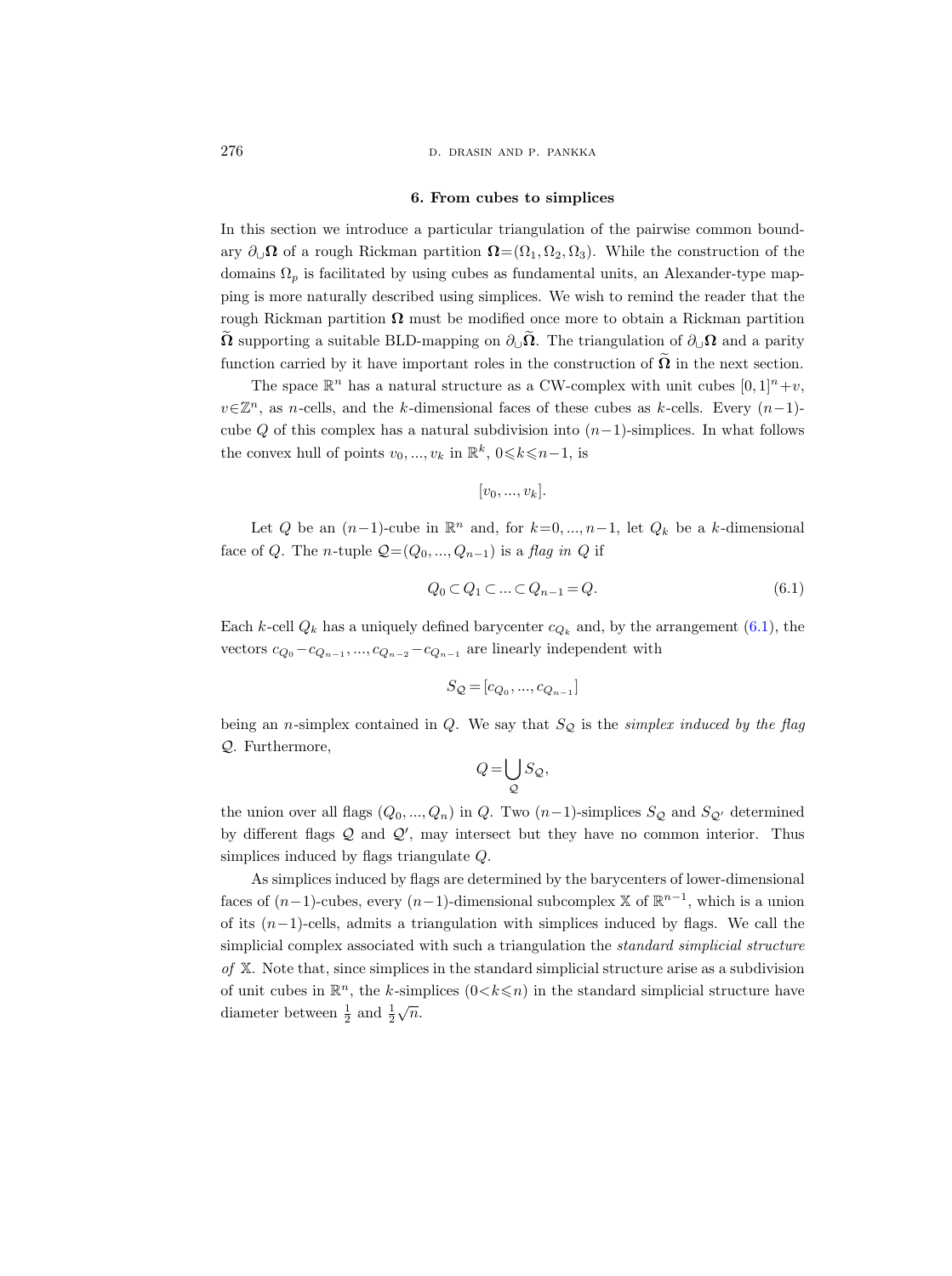## 6. From cubes to simplices

In this section we introduce a particular triangulation of the pairwise common boundary $\partial_\cup \mathbf{\Omega}$ of a rough Rickman partition $\mathbf{\Omega}=(\Omega_1, \Omega_2, \Omega_3)$. While the construction of the domains $\Omega_p$ is facilitated by using cubes as fundamental units, an Alexander-type mapping is more naturally described using simplices. We wish to remind the reader that the rough Rickman partition $\mathbf{\Omega}$ must be modified once more to obtain a Rickman partition $\widetilde{\mathbf{\Omega}}$ supporting a suitable BLD-mapping on $\partial_\cup \widetilde{\mathbf{\Omega}}$. The triangulation of $\partial_\cup \mathbf{\Omega}$ and a parity function carried by it have important roles in the construction of $\widetilde{\mathbf{\Omega}}$ in the next section.

The space $\mathbb{R}^n$ has a natural structure as a CW-complex with unit cubes $[0,1]^n+v$, $v\in\mathbb{Z}^n$, as $n$-cells, and the $k$-dimensional faces of these cubes as $k$-cells. Every $(n-1)$-cube $Q$ of this complex has a natural subdivision into $(n-1)$-simplices. In what follows the convex hull of points $v_0, ..., v_k$ in $\mathbb{R}^k$, $0\leqslant k\leqslant n-1$, is

$$[v_0, ..., v_k].$$

Let $Q$ be an $(n-1)$-cube in $\mathbb{R}^n$ and, for $k=0, ..., n-1$, let $Q_k$ be a $k$-dimensional face of $Q$. The $n$-tuple $\mathcal{Q}=(Q_0, ..., Q_{n-1})$ is a *flag in* $Q$ if

$$Q_0 \subset Q_1 \subset ... \subset Q_{n-1} = Q. \tag{6.1}$$

Each $k$-cell $Q_k$ has a uniquely defined barycenter $c_{Q_k}$ and, by the arrangement (6.1), the vectors $c_{Q_0}-c_{Q_{n-1}}, ..., c_{Q_{n-2}}-c_{Q_{n-1}}$ are linearly independent with

$$S_{\mathcal{Q}} = [c_{Q_0}, ..., c_{Q_{n-1}}]$$

being an $n$-simplex contained in $Q$. We say that $S_{\mathcal{Q}}$ is the *simplex induced by the flag* $\mathcal{Q}$. Furthermore,

$$Q = \bigcup_{\mathcal{Q}} S_{\mathcal{Q}},$$

the union over all flags $(Q_0, ..., Q_n)$ in $Q$. Two $(n-1)$-simplices $S_{\mathcal{Q}}$ and $S_{\mathcal{Q}'}$ determined by different flags $\mathcal{Q}$ and $\mathcal{Q}'$, may intersect but they have no common interior. Thus simplices induced by flags triangulate $Q$.

As simplices induced by flags are determined by the barycenters of lower-dimensional faces of $(n-1)$-cubes, every $(n-1)$-dimensional subcomplex $\mathbb{X}$ of $\mathbb{R}^{n-1}$, which is a union of its $(n-1)$-cells, admits a triangulation with simplices induced by flags. We call the simplicial complex associated with such a triangulation the *standard simplicial structure of* $\mathbb{X}$. Note that, since simplices in the standard simplicial structure arise as a subdivision of unit cubes in $\mathbb{R}^n$, the $k$-simplices $(0<k\leqslant n)$ in the standard simplicial structure have diameter between $\frac{1}{2}$ and $\frac{1}{2}\sqrt{n}$.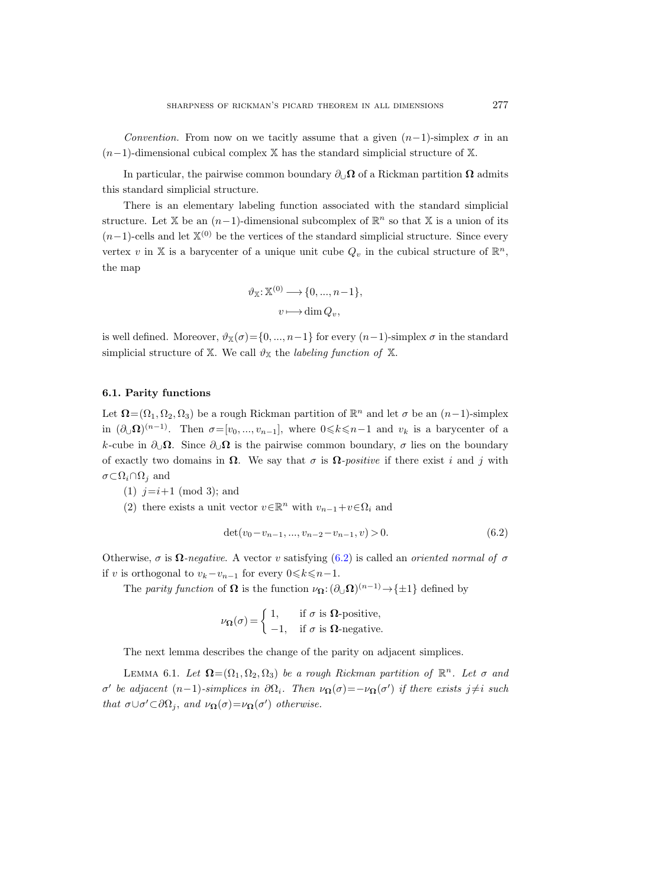*Convention.* From now on we tacitly assume that a given $(n-1)$-simplex $\sigma$ in an $(n-1)$-dimensional cubical complex $\mathbb{X}$ has the standard simplicial structure of $\mathbb{X}$.

In particular, the pairwise common boundary $\partial_\cup \mathbf{\Omega}$ of a Rickman partition $\mathbf{\Omega}$ admits this standard simplicial structure.

There is an elementary labeling function associated with the standard simplicial structure. Let $\mathbb{X}$ be an $(n-1)$-dimensional subcomplex of $\mathbb{R}^n$ so that $\mathbb{X}$ is a union of its $(n-1)$-cells and let $\mathbb{X}^{(0)}$ be the vertices of the standard simplicial structure. Since every vertex $v$ in $\mathbb{X}$ is a barycenter of a unique unit cube $Q_v$ in the cubical structure of $\mathbb{R}^n$, the map

$$
\begin{aligned}
\vartheta_{\mathbb{X}} \colon \mathbb{X}^{(0)} &\longrightarrow \{0, \dots, n-1\}, \\
v &\longmapsto \dim Q_v,
\end{aligned}
$$

is well defined. Moreover, $\vartheta_{\mathbb{X}}(\sigma) = \{0, \dots, n-1\}$ for every $(n-1)$-simplex $\sigma$ in the standard simplicial structure of $\mathbb{X}$. We call $\vartheta_{\mathbb{X}}$ the *labeling function of* $\mathbb{X}$.

### 6.1. Parity functions

Let $\mathbf{\Omega} = (\Omega_1, \Omega_2, \Omega_3)$ be a rough Rickman partition of $\mathbb{R}^n$ and let $\sigma$ be an $(n-1)$-simplex in $(\partial_\cup \mathbf{\Omega})^{(n-1)}$. Then $\sigma = [v_0, \dots, v_{n-1}]$, where $0 \leqslant k \leqslant n-1$ and $v_k$ is a barycenter of a $k$-cube in $\partial_\cup \mathbf{\Omega}$. Since $\partial_\cup \mathbf{\Omega}$ is the pairwise common boundary, $\sigma$ lies on the boundary of exactly two domains in $\mathbf{\Omega}$. We say that $\sigma$ is $\mathbf{\Omega}$*-positive* if there exist $i$ and $j$ with $\sigma \subset \Omega_i \cap \Omega_j$ and

(1) $j = i+1 \pmod 3$; and

(2) there exists a unit vector $v \in \mathbb{R}^n$ with $v_{n-1} + v \in \Omega_i$ and

$$
\det(v_0 - v_{n-1}, \dots, v_{n-2} - v_{n-1}, v) > 0. \tag{6.2}
$$

Otherwise, $\sigma$ is $\mathbf{\Omega}$*-negative*. A vector $v$ satisfying (6.2) is called an *oriented normal of* $\sigma$ if $v$ is orthogonal to $v_k - v_{n-1}$ for every $0 \leqslant k \leqslant n-1$.

The *parity function* of $\mathbf{\Omega}$ is the function $\nu_{\mathbf{\Omega}} \colon (\partial_\cup \mathbf{\Omega})^{(n-1)} \to \{\pm 1\}$ defined by

$$
\nu_{\mathbf{\Omega}}(\sigma) = \begin{cases} 1, & \text{if } \sigma \text{ is } \mathbf{\Omega}\text{-positive}, \\ -1, & \text{if } \sigma \text{ is } \mathbf{\Omega}\text{-negative}. \end{cases}
$$

The next lemma describes the change of the parity on adjacent simplices.

Lemma 6.1. *Let $\mathbf{\Omega} = (\Omega_1, \Omega_2, \Omega_3)$ be a rough Rickman partition of $\mathbb{R}^n$. Let $\sigma$ and $\sigma'$ be adjacent $(n-1)$-simplices in $\partial \Omega_i$. Then $\nu_{\mathbf{\Omega}}(\sigma) = -\nu_{\mathbf{\Omega}}(\sigma')$ if there exists $j \neq i$ such that $\sigma \cup \sigma' \subset \partial \Omega_j$, and $\nu_{\mathbf{\Omega}}(\sigma) = \nu_{\mathbf{\Omega}}(\sigma')$ otherwise.*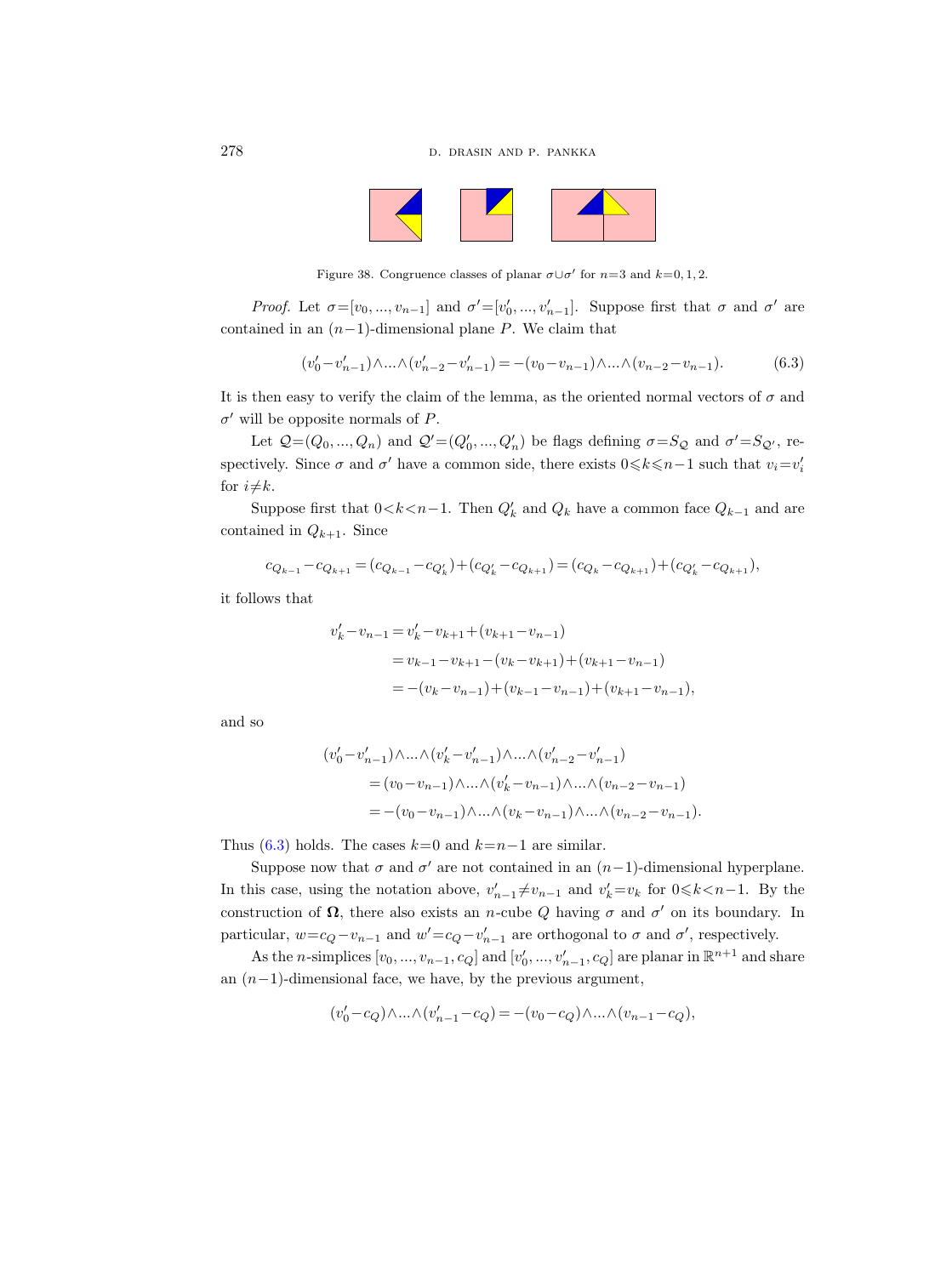Figure 38. Congruence classes of planar $\sigma\cup\sigma'$ for $n=3$ and $k=0,1,2$.

*Proof.* Let $\sigma=[v_0,...,v_{n-1}]$ and $\sigma'=[v_0',...,v_{n-1}']$. Suppose first that $\sigma$ and $\sigma'$ are contained in an $(n-1)$-dimensional plane $P$. We claim that

$$(v_0'-v_{n-1}')\wedge...\wedge(v_{n-2}'-v_{n-1}') = -(v_0-v_{n-1})\wedge...\wedge(v_{n-2}-v_{n-1}). \tag{6.3}$$

It is then easy to verify the claim of the lemma, as the oriented normal vectors of $\sigma$ and $\sigma'$ will be opposite normals of $P$.

Let $\mathcal{Q}=(Q_0,...,Q_n)$ and $\mathcal{Q}'=(Q_0',...,Q_n')$ be flags defining $\sigma=S_{\mathcal{Q}}$ and $\sigma'=S_{\mathcal{Q}'}$, respectively. Since $\sigma$ and $\sigma'$ have a common side, there exists $0\leqslant k\leqslant n-1$ such that $v_i=v_i'$ for $i\neq k$.

Suppose first that $0<k<n-1$. Then $Q_k'$ and $Q_k$ have a common face $Q_{k-1}$ and are contained in $Q_{k+1}$. Since

$$c_{Q_{k-1}}-c_{Q_{k+1}} = (c_{Q_{k-1}}-c_{Q_k'})+(c_{Q_k'}-c_{Q_{k+1}}) = (c_{Q_k}-c_{Q_{k+1}})+(c_{Q_k'}-c_{Q_{k+1}}),$$

it follows that

$$\begin{aligned}
v_k'-v_{n-1} &= v_k'-v_{k+1}+(v_{k+1}-v_{n-1})\\
&= v_{k-1}-v_{k+1}-(v_k-v_{k+1})+(v_{k+1}-v_{n-1})\\
&= -(v_k-v_{n-1})+(v_{k-1}-v_{n-1})+(v_{k+1}-v_{n-1}),
\end{aligned}$$

and so

$$\begin{aligned}
&(v_0'-v_{n-1}')\wedge...\wedge(v_k'-v_{n-1}')\wedge...\wedge(v_{n-2}'-v_{n-1}')\\
&\quad = (v_0-v_{n-1})\wedge...\wedge(v_k'-v_{n-1})\wedge...\wedge(v_{n-2}-v_{n-1})\\
&\quad = -(v_0-v_{n-1})\wedge...\wedge(v_k-v_{n-1})\wedge...\wedge(v_{n-2}-v_{n-1}).
\end{aligned}$$

Thus (6.3) holds. The cases $k=0$ and $k=n-1$ are similar.

Suppose now that $\sigma$ and $\sigma'$ are not contained in an $(n-1)$-dimensional hyperplane. In this case, using the notation above, $v_{n-1}'\neq v_{n-1}$ and $v_k'=v_k$ for $0\leqslant k<n-1$. By the construction of $\mathbf{\Omega}$, there also exists an $n$-cube $Q$ having $\sigma$ and $\sigma'$ on its boundary. In particular, $w=c_Q-v_{n-1}$ and $w'=c_Q-v_{n-1}'$ are orthogonal to $\sigma$ and $\sigma'$, respectively.

As the $n$-simplices $[v_0,...,v_{n-1},c_Q]$ and $[v_0',...,v_{n-1}',c_Q]$ are planar in $\mathbb{R}^{n+1}$ and share an $(n-1)$-dimensional face, we have, by the previous argument,

$$(v_0'-c_Q)\wedge...\wedge(v_{n-1}'-c_Q) = -(v_0-c_Q)\wedge...\wedge(v_{n-1}-c_Q),$$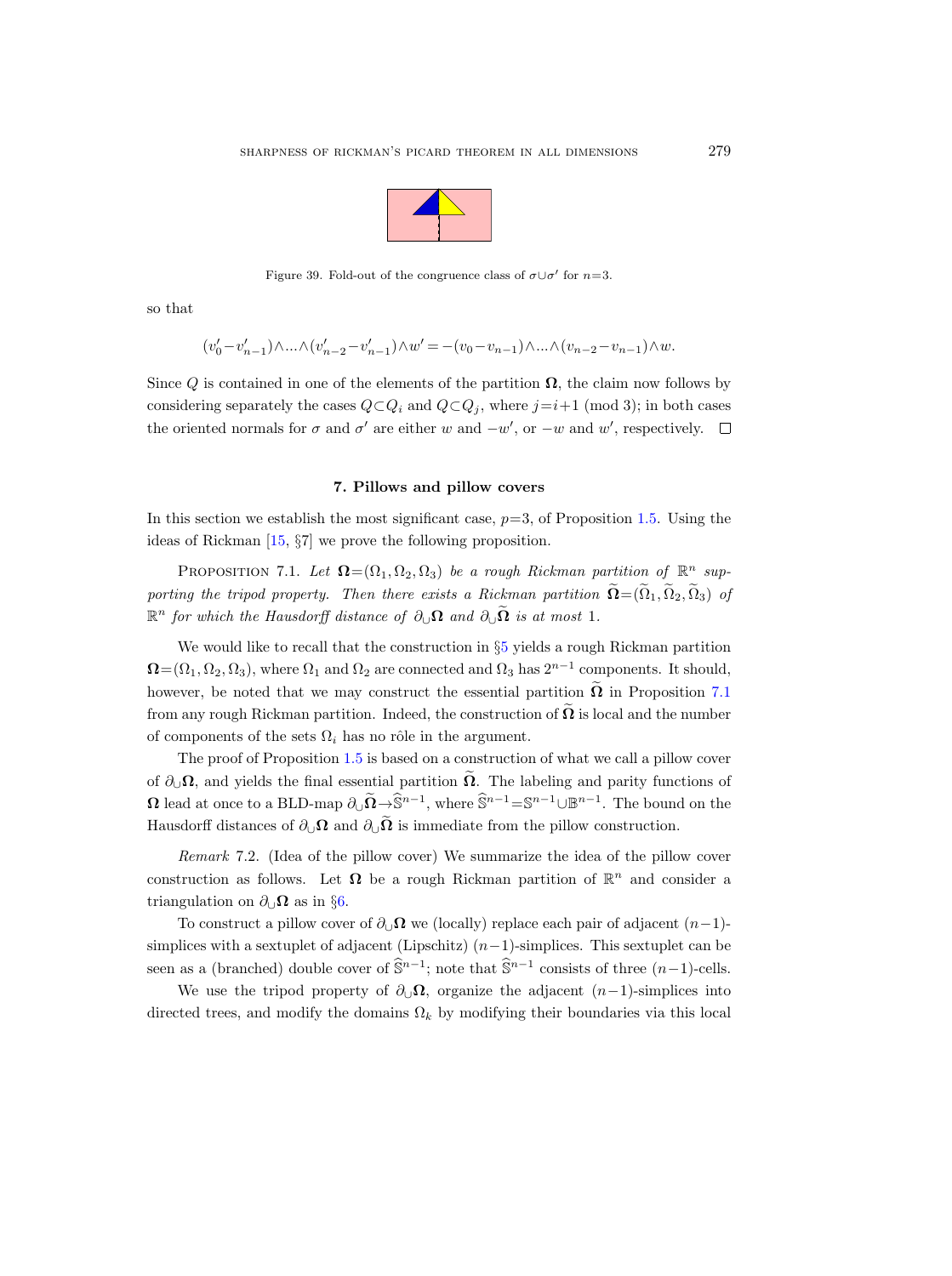Figure 39. Fold-out of the congruence class of $\sigma\cup\sigma'$ for $n=3$.

so that

$$(v_0'-v_{n-1}')\wedge\ldots\wedge(v_{n-2}'-v_{n-1}')\wedge w' = -(v_0-v_{n-1})\wedge\ldots\wedge(v_{n-2}-v_{n-1})\wedge w.$$

Since $Q$ is contained in one of the elements of the partition $\mathbf{\Omega}$, the claim now follows by considering separately the cases $Q\subset Q_i$ and $Q\subset Q_j$, where $j=i+1 \pmod 3$; in both cases the oriented normals for $\sigma$ and $\sigma'$ are either $w$ and $-w'$, or $-w$ and $w'$, respectively. □

## 7. Pillows and pillow covers

In this section we establish the most significant case, $p=3$, of Proposition 1.5. Using the ideas of Rickman [15, §7] we prove the following proposition.

Proposition 7.1. *Let $\mathbf{\Omega}=(\Omega_1,\Omega_2,\Omega_3)$ be a rough Rickman partition of $\mathbb{R}^n$ supporting the tripod property. Then there exists a Rickman partition $\widetilde{\mathbf{\Omega}}=(\widetilde{\Omega}_1,\widetilde{\Omega}_2,\widetilde{\Omega}_3)$ of $\mathbb{R}^n$ for which the Hausdorff distance of $\partial_\cup\mathbf{\Omega}$ and $\partial_\cup\widetilde{\mathbf{\Omega}}$ is at most* 1.

We would like to recall that the construction in §5 yields a rough Rickman partition $\mathbf{\Omega}=(\Omega_1,\Omega_2,\Omega_3)$, where $\Omega_1$ and $\Omega_2$ are connected and $\Omega_3$ has $2^{n-1}$ components. It should, however, be noted that we may construct the essential partition $\widetilde{\mathbf{\Omega}}$ in Proposition 7.1 from any rough Rickman partition. Indeed, the construction of $\widetilde{\mathbf{\Omega}}$ is local and the number of components of the sets $\Omega_i$ has no rôle in the argument.

The proof of Proposition 1.5 is based on a construction of what we call a pillow cover of $\partial_\cup\mathbf{\Omega}$, and yields the final essential partition $\widetilde{\mathbf{\Omega}}$. The labeling and parity functions of $\mathbf{\Omega}$ lead at once to a BLD-map $\partial_\cup\widetilde{\mathbf{\Omega}}\to\widehat{\mathbb{S}}^{n-1}$, where $\widehat{\mathbb{S}}^{n-1}=\mathbb{S}^{n-1}\cup\mathbb{B}^{n-1}$. The bound on the Hausdorff distances of $\partial_\cup\mathbf{\Omega}$ and $\partial_\cup\widetilde{\mathbf{\Omega}}$ is immediate from the pillow construction.

*Remark* 7.2. (Idea of the pillow cover) We summarize the idea of the pillow cover construction as follows. Let $\mathbf{\Omega}$ be a rough Rickman partition of $\mathbb{R}^n$ and consider a triangulation on $\partial_\cup\mathbf{\Omega}$ as in §6.

To construct a pillow cover of $\partial_\cup\mathbf{\Omega}$ we (locally) replace each pair of adjacent $(n-1)$-simplices with a sextuplet of adjacent (Lipschitz) $(n-1)$-simplices. This sextuplet can be seen as a (branched) double cover of $\widehat{\mathbb{S}}^{n-1}$; note that $\widehat{\mathbb{S}}^{n-1}$ consists of three $(n-1)$-cells.

We use the tripod property of $\partial_\cup\mathbf{\Omega}$, organize the adjacent $(n-1)$-simplices into directed trees, and modify the domains $\Omega_k$ by modifying their boundaries via this local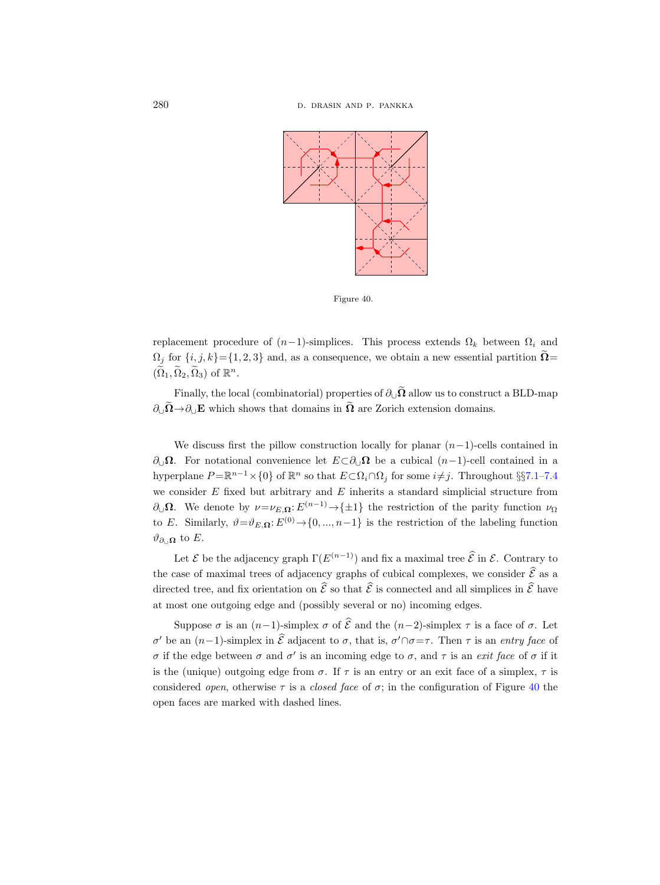Figure 40.

replacement procedure of $(n-1)$-simplices. This process extends $\Omega_k$ between $\Omega_i$ and $\Omega_j$ for $\{i,j,k\}=\{1,2,3\}$ and, as a consequence, we obtain a new essential partition $\widetilde{\mathbf{\Omega}}=(\widetilde{\Omega}_1,\widetilde{\Omega}_2,\widetilde{\Omega}_3)$ of $\mathbb{R}^n$.

Finally, the local (combinatorial) properties of $\partial_\cup\widetilde{\mathbf{\Omega}}$ allow us to construct a BLD-map $\partial_\cup\widetilde{\mathbf{\Omega}}\to\partial_\cup\mathbf{E}$ which shows that domains in $\widetilde{\mathbf{\Omega}}$ are Zorich extension domains.

We discuss first the pillow construction locally for planar $(n-1)$-cells contained in $\partial_\cup\mathbf{\Omega}$. For notational convenience let $E\subset\partial_\cup\mathbf{\Omega}$ be a cubical $(n-1)$-cell contained in a hyperplane $P=\mathbb{R}^{n-1}\times\{0\}$ of $\mathbb{R}^n$ so that $E\subset\Omega_i\cap\Omega_j$ for some $i\neq j$. Throughout §§7.1–7.4 we consider $E$ fixed but arbitrary and $E$ inherits a standard simplicial structure from $\partial_\cup\mathbf{\Omega}$. We denote by $\nu=\nu_{E,\mathbf{\Omega}}\colon E^{(n-1)}\to\{\pm1\}$ the restriction of the parity function $\nu_\Omega$ to $E$. Similarly, $\vartheta=\vartheta_{E,\mathbf{\Omega}}\colon E^{(0)}\to\{0,...,n-1\}$ is the restriction of the labeling function $\vartheta_{\partial_\cup\mathbf{\Omega}}$ to $E$.

Let $\mathcal{E}$ be the adjacency graph $\Gamma(E^{(n-1)})$ and fix a maximal tree $\widehat{\mathcal{E}}$ in $\mathcal{E}$. Contrary to the case of maximal trees of adjacency graphs of cubical complexes, we consider $\widehat{\mathcal{E}}$ as a directed tree, and fix orientation on $\widehat{\mathcal{E}}$ so that $\widehat{\mathcal{E}}$ is connected and all simplices in $\widehat{\mathcal{E}}$ have at most one outgoing edge and (possibly several or no) incoming edges.

Suppose $\sigma$ is an $(n-1)$-simplex $\sigma$ of $\widehat{\mathcal{E}}$ and the $(n-2)$-simplex $\tau$ is a face of $\sigma$. Let $\sigma'$ be an $(n-1)$-simplex in $\widehat{\mathcal{E}}$ adjacent to $\sigma$, that is, $\sigma'\cap\sigma=\tau$. Then $\tau$ is an *entry face* of $\sigma$ if the edge between $\sigma$ and $\sigma'$ is an incoming edge to $\sigma$, and $\tau$ is an *exit face* of $\sigma$ if it is the (unique) outgoing edge from $\sigma$. If $\tau$ is an entry or an exit face of a simplex, $\tau$ is considered *open*, otherwise $\tau$ is a *closed face* of $\sigma$; in the configuration of Figure 40 the open faces are marked with dashed lines.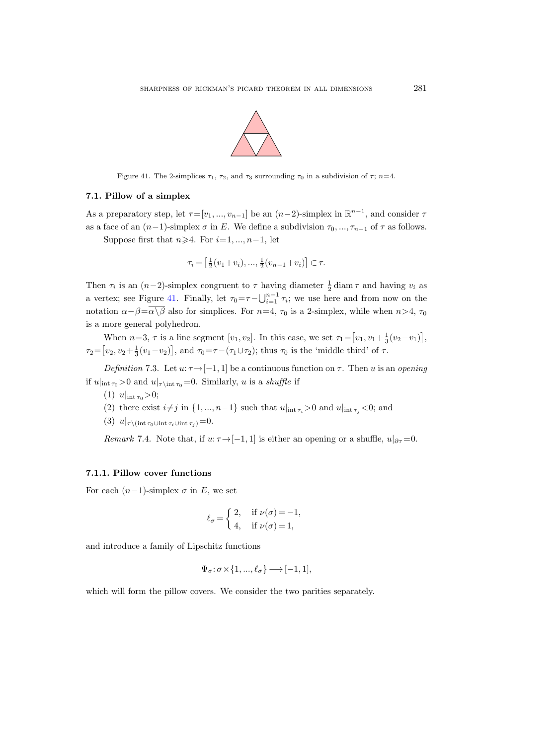Figure 41. The 2-simplices $\tau_1$, $\tau_2$, and $\tau_3$ surrounding $\tau_0$ in a subdivision of $\tau$; $n=4$.

### 7.1. Pillow of a simplex

As a preparatory step, let $\tau=[v_1, ..., v_{n-1}]$ be an $(n-2)$-simplex in $\mathbb{R}^{n-1}$, and consider $\tau$ as a face of an $(n-1)$-simplex $\sigma$ in $E$. We define a subdivision $\tau_0, ..., \tau_{n-1}$ of $\tau$ as follows.

Suppose first that $n\geqslant 4$. For $i=1, ..., n-1$, let

$$\tau_i = \left[\tfrac{1}{2}(v_1+v_i), ..., \tfrac{1}{2}(v_{n-1}+v_i)\right] \subset \tau.$$

Then $\tau_i$ is an $(n-2)$-simplex congruent to $\tau$ having diameter $\frac{1}{2}\operatorname{diam}\tau$ and having $v_i$ as a vertex; see Figure 41. Finally, let $\tau_0=\tau-\bigcup_{i=1}^{n-1}\tau_i$; we use here and from now on the notation $\alpha-\beta=\overline{\alpha\setminus\beta}$ also for simplices. For $n=4$, $\tau_0$ is a 2-simplex, while when $n>4$, $\tau_0$ is a more general polyhedron.

When $n=3$, $\tau$ is a line segment $[v_1, v_2]$. In this case, we set $\tau_1=\left[v_1, v_1+\frac{1}{3}(v_2-v_1)\right]$, $\tau_2=\left[v_2, v_2+\frac{1}{3}(v_1-v_2)\right]$, and $\tau_0=\tau-(\tau_1\cup\tau_2)$; thus $\tau_0$ is the 'middle third' of $\tau$.

*Definition* 7.3. Let $u\colon\tau\to[-1,1]$ be a continuous function on $\tau$. Then $u$ is an *opening* if $u|_{\operatorname{int}\tau_0}>0$ and $u|_{\tau\setminus\operatorname{int}\tau_0}=0$. Similarly, $u$ is a *shuffle* if

(1) $u|_{\operatorname{int}\tau_0}>0$;

(2) there exist $i\neq j$ in $\{1, ..., n-1\}$ such that $u|_{\operatorname{int}\tau_i}>0$ and $u|_{\operatorname{int}\tau_j}<0$; and

(3) $u|_{\tau\setminus(\operatorname{int}\tau_0\cup\operatorname{int}\tau_i\cup\operatorname{int}\tau_j)}=0$.

*Remark* 7.4. Note that, if $u\colon\tau\to[-1,1]$ is either an opening or a shuffle, $u|_{\partial\tau}=0$.

#### 7.1.1. Pillow cover functions

For each $(n-1)$-simplex $\sigma$ in $E$, we set

$$\ell_\sigma = \begin{cases} 2, & \text{if } \nu(\sigma)=-1,\\ 4, & \text{if } \nu(\sigma)=1,\end{cases}$$

and introduce a family of Lipschitz functions

$$\Psi_\sigma\colon\sigma\times\{1, ..., \ell_\sigma\}\longrightarrow[-1,1],$$

which will form the pillow covers. We consider the two parities separately.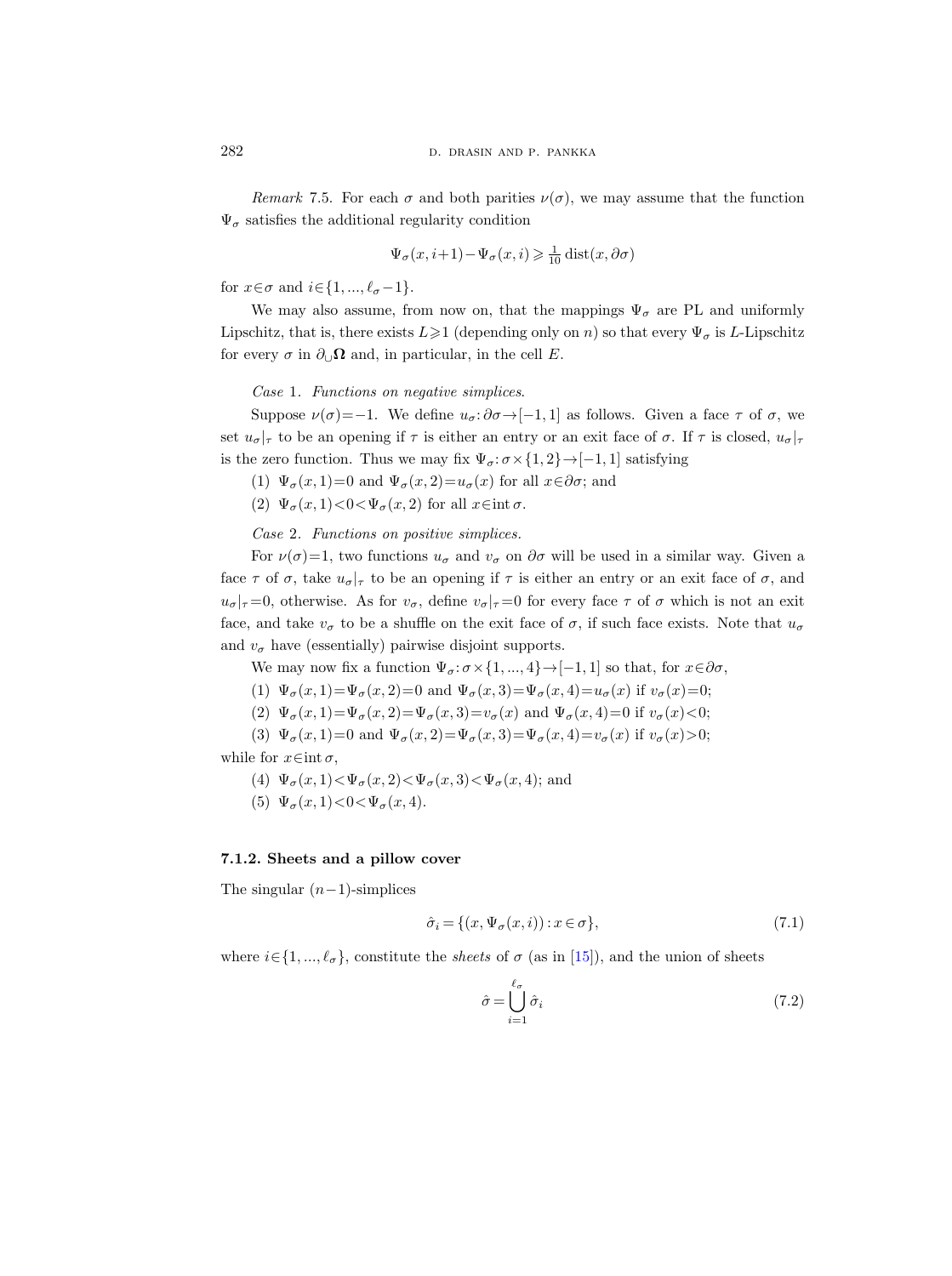*Remark* 7.5. For each $\sigma$ and both parities $\nu(\sigma)$, we may assume that the function $\Psi_\sigma$ satisfies the additional regularity condition

$$\Psi_\sigma(x, i+1) - \Psi_\sigma(x, i) \geqslant \tfrac{1}{10}\operatorname{dist}(x, \partial\sigma)$$

for $x \in \sigma$ and $i \in \{1, ..., \ell_\sigma - 1\}$.

We may also assume, from now on, that the mappings $\Psi_\sigma$ are PL and uniformly Lipschitz, that is, there exists $L \geqslant 1$ (depending only on $n$) so that every $\Psi_\sigma$ is $L$-Lipschitz for every $\sigma$ in $\partial_\cup \mathbf{\Omega}$ and, in particular, in the cell $E$.

*Case* 1. *Functions on negative simplices.*

Suppose $\nu(\sigma) = -1$. We define $u_\sigma \colon \partial\sigma \to [-1, 1]$ as follows. Given a face $\tau$ of $\sigma$, we set $u_\sigma|_\tau$ to be an opening if $\tau$ is either an entry or an exit face of $\sigma$. If $\tau$ is closed, $u_\sigma|_\tau$ is the zero function. Thus we may fix $\Psi_\sigma \colon \sigma \times \{1, 2\} \to [-1, 1]$ satisfying

(1) $\Psi_\sigma(x, 1) = 0$ and $\Psi_\sigma(x, 2) = u_\sigma(x)$ for all $x \in \partial\sigma$; and

(2) $\Psi_\sigma(x, 1) < 0 < \Psi_\sigma(x, 2)$ for all $x \in \operatorname{int} \sigma$.

*Case* 2. *Functions on positive simplices.*

For $\nu(\sigma) = 1$, two functions $u_\sigma$ and $v_\sigma$ on $\partial\sigma$ will be used in a similar way. Given a face $\tau$ of $\sigma$, take $u_\sigma|_\tau$ to be an opening if $\tau$ is either an entry or an exit face of $\sigma$, and $u_\sigma|_\tau = 0$, otherwise. As for $v_\sigma$, define $v_\sigma|_\tau = 0$ for every face $\tau$ of $\sigma$ which is not an exit face, and take $v_\sigma$ to be a shuffle on the exit face of $\sigma$, if such face exists. Note that $u_\sigma$ and $v_\sigma$ have (essentially) pairwise disjoint supports.

We may now fix a function $\Psi_\sigma \colon \sigma \times \{1, ..., 4\} \to [-1, 1]$ so that, for $x \in \partial\sigma$,

(1) $\Psi_\sigma(x, 1) = \Psi_\sigma(x, 2) = 0$ and $\Psi_\sigma(x, 3) = \Psi_\sigma(x, 4) = u_\sigma(x)$ if $v_\sigma(x) = 0$;

(2) $\Psi_\sigma(x, 1) = \Psi_\sigma(x, 2) = \Psi_\sigma(x, 3) = v_\sigma(x)$ and $\Psi_\sigma(x, 4) = 0$ if $v_\sigma(x) < 0$;

(3) $\Psi_\sigma(x, 1) = 0$ and $\Psi_\sigma(x, 2) = \Psi_\sigma(x, 3) = \Psi_\sigma(x, 4) = v_\sigma(x)$ if $v_\sigma(x) > 0$;

while for $x \in \operatorname{int} \sigma$,

(4) $\Psi_\sigma(x, 1) < \Psi_\sigma(x, 2) < \Psi_\sigma(x, 3) < \Psi_\sigma(x, 4)$; and

(5) $\Psi_\sigma(x, 1) < 0 < \Psi_\sigma(x, 4)$.

#### 7.1.2. Sheets and a pillow cover

The singular $(n-1)$-simplices

$$\hat{\sigma}_i = \{(x, \Psi_\sigma(x, i)) : x \in \sigma\}, \tag{7.1}$$

where $i \in \{1, ..., \ell_\sigma\}$, constitute the *sheets* of $\sigma$ (as in [15]), and the union of sheets

$$\hat{\sigma} = \bigcup_{i=1}^{\ell_\sigma} \hat{\sigma}_i \tag{7.2}$$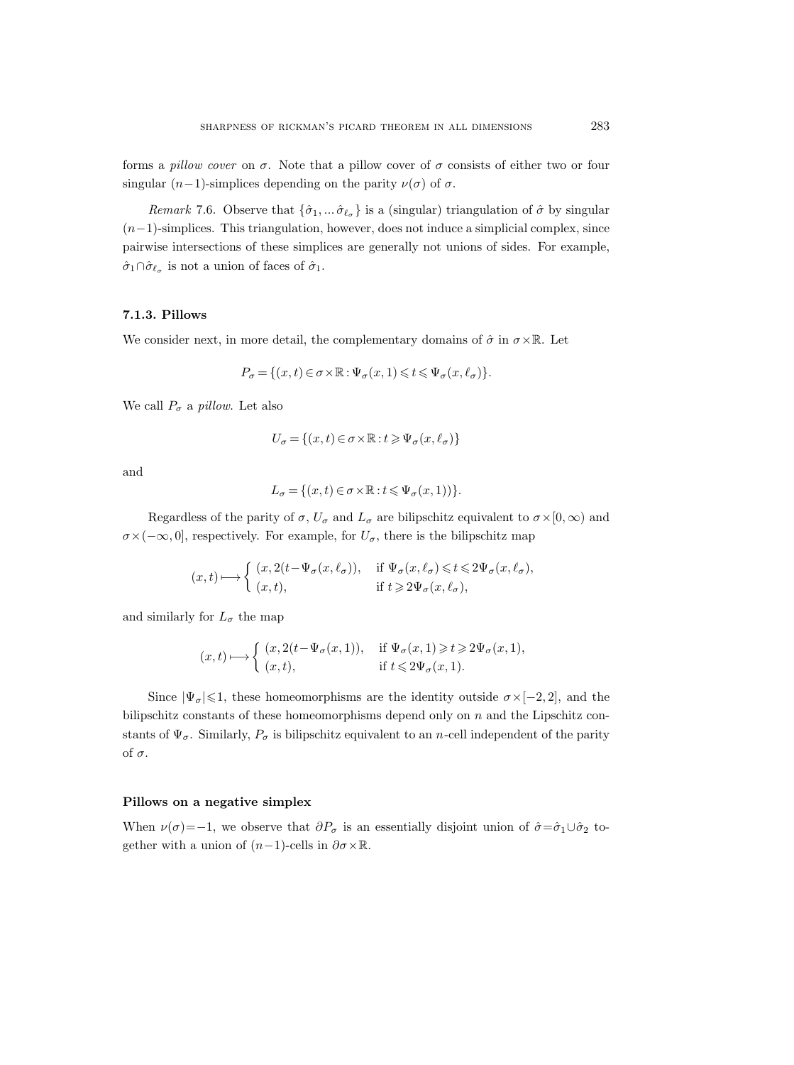forms a *pillow cover* on $\sigma$. Note that a pillow cover of $\sigma$ consists of either two or four singular $(n-1)$-simplices depending on the parity $\nu(\sigma)$ of $\sigma$.

*Remark* 7.6. Observe that $\{\hat{\sigma}_1, ... \hat{\sigma}_{\ell_\sigma}\}$ is a (singular) triangulation of $\hat{\sigma}$ by singular $(n-1)$-simplices. This triangulation, however, does not induce a simplicial complex, since pairwise intersections of these simplices are generally not unions of sides. For example, $\hat{\sigma}_1 \cap \hat{\sigma}_{\ell_\sigma}$ is not a union of faces of $\hat{\sigma}_1$.

### 7.1.3. Pillows

We consider next, in more detail, the complementary domains of $\hat{\sigma}$ in $\sigma \times \mathbb{R}$. Let

$$P_\sigma = \{(x,t) \in \sigma \times \mathbb{R} : \Psi_\sigma(x,1) \leqslant t \leqslant \Psi_\sigma(x,\ell_\sigma)\}.$$

We call $P_\sigma$ a *pillow*. Let also

$$U_\sigma = \{(x,t) \in \sigma \times \mathbb{R} : t \geqslant \Psi_\sigma(x,\ell_\sigma)\}$$

and

$$L_\sigma = \{(x,t) \in \sigma \times \mathbb{R} : t \leqslant \Psi_\sigma(x,1))\}.$$

Regardless of the parity of $\sigma$, $U_\sigma$ and $L_\sigma$ are bilipschitz equivalent to $\sigma \times [0,\infty)$ and $\sigma \times (-\infty, 0]$, respectively. For example, for $U_\sigma$, there is the bilipschitz map

$$(x,t) \longmapsto \begin{cases} (x, 2(t - \Psi_\sigma(x,\ell_\sigma)), & \text{if } \Psi_\sigma(x,\ell_\sigma) \leqslant t \leqslant 2\Psi_\sigma(x,\ell_\sigma), \\ (x,t), & \text{if } t \geqslant 2\Psi_\sigma(x,\ell_\sigma), \end{cases}$$

and similarly for $L_\sigma$ the map

$$(x,t) \longmapsto \begin{cases} (x, 2(t - \Psi_\sigma(x,1)), & \text{if } \Psi_\sigma(x,1) \geqslant t \geqslant 2\Psi_\sigma(x,1), \\ (x,t), & \text{if } t \leqslant 2\Psi_\sigma(x,1). \end{cases}$$

Since $|\Psi_\sigma| \leqslant 1$, these homeomorphisms are the identity outside $\sigma \times [-2,2]$, and the bilipschitz constants of these homeomorphisms depend only on $n$ and the Lipschitz constants of $\Psi_\sigma$. Similarly, $P_\sigma$ is bilipschitz equivalent to an $n$-cell independent of the parity of $\sigma$.

#### Pillows on a negative simplex

When $\nu(\sigma) = -1$, we observe that $\partial P_\sigma$ is an essentially disjoint union of $\hat{\sigma} = \hat{\sigma}_1 \cup \hat{\sigma}_2$ together with a union of $(n-1)$-cells in $\partial\sigma \times \mathbb{R}$.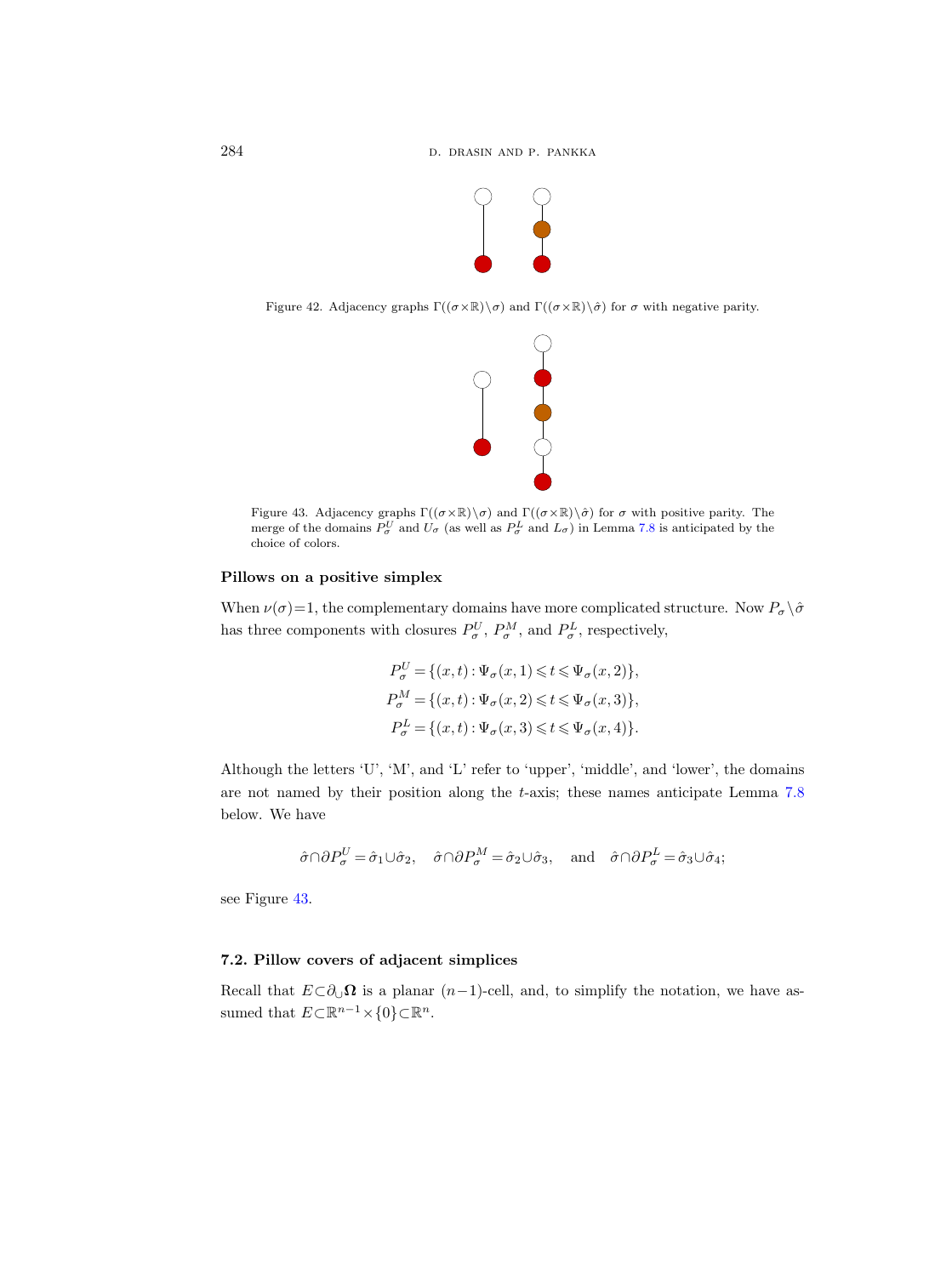Figure 42. Adjacency graphs $\Gamma((\sigma\times\mathbb{R})\setminus\sigma)$ and $\Gamma((\sigma\times\mathbb{R})\setminus\hat{\sigma})$ for $\sigma$ with negative parity.

Figure 43. Adjacency graphs $\Gamma((\sigma\times\mathbb{R})\setminus\sigma)$ and $\Gamma((\sigma\times\mathbb{R})\setminus\hat{\sigma})$ for $\sigma$ with positive parity. The merge of the domains $P_\sigma^U$ and $U_\sigma$ (as well as $P_\sigma^L$ and $L_\sigma$) in Lemma 7.8 is anticipated by the choice of colors.

**Pillows on a positive simplex**

When $\nu(\sigma)=1$, the complementary domains have more complicated structure. Now $P_\sigma\setminus\hat{\sigma}$ has three components with closures $P_\sigma^U$, $P_\sigma^M$, and $P_\sigma^L$, respectively,

$$
\begin{aligned}
P_\sigma^U &= \{(x,t) : \Psi_\sigma(x,1) \leqslant t \leqslant \Psi_\sigma(x,2)\},\\
P_\sigma^M &= \{(x,t) : \Psi_\sigma(x,2) \leqslant t \leqslant \Psi_\sigma(x,3)\},\\
P_\sigma^L &= \{(x,t) : \Psi_\sigma(x,3) \leqslant t \leqslant \Psi_\sigma(x,4)\}.
\end{aligned}
$$

Although the letters 'U', 'M', and 'L' refer to 'upper', 'middle', and 'lower', the domains are not named by their position along the $t$-axis; these names anticipate Lemma 7.8 below. We have

$$
\hat{\sigma}\cap\partial P_\sigma^U = \hat{\sigma}_1\cup\hat{\sigma}_2, \quad \hat{\sigma}\cap\partial P_\sigma^M = \hat{\sigma}_2\cup\hat{\sigma}_3, \quad \text{and} \quad \hat{\sigma}\cap\partial P_\sigma^L = \hat{\sigma}_3\cup\hat{\sigma}_4;
$$

see Figure 43.

### 7.2. Pillow covers of adjacent simplices

Recall that $E\subset\partial_\cup\mathbf{\Omega}$ is a planar $(n-1)$-cell, and, to simplify the notation, we have assumed that $E\subset\mathbb{R}^{n-1}\times\{0\}\subset\mathbb{R}^n$.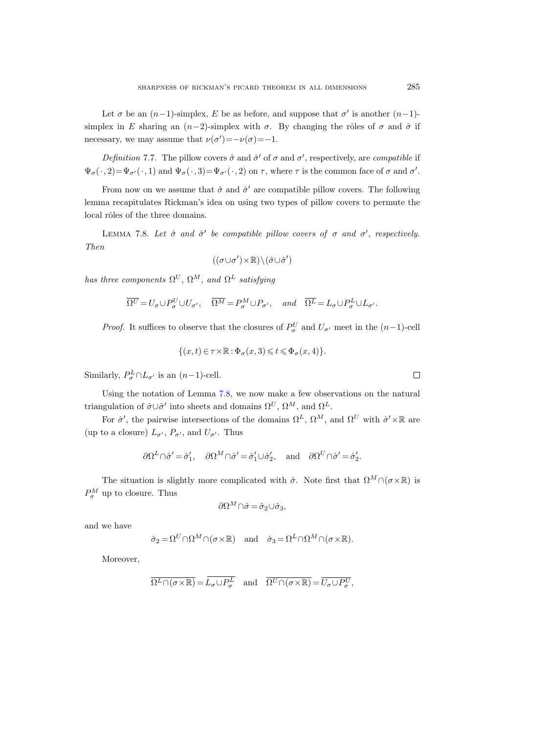Let $\sigma$ be an $(n-1)$-simplex, $E$ be as before, and suppose that $\sigma'$ is another $(n-1)$-simplex in $E$ sharing an $(n-2)$-simplex with $\sigma$. By changing the rôles of $\sigma$ and $\hat{\sigma}$ if necessary, we may assume that $\nu(\sigma')=-\nu(\sigma)=-1$.

*Definition* 7.7. The pillow covers $\hat{\sigma}$ and $\hat{\sigma}'$ of $\sigma$ and $\sigma'$, respectively, are *compatible* if $\Psi_\sigma(\cdot,2)=\Psi_{\sigma'}(\cdot,1)$ and $\Psi_\sigma(\cdot,3)=\Psi_{\sigma'}(\cdot,2)$ on $\tau$, where $\tau$ is the common face of $\sigma$ and $\sigma'$.

From now on we assume that $\hat{\sigma}$ and $\hat{\sigma}'$ are compatible pillow covers. The following lemma recapitulates Rickman's idea on using two types of pillow covers to permute the local rôles of the three domains.

LEMMA 7.8. *Let $\hat{\sigma}$ and $\hat{\sigma}'$ be compatible pillow covers of $\sigma$ and $\sigma'$, respectively. Then*

$$((\sigma\cup\sigma')\times\mathbb{R})\setminus(\hat{\sigma}\cup\hat{\sigma}')$$

*has three components $\Omega^U$, $\Omega^M$, and $\Omega^L$ satisfying*

$$\overline{\Omega^U}=U_\sigma\cup P_\sigma^U\cup U_{\sigma'},\quad \overline{\Omega^M}=P_\sigma^M\cup P_{\sigma'},\quad \textit{and}\quad \overline{\Omega^L}=L_\sigma\cup P_\sigma^L\cup L_{\sigma'}.$$

*Proof.* It suffices to observe that the closures of $P_\sigma^U$ and $U_{\sigma'}$ meet in the $(n-1)$-cell

$$\{(x,t)\in\tau\times\mathbb{R}:\Phi_\sigma(x,3)\leqslant t\leqslant\Phi_\sigma(x,4)\}.$$

Similarly, $P_\sigma^L\cap L_{\sigma'}$ is an $(n-1)$-cell. $\square$

Using the notation of Lemma 7.8, we now make a few observations on the natural triangulation of $\hat{\sigma}\cup\hat{\sigma}'$ into sheets and domains $\Omega^U$, $\Omega^M$, and $\Omega^L$.

For $\hat{\sigma}'$, the pairwise intersections of the domains $\Omega^L$, $\Omega^M$, and $\Omega^U$ with $\hat{\sigma}'\times\mathbb{R}$ are (up to a closure) $L_{\sigma'}$, $P_{\sigma'}$, and $U_{\sigma'}$. Thus

$$\partial\Omega^L\cap\hat{\sigma}'=\hat{\sigma}_1',\quad \partial\Omega^M\cap\hat{\sigma}'=\hat{\sigma}_1'\cup\hat{\sigma}_2',\quad\text{and}\quad \partial\Omega^U\cap\hat{\sigma}'=\hat{\sigma}_2'.$$

The situation is slightly more complicated with $\hat{\sigma}$. Note first that $\Omega^M\cap(\sigma\times\mathbb{R})$ is $P_\sigma^M$ up to closure. Thus

$$\partial\Omega^M\cap\hat{\sigma}=\hat{\sigma}_2\cup\hat{\sigma}_3,$$

and we have

$$\hat{\sigma}_2=\Omega^U\cap\Omega^M\cap(\sigma\times\mathbb{R})\quad\text{and}\quad \hat{\sigma}_3=\Omega^L\cap\Omega^M\cap(\sigma\times\mathbb{R}).$$

Moreover,

$$\overline{\Omega^L\cap(\sigma\times\mathbb{R})}=\overline{L_\sigma\cup P_\sigma^L}\quad\text{and}\quad \overline{\Omega^U\cap(\sigma\times\mathbb{R})}=\overline{U_\sigma\cup P_\sigma^U},$$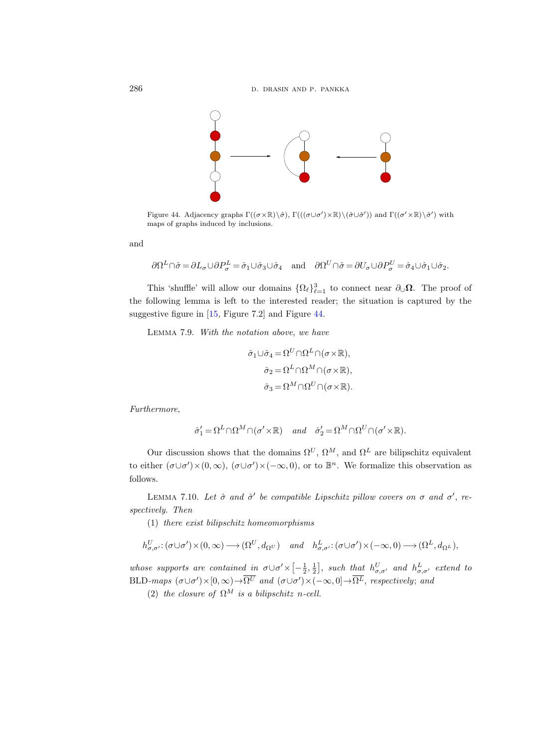Figure 44. Adjacency graphs $\Gamma((\sigma\times\mathbb{R})\setminus\hat{\sigma})$, $\Gamma(((\sigma\cup\sigma')\times\mathbb{R})\setminus(\hat{\sigma}\cup\hat{\sigma}'))$ and $\Gamma((\sigma'\times\mathbb{R})\setminus\hat{\sigma}')$ with maps of graphs induced by inclusions.

and

$$\partial\Omega^L\cap\hat{\sigma}=\partial L_\sigma\cup\partial P^L_\sigma=\hat{\sigma}_1\cup\hat{\sigma}_3\cup\hat{\sigma}_4 \quad\text{and}\quad \partial\Omega^U\cap\hat{\sigma}=\partial U_\sigma\cup\partial P^U_\sigma=\hat{\sigma}_4\cup\hat{\sigma}_1\cup\hat{\sigma}_2.$$

This 'shuffle' will allow our domains $\{\Omega_\ell\}_{\ell=1}^3$ to connect near $\partial_\cup\mathbf{\Omega}$. The proof of the following lemma is left to the interested reader; the situation is captured by the suggestive figure in [15, Figure 7.2] and Figure 44.

Lemma 7.9. *With the notation above, we have*

$$\hat{\sigma}_1\cup\hat{\sigma}_4=\Omega^U\cap\Omega^L\cap(\sigma\times\mathbb{R}),$$
$$\hat{\sigma}_2=\Omega^L\cap\Omega^M\cap(\sigma\times\mathbb{R}),$$
$$\hat{\sigma}_3=\Omega^M\cap\Omega^U\cap(\sigma\times\mathbb{R}).$$

*Furthermore,*

$$\hat{\sigma}_1'=\Omega^L\cap\Omega^M\cap(\sigma'\times\mathbb{R}) \quad\text{and}\quad \hat{\sigma}_2'=\Omega^M\cap\Omega^U\cap(\sigma'\times\mathbb{R}).$$

Our discussion shows that the domains $\Omega^U$, $\Omega^M$, and $\Omega^L$ are bilipschitz equivalent to either $(\sigma\cup\sigma')\times(0,\infty)$, $(\sigma\cup\sigma')\times(-\infty,0)$, or to $\mathbb{B}^n$. We formalize this observation as follows.

Lemma 7.10. *Let $\hat{\sigma}$ and $\hat{\sigma}'$ be compatible Lipschitz pillow covers on $\sigma$ and $\sigma'$, respectively. Then*

(1) *there exist bilipschitz homeomorphisms*

$$h^U_{\sigma,\sigma'}\colon(\sigma\cup\sigma')\times(0,\infty)\longrightarrow(\Omega^U,d_{\Omega^U}) \quad\text{and}\quad h^L_{\sigma,\sigma'}\colon(\sigma\cup\sigma')\times(-\infty,0)\longrightarrow(\Omega^L,d_{\Omega^L}),$$

*whose supports are contained in $\sigma\cup\sigma'\times\left[-\frac{1}{2},\frac{1}{2}\right]$, such that $h^U_{\sigma,\sigma'}$ and $h^L_{\sigma,\sigma'}$ extend to* BLD*-maps $(\sigma\cup\sigma')\times[0,\infty)\to\overline{\Omega^U}$ and $(\sigma\cup\sigma')\times(-\infty,0]\to\overline{\Omega^L}$, respectively; and*

(2) *the closure of $\Omega^M$ is a bilipschitz $n$-cell.*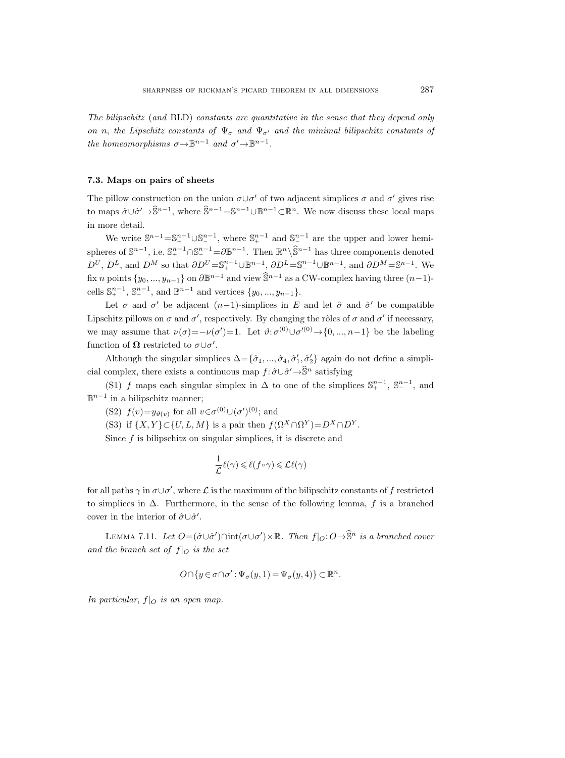*The bilipschitz (and* BLD*) constants are quantitative in the sense that they depend only on* $n$*, the Lipschitz constants of* $\Psi_\sigma$ *and* $\Psi_{\sigma'}$ *and the minimal bilipschitz constants of the homeomorphisms* $\sigma \to \mathbb{B}^{n-1}$ *and* $\sigma' \to \mathbb{B}^{n-1}$.

### 7.3. Maps on pairs of sheets

The pillow construction on the union $\sigma \cup \sigma'$ of two adjacent simplices $\sigma$ and $\sigma'$ gives rise to maps $\hat{\sigma} \cup \hat{\sigma}' \to \widehat{\mathbb{S}}^{n-1}$, where $\widehat{\mathbb{S}}^{n-1} = \mathbb{S}^{n-1} \cup \mathbb{B}^{n-1} \subset \mathbb{R}^n$. We now discuss these local maps in more detail.

We write $\mathbb{S}^{n-1} = \mathbb{S}^{n-1}_+ \cup \mathbb{S}^{n-1}_-$, where $\mathbb{S}^{n-1}_+$ and $\mathbb{S}^{n-1}_-$ are the upper and lower hemispheres of $\mathbb{S}^{n-1}$, i.e. $\mathbb{S}^{n-1}_+ \cap \mathbb{S}^{n-1}_- = \partial \mathbb{B}^{n-1}$. Then $\mathbb{R}^n \setminus \widehat{\mathbb{S}}^{n-1}$ has three components denoted $D^U$, $D^L$, and $D^M$ so that $\partial D^U = \mathbb{S}^{n-1}_+ \cup \mathbb{B}^{n-1}$, $\partial D^L = \mathbb{S}^{n-1}_- \cup \mathbb{B}^{n-1}$, and $\partial D^M = \mathbb{S}^{n-1}$. We fix $n$ points $\{y_0, ..., y_{n-1}\}$ on $\partial \mathbb{B}^{n-1}$ and view $\widehat{\mathbb{S}}^{n-1}$ as a CW-complex having three $(n-1)$-cells $\mathbb{S}^{n-1}_+$, $\mathbb{S}^{n-1}_-$, and $\mathbb{B}^{n-1}$ and vertices $\{y_0, ..., y_{n-1}\}$.

Let $\sigma$ and $\sigma'$ be adjacent $(n-1)$-simplices in $E$ and let $\hat{\sigma}$ and $\hat{\sigma}'$ be compatible Lipschitz pillows on $\sigma$ and $\sigma'$, respectively. By changing the rôles of $\sigma$ and $\sigma'$ if necessary, we may assume that $\nu(\sigma) = -\nu(\sigma') = 1$. Let $\vartheta: \sigma^{(0)} \cup \sigma'^{(0)} \to \{0, ..., n-1\}$ be the labeling function of $\mathbf{\Omega}$ restricted to $\sigma \cup \sigma'$.

Although the singular simplices $\Delta = \{\hat{\sigma}_1, ..., \hat{\sigma}_4, \hat{\sigma}'_1, \hat{\sigma}'_2\}$ again do not define a simplicial complex, there exists a continuous map $f: \hat{\sigma} \cup \hat{\sigma}' \to \widehat{\mathbb{S}}^n$ satisfying

(S1) $f$ maps each singular simplex in $\Delta$ to one of the simplices $\mathbb{S}^{n-1}_+$, $\mathbb{S}^{n-1}_-$, and $\mathbb{B}^{n-1}$ in a bilipschitz manner;

(S2) $f(v) = y_{\vartheta(v)}$ for all $v \in \sigma^{(0)} \cup (\sigma')^{(0)}$; and

(S3) if $\{X, Y\} \subset \{U, L, M\}$ is a pair then $f(\Omega^X \cap \Omega^Y) = D^X \cap D^Y$.

Since $f$ is bilipschitz on singular simplices, it is discrete and

$$\frac{1}{\mathcal{L}} \ell(\gamma) \leqslant \ell(f \circ \gamma) \leqslant \mathcal{L} \ell(\gamma)$$

for all paths $\gamma$ in $\sigma \cup \sigma'$, where $\mathcal{L}$ is the maximum of the bilipschitz constants of $f$ restricted to simplices in $\Delta$. Furthermore, in the sense of the following lemma, $f$ is a branched cover in the interior of $\hat{\sigma} \cup \hat{\sigma}'$.

Lemma 7.11. *Let* $O = (\hat{\sigma} \cup \hat{\sigma}') \cap \operatorname{int}(\sigma \cup \sigma') \times \mathbb{R}$*. Then* $f|_O: O \to \widehat{\mathbb{S}}^n$ *is a branched cover and the branch set of* $f|_O$ *is the set*

$$O \cap \{y \in \sigma \cap \sigma' : \Psi_\sigma(y, 1) = \Psi_\sigma(y, 4)\} \subset \mathbb{R}^n.$$

*In particular,* $f|_O$ *is an open map.*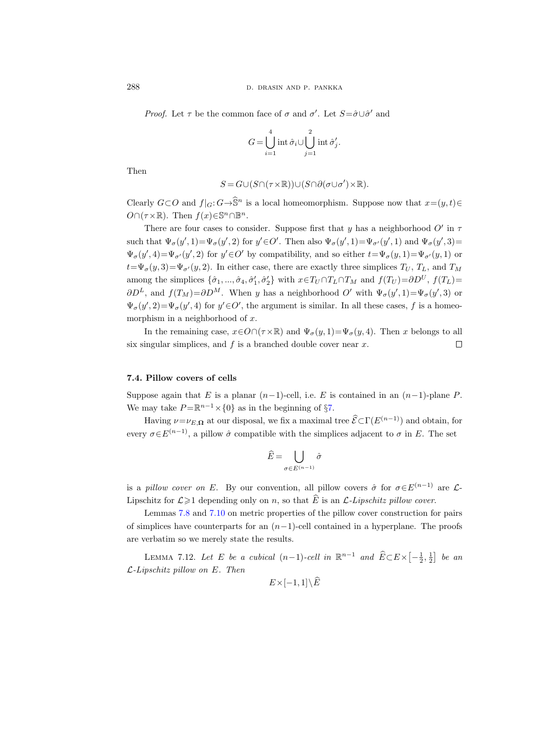*Proof.* Let $\tau$ be the common face of $\sigma$ and $\sigma'$. Let $S=\hat\sigma\cup\hat\sigma'$ and

$$G=\bigcup_{i=1}^{4}\operatorname{int}\hat\sigma_i\cup\bigcup_{j=1}^{2}\operatorname{int}\hat\sigma'_j.$$

Then

$$S=G\cup(S\cap(\tau\times\mathbb{R}))\cup(S\cap\partial(\sigma\cup\sigma')\times\mathbb{R}).$$

Clearly $G\subset O$ and $f|_G\colon G\to\widehat{\mathbb{S}}^n$ is a local homeomorphism. Suppose now that $x=(y,t)\in O\cap(\tau\times\mathbb{R})$. Then $f(x)\in\mathbb{S}^n\cap\mathbb{B}^n$.

There are four cases to consider. Suppose first that $y$ has a neighborhood $O'$ in $\tau$ such that $\Psi_\sigma(y',1)=\Psi_\sigma(y',2)$ for $y'\in O'$. Then also $\Psi_\sigma(y',1)=\Psi_{\sigma'}(y',1)$ and $\Psi_\sigma(y',3)=\Psi_\sigma(y',4)=\Psi_{\sigma'}(y',2)$ for $y'\in O'$ by compatibility, and so either $t=\Psi_\sigma(y,1)=\Psi_{\sigma'}(y,1)$ or $t=\Psi_\sigma(y,3)=\Psi_{\sigma'}(y,2)$. In either case, there are exactly three simplices $T_U$, $T_L$, and $T_M$ among the simplices $\{\hat\sigma_1,...,\hat\sigma_4,\hat\sigma'_1,\hat\sigma'_2\}$ with $x\in T_U\cap T_L\cap T_M$ and $f(T_U)=\partial D^U$, $f(T_L)=\partial D^L$, and $f(T_M)=\partial D^M$. When $y$ has a neighborhood $O'$ with $\Psi_\sigma(y',1)=\Psi_\sigma(y',3)$ or $\Psi_\sigma(y',2)=\Psi_\sigma(y',4)$ for $y'\in O'$, the argument is similar. In all these cases, $f$ is a homeomorphism in a neighborhood of $x$.

In the remaining case, $x\in O\cap(\tau\times\mathbb{R})$ and $\Psi_\sigma(y,1)=\Psi_\sigma(y,4)$. Then $x$ belongs to all six singular simplices, and $f$ is a branched double cover near $x$. $\square$

### 7.4. Pillow covers of cells

Suppose again that $E$ is a planar $(n-1)$-cell, i.e. $E$ is contained in an $(n-1)$-plane $P$. We may take $P=\mathbb{R}^{n-1}\times\{0\}$ as in the beginning of §7.

Having $\nu=\nu_{E,\mathbf{\Omega}}$ at our disposal, we fix a maximal tree $\widehat{\mathcal{E}}\subset\Gamma(E^{(n-1)})$ and obtain, for every $\sigma\in E^{(n-1)}$, a pillow $\hat\sigma$ compatible with the simplices adjacent to $\sigma$ in $E$. The set

$$\widehat{E}=\bigcup_{\sigma\in E^{(n-1)}}\hat\sigma$$

is a *pillow cover on $E$*. By our convention, all pillow covers $\hat\sigma$ for $\sigma\in E^{(n-1)}$ are $\mathcal{L}$-Lipschitz for $\mathcal{L}\geqslant 1$ depending only on $n$, so that $\widehat{E}$ is an *$\mathcal{L}$-Lipschitz pillow cover*.

Lemmas 7.8 and 7.10 on metric properties of the pillow cover construction for pairs of simplices have counterparts for an $(n-1)$-cell contained in a hyperplane. The proofs are verbatim so we merely state the results.

Lemma 7.12. *Let $E$ be a cubical $(n-1)$-cell in $\mathbb{R}^{n-1}$ and $\widehat{E}\subset E\times\left[-\tfrac12,\tfrac12\right]$ be an $\mathcal{L}$-Lipschitz pillow on $E$. Then*

$$E\times[-1,1]\setminus\widehat{E}$$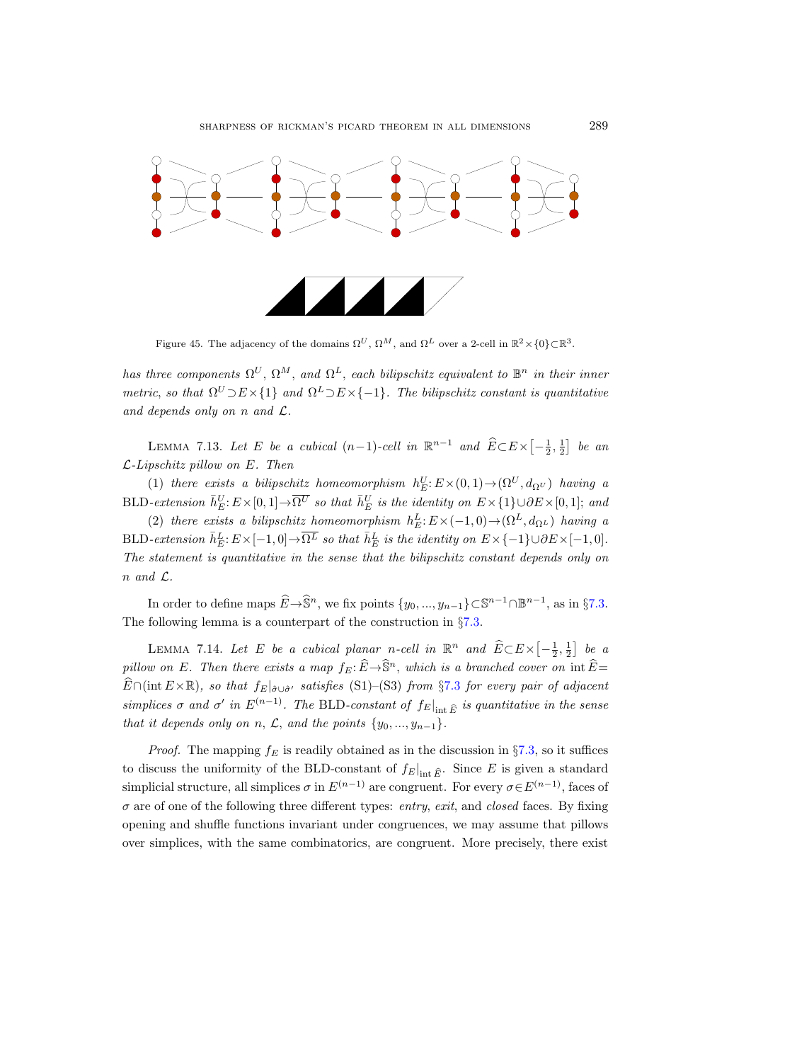Figure 45. The adjacency of the domains $\Omega^U$, $\Omega^M$, and $\Omega^L$ over a 2-cell in $\mathbb{R}^2\times\{0\}\subset\mathbb{R}^3$.

*has three components $\Omega^U$, $\Omega^M$, and $\Omega^L$, each bilipschitz equivalent to $\mathbb{B}^n$ in their inner metric, so that $\Omega^U\supset E\times\{1\}$ and $\Omega^L\supset E\times\{-1\}$. The bilipschitz constant is quantitative and depends only on $n$ and $\mathcal{L}$.*

LEMMA 7.13. *Let $E$ be a cubical $(n-1)$-cell in $\mathbb{R}^{n-1}$ and $\widehat{E}\subset E\times\left[-\frac{1}{2},\frac{1}{2}\right]$ be an $\mathcal{L}$-Lipschitz pillow on $E$. Then*

(1) *there exists a bilipschitz homeomorphism $h^U_E\colon E\times(0,1)\to(\Omega^U,d_{\Omega^U})$ having a* BLD*-extension $\bar{h}^U_E\colon E\times[0,1]\to\overline{\Omega^U}$ so that $\bar{h}^U_E$ is the identity on $E\times\{1\}\cup\partial E\times[0,1]$; and*

(2) *there exists a bilipschitz homeomorphism $h^L_E\colon E\times(-1,0)\to(\Omega^L,d_{\Omega^L})$ having a* BLD*-extension $\bar{h}^L_E\colon E\times[-1,0]\to\overline{\Omega^L}$ so that $\bar{h}^L_E$ is the identity on $E\times\{-1\}\cup\partial E\times[-1,0]$.*

*The statement is quantitative in the sense that the bilipschitz constant depends only on $n$ and $\mathcal{L}$.*

In order to define maps $\widehat{E}\to\widehat{\mathbb{S}}^n$, we fix points $\{y_0,...,y_{n-1}\}\subset\mathbb{S}^{n-1}\cap\mathbb{B}^{n-1}$, as in §7.3. The following lemma is a counterpart of the construction in §7.3.

LEMMA 7.14. *Let $E$ be a cubical planar $n$-cell in $\mathbb{R}^n$ and $\widehat{E}\subset E\times\left[-\frac{1}{2},\frac{1}{2}\right]$ be a pillow on $E$. Then there exists a map $f_E\colon\widehat{E}\to\widehat{\mathbb{S}}^n$, which is a branched cover on $\operatorname{int}\widehat{E}=\widehat{E}\cap(\operatorname{int}E\times\mathbb{R})$, so that $f_E|_{\hat{\sigma}\cup\hat{\sigma}'}$ satisfies* (S1)–(S3) *from* §7.3 *for every pair of adjacent simplices $\sigma$ and $\sigma'$ in $E^{(n-1)}$. The* BLD*-constant of $f_E|_{\operatorname{int}\widehat{E}}$ is quantitative in the sense that it depends only on $n$, $\mathcal{L}$, and the points $\{y_0,...,y_{n-1}\}$.*

*Proof.* The mapping $f_E$ is readily obtained as in the discussion in §7.3, so it suffices to discuss the uniformity of the BLD-constant of $f_E|_{\operatorname{int}\widehat{E}}$. Since $E$ is given a standard simplicial structure, all simplices $\sigma$ in $E^{(n-1)}$ are congruent. For every $\sigma\in E^{(n-1)}$, faces of $\sigma$ are of one of the following three different types: *entry*, *exit*, and *closed* faces. By fixing opening and shuffle functions invariant under congruences, we may assume that pillows over simplices, with the same combinatorics, are congruent. More precisely, there exist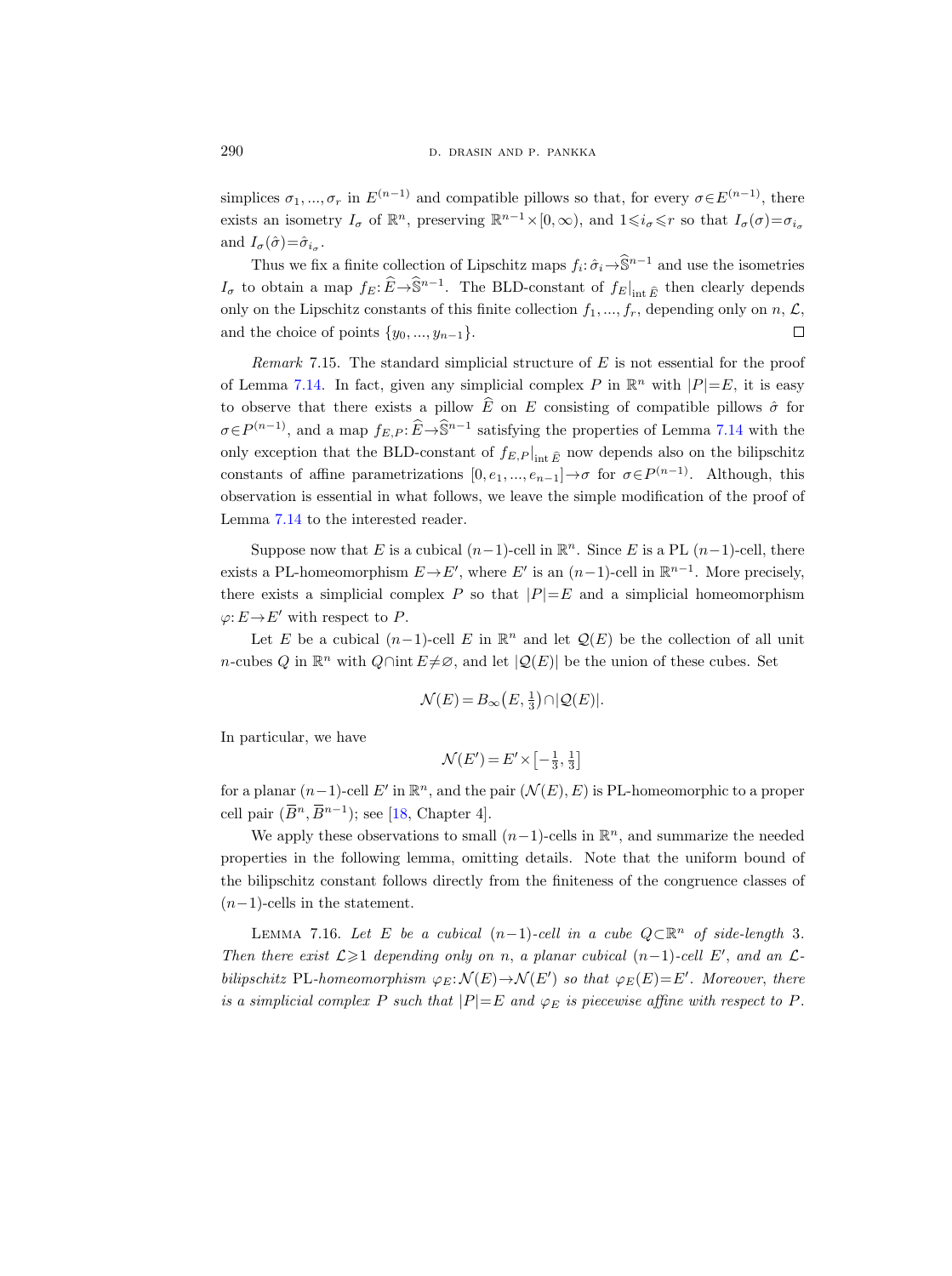simplices $\sigma_1, ..., \sigma_r$ in $E^{(n-1)}$ and compatible pillows so that, for every $\sigma \in E^{(n-1)}$, there exists an isometry $I_\sigma$ of $\mathbb{R}^n$, preserving $\mathbb{R}^{n-1} \times [0, \infty)$, and $1 \leqslant i_\sigma \leqslant r$ so that $I_\sigma(\sigma) = \sigma_{i_\sigma}$ and $I_\sigma(\hat{\sigma}) = \hat{\sigma}_{i_\sigma}$.

Thus we fix a finite collection of Lipschitz maps $f_i: \hat{\sigma}_i \to \widehat{\mathbb{S}}^{n-1}$ and use the isometries $I_\sigma$ to obtain a map $f_E: \widehat{E} \to \widehat{\mathbb{S}}^{n-1}$. The BLD-constant of $f_E|_{\operatorname{int} \widehat{E}}$ then clearly depends only on the Lipschitz constants of this finite collection $f_1, ..., f_r$, depending only on $n$, $\mathcal{L}$, and the choice of points $\{y_0, ..., y_{n-1}\}$. $\square$

*Remark* 7.15. The standard simplicial structure of $E$ is not essential for the proof of Lemma 7.14. In fact, given any simplicial complex $P$ in $\mathbb{R}^n$ with $|P| = E$, it is easy to observe that there exists a pillow $\widehat{E}$ on $E$ consisting of compatible pillows $\hat{\sigma}$ for $\sigma \in P^{(n-1)}$, and a map $f_{E,P}: \widehat{E} \to \widehat{\mathbb{S}}^{n-1}$ satisfying the properties of Lemma 7.14 with the only exception that the BLD-constant of $f_{E,P}|_{\operatorname{int} \widehat{E}}$ now depends also on the bilipschitz constants of affine parametrizations $[0, e_1, ..., e_{n-1}] \to \sigma$ for $\sigma \in P^{(n-1)}$. Although, this observation is essential in what follows, we leave the simple modification of the proof of Lemma 7.14 to the interested reader.

Suppose now that $E$ is a cubical $(n-1)$-cell in $\mathbb{R}^n$. Since $E$ is a PL $(n-1)$-cell, there exists a PL-homeomorphism $E \to E'$, where $E'$ is an $(n-1)$-cell in $\mathbb{R}^{n-1}$. More precisely, there exists a simplicial complex $P$ so that $|P| = E$ and a simplicial homeomorphism $\varphi: E \to E'$ with respect to $P$.

Let $E$ be a cubical $(n-1)$-cell $E$ in $\mathbb{R}^n$ and let $\mathcal{Q}(E)$ be the collection of all unit $n$-cubes $Q$ in $\mathbb{R}^n$ with $Q \cap \operatorname{int} E \neq \varnothing$, and let $|\mathcal{Q}(E)|$ be the union of these cubes. Set

$$\mathcal{N}(E) = B_\infty\big(E, \tfrac{1}{3}\big) \cap |\mathcal{Q}(E)|.$$

In particular, we have

$$\mathcal{N}(E') = E' \times \big[-\tfrac{1}{3}, \tfrac{1}{3}\big]$$

for a planar $(n-1)$-cell $E'$ in $\mathbb{R}^n$, and the pair $(\mathcal{N}(E), E)$ is PL-homeomorphic to a proper cell pair $(\overline{B}^n, \overline{B}^{n-1})$; see [18, Chapter 4].

We apply these observations to small $(n-1)$-cells in $\mathbb{R}^n$, and summarize the needed properties in the following lemma, omitting details. Note that the uniform bound of the bilipschitz constant follows directly from the finiteness of the congruence classes of $(n-1)$-cells in the statement.

Lemma 7.16. *Let $E$ be a cubical $(n-1)$-cell in a cube $Q \subset \mathbb{R}^n$ of side-length* 3*. Then there exist $\mathcal{L} \geqslant 1$ depending only on $n$, a planar cubical $(n-1)$-cell $E'$, and an $\mathcal{L}$-bilipschitz* PL*-homeomorphism $\varphi_E: \mathcal{N}(E) \to \mathcal{N}(E')$ so that $\varphi_E(E) = E'$. Moreover, there is a simplicial complex $P$ such that $|P| = E$ and $\varphi_E$ is piecewise affine with respect to $P$.*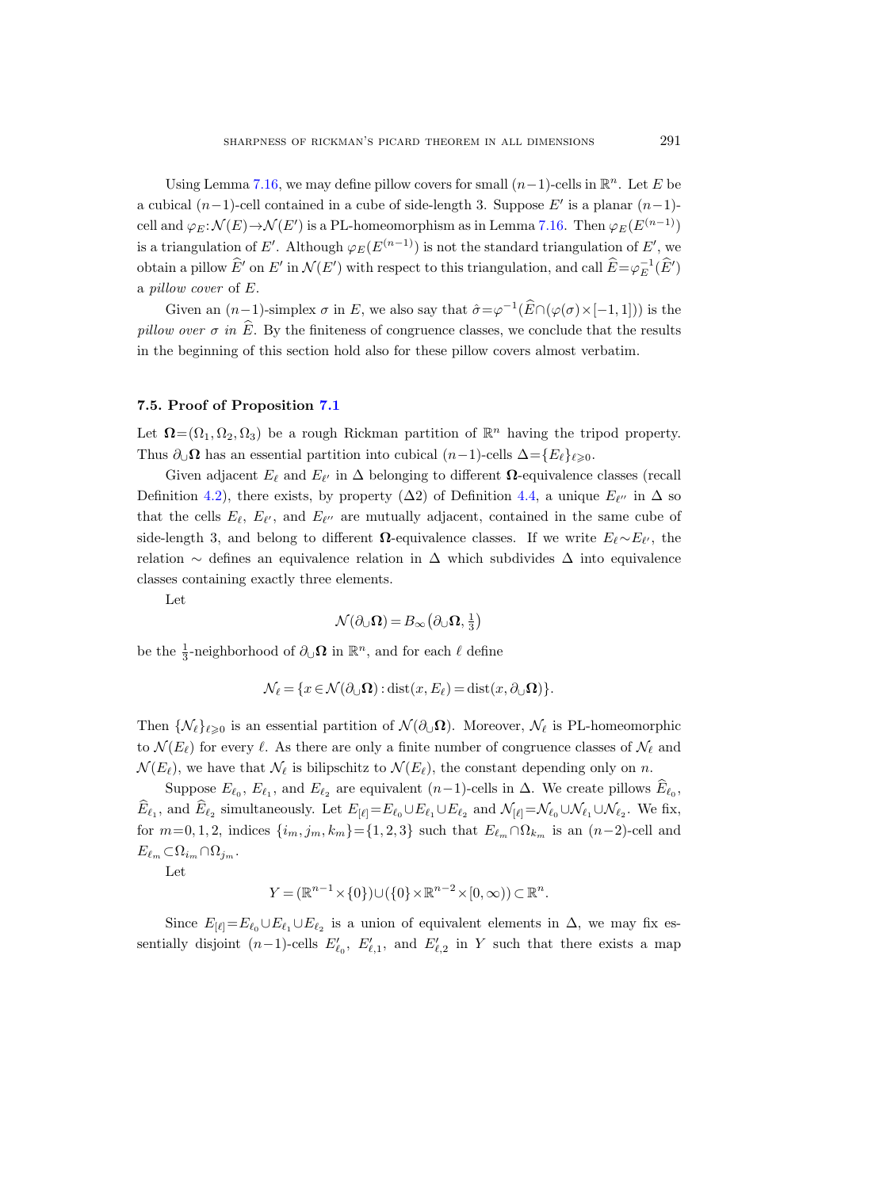Using Lemma 7.16, we may define pillow covers for small $(n-1)$-cells in $\mathbb{R}^n$. Let $E$ be a cubical $(n-1)$-cell contained in a cube of side-length 3. Suppose $E'$ is a planar $(n-1)$-cell and $\varphi_E\colon \mathcal{N}(E)\to\mathcal{N}(E')$ is a PL-homeomorphism as in Lemma 7.16. Then $\varphi_E(E^{(n-1)})$ is a triangulation of $E'$. Although $\varphi_E(E^{(n-1)})$ is not the standard triangulation of $E'$, we obtain a pillow $\widehat{E}'$ on $E'$ in $\mathcal{N}(E')$ with respect to this triangulation, and call $\widehat{E}=\varphi_E^{-1}(\widehat{E}')$ a *pillow cover* of $E$.

Given an $(n-1)$-simplex $\sigma$ in $E$, we also say that $\hat{\sigma}=\varphi^{-1}(\widehat{E}\cap(\varphi(\sigma)\times[-1,1]))$ is the *pillow over $\sigma$ in $\widehat{E}$*. By the finiteness of congruence classes, we conclude that the results in the beginning of this section hold also for these pillow covers almost verbatim.

### 7.5. Proof of Proposition 7.1

Let $\mathbf{\Omega}=(\Omega_1,\Omega_2,\Omega_3)$ be a rough Rickman partition of $\mathbb{R}^n$ having the tripod property. Thus $\partial_\cup\mathbf{\Omega}$ has an essential partition into cubical $(n-1)$-cells $\Delta=\{E_\ell\}_{\ell\geqslant 0}$.

Given adjacent $E_\ell$ and $E_{\ell'}$ in $\Delta$ belonging to different $\mathbf{\Omega}$-equivalence classes (recall Definition 4.2), there exists, by property ($\Delta 2$) of Definition 4.4, a unique $E_{\ell''}$ in $\Delta$ so that the cells $E_\ell$, $E_{\ell'}$, and $E_{\ell''}$ are mutually adjacent, contained in the same cube of side-length 3, and belong to different $\mathbf{\Omega}$-equivalence classes. If we write $E_\ell\sim E_{\ell'}$, the relation $\sim$ defines an equivalence relation in $\Delta$ which subdivides $\Delta$ into equivalence classes containing exactly three elements.

Let

$$\mathcal{N}(\partial_\cup\mathbf{\Omega})=B_\infty\big(\partial_\cup\mathbf{\Omega},\tfrac{1}{3}\big)$$

be the $\frac{1}{3}$-neighborhood of $\partial_\cup\mathbf{\Omega}$ in $\mathbb{R}^n$, and for each $\ell$ define

$$\mathcal{N}_\ell=\{x\in\mathcal{N}(\partial_\cup\mathbf{\Omega}):\operatorname{dist}(x,E_\ell)=\operatorname{dist}(x,\partial_\cup\mathbf{\Omega})\}.$$

Then $\{\mathcal{N}_\ell\}_{\ell\geqslant 0}$ is an essential partition of $\mathcal{N}(\partial_\cup\mathbf{\Omega})$. Moreover, $\mathcal{N}_\ell$ is PL-homeomorphic to $\mathcal{N}(E_\ell)$ for every $\ell$. As there are only a finite number of congruence classes of $\mathcal{N}_\ell$ and $\mathcal{N}(E_\ell)$, we have that $\mathcal{N}_\ell$ is bilipschitz to $\mathcal{N}(E_\ell)$, the constant depending only on $n$.

Suppose $E_{\ell_0}$, $E_{\ell_1}$, and $E_{\ell_2}$ are equivalent $(n-1)$-cells in $\Delta$. We create pillows $\widehat{E}_{\ell_0}$, $\widehat{E}_{\ell_1}$, and $\widehat{E}_{\ell_2}$ simultaneously. Let $E_{[\ell]}=E_{\ell_0}\cup E_{\ell_1}\cup E_{\ell_2}$ and $\mathcal{N}_{[\ell]}=\mathcal{N}_{\ell_0}\cup\mathcal{N}_{\ell_1}\cup\mathcal{N}_{\ell_2}$. We fix, for $m=0,1,2$, indices $\{i_m,j_m,k_m\}=\{1,2,3\}$ such that $E_{\ell_m}\cap\Omega_{k_m}$ is an $(n-2)$-cell and $E_{\ell_m}\subset\Omega_{i_m}\cap\Omega_{j_m}$.

Let

$$Y=(\mathbb{R}^{n-1}\times\{0\})\cup(\{0\}\times\mathbb{R}^{n-2}\times[0,\infty))\subset\mathbb{R}^n.$$

Since $E_{[\ell]}=E_{\ell_0}\cup E_{\ell_1}\cup E_{\ell_2}$ is a union of equivalent elements in $\Delta$, we may fix essentially disjoint $(n-1)$-cells $E'_{\ell_0}$, $E'_{\ell,1}$, and $E'_{\ell,2}$ in $Y$ such that there exists a map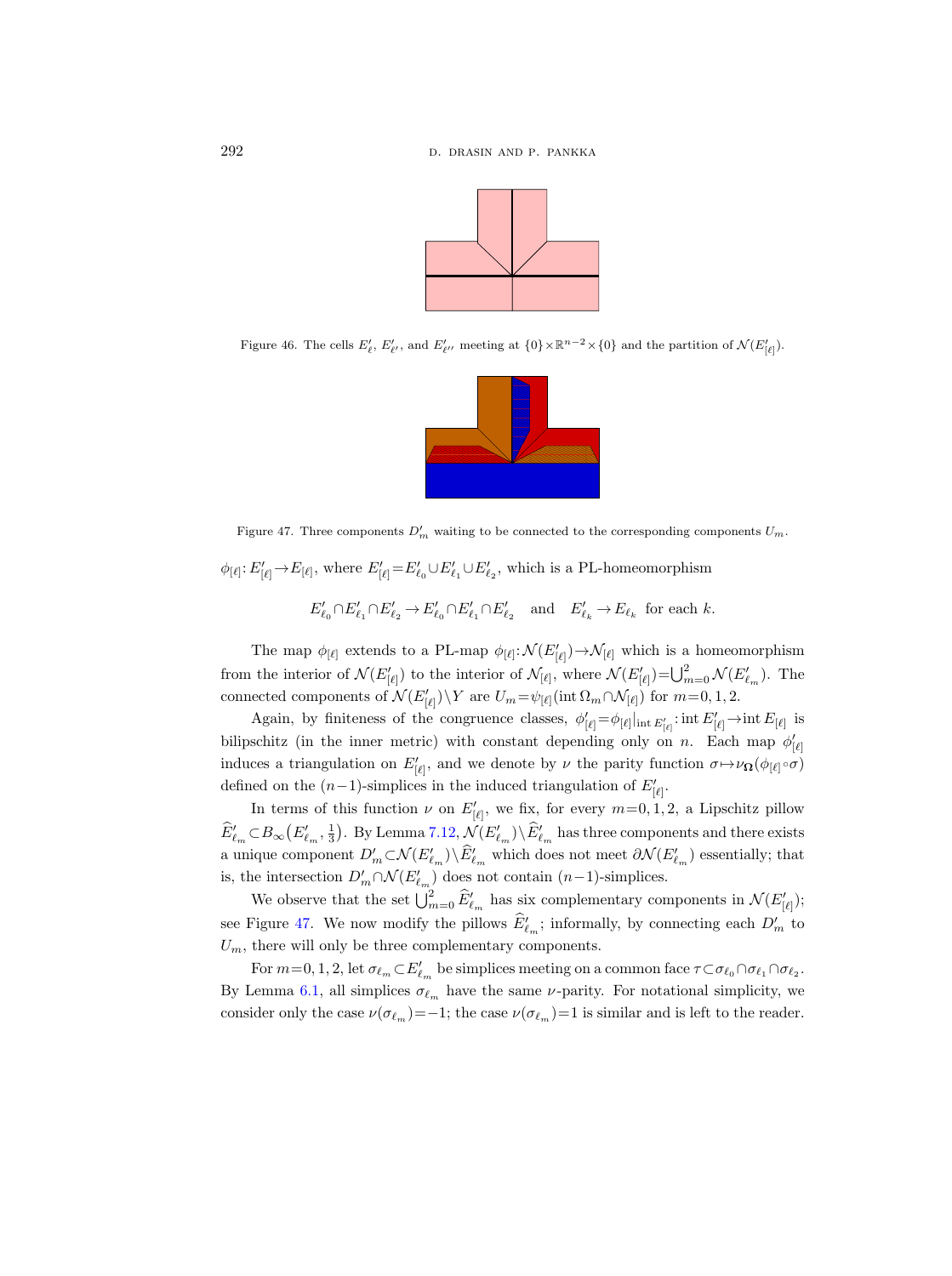Figure 46. The cells $E'_\ell$, $E'_{\ell'}$, and $E'_{\ell''}$ meeting at $\{0\}\times\mathbb{R}^{n-2}\times\{0\}$ and the partition of $\mathcal{N}(E'_{[\ell]})$.

Figure 47. Three components $D'_m$ waiting to be connected to the corresponding components $U_m$.

$\phi_{[\ell]}\colon E'_{[\ell]}\to E_{[\ell]}$, where $E'_{[\ell]}=E'_{\ell_0}\cup E'_{\ell_1}\cup E'_{\ell_2}$, which is a PL-homeomorphism

$$E'_{\ell_0}\cap E'_{\ell_1}\cap E'_{\ell_2}\to E'_{\ell_0}\cap E'_{\ell_1}\cap E'_{\ell_2} \quad \text{and} \quad E'_{\ell_k}\to E_{\ell_k} \text{ for each } k.$$

The map $\phi_{[\ell]}$ extends to a PL-map $\phi_{[\ell]}\colon \mathcal{N}(E'_{[\ell]})\to\mathcal{N}_{[\ell]}$ which is a homeomorphism from the interior of $\mathcal{N}(E'_{[\ell]})$ to the interior of $\mathcal{N}_{[\ell]}$, where $\mathcal{N}(E'_{[\ell]})=\bigcup_{m=0}^{2}\mathcal{N}(E'_{\ell_m})$. The connected components of $\mathcal{N}(E'_{[\ell]})\setminus Y$ are $U_m=\psi_{[\ell]}(\operatorname{int}\Omega_m\cap\mathcal{N}_{[\ell]})$ for $m=0,1,2$.

Again, by finiteness of the congruence classes, $\phi'_{[\ell]}=\phi_{[\ell]}|_{\operatorname{int}E'_{[\ell]}}\colon \operatorname{int}E'_{[\ell]}\to\operatorname{int}E_{[\ell]}$ is bilipschitz (in the inner metric) with constant depending only on $n$. Each map $\phi'_{[\ell]}$ induces a triangulation on $E'_{[\ell]}$, and we denote by $\nu$ the parity function $\sigma\mapsto\nu_{\mathbf{\Omega}}(\phi_{[\ell]}\circ\sigma)$ defined on the $(n-1)$-simplices in the induced triangulation of $E'_{[\ell]}$.

In terms of this function $\nu$ on $E'_{[\ell]}$, we fix, for every $m=0,1,2$, a Lipschitz pillow $\widehat{E}'_{\ell_m}\subset B_\infty\big(E'_{\ell_m},\frac{1}{3}\big)$. By Lemma 7.12, $\mathcal{N}(E'_{\ell_m})\setminus\widehat{E}'_{\ell_m}$ has three components and there exists a unique component $D'_m\subset\mathcal{N}(E'_{\ell_m})\setminus\widehat{E}'_{\ell_m}$ which does not meet $\partial\mathcal{N}(E'_{\ell_m})$ essentially; that is, the intersection $D'_m\cap\mathcal{N}(E'_{\ell_m})$ does not contain $(n-1)$-simplices.

We observe that the set $\bigcup_{m=0}^{2}\widehat{E}'_{\ell_m}$ has six complementary components in $\mathcal{N}(E'_{[\ell]})$; see Figure 47. We now modify the pillows $\widehat{E}'_{\ell_m}$; informally, by connecting each $D'_m$ to $U_m$, there will only be three complementary components.

For $m=0,1,2$, let $\sigma_{\ell_m}\subset E'_{\ell_m}$ be simplices meeting on a common face $\tau\subset\sigma_{\ell_0}\cap\sigma_{\ell_1}\cap\sigma_{\ell_2}$. By Lemma 6.1, all simplices $\sigma_{\ell_m}$ have the same $\nu$-parity. For notational simplicity, we consider only the case $\nu(\sigma_{\ell_m})=-1$; the case $\nu(\sigma_{\ell_m})=1$ is similar and is left to the reader.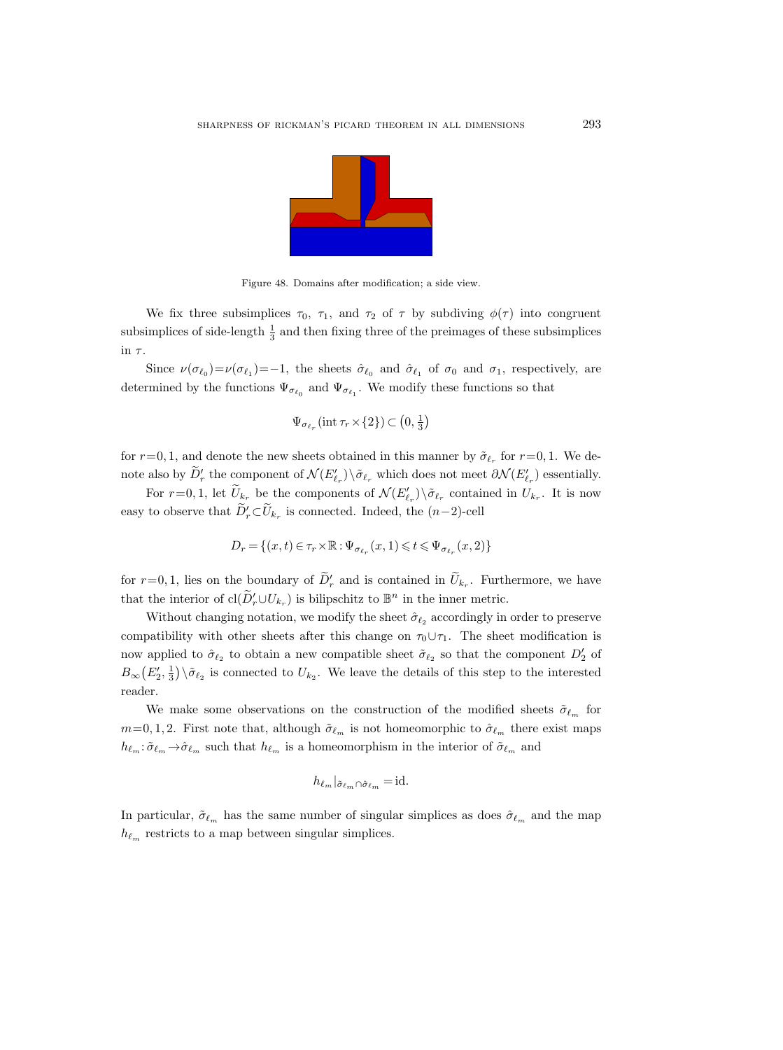Figure 48. Domains after modification; a side view.

We fix three subsimplices $\tau_0$, $\tau_1$, and $\tau_2$ of $\tau$ by subdiving $\phi(\tau)$ into congruent subsimplices of side-length $\frac{1}{3}$ and then fixing three of the preimages of these subsimplices in $\tau$.

Since $\nu(\sigma_{\ell_0})=\nu(\sigma_{\ell_1})=-1$, the sheets $\hat{\sigma}_{\ell_0}$ and $\hat{\sigma}_{\ell_1}$ of $\sigma_0$ and $\sigma_1$, respectively, are determined by the functions $\Psi_{\sigma_{\ell_0}}$ and $\Psi_{\sigma_{\ell_1}}$. We modify these functions so that

$$\Psi_{\sigma_{\ell_r}}(\operatorname{int}\tau_r\times\{2\})\subset\left(0,\tfrac{1}{3}\right)$$

for $r=0,1$, and denote the new sheets obtained in this manner by $\tilde{\sigma}_{\ell_r}$ for $r=0,1$. We denote also by $\widetilde{D}'_r$ the component of $\mathcal{N}(E'_{\ell_r})\setminus\tilde{\sigma}_{\ell_r}$ which does not meet $\partial\mathcal{N}(E'_{\ell_r})$ essentially.

For $r=0,1$, let $\widetilde{U}_{k_r}$ be the components of $\mathcal{N}(E'_{\ell_r})\setminus\tilde{\sigma}_{\ell_r}$ contained in $U_{k_r}$. It is now easy to observe that $\widetilde{D}'_r\subset\widetilde{U}_{k_r}$ is connected. Indeed, the $(n-2)$-cell

$$D_r=\{(x,t)\in\tau_r\times\mathbb{R}:\Psi_{\sigma_{\ell_r}}(x,1)\leqslant t\leqslant\Psi_{\sigma_{\ell_r}}(x,2)\}$$

for $r=0,1$, lies on the boundary of $\widetilde{D}'_r$ and is contained in $\widetilde{U}_{k_r}$. Furthermore, we have that the interior of $\operatorname{cl}(\widetilde{D}'_r\cup U_{k_r})$ is bilipschitz to $\mathbb{B}^n$ in the inner metric.

Without changing notation, we modify the sheet $\hat{\sigma}_{\ell_2}$ accordingly in order to preserve compatibility with other sheets after this change on $\tau_0\cup\tau_1$. The sheet modification is now applied to $\hat{\sigma}_{\ell_2}$ to obtain a new compatible sheet $\tilde{\sigma}_{\ell_2}$ so that the component $D'_2$ of $B_\infty\left(E'_2,\frac{1}{3}\right)\setminus\tilde{\sigma}_{\ell_2}$ is connected to $U_{k_2}$. We leave the details of this step to the interested reader.

We make some observations on the construction of the modified sheets $\tilde{\sigma}_{\ell_m}$ for $m=0,1,2$. First note that, although $\tilde{\sigma}_{\ell_m}$ is not homeomorphic to $\hat{\sigma}_{\ell_m}$ there exist maps $h_{\ell_m}:\tilde{\sigma}_{\ell_m}\to\hat{\sigma}_{\ell_m}$ such that $h_{\ell_m}$ is a homeomorphism in the interior of $\tilde{\sigma}_{\ell_m}$ and

$$h_{\ell_m}|_{\tilde{\sigma}_{\ell_m}\cap\hat{\sigma}_{\ell_m}}=\mathrm{id}.$$

In particular, $\tilde{\sigma}_{\ell_m}$ has the same number of singular simplices as does $\hat{\sigma}_{\ell_m}$ and the map $h_{\ell_m}$ restricts to a map between singular simplices.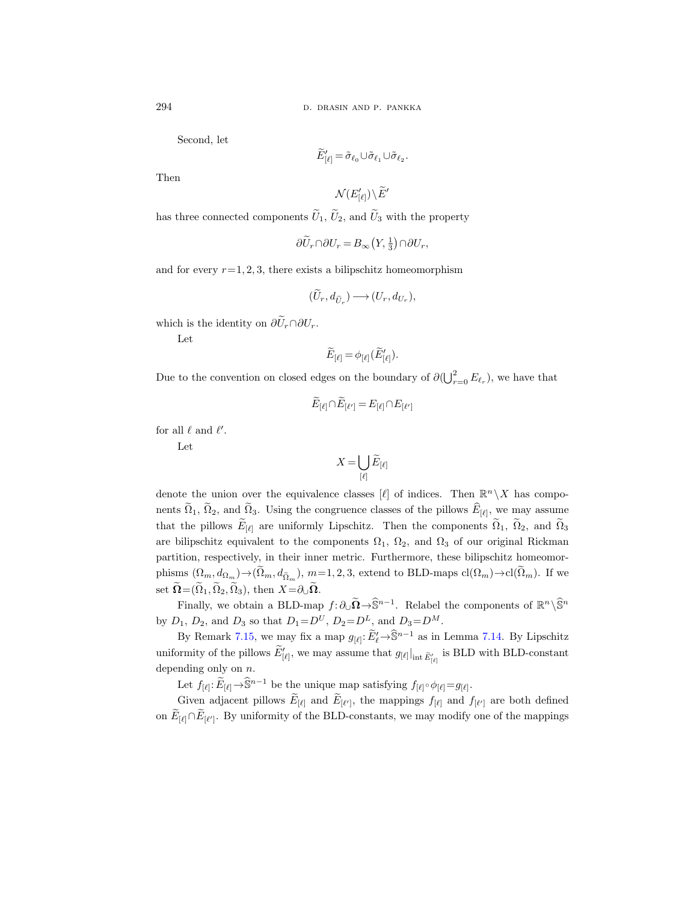Second, let

$$\widetilde{E}'_{[\ell]} = \tilde{\sigma}_{\ell_0} \cup \tilde{\sigma}_{\ell_1} \cup \tilde{\sigma}_{\ell_2}.$$

Then

$$\mathcal{N}(E'_{[\ell]}) \setminus \widetilde{E}'$$

has three connected components $\widetilde{U}_1$, $\widetilde{U}_2$, and $\widetilde{U}_3$ with the property

$$\partial \widetilde{U}_r \cap \partial U_r = B_\infty\big(Y, \tfrac{1}{3}\big) \cap \partial U_r,$$

and for every $r=1,2,3$, there exists a bilipschitz homeomorphism

$$(\widetilde{U}_r, d_{\widetilde{U}_r}) \longrightarrow (U_r, d_{U_r}),$$

which is the identity on $\partial \widetilde{U}_r \cap \partial U_r$.

Let

$$\widetilde{E}_{[\ell]} = \phi_{[\ell]}(\widetilde{E}'_{[\ell]}).$$

Due to the convention on closed edges on the boundary of $\partial(\bigcup_{r=0}^{2} E_{\ell_r})$, we have that

$$\widetilde{E}_{[\ell]} \cap \widetilde{E}_{[\ell']} = E_{[\ell]} \cap E_{[\ell']}$$

for all $\ell$ and $\ell'$.

Let

$$X = \bigcup_{[\ell]} \widetilde{E}_{[\ell]}$$

denote the union over the equivalence classes $[\ell]$ of indices. Then $\mathbb{R}^n \setminus X$ has components $\widetilde{\Omega}_1$, $\widetilde{\Omega}_2$, and $\widetilde{\Omega}_3$. Using the congruence classes of the pillows $\widehat{E}_{[\ell]}$, we may assume that the pillows $\widetilde{E}_{[\ell]}$ are uniformly Lipschitz. Then the components $\widetilde{\Omega}_1$, $\widetilde{\Omega}_2$, and $\widetilde{\Omega}_3$ are bilipschitz equivalent to the components $\Omega_1$, $\Omega_2$, and $\Omega_3$ of our original Rickman partition, respectively, in their inner metric. Furthermore, these bilipschitz homeomorphisms $(\Omega_m, d_{\Omega_m}) \to (\widetilde{\Omega}_m, d_{\widetilde{\Omega}_m})$, $m=1,2,3$, extend to BLD-maps $\mathrm{cl}(\Omega_m) \to \mathrm{cl}(\widetilde{\Omega}_m)$. If we set $\widetilde{\mathbf{\Omega}} = (\widetilde{\Omega}_1, \widetilde{\Omega}_2, \widetilde{\Omega}_3)$, then $X = \partial_\cup \widetilde{\mathbf{\Omega}}$.

Finally, we obtain a BLD-map $f\colon \partial_\cup \widetilde{\mathbf{\Omega}} \to \widehat{\mathbb{S}}^{n-1}$. Relabel the components of $\mathbb{R}^n \setminus \widehat{\mathbb{S}}^n$ by $D_1$, $D_2$, and $D_3$ so that $D_1 = D^U$, $D_2 = D^L$, and $D_3 = D^M$.

By Remark 7.15, we may fix a map $g_{[\ell]}\colon \widetilde{E}'_\ell \to \widehat{\mathbb{S}}^{n-1}$ as in Lemma 7.14. By Lipschitz uniformity of the pillows $\widetilde{E}'_{[\ell]}$, we may assume that $g_{[\ell]}|_{\mathrm{int}\, \widetilde{E}'_{[\ell]}}$ is BLD with BLD-constant depending only on $n$.

Let $f_{[\ell]}\colon \widetilde{E}_{[\ell]} \to \widehat{\mathbb{S}}^{n-1}$ be the unique map satisfying $f_{[\ell]} \circ \phi_{[\ell]} = g_{[\ell]}$.

Given adjacent pillows $\widetilde{E}_{[\ell]}$ and $\widetilde{E}_{[\ell']}$, the mappings $f_{[\ell]}$ and $f_{[\ell']}$ are both defined on $\widetilde{E}_{[\ell]} \cap \widetilde{E}_{[\ell']}$. By uniformity of the BLD-constants, we may modify one of the mappings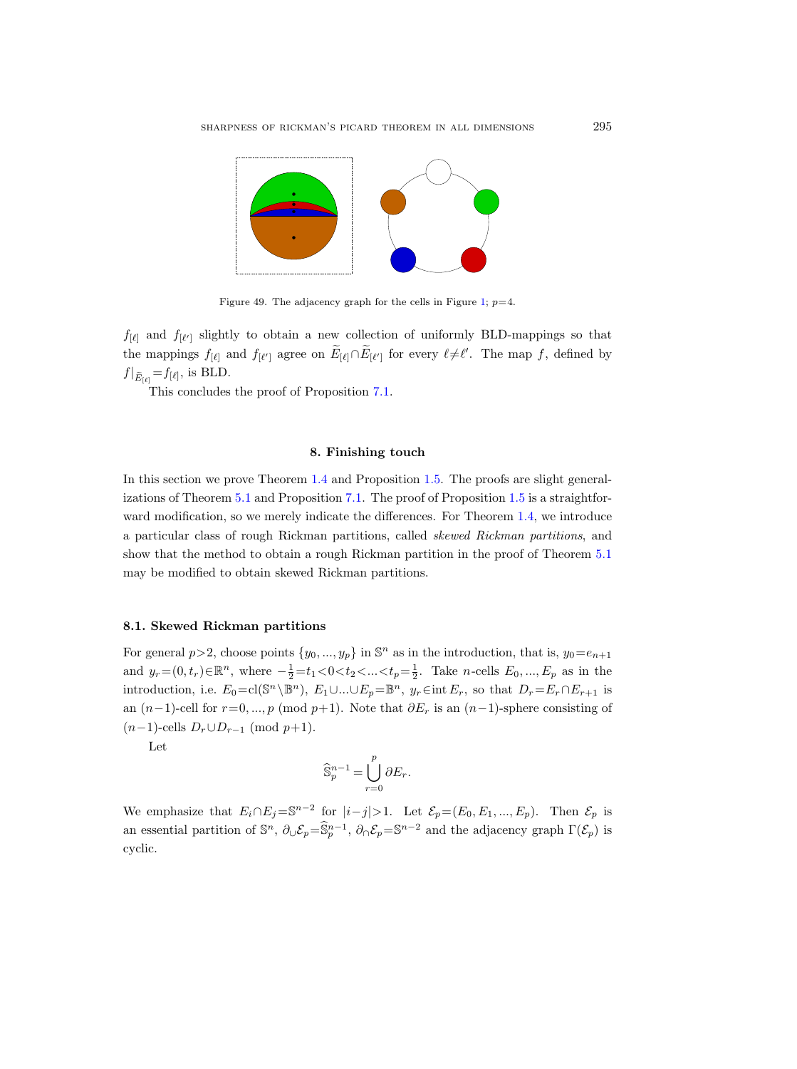Figure 49. The adjacency graph for the cells in Figure 1; $p=4$.

$f_{[\ell]}$ and $f_{[\ell']}$ slightly to obtain a new collection of uniformly BLD-mappings so that the mappings $f_{[\ell]}$ and $f_{[\ell']}$ agree on $\widetilde{E}_{[\ell]}\cap\widetilde{E}_{[\ell']}$ for every $\ell\neq\ell'$. The map $f$, defined by $f|_{\widetilde{E}_{[\ell]}}=f_{[\ell]}$, is BLD.

This concludes the proof of Proposition 7.1.

## 8. Finishing touch

In this section we prove Theorem 1.4 and Proposition 1.5. The proofs are slight generalizations of Theorem 5.1 and Proposition 7.1. The proof of Proposition 1.5 is a straightforward modification, so we merely indicate the differences. For Theorem 1.4, we introduce a particular class of rough Rickman partitions, called *skewed Rickman partitions*, and show that the method to obtain a rough Rickman partition in the proof of Theorem 5.1 may be modified to obtain skewed Rickman partitions.

### 8.1. Skewed Rickman partitions

For general $p>2$, choose points $\{y_0,...,y_p\}$ in $\mathbb{S}^n$ as in the introduction, that is, $y_0=e_{n+1}$ and $y_r=(0,t_r)\in\mathbb{R}^n$, where $-\frac{1}{2}=t_1<0<t_2<...<t_p=\frac{1}{2}$. Take $n$-cells $E_0,...,E_p$ as in the introduction, i.e. $E_0=\mathrm{cl}(\mathbb{S}^n\setminus\mathbb{B}^n)$, $E_1\cup...\cup E_p=\mathbb{B}^n$, $y_r\in\mathrm{int}\,E_r$, so that $D_r=E_r\cap E_{r+1}$ is an $(n-1)$-cell for $r=0,...,p$ (mod $p+1$). Note that $\partial E_r$ is an $(n-1)$-sphere consisting of $(n-1)$-cells $D_r\cup D_{r-1}$ (mod $p+1$).

Let

$$\widehat{\mathbb{S}}^{n-1}_p=\bigcup_{r=0}^{p}\partial E_r.$$

We emphasize that $E_i\cap E_j=\mathbb{S}^{n-2}$ for $|i-j|>1$. Let $\mathcal{E}_p=(E_0,E_1,...,E_p)$. Then $\mathcal{E}_p$ is an essential partition of $\mathbb{S}^n$, $\partial_\cup\mathcal{E}_p=\widehat{\mathbb{S}}^{n-1}_p$, $\partial_\cap\mathcal{E}_p=\mathbb{S}^{n-2}$ and the adjacency graph $\Gamma(\mathcal{E}_p)$ is cyclic.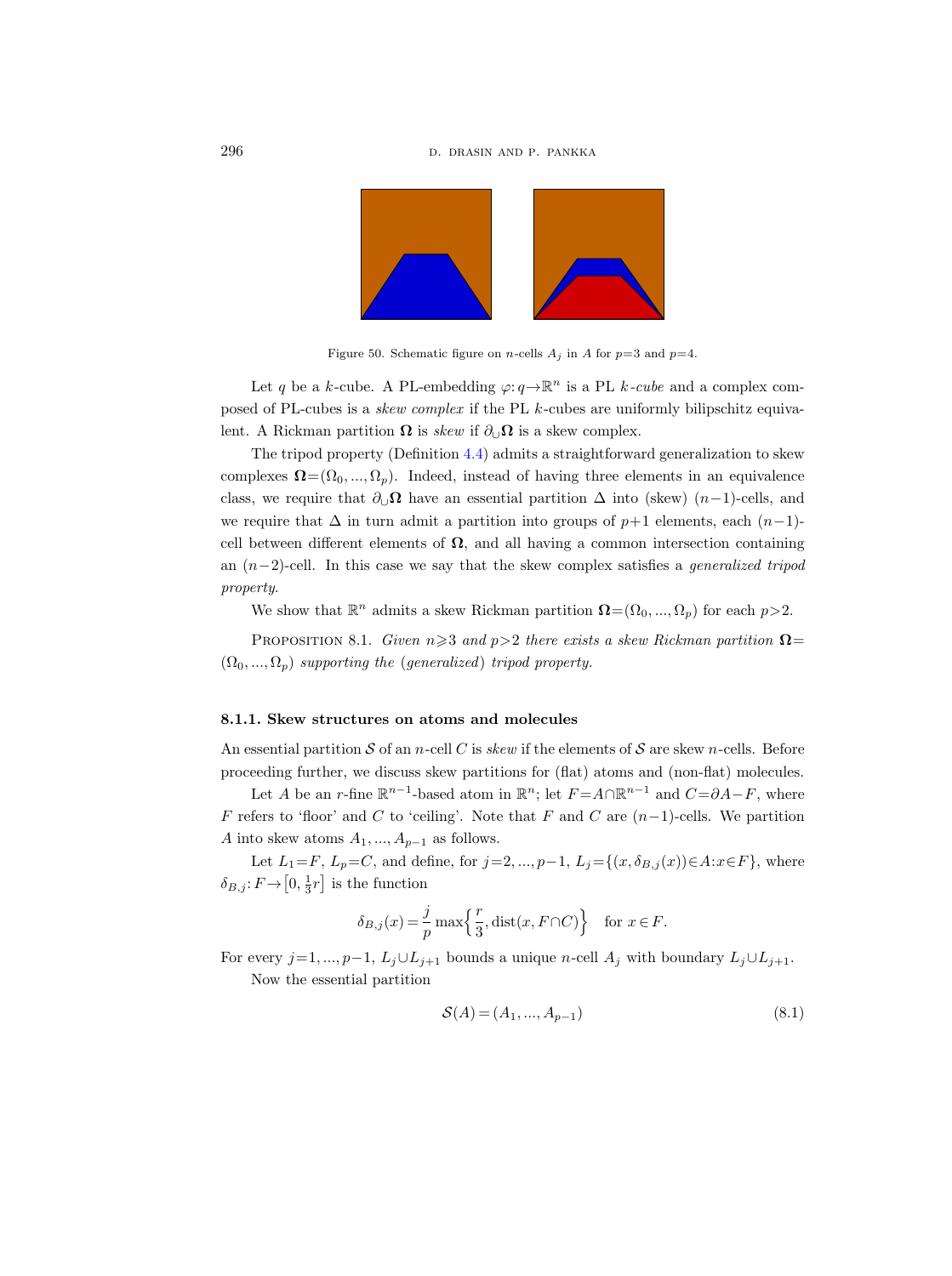Figure 50. Schematic figure on $n$-cells $A_j$ in $A$ for $p=3$ and $p=4$.

Let $q$ be a $k$-cube. A PL-embedding $\varphi: q \to \mathbb{R}^n$ is a PL *$k$-cube* and a complex composed of PL-cubes is a *skew complex* if the PL $k$-cubes are uniformly bilipschitz equivalent. A Rickman partition $\mathbf{\Omega}$ is *skew* if $\partial_\cup \mathbf{\Omega}$ is a skew complex.

The tripod property (Definition 4.4) admits a straightforward generalization to skew complexes $\mathbf{\Omega}=(\Omega_0, ..., \Omega_p)$. Indeed, instead of having three elements in an equivalence class, we require that $\partial_\cup \mathbf{\Omega}$ have an essential partition $\Delta$ into (skew) $(n-1)$-cells, and we require that $\Delta$ in turn admit a partition into groups of $p+1$ elements, each $(n-1)$-cell between different elements of $\mathbf{\Omega}$, and all having a common intersection containing an $(n-2)$-cell. In this case we say that the skew complex satisfies a *generalized tripod property*.

We show that $\mathbb{R}^n$ admits a skew Rickman partition $\mathbf{\Omega}=(\Omega_0, ..., \Omega_p)$ for each $p>2$.

Proposition 8.1. *Given $n \geqslant 3$ and $p>2$ there exists a skew Rickman partition $\mathbf{\Omega}=(\Omega_0, ..., \Omega_p)$ supporting the (generalized) tripod property.*

#### 8.1.1. Skew structures on atoms and molecules

An essential partition $\mathcal{S}$ of an $n$-cell $C$ is *skew* if the elements of $\mathcal{S}$ are skew $n$-cells. Before proceeding further, we discuss skew partitions for (flat) atoms and (non-flat) molecules.

Let $A$ be an $r$-fine $\mathbb{R}^{n-1}$-based atom in $\mathbb{R}^n$; let $F=A\cap\mathbb{R}^{n-1}$ and $C=\partial A - F$, where $F$ refers to 'floor' and $C$ to 'ceiling'. Note that $F$ and $C$ are $(n-1)$-cells. We partition $A$ into skew atoms $A_1, ..., A_{p-1}$ as follows.

Let $L_1=F$, $L_p=C$, and define, for $j=2, ..., p-1$, $L_j=\{(x, \delta_{B,j}(x))\in A : x\in F\}$, where $\delta_{B,j}: F\to\left[0, \frac{1}{3}r\right]$ is the function

$$\delta_{B,j}(x) = \frac{j}{p}\max\left\{\frac{r}{3}, \operatorname{dist}(x, F\cap C)\right\} \quad \text{for } x\in F.$$

For every $j=1, ..., p-1$, $L_j\cup L_{j+1}$ bounds a unique $n$-cell $A_j$ with boundary $L_j\cup L_{j+1}$.

Now the essential partition

$$\mathcal{S}(A) = (A_1, ..., A_{p-1}) \tag{8.1}$$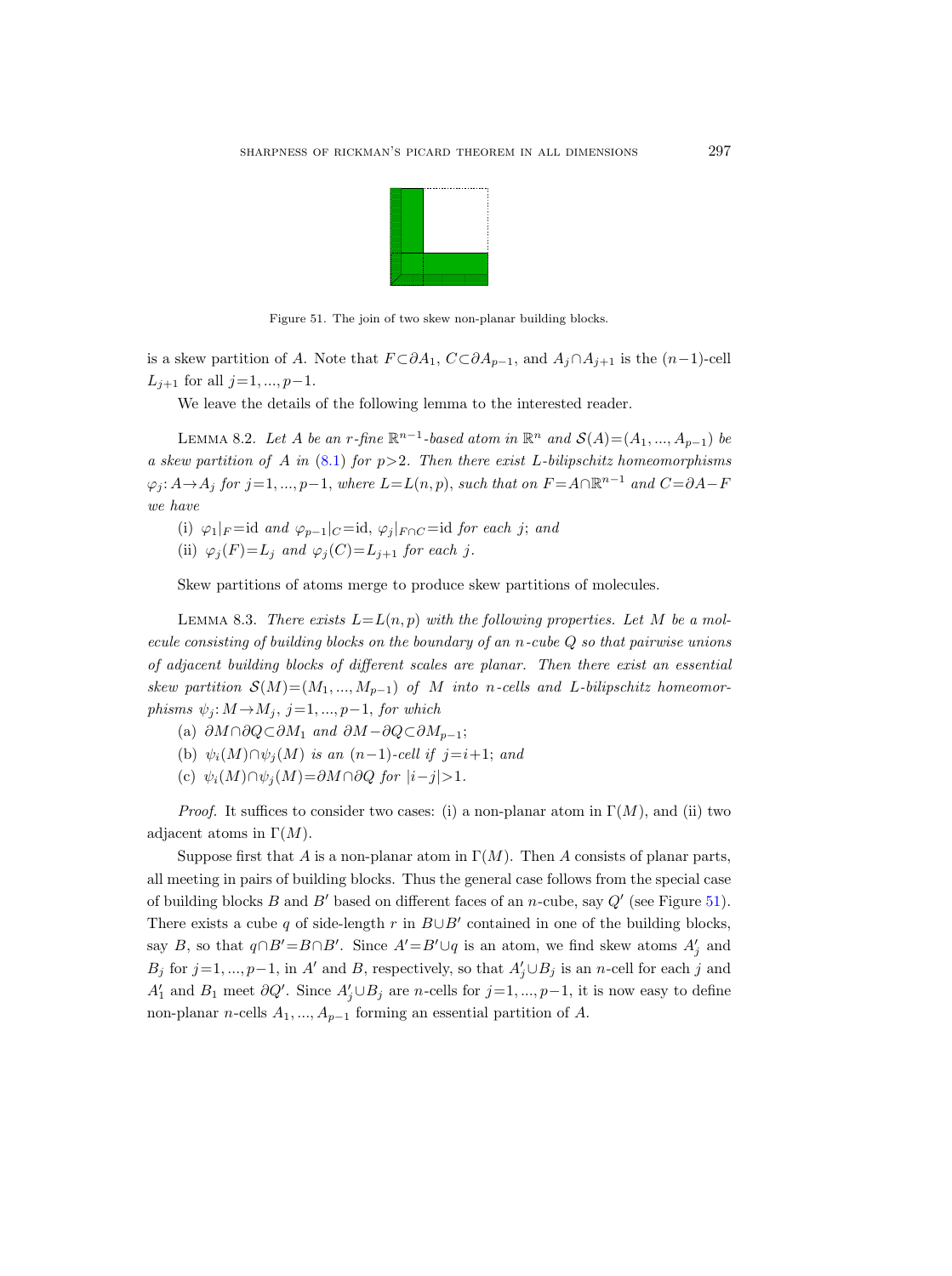Figure 51. The join of two skew non-planar building blocks.

is a skew partition of $A$. Note that $F \subset \partial A_1$, $C \subset \partial A_{p-1}$, and $A_j \cap A_{j+1}$ is the $(n-1)$-cell $L_{j+1}$ for all $j=1, ..., p-1$.

We leave the details of the following lemma to the interested reader.

LEMMA 8.2. *Let $A$ be an $r$-fine $\mathbb{R}^{n-1}$-based atom in $\mathbb{R}^n$ and $\mathcal{S}(A)=(A_1, ..., A_{p-1})$ be a skew partition of $A$ in (8.1) for $p>2$. Then there exist $L$-bilipschitz homeomorphisms $\varphi_j: A \to A_j$ for $j=1, ..., p-1$, where $L=L(n,p)$, such that on $F=A \cap \mathbb{R}^{n-1}$ and $C=\partial A - F$ we have*

(i) $\varphi_1|_F = \mathrm{id}$ *and* $\varphi_{p-1}|_C = \mathrm{id}$, $\varphi_j|_{F \cap C} = \mathrm{id}$ *for each* $j$; *and*

(ii) $\varphi_j(F) = L_j$ *and* $\varphi_j(C) = L_{j+1}$ *for each* $j$.

Skew partitions of atoms merge to produce skew partitions of molecules.

LEMMA 8.3. *There exists $L=L(n,p)$ with the following properties. Let $M$ be a molecule consisting of building blocks on the boundary of an $n$-cube $Q$ so that pairwise unions of adjacent building blocks of different scales are planar. Then there exist an essential skew partition $\mathcal{S}(M)=(M_1, ..., M_{p-1})$ of $M$ into $n$-cells and $L$-bilipschitz homeomorphisms $\psi_j: M \to M_j$, $j=1, ..., p-1$, for which*

(a) $\partial M \cap \partial Q \subset \partial M_1$ *and* $\partial M - \partial Q \subset \partial M_{p-1}$;

(b) $\psi_i(M) \cap \psi_j(M)$ *is an $(n-1)$-cell if* $j=i+1$; *and*

(c) $\psi_i(M) \cap \psi_j(M) = \partial M \cap \partial Q$ *for* $|i-j|>1$.

*Proof.* It suffices to consider two cases: (i) a non-planar atom in $\Gamma(M)$, and (ii) two adjacent atoms in $\Gamma(M)$.

Suppose first that $A$ is a non-planar atom in $\Gamma(M)$. Then $A$ consists of planar parts, all meeting in pairs of building blocks. Thus the general case follows from the special case of building blocks $B$ and $B'$ based on different faces of an $n$-cube, say $Q'$ (see Figure 51). There exists a cube $q$ of side-length $r$ in $B \cup B'$ contained in one of the building blocks, say $B$, so that $q \cap B' = B \cap B'$. Since $A' = B' \cup q$ is an atom, we find skew atoms $A'_j$ and $B_j$ for $j=1, ..., p-1$, in $A'$ and $B$, respectively, so that $A'_j \cup B_j$ is an $n$-cell for each $j$ and $A'_1$ and $B_1$ meet $\partial Q'$. Since $A'_j \cup B_j$ are $n$-cells for $j=1, ..., p-1$, it is now easy to define non-planar $n$-cells $A_1, ..., A_{p-1}$ forming an essential partition of $A$.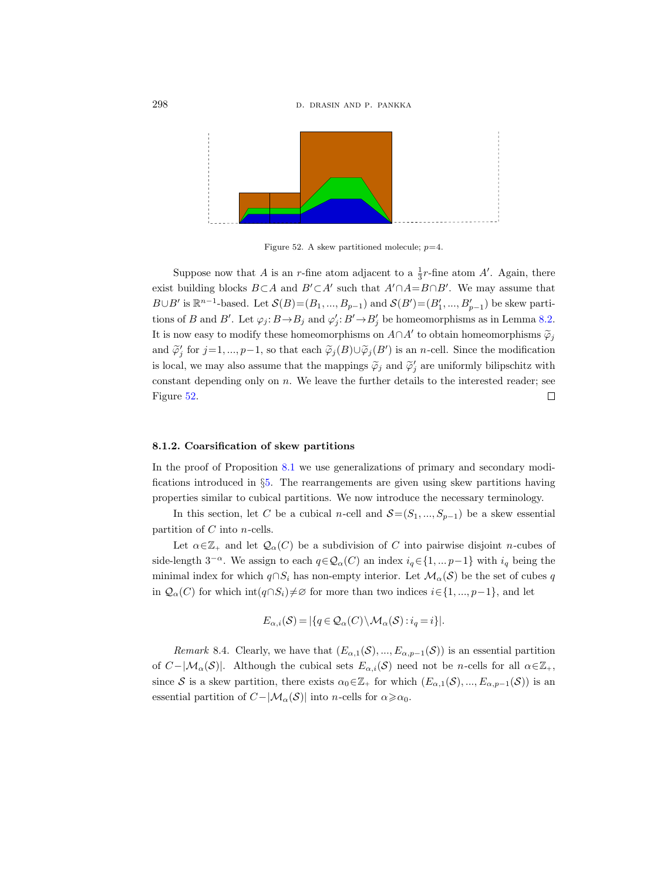Figure 52. A skew partitioned molecule; $p=4$.

Suppose now that $A$ is an $r$-fine atom adjacent to a $\frac{1}{3}r$-fine atom $A'$. Again, there exist building blocks $B\subset A$ and $B'\subset A'$ such that $A'\cap A=B\cap B'$. We may assume that $B\cup B'$ is $\mathbb{R}^{n-1}$-based. Let $\mathcal{S}(B)=(B_1,...,B_{p-1})$ and $\mathcal{S}(B')=(B'_1,...,B'_{p-1})$ be skew partitions of $B$ and $B'$. Let $\varphi_j\colon B\to B_j$ and $\varphi'_j\colon B'\to B'_j$ be homeomorphisms as in Lemma 8.2. It is now easy to modify these homeomorphisms on $A\cap A'$ to obtain homeomorphisms $\widetilde{\varphi}_j$ and $\widetilde{\varphi}'_j$ for $j=1,...,p-1$, so that each $\widetilde{\varphi}_j(B)\cup\widetilde{\varphi}_j(B')$ is an $n$-cell. Since the modification is local, we may also assume that the mappings $\widetilde{\varphi}_j$ and $\widetilde{\varphi}'_j$ are uniformly bilipschitz with constant depending only on $n$. We leave the further details to the interested reader; see Figure 52. □

#### 8.1.2. Coarsification of skew partitions

In the proof of Proposition 8.1 we use generalizations of primary and secondary modifications introduced in §5. The rearrangements are given using skew partitions having properties similar to cubical partitions. We now introduce the necessary terminology.

In this section, let $C$ be a cubical $n$-cell and $\mathcal{S}=(S_1,...,S_{p-1})$ be a skew essential partition of $C$ into $n$-cells.

Let $\alpha\in\mathbb{Z}_+$ and let $\mathcal{Q}_\alpha(C)$ be a subdivision of $C$ into pairwise disjoint $n$-cubes of side-length $3^{-\alpha}$. We assign to each $q\in\mathcal{Q}_\alpha(C)$ an index $i_q\in\{1,...p-1\}$ with $i_q$ being the minimal index for which $q\cap S_i$ has non-empty interior. Let $\mathcal{M}_\alpha(\mathcal{S})$ be the set of cubes $q$ in $\mathcal{Q}_\alpha(C)$ for which $\operatorname{int}(q\cap S_i)\neq\varnothing$ for more than two indices $i\in\{1,...,p-1\}$, and let

$$E_{\alpha,i}(\mathcal{S})=|\{q\in\mathcal{Q}_\alpha(C)\setminus\mathcal{M}_\alpha(\mathcal{S}): i_q=i\}|.$$

*Remark* 8.4. Clearly, we have that $(E_{\alpha,1}(\mathcal{S}),...,E_{\alpha,p-1}(\mathcal{S}))$ is an essential partition of $C-|\mathcal{M}_\alpha(\mathcal{S})|$. Although the cubical sets $E_{\alpha,i}(\mathcal{S})$ need not be $n$-cells for all $\alpha\in\mathbb{Z}_+$, since $\mathcal{S}$ is a skew partition, there exists $\alpha_0\in\mathbb{Z}_+$ for which $(E_{\alpha,1}(\mathcal{S}),...,E_{\alpha,p-1}(\mathcal{S}))$ is an essential partition of $C-|\mathcal{M}_\alpha(\mathcal{S})|$ into $n$-cells for $\alpha\geqslant\alpha_0$.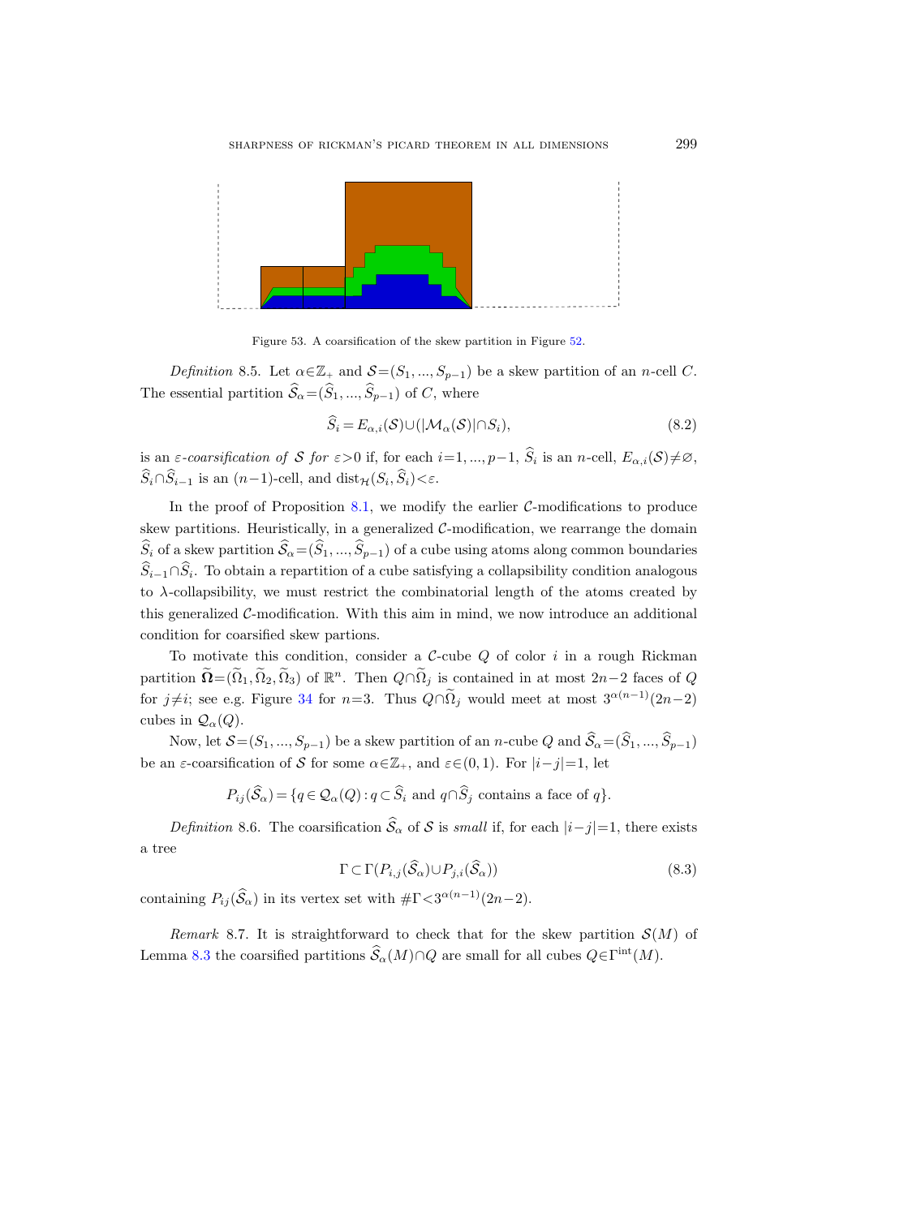Figure 53. A coarsification of the skew partition in Figure 52.

*Definition* 8.5. Let $\alpha\in\mathbb{Z}_+$ and $\mathcal{S}=(S_1,...,S_{p-1})$ be a skew partition of an $n$-cell $C$. The essential partition $\widehat{\mathcal{S}}_\alpha=(\widehat{S}_1,...,\widehat{S}_{p-1})$ of $C$, where

$$\widehat{S}_i = E_{\alpha,i}(\mathcal{S})\cup(|\mathcal{M}_\alpha(\mathcal{S})|\cap S_i), \tag{8.2}$$

is an *$\varepsilon$-coarsification of $\mathcal{S}$ for $\varepsilon>0$* if, for each $i=1,...,p-1$, $\widehat{S}_i$ is an $n$-cell, $E_{\alpha,i}(\mathcal{S})\neq\varnothing$, $\widehat{S}_i\cap\widehat{S}_{i-1}$ is an $(n-1)$-cell, and $\mathrm{dist}_{\mathcal{H}}(S_i,\widehat{S}_i)<\varepsilon$.

In the proof of Proposition 8.1, we modify the earlier $\mathcal{C}$-modifications to produce skew partitions. Heuristically, in a generalized $\mathcal{C}$-modification, we rearrange the domain $\widehat{S}_i$ of a skew partition $\widehat{\mathcal{S}}_\alpha=(\widehat{S}_1,...,\widehat{S}_{p-1})$ of a cube using atoms along common boundaries $\widehat{S}_{i-1}\cap\widehat{S}_i$. To obtain a repartition of a cube satisfying a collapsibility condition analogous to $\lambda$-collapsibility, we must restrict the combinatorial length of the atoms created by this generalized $\mathcal{C}$-modification. With this aim in mind, we now introduce an additional condition for coarsified skew partions.

To motivate this condition, consider a $\mathcal{C}$-cube $Q$ of color $i$ in a rough Rickman partition $\widetilde{\mathbf{\Omega}}=(\widetilde{\Omega}_1,\widetilde{\Omega}_2,\widetilde{\Omega}_3)$ of $\mathbb{R}^n$. Then $Q\cap\widetilde{\Omega}_j$ is contained in at most $2n-2$ faces of $Q$ for $j\neq i$; see e.g. Figure 34 for $n=3$. Thus $Q\cap\widetilde{\Omega}_j$ would meet at most $3^{\alpha(n-1)}(2n-2)$ cubes in $\mathcal{Q}_\alpha(Q)$.

Now, let $\mathcal{S}=(S_1,...,S_{p-1})$ be a skew partition of an $n$-cube $Q$ and $\widehat{\mathcal{S}}_\alpha=(\widehat{S}_1,...,\widehat{S}_{p-1})$ be an $\varepsilon$-coarsification of $\mathcal{S}$ for some $\alpha\in\mathbb{Z}_+$, and $\varepsilon\in(0,1)$. For $|i-j|=1$, let

$$P_{ij}(\widehat{\mathcal{S}}_\alpha)=\{q\in\mathcal{Q}_\alpha(Q): q\subset\widehat{S}_i \text{ and } q\cap\widehat{S}_j \text{ contains a face of } q\}.$$

*Definition* 8.6. The coarsification $\widehat{\mathcal{S}}_\alpha$ of $\mathcal{S}$ is *small* if, for each $|i-j|=1$, there exists a tree

$$\Gamma\subset\Gamma(P_{i,j}(\widehat{\mathcal{S}}_\alpha)\cup P_{j,i}(\widehat{\mathcal{S}}_\alpha)) \tag{8.3}$$

containing $P_{ij}(\widehat{\mathcal{S}}_\alpha)$ in its vertex set with $\#\Gamma<3^{\alpha(n-1)}(2n-2)$.

*Remark* 8.7. It is straightforward to check that for the skew partition $\mathcal{S}(M)$ of Lemma 8.3 the coarsified partitions $\widehat{\mathcal{S}}_\alpha(M)\cap Q$ are small for all cubes $Q\in\Gamma^{\mathrm{int}}(M)$.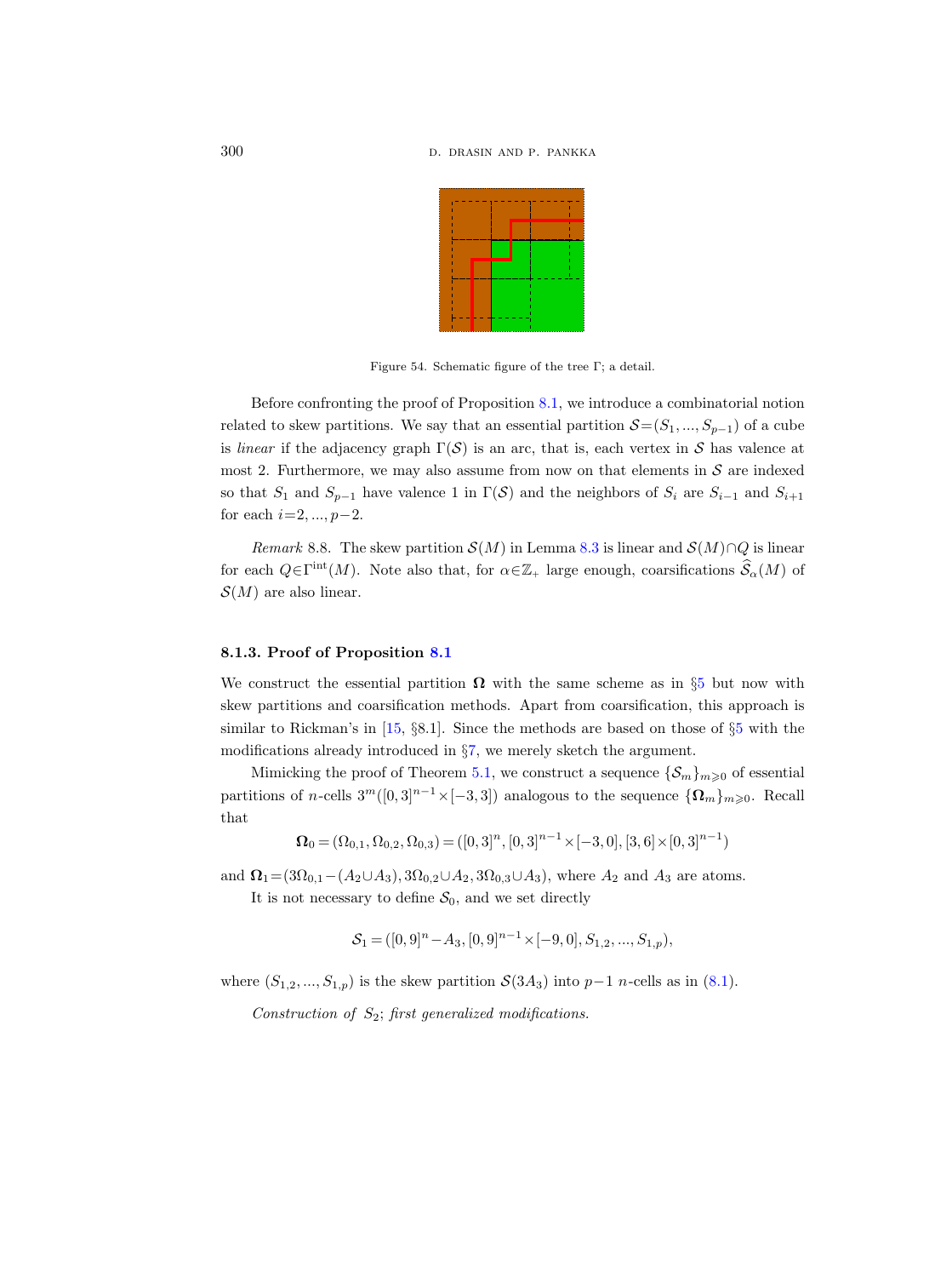Figure 54. Schematic figure of the tree $\Gamma$; a detail.

Before confronting the proof of Proposition 8.1, we introduce a combinatorial notion related to skew partitions. We say that an essential partition $\mathcal{S}=(S_1, ..., S_{p-1})$ of a cube is *linear* if the adjacency graph $\Gamma(\mathcal{S})$ is an arc, that is, each vertex in $\mathcal{S}$ has valence at most 2. Furthermore, we may also assume from now on that elements in $\mathcal{S}$ are indexed so that $S_1$ and $S_{p-1}$ have valence 1 in $\Gamma(\mathcal{S})$ and the neighbors of $S_i$ are $S_{i-1}$ and $S_{i+1}$ for each $i=2, ..., p-2$.

*Remark* 8.8. The skew partition $\mathcal{S}(M)$ in Lemma 8.3 is linear and $\mathcal{S}(M)\cap Q$ is linear for each $Q\in\Gamma^{\text{int}}(M)$. Note also that, for $\alpha\in\mathbb{Z}_+$ large enough, coarsifications $\widehat{\mathcal{S}}_\alpha(M)$ of $\mathcal{S}(M)$ are also linear.

### 8.1.3. Proof of Proposition 8.1

We construct the essential partition $\mathbf{\Omega}$ with the same scheme as in §5 but now with skew partitions and coarsification methods. Apart from coarsification, this approach is similar to Rickman's in [15, §8.1]. Since the methods are based on those of §5 with the modifications already introduced in §7, we merely sketch the argument.

Mimicking the proof of Theorem 5.1, we construct a sequence $\{\mathcal{S}_m\}_{m\geqslant 0}$ of essential partitions of $n$-cells $3^m([0,3]^{n-1}\times[-3,3])$ analogous to the sequence $\{\mathbf{\Omega}_m\}_{m\geqslant 0}$. Recall that

$$\mathbf{\Omega}_0=(\Omega_{0,1}, \Omega_{0,2}, \Omega_{0,3})=([0,3]^n, [0,3]^{n-1}\times[-3,0], [3,6]\times[0,3]^{n-1})$$

and $\mathbf{\Omega}_1=(3\Omega_{0,1}-(A_2\cup A_3), 3\Omega_{0,2}\cup A_2, 3\Omega_{0,3}\cup A_3)$, where $A_2$ and $A_3$ are atoms.

It is not necessary to define $\mathcal{S}_0$, and we set directly

$$\mathcal{S}_1=([0,9]^n-A_3, [0,9]^{n-1}\times[-9,0], S_{1,2}, ..., S_{1,p}),$$

where $(S_{1,2}, ..., S_{1,p})$ is the skew partition $\mathcal{S}(3A_3)$ into $p-1$ $n$-cells as in (8.1).

*Construction of $S_2$; first generalized modifications.*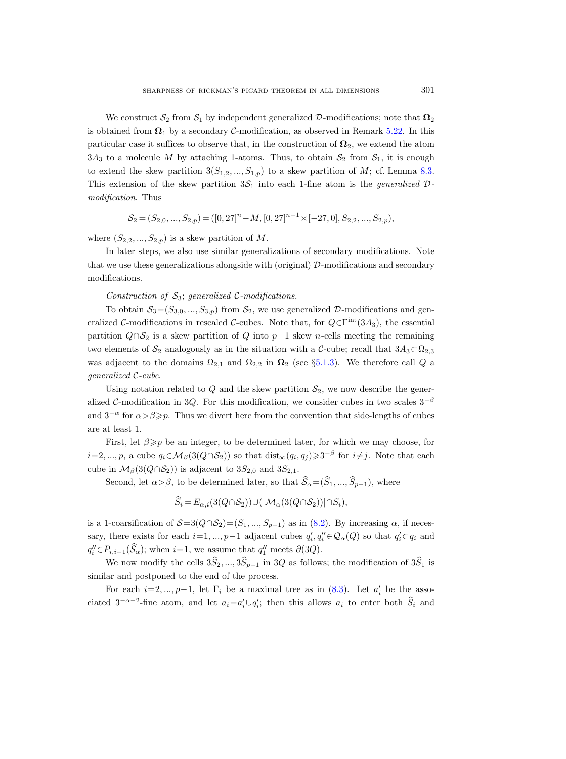We construct $\mathcal{S}_2$ from $\mathcal{S}_1$ by independent generalized $\mathcal{D}$-modifications; note that $\mathbf{\Omega}_2$ is obtained from $\mathbf{\Omega}_1$ by a secondary $\mathcal{C}$-modification, as observed in Remark 5.22. In this particular case it suffices to observe that, in the construction of $\mathbf{\Omega}_2$, we extend the atom $3A_3$ to a molecule $M$ by attaching 1-atoms. Thus, to obtain $\mathcal{S}_2$ from $\mathcal{S}_1$, it is enough to extend the skew partition $3(S_{1,2}, ..., S_{1,p})$ to a skew partition of $M$; cf. Lemma 8.3. This extension of the skew partition $3\mathcal{S}_1$ into each 1-fine atom is the *generalized $\mathcal{D}$-modification*. Thus

$$\mathcal{S}_2 = (S_{2,0}, ..., S_{2,p}) = ([0,27]^n - M, [0,27]^{n-1} \times [-27,0], S_{2,2}, ..., S_{2,p}),$$

where $(S_{2,2}, ..., S_{2,p})$ is a skew partition of $M$.

In later steps, we also use similar generalizations of secondary modifications. Note that we use these generalizations alongside with (original) $\mathcal{D}$-modifications and secondary modifications.

*Construction of $\mathcal{S}_3$; generalized $\mathcal{C}$-modifications.*

To obtain $\mathcal{S}_3 = (S_{3,0}, ..., S_{3,p})$ from $\mathcal{S}_2$, we use generalized $\mathcal{D}$-modifications and generalized $\mathcal{C}$-modifications in rescaled $\mathcal{C}$-cubes. Note that, for $Q \in \Gamma^{\mathrm{int}}(3A_3)$, the essential partition $Q \cap \mathcal{S}_2$ is a skew partition of $Q$ into $p-1$ skew $n$-cells meeting the remaining two elements of $\mathcal{S}_2$ analogously as in the situation with a $\mathcal{C}$-cube; recall that $3A_3 \subset \Omega_{2,3}$ was adjacent to the domains $\Omega_{2,1}$ and $\Omega_{2,2}$ in $\mathbf{\Omega}_2$ (see §5.1.3). We therefore call $Q$ a *generalized $\mathcal{C}$-cube*.

Using notation related to $Q$ and the skew partition $\mathcal{S}_2$, we now describe the generalized $\mathcal{C}$-modification in $3Q$. For this modification, we consider cubes in two scales $3^{-\beta}$ and $3^{-\alpha}$ for $\alpha > \beta \geqslant p$. Thus we divert here from the convention that side-lengths of cubes are at least 1.

First, let $\beta \geqslant p$ be an integer, to be determined later, for which we may choose, for $i = 2, ..., p$, a cube $q_i \in \mathcal{M}_\beta(3(Q \cap \mathcal{S}_2))$ so that $\mathrm{dist}_\infty(q_i, q_j) \geqslant 3^{-\beta}$ for $i \neq j$. Note that each cube in $\mathcal{M}_\beta(3(Q \cap \mathcal{S}_2))$ is adjacent to $3S_{2,0}$ and $3S_{2,1}$.

Second, let $\alpha > \beta$, to be determined later, so that $\widehat{\mathcal{S}}_\alpha = (\widehat{S}_1, ..., \widehat{S}_{p-1})$, where

$$\widehat{S}_i = E_{\alpha,i}(3(Q \cap \mathcal{S}_2)) \cup (|\mathcal{M}_\alpha(3(Q \cap \mathcal{S}_2))| \cap S_i),$$

is a 1-coarsification of $\mathcal{S} = 3(Q \cap \mathcal{S}_2) = (S_1, ..., S_{p-1})$ as in (8.2). By increasing $\alpha$, if necessary, there exists for each $i = 1, ..., p-1$ adjacent cubes $q_i', q_i'' \in \mathcal{Q}_\alpha(Q)$ so that $q_i' \subset q_i$ and $q_i'' \in P_{i,i-1}(\widehat{\mathcal{S}}_\alpha)$; when $i = 1$, we assume that $q_1''$ meets $\partial(3Q)$.

We now modify the cells $3\widehat{S}_2, ..., 3\widehat{S}_{p-1}$ in $3Q$ as follows; the modification of $3\widehat{S}_1$ is similar and postponed to the end of the process.

For each $i = 2, ..., p-1$, let $\Gamma_i$ be a maximal tree as in (8.3). Let $a_i'$ be the associated $3^{-\alpha-2}$-fine atom, and let $a_i = a_i' \cup q_i'$; then this allows $a_i$ to enter both $\widehat{S}_i$ and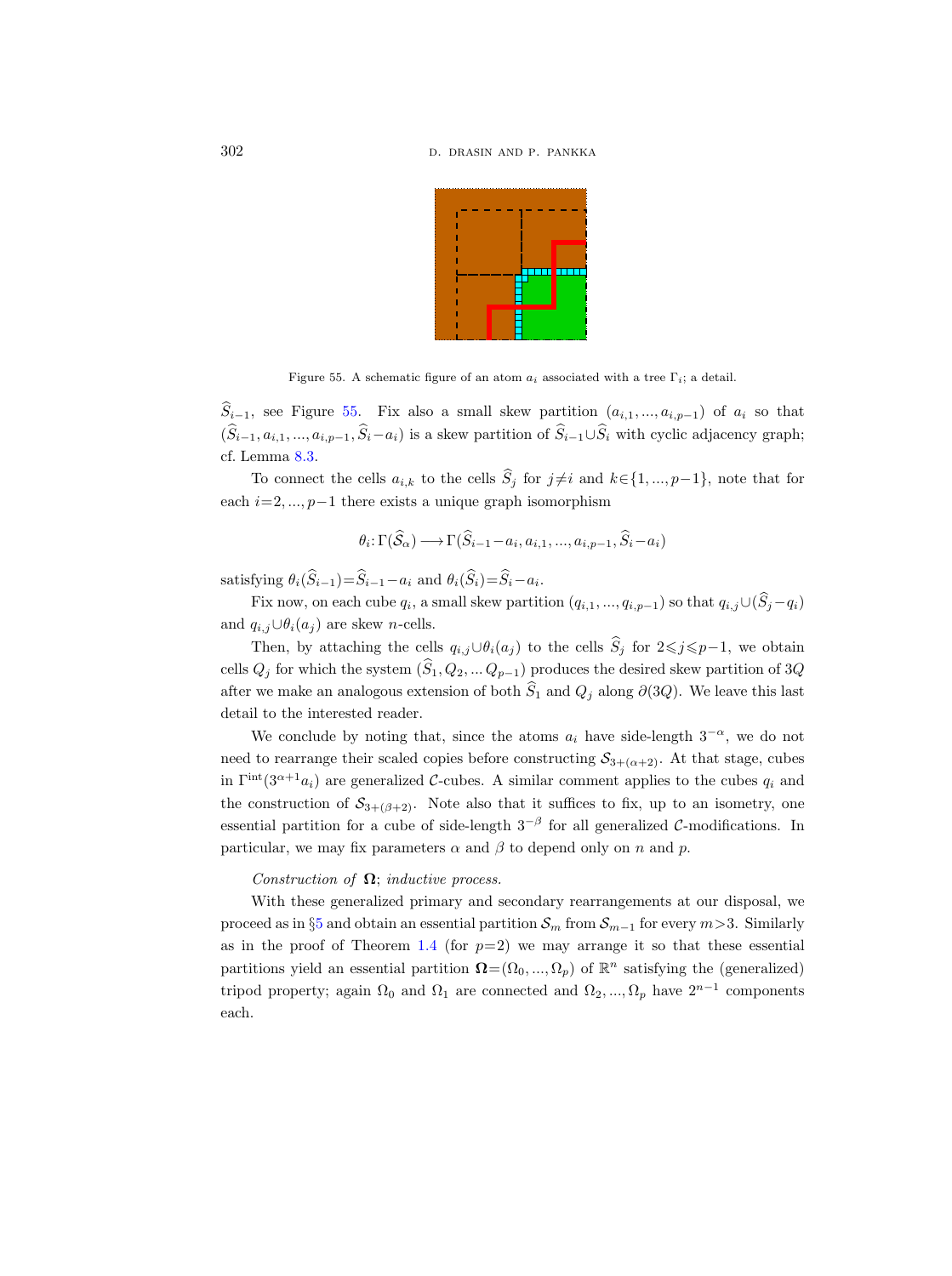Figure 55. A schematic figure of an atom $a_i$ associated with a tree $\Gamma_i$; a detail.

$\widehat{S}_{i-1}$, see Figure 55. Fix also a small skew partition $(a_{i,1},...,a_{i,p-1})$ of $a_i$ so that $(\widehat{S}_{i-1}, a_{i,1},...,a_{i,p-1}, \widehat{S}_i - a_i)$ is a skew partition of $\widehat{S}_{i-1} \cup \widehat{S}_i$ with cyclic adjacency graph; cf. Lemma 8.3.

To connect the cells $a_{i,k}$ to the cells $\widehat{S}_j$ for $j \neq i$ and $k \in \{1,...,p-1\}$, note that for each $i=2,...,p-1$ there exists a unique graph isomorphism

$$\theta_i \colon \Gamma(\widehat{\mathcal{S}}_\alpha) \longrightarrow \Gamma(\widehat{S}_{i-1} - a_i, a_{i,1},...,a_{i,p-1}, \widehat{S}_i - a_i)$$

satisfying $\theta_i(\widehat{S}_{i-1}) = \widehat{S}_{i-1} - a_i$ and $\theta_i(\widehat{S}_i) = \widehat{S}_i - a_i$.

Fix now, on each cube $q_i$, a small skew partition $(q_{i,1},...,q_{i,p-1})$ so that $q_{i,j} \cup (\widehat{S}_j - q_i)$ and $q_{i,j} \cup \theta_i(a_j)$ are skew $n$-cells.

Then, by attaching the cells $q_{i,j} \cup \theta_i(a_j)$ to the cells $\widehat{S}_j$ for $2 \leqslant j \leqslant p-1$, we obtain cells $Q_j$ for which the system $(\widehat{S}_1, Q_2, ... Q_{p-1})$ produces the desired skew partition of $3Q$ after we make an analogous extension of both $\widehat{S}_1$ and $Q_j$ along $\partial(3Q)$. We leave this last detail to the interested reader.

We conclude by noting that, since the atoms $a_i$ have side-length $3^{-\alpha}$, we do not need to rearrange their scaled copies before constructing $\mathcal{S}_{3+(\alpha+2)}$. At that stage, cubes in $\Gamma^{\mathrm{int}}(3^{\alpha+1} a_i)$ are generalized $\mathcal{C}$-cubes. A similar comment applies to the cubes $q_i$ and the construction of $\mathcal{S}_{3+(\beta+2)}$. Note also that it suffices to fix, up to an isometry, one essential partition for a cube of side-length $3^{-\beta}$ for all generalized $\mathcal{C}$-modifications. In particular, we may fix parameters $\alpha$ and $\beta$ to depend only on $n$ and $p$.

*Construction of* $\mathbf{\Omega}$; *inductive process.*

With these generalized primary and secondary rearrangements at our disposal, we proceed as in §5 and obtain an essential partition $\mathcal{S}_m$ from $\mathcal{S}_{m-1}$ for every $m>3$. Similarly as in the proof of Theorem 1.4 (for $p=2$) we may arrange it so that these essential partitions yield an essential partition $\mathbf{\Omega} = (\Omega_0, ..., \Omega_p)$ of $\mathbb{R}^n$ satisfying the (generalized) tripod property; again $\Omega_0$ and $\Omega_1$ are connected and $\Omega_2, ..., \Omega_p$ have $2^{n-1}$ components each.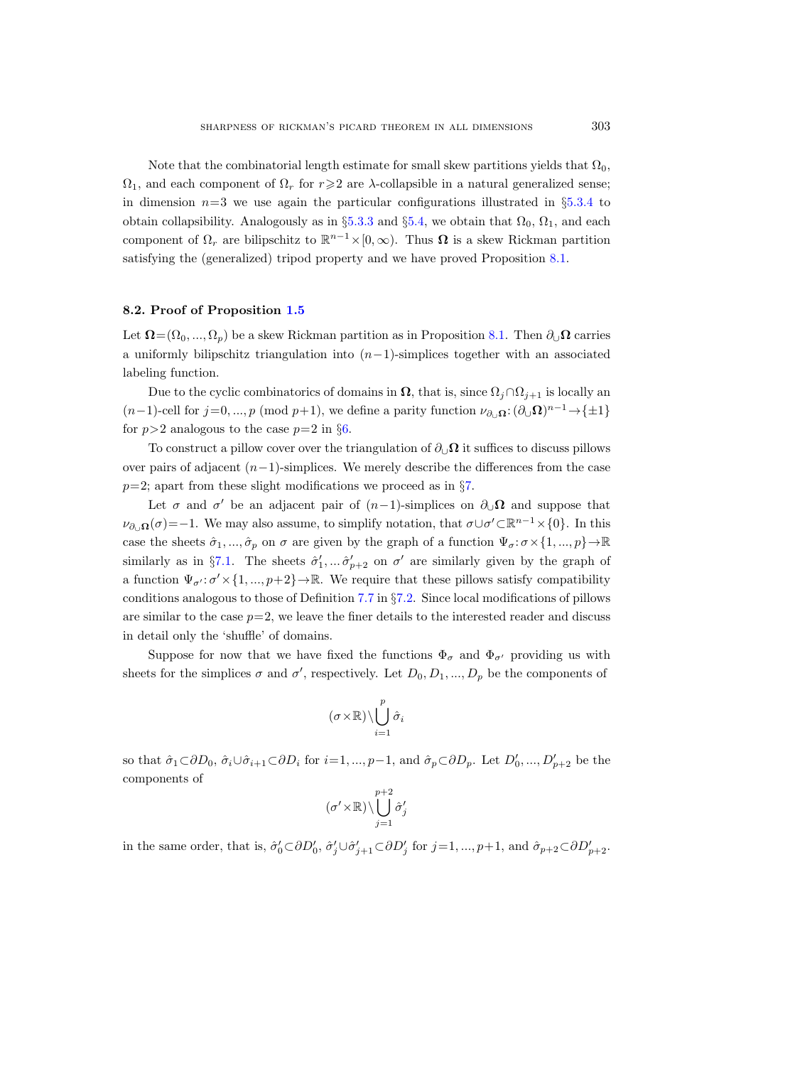Note that the combinatorial length estimate for small skew partitions yields that $\Omega_0$, $\Omega_1$, and each component of $\Omega_r$ for $r\geqslant 2$ are $\lambda$-collapsible in a natural generalized sense; in dimension $n=3$ we use again the particular configurations illustrated in §5.3.4 to obtain collapsibility. Analogously as in §5.3.3 and §5.4, we obtain that $\Omega_0$, $\Omega_1$, and each component of $\Omega_r$ are bilipschitz to $\mathbb{R}^{n-1}\times[0,\infty)$. Thus $\mathbf{\Omega}$ is a skew Rickman partition satisfying the (generalized) tripod property and we have proved Proposition 8.1.

### 8.2. Proof of Proposition 1.5

Let $\mathbf{\Omega}=(\Omega_0,...,\Omega_p)$ be a skew Rickman partition as in Proposition 8.1. Then $\partial_\cup\mathbf{\Omega}$ carries a uniformly bilipschitz triangulation into $(n-1)$-simplices together with an associated labeling function.

Due to the cyclic combinatorics of domains in $\mathbf{\Omega}$, that is, since $\Omega_j\cap\Omega_{j+1}$ is locally an $(n-1)$-cell for $j=0,...,p \pmod{p+1}$, we define a parity function $\nu_{\partial_\cup\mathbf{\Omega}}\colon(\partial_\cup\mathbf{\Omega})^{n-1}\to\{\pm1\}$ for $p>2$ analogous to the case $p=2$ in §6.

To construct a pillow cover over the triangulation of $\partial_\cup\mathbf{\Omega}$ it suffices to discuss pillows over pairs of adjacent $(n-1)$-simplices. We merely describe the differences from the case $p=2$; apart from these slight modifications we proceed as in §7.

Let $\sigma$ and $\sigma'$ be an adjacent pair of $(n-1)$-simplices on $\partial_\cup\mathbf{\Omega}$ and suppose that $\nu_{\partial_\cup\mathbf{\Omega}}(\sigma)=-1$. We may also assume, to simplify notation, that $\sigma\cup\sigma'\subset\mathbb{R}^{n-1}\times\{0\}$. In this case the sheets $\hat\sigma_1,...,\hat\sigma_p$ on $\sigma$ are given by the graph of a function $\Psi_\sigma\colon\sigma\times\{1,...,p\}\to\mathbb{R}$ similarly as in §7.1. The sheets $\hat\sigma'_1,...\hat\sigma'_{p+2}$ on $\sigma'$ are similarly given by the graph of a function $\Psi_{\sigma'}\colon\sigma'\times\{1,...,p+2\}\to\mathbb{R}$. We require that these pillows satisfy compatibility conditions analogous to those of Definition 7.7 in §7.2. Since local modifications of pillows are similar to the case $p=2$, we leave the finer details to the interested reader and discuss in detail only the 'shuffle' of domains.

Suppose for now that we have fixed the functions $\Phi_\sigma$ and $\Phi_{\sigma'}$ providing us with sheets for the simplices $\sigma$ and $\sigma'$, respectively. Let $D_0,D_1,...,D_p$ be the components of

$$(\sigma\times\mathbb{R})\setminus\bigcup_{i=1}^{p}\hat\sigma_i$$

so that $\hat\sigma_1\subset\partial D_0$, $\hat\sigma_i\cup\hat\sigma_{i+1}\subset\partial D_i$ for $i=1,...,p-1$, and $\hat\sigma_p\subset\partial D_p$. Let $D'_0,...,D'_{p+2}$ be the components of

$$(\sigma'\times\mathbb{R})\setminus\bigcup_{j=1}^{p+2}\hat\sigma'_j$$

in the same order, that is, $\hat\sigma'_0\subset\partial D'_0$, $\hat\sigma'_j\cup\hat\sigma'_{j+1}\subset\partial D'_j$ for $j=1,...,p+1$, and $\hat\sigma_{p+2}\subset\partial D'_{p+2}$.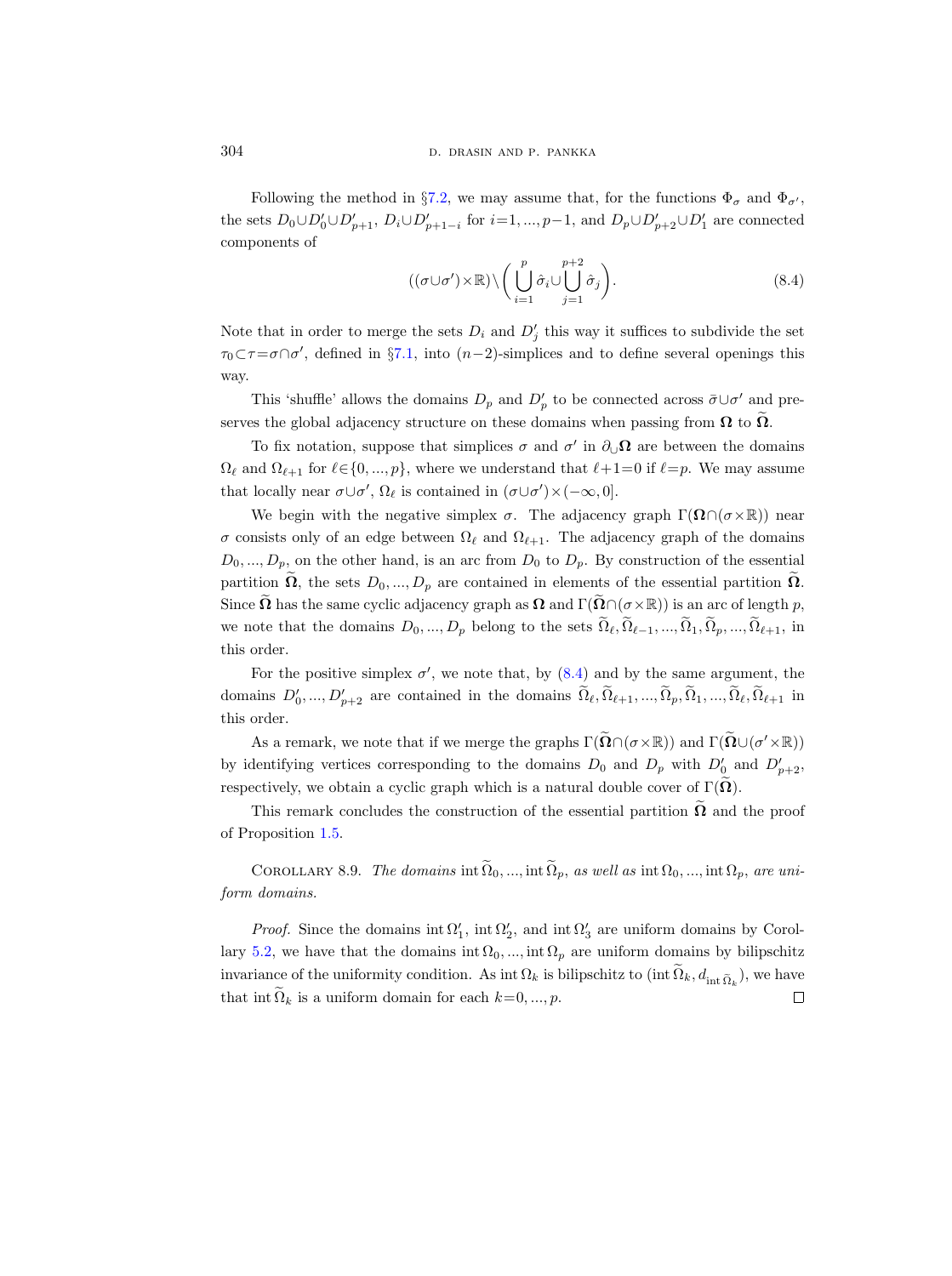Following the method in §7.2, we may assume that, for the functions $\Phi_\sigma$ and $\Phi_{\sigma'}$, the sets $D_0\cup D_0'\cup D_{p+1}'$, $D_i\cup D_{p+1-i}'$ for $i=1,...,p-1$, and $D_p\cup D_{p+2}'\cup D_1'$ are connected components of

$$((\sigma\cup\sigma')\times\mathbb{R})\setminus\biggl(\bigcup_{i=1}^{p}\hat{\sigma}_i\cup\bigcup_{j=1}^{p+2}\hat{\sigma}_j\biggr). \tag{8.4}$$

Note that in order to merge the sets $D_i$ and $D_j'$ this way it suffices to subdivide the set $\tau_0\subset\tau=\sigma\cap\sigma'$, defined in §7.1, into $(n-2)$-simplices and to define several openings this way.

This 'shuffle' allows the domains $D_p$ and $D_p'$ to be connected across $\bar{\sigma}\cup\sigma'$ and preserves the global adjacency structure on these domains when passing from $\mathbf{\Omega}$ to $\widetilde{\mathbf{\Omega}}$.

To fix notation, suppose that simplices $\sigma$ and $\sigma'$ in $\partial_\cup\mathbf{\Omega}$ are between the domains $\Omega_\ell$ and $\Omega_{\ell+1}$ for $\ell\in\{0,...,p\}$, where we understand that $\ell+1=0$ if $\ell=p$. We may assume that locally near $\sigma\cup\sigma'$, $\Omega_\ell$ is contained in $(\sigma\cup\sigma')\times(-\infty,0]$.

We begin with the negative simplex $\sigma$. The adjacency graph $\Gamma(\mathbf{\Omega}\cap(\sigma\times\mathbb{R}))$ near $\sigma$ consists only of an edge between $\Omega_\ell$ and $\Omega_{\ell+1}$. The adjacency graph of the domains $D_0,...,D_p$, on the other hand, is an arc from $D_0$ to $D_p$. By construction of the essential partition $\widetilde{\mathbf{\Omega}}$, the sets $D_0,...,D_p$ are contained in elements of the essential partition $\widetilde{\mathbf{\Omega}}$. Since $\widetilde{\mathbf{\Omega}}$ has the same cyclic adjacency graph as $\mathbf{\Omega}$ and $\Gamma(\widetilde{\mathbf{\Omega}}\cap(\sigma\times\mathbb{R}))$ is an arc of length $p$, we note that the domains $D_0,...,D_p$ belong to the sets $\widetilde{\Omega}_\ell,\widetilde{\Omega}_{\ell-1},...,\widetilde{\Omega}_1,\widetilde{\Omega}_p,...,\widetilde{\Omega}_{\ell+1}$, in this order.

For the positive simplex $\sigma'$, we note that, by (8.4) and by the same argument, the domains $D_0',...,D_{p+2}'$ are contained in the domains $\widetilde{\Omega}_\ell,\widetilde{\Omega}_{\ell+1},...,\widetilde{\Omega}_p,\widetilde{\Omega}_1,...,\widetilde{\Omega}_\ell,\widetilde{\Omega}_{\ell+1}$ in this order.

As a remark, we note that if we merge the graphs $\Gamma(\widetilde{\mathbf{\Omega}}\cap(\sigma\times\mathbb{R}))$ and $\Gamma(\widetilde{\mathbf{\Omega}}\cup(\sigma'\times\mathbb{R}))$ by identifying vertices corresponding to the domains $D_0$ and $D_p$ with $D_0'$ and $D_{p+2}'$, respectively, we obtain a cyclic graph which is a natural double cover of $\Gamma(\widetilde{\mathbf{\Omega}})$.

This remark concludes the construction of the essential partition $\widetilde{\mathbf{\Omega}}$ and the proof of Proposition 1.5.

Corollary 8.9. *The domains* $\operatorname{int}\widetilde{\Omega}_0,...,\operatorname{int}\widetilde{\Omega}_p$, *as well as* $\operatorname{int}\Omega_0,...,\operatorname{int}\Omega_p$, *are uniform domains.*

*Proof.* Since the domains $\operatorname{int}\Omega_1'$, $\operatorname{int}\Omega_2'$, and $\operatorname{int}\Omega_3'$ are uniform domains by Corollary 5.2, we have that the domains $\operatorname{int}\Omega_0,...,\operatorname{int}\Omega_p$ are uniform domains by bilipschitz invariance of the uniformity condition. As $\operatorname{int}\Omega_k$ is bilipschitz to $(\operatorname{int}\widetilde{\Omega}_k, d_{\operatorname{int}\widetilde{\Omega}_k})$, we have that $\operatorname{int}\widetilde{\Omega}_k$ is a uniform domain for each $k=0,...,p$. ∎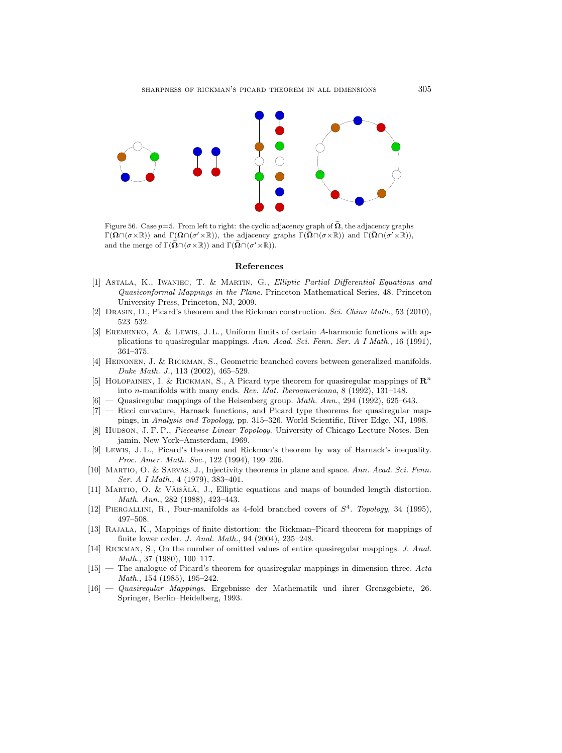Figure 56. Case $p=5$. From left to right: the cyclic adjacency graph of $\widetilde{\mathbf{\Omega}}$, the adjacency graphs $\Gamma(\mathbf{\Omega}\cap(\sigma\times\mathbb{R}))$ and $\Gamma(\mathbf{\Omega}\cap(\sigma'\times\mathbb{R}))$, the adjacency graphs $\Gamma(\widetilde{\mathbf{\Omega}}\cap(\sigma\times\mathbb{R}))$ and $\Gamma(\widetilde{\mathbf{\Omega}}\cap(\sigma'\times\mathbb{R}))$, and the merge of $\Gamma(\widetilde{\mathbf{\Omega}}\cap(\sigma\times\mathbb{R}))$ and $\Gamma(\widetilde{\mathbf{\Omega}}\cap(\sigma'\times\mathbb{R}))$.

## References

[1] Astala, K., Iwaniec, T. & Martin, G., *Elliptic Partial Differential Equations and Quasiconformal Mappings in the Plane*. Princeton Mathematical Series, 48. Princeton University Press, Princeton, NJ, 2009.

[2] Drasin, D., Picard's theorem and the Rickman construction. *Sci. China Math.*, 53 (2010), 523–532.

[3] Eremenko, A. & Lewis, J. L., Uniform limits of certain $A$-harmonic functions with applications to quasiregular mappings. *Ann. Acad. Sci. Fenn. Ser. A I Math.*, 16 (1991), 361–375.

[4] Heinonen, J. & Rickman, S., Geometric branched covers between generalized manifolds. *Duke Math. J.*, 113 (2002), 465–529.

[5] Holopainen, I. & Rickman, S., A Picard type theorem for quasiregular mappings of $\mathbf{R}^n$ into $n$-manifolds with many ends. *Rev. Mat. Iberoamericana*, 8 (1992), 131–148.

[6] — Quasiregular mappings of the Heisenberg group. *Math. Ann.*, 294 (1992), 625–643.

[7] — Ricci curvature, Harnack functions, and Picard type theorems for quasiregular mappings, in *Analysis and Topology*, pp. 315–326. World Scientific, River Edge, NJ, 1998.

[8] Hudson, J. F. P., *Piecewise Linear Topology*. University of Chicago Lecture Notes. Benjamin, New York–Amsterdam, 1969.

[9] Lewis, J. L., Picard's theorem and Rickman's theorem by way of Harnack's inequality. *Proc. Amer. Math. Soc.*, 122 (1994), 199–206.

[10] Martio, O. & Sarvas, J., Injectivity theorems in plane and space. *Ann. Acad. Sci. Fenn. Ser. A I Math.*, 4 (1979), 383–401.

[11] Martio, O. & Väisälä, J., Elliptic equations and maps of bounded length distortion. *Math. Ann.*, 282 (1988), 423–443.

[12] Piergallini, R., Four-manifolds as 4-fold branched covers of $S^4$. *Topology*, 34 (1995), 497–508.

[13] Rajala, K., Mappings of finite distortion: the Rickman–Picard theorem for mappings of finite lower order. *J. Anal. Math.*, 94 (2004), 235–248.

[14] Rickman, S., On the number of omitted values of entire quasiregular mappings. *J. Anal. Math.*, 37 (1980), 100–117.

[15] — The analogue of Picard's theorem for quasiregular mappings in dimension three. *Acta Math.*, 154 (1985), 195–242.

[16] — *Quasiregular Mappings*. Ergebnisse der Mathematik und ihrer Grenzgebiete, 26. Springer, Berlin–Heidelberg, 1993.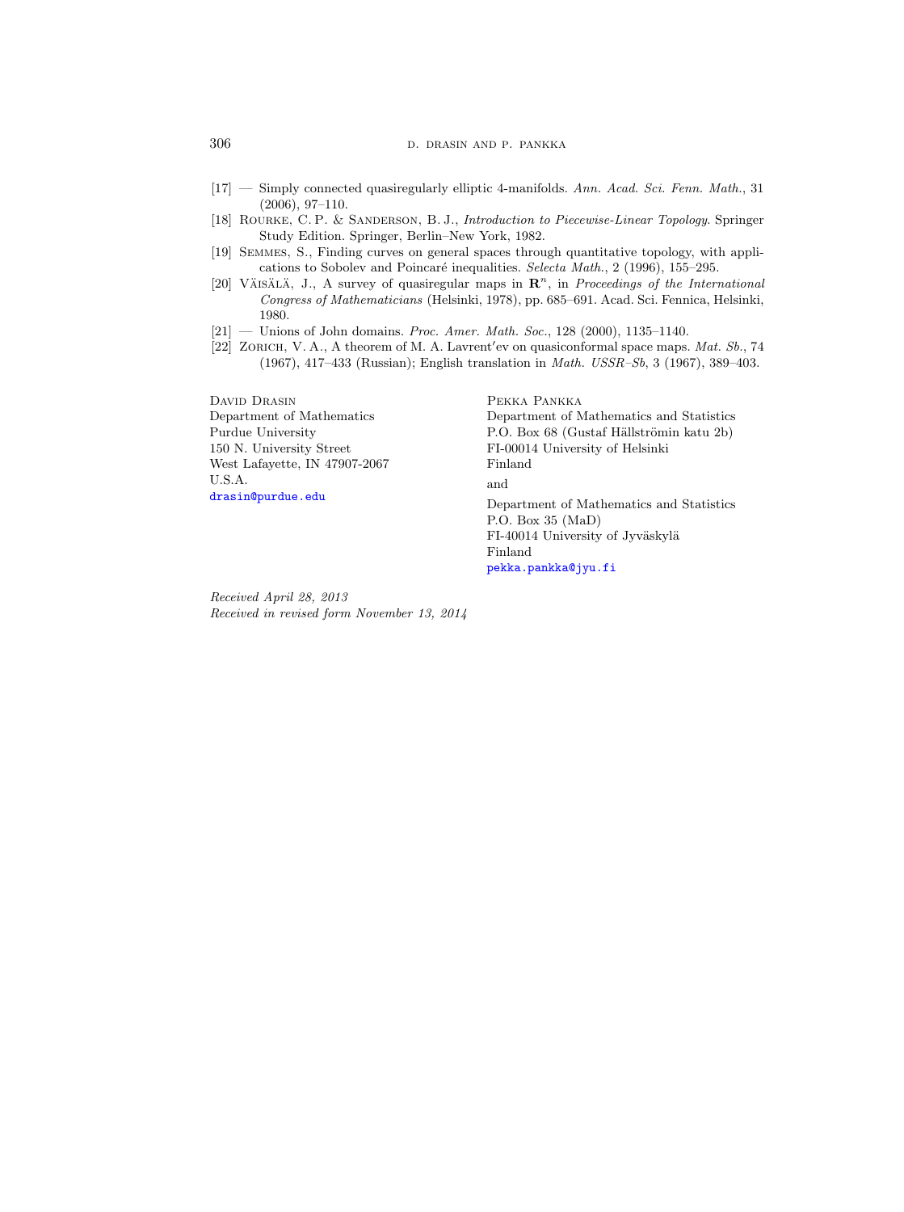[17] — Simply connected quasiregularly elliptic 4-manifolds. *Ann. Acad. Sci. Fenn. Math.*, 31 (2006), 97–110.

[18] Rourke, C. P. & Sanderson, B. J., *Introduction to Piecewise-Linear Topology*. Springer Study Edition. Springer, Berlin–New York, 1982.

[19] Semmes, S., Finding curves on general spaces through quantitative topology, with applications to Sobolev and Poincaré inequalities. *Selecta Math.*, 2 (1996), 155–295.

[20] Väisälä, J., A survey of quasiregular maps in $\mathbf{R}^n$, in *Proceedings of the International Congress of Mathematicians* (Helsinki, 1978), pp. 685–691. Acad. Sci. Fennica, Helsinki, 1980.

[21] — Unions of John domains. *Proc. Amer. Math. Soc.*, 128 (2000), 1135–1140.

[22] Zorich, V. A., A theorem of M. A. Lavrent′ev on quasiconformal space maps. *Mat. Sb.*, 74 (1967), 417–433 (Russian); English translation in *Math. USSR–Sb*, 3 (1967), 389–403.

David Drasin
Department of Mathematics
Purdue University
150 N. University Street
West Lafayette, IN 47907-2067
U.S.A.
drasin@purdue.edu

Pekka Pankka
Department of Mathematics and Statistics
P.O. Box 68 (Gustaf Hällströmin katu 2b)
FI-00014 University of Helsinki
Finland

and

Department of Mathematics and Statistics
P.O. Box 35 (MaD)
FI-40014 University of Jyväskylä
Finland
pekka.pankka@jyu.fi

*Received April 28, 2013*
*Received in revised form November 13, 2014*